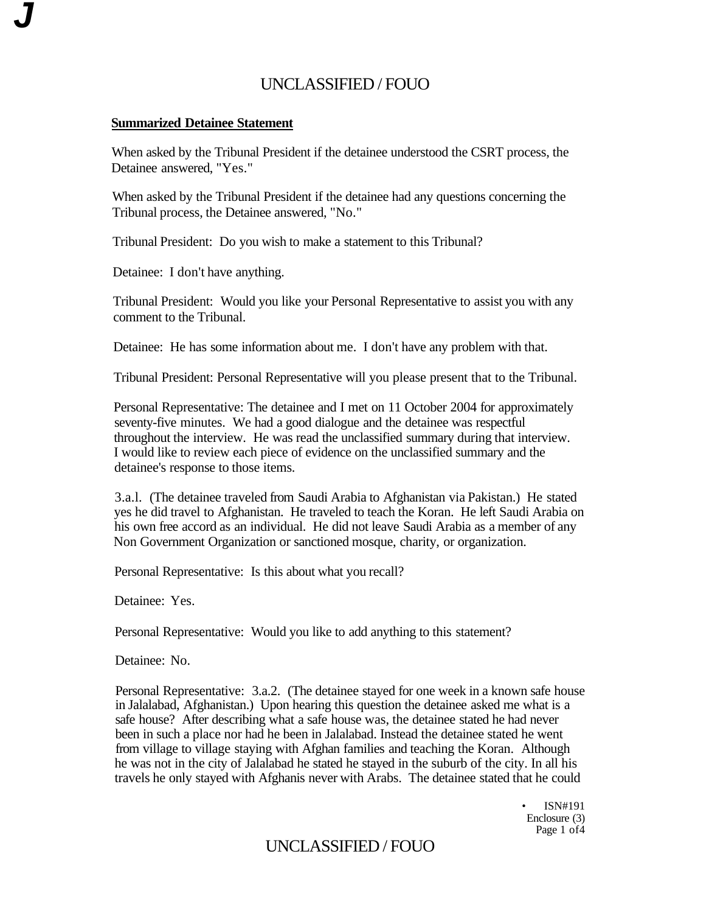## Summarized Detainee Statement

When asked by the Tribunal President if the detainee understood the CSRT process, the Detainee answered, "Yes."

When asked by the Tribunal President if the detainee had any questions concerning the Tribunal process, the Detainee answered, "No."

Tribunal President: Do you wish to make a statement to this Tribunal?

Detainee: I don't have anything.

Tribunal President: Would you like your Personal Representative to assist you with any comment to the Tribunal.

Detainee: He has some information about me. I don't have any problem with that.

Tribunal President: Personal Representative will you please present that to the Tribunal.

Personal Representative: The detainee and I met on 11 October 2004 for approximately seventy-five minutes. We had a good dialogue and the detainee was respectful throughout the interview. He was read the unclassified summary during that interview. I would like to review each piece of evidence on the unclassified summary and the detainee's response to those items.

3.a.l. (The detainee traveled from Saudi Arabia to Afghanistan via Pakistan.) He stated yes he did travel to Afghanistan. He traveled to teach the Koran. He left Saudi Arabia on his own free accord as an individual. He did not leave Saudi Arabia as a member of any Non Government Organization or sanctioned mosque, charity, or organization.

Personal Representative: Is this about what you recall?

Detainee: Yes.

Personal Representative: Would you like to add anything to this statement?

Detainee: No.

Personal Representative: 3.a.2. (The detainee stayed for one week in a known safe house in Jalalabad, Afghanistan.) Upon hearing this question the detainee asked me what is a safe house? After describing what a safe house was, the detainee stated he had never been in such a place nor had he been in Jalalabad. Instead the detainee stated he went from village to village staying with Afghan families and teaching the Koran. Although he was not in the city of Jalalabad he stated he stayed in the suburb of the city. In all his travels he only stayed with Afghanis never with Arabs. The detainee stated that he could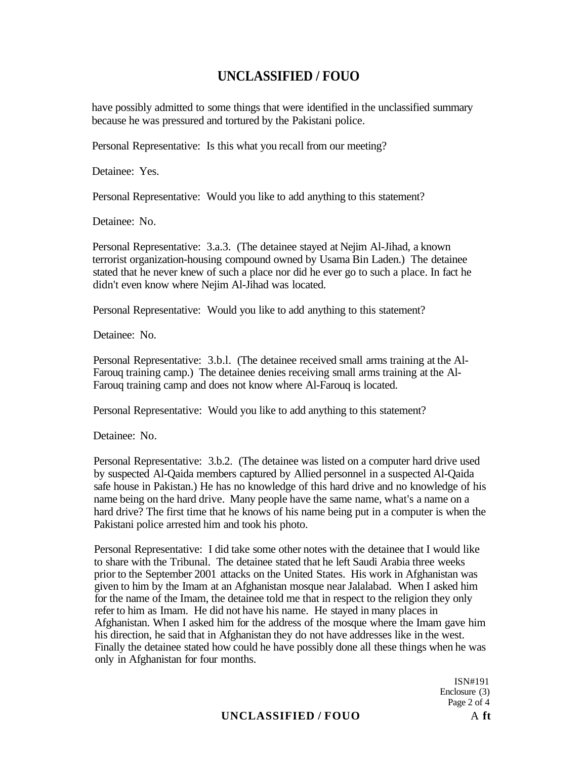have possibly admitted to some things that were identified in the unclassified summary because he was pressured and tortured by the Pakistani police.

Personal Representative: Is this what you recall from our meeting?

Detainee: Yes.

Personal Representative: Would you like to add anything to this statement?

Detainee: No.

Personal Representative: 3.a.3. (The detainee stayed at Nejim Al-Jihad, a known terrorist organization-housing compound owned by Usama Bin Laden.) The detainee stated that he never knew of such a place nor did he ever go to such a place. In fact he didn't even know where Nejim Al-Jihad was located.

Personal Representative: Would you like to add anything to this statement?

Detainee: No.

Personal Representative: 3.b.l. (The detainee received small arms training at the Al-Farouq training camp.) The detainee denies receiving small arms training at the Al-Farouq training camp and does not know where Al-Farouq is located.

Personal Representative: Would you like to add anything to this statement?

Detainee: No.

Personal Representative: 3.b.2. (The detainee was listed on a computer hard drive used by suspected Al-Qaida members captured by Allied personnel in a suspected Al-Qaida safe house in Pakistan.) He has no knowledge of this hard drive and no knowledge of his name being on the hard drive. Many people have the same name, what's a name on a hard drive? The first time that he knows of his name being put in a computer is when the Pakistani police arrested him and took his photo.

Personal Representative: I did take some other notes with the detainee that I would like to share with the Tribunal. The detainee stated that he left Saudi Arabia three weeks prior to the September 2001 attacks on the United States. His work in Afghanistan was given to him by the Imam at an Afghanistan mosque near Jalalabad. When I asked him for the name of the Imam, the detainee told me that in respect to the religion they only refer to him as Imam. He did not have his name. He stayed in many places in Afghanistan. When I asked him for the address of the mosque where the Imam gave him his direction, he said that in Afghanistan they do not have addresses like in the west. Finally the detainee stated how could he have possibly done all these things when he was only in Afghanistan for four months.

ISN#191
Enclosure (3)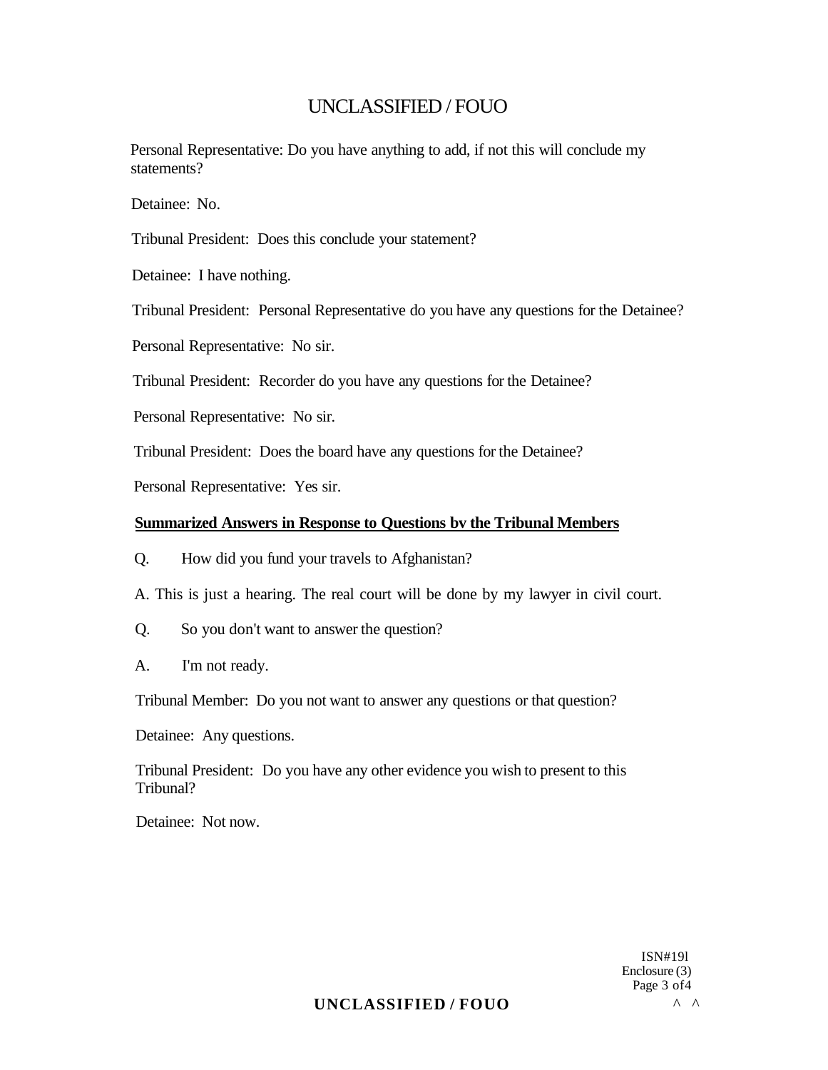Personal Representative: Do you have anything to add, if not this will conclude my statements?

Detainee: No.

Tribunal President: Does this conclude your statement?

Detainee: I have nothing.

Tribunal President: Personal Representative do you have any questions for the Detainee?

Personal Representative: No sir.

Tribunal President: Recorder do you have any questions for the Detainee?

Personal Representative: No sir.

Tribunal President: Does the board have any questions for the Detainee?

Personal Representative: Yes sir.

**Summarized Answers in Response to Questions bv the Tribunal Members**

Q. How did you fund your travels to Afghanistan?

A. This is just a hearing. The real court will be done by my lawyer in civil court.

Q. So you don't want to answer the question?

A. I'm not ready.

Tribunal Member: Do you not want to answer any questions or that question?

Detainee: Any questions.

Tribunal President: Do you have any other evidence you wish to present to this Tribunal?

Detainee: Not now.

ISN#19l
Enclosure (3)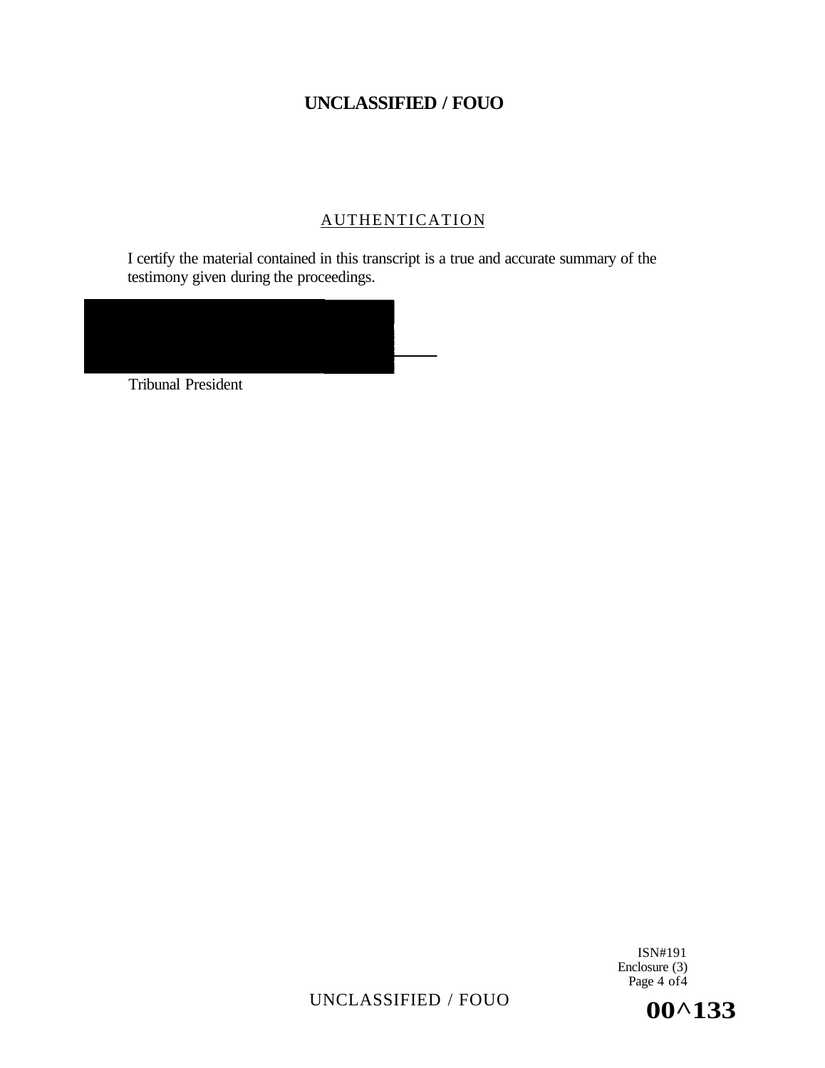## AUTHENTICATION

I certify the material contained in this transcript is a true and accurate summary of the testimony given during the proceedings.

Tribunal President

ISN#191
Enclosure (3)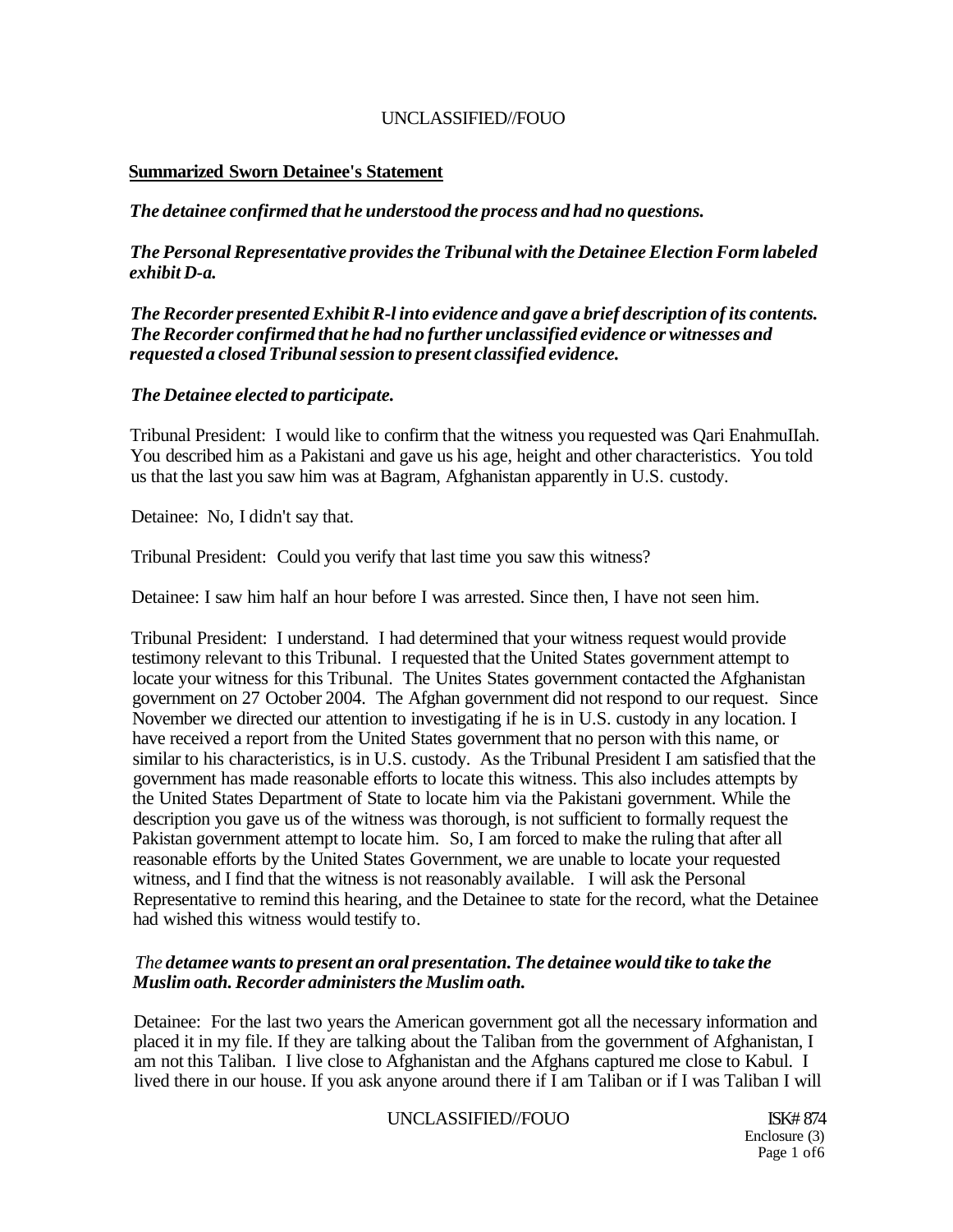**Summarized Sworn Detainee's Statement**

*The detainee confirmed that he understood the process and had no questions.*

*The Personal Representative provides the Tribunal with the Detainee Election Form labeled exhibit D-a.*

*The Recorder presented Exhibit R-l into evidence and gave a brief description of its contents. The Recorder confirmed that he had no further unclassified evidence or witnesses and requested a closed Tribunal session to present classified evidence.*

*The Detainee elected to participate.*

Tribunal President: I would like to confirm that the witness you requested was Qari EnahmuIIah. You described him as a Pakistani and gave us his age, height and other characteristics. You told us that the last you saw him was at Bagram, Afghanistan apparently in U.S. custody.

Detainee: No, I didn't say that.

Tribunal President: Could you verify that last time you saw this witness?

Detainee: I saw him half an hour before I was arrested. Since then, I have not seen him.

Tribunal President: I understand. I had determined that your witness request would provide testimony relevant to this Tribunal. I requested that the United States government attempt to locate your witness for this Tribunal. The Unites States government contacted the Afghanistan government on 27 October 2004. The Afghan government did not respond to our request. Since November we directed our attention to investigating if he is in U.S. custody in any location. I have received a report from the United States government that no person with this name, or similar to his characteristics, is in U.S. custody. As the Tribunal President I am satisfied that the government has made reasonable efforts to locate this witness. This also includes attempts by the United States Department of State to locate him via the Pakistani government. While the description you gave us of the witness was thorough, is not sufficient to formally request the Pakistan government attempt to locate him. So, I am forced to make the ruling that after all reasonable efforts by the United States Government, we are unable to locate your requested witness, and I find that the witness is not reasonably available. I will ask the Personal Representative to remind this hearing, and the Detainee to state for the record, what the Detainee had wished this witness would testify to.

*The **detamee wants to present an oral presentation. The detainee would tike to take the Muslim oath. Recorder administers the Muslim oath.***

Detainee: For the last two years the American government got all the necessary information and placed it in my file. If they are talking about the Taliban from the government of Afghanistan, I am not this Taliban. I live close to Afghanistan and the Afghans captured me close to Kabul. I lived there in our house. If you ask anyone around there if I am Taliban or if I was Taliban I will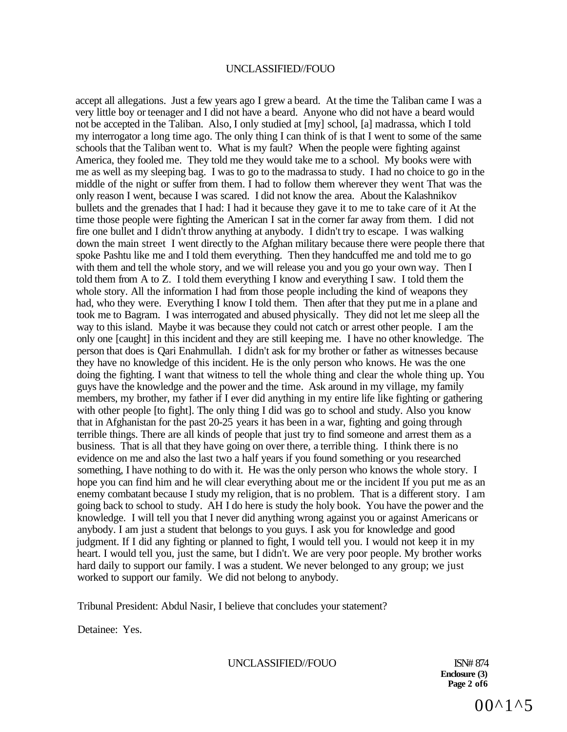accept all allegations. Just a few years ago I grew a beard. At the time the Taliban came I was a very little boy or teenager and I did not have a beard. Anyone who did not have a beard would not be accepted in the Taliban. Also, I only studied at [my] school, [a] madrassa, which I told my interrogator a long time ago. The only thing I can think of is that I went to some of the same schools that the Taliban went to. What is my fault? When the people were fighting against America, they fooled me. They told me they would take me to a school. My books were with me as well as my sleeping bag. I was to go to the madrassa to study. I had no choice to go in the middle of the night or suffer from them. I had to follow them wherever they went That was the only reason I went, because I was scared. I did not know the area. About the Kalashnikov bullets and the grenades that I had: I had it because they gave it to me to take care of it At the time those people were fighting the American I sat in the corner far away from them. I did not fire one bullet and I didn't throw anything at anybody. I didn't try to escape. I was walking down the main street I went directly to the Afghan military because there were people there that spoke Pashtu like me and I told them everything. Then they handcuffed me and told me to go with them and tell the whole story, and we will release you and you go your own way. Then I told them from A to Z. I told them everything I know and everything I saw. I told them the whole story. All the information I had from those people including the kind of weapons they had, who they were. Everything I know I told them. Then after that they put me in a plane and took me to Bagram. I was interrogated and abused physically. They did not let me sleep all the way to this island. Maybe it was because they could not catch or arrest other people. I am the only one [caught] in this incident and they are still keeping me. I have no other knowledge. The person that does is Qari Enahmullah. I didn't ask for my brother or father as witnesses because they have no knowledge of this incident. He is the only person who knows. He was the one doing the fighting. I want that witness to tell the whole thing and clear the whole thing up. You guys have the knowledge and the power and the time. Ask around in my village, my family members, my brother, my father if I ever did anything in my entire life like fighting or gathering with other people [to fight]. The only thing I did was go to school and study. Also you know that in Afghanistan for the past 20-25 years it has been in a war, fighting and going through terrible things. There are all kinds of people that just try to find someone and arrest them as a business. That is all that they have going on over there, a terrible thing. I think there is no evidence on me and also the last two a half years if you found something or you researched something, I have nothing to do with it. He was the only person who knows the whole story. I hope you can find him and he will clear everything about me or the incident If you put me as an enemy combatant because I study my religion, that is no problem. That is a different story. I am going back to school to study. AH I do here is study the holy book. You have the power and the knowledge. I will tell you that I never did anything wrong against you or against Americans or anybody. I am just a student that belongs to you guys. I ask you for knowledge and good judgment. If I did any fighting or planned to fight, I would tell you. I would not keep it in my heart. I would tell you, just the same, but I didn't. We are very poor people. My brother works hard daily to support our family. I was a student. We never belonged to any group; we just worked to support our family. We did not belong to anybody.

Tribunal President: Abdul Nasir, I believe that concludes your statement?

Detainee: Yes.

ISN# 874
**Enclosure (3)**
**Page 2 of 6**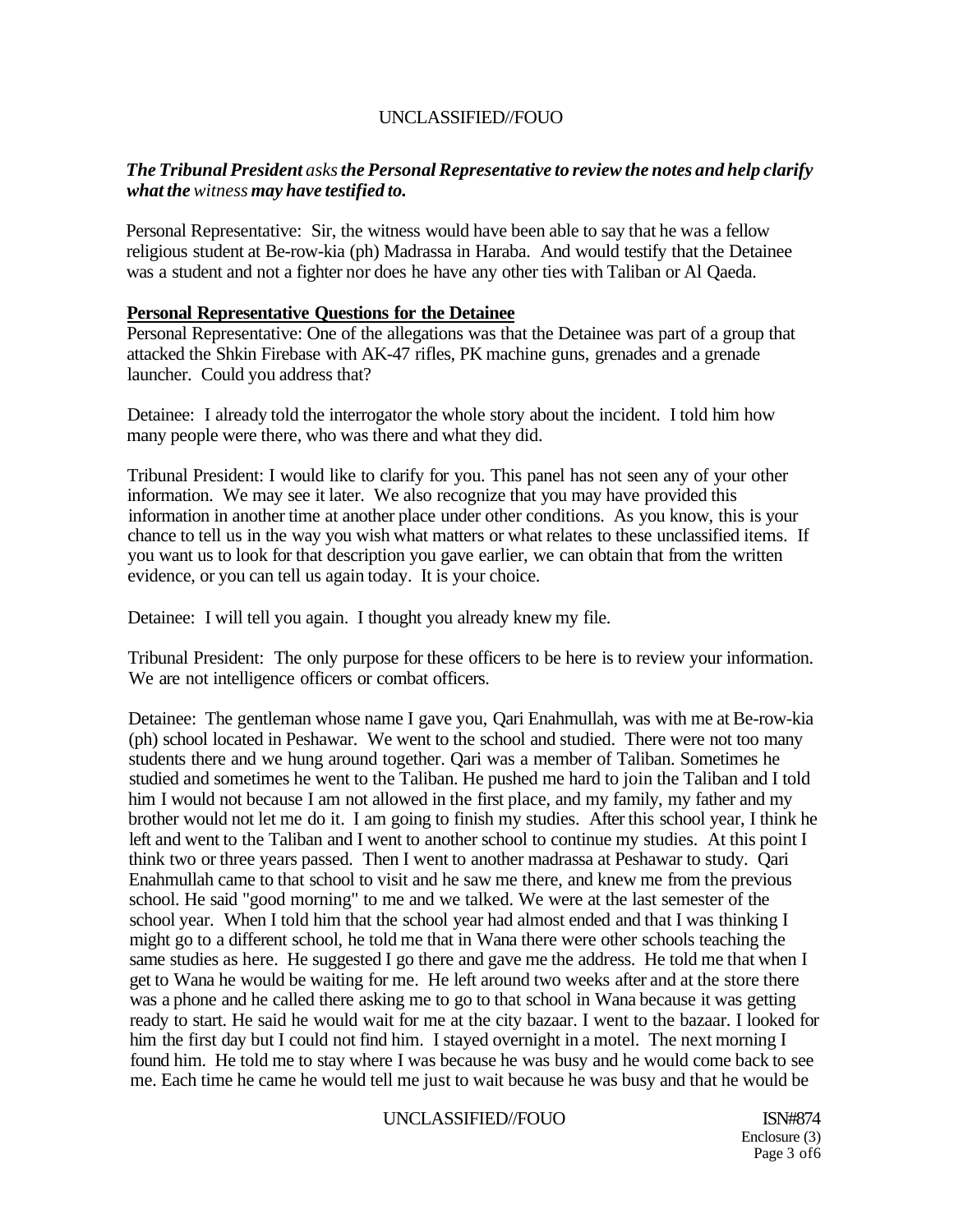***The Tribunal President** asks **the Personal Representative to review the notes and help clarify what the** witness **may have testified to.***

Personal Representative: Sir, the witness would have been able to say that he was a fellow religious student at Be-row-kia (ph) Madrassa in Haraba. And would testify that the Detainee was a student and not a fighter nor does he have any other ties with Taliban or Al Qaeda.

**Personal Representative Questions for the Detainee**

Personal Representative: One of the allegations was that the Detainee was part of a group that attacked the Shkin Firebase with AK-47 rifles, PK machine guns, grenades and a grenade launcher. Could you address that?

Detainee: I already told the interrogator the whole story about the incident. I told him how many people were there, who was there and what they did.

Tribunal President: I would like to clarify for you. This panel has not seen any of your other information. We may see it later. We also recognize that you may have provided this information in another time at another place under other conditions. As you know, this is your chance to tell us in the way you wish what matters or what relates to these unclassified items. If you want us to look for that description you gave earlier, we can obtain that from the written evidence, or you can tell us again today. It is your choice.

Detainee: I will tell you again. I thought you already knew my file.

Tribunal President: The only purpose for these officers to be here is to review your information. We are not intelligence officers or combat officers.

Detainee: The gentleman whose name I gave you, Qari Enahmullah, was with me at Be-row-kia (ph) school located in Peshawar. We went to the school and studied. There were not too many students there and we hung around together. Qari was a member of Taliban. Sometimes he studied and sometimes he went to the Taliban. He pushed me hard to join the Taliban and I told him I would not because I am not allowed in the first place, and my family, my father and my brother would not let me do it. I am going to finish my studies. After this school year, I think he left and went to the Taliban and I went to another school to continue my studies. At this point I think two or three years passed. Then I went to another madrassa at Peshawar to study. Qari Enahmullah came to that school to visit and he saw me there, and knew me from the previous school. He said "good morning" to me and we talked. We were at the last semester of the school year. When I told him that the school year had almost ended and that I was thinking I might go to a different school, he told me that in Wana there were other schools teaching the same studies as here. He suggested I go there and gave me the address. He told me that when I get to Wana he would be waiting for me. He left around two weeks after and at the store there was a phone and he called there asking me to go to that school in Wana because it was getting ready to start. He said he would wait for me at the city bazaar. I went to the bazaar. I looked for him the first day but I could not find him. I stayed overnight in a motel. The next morning I found him. He told me to stay where I was because he was busy and he would come back to see me. Each time he came he would tell me just to wait because he was busy and that he would be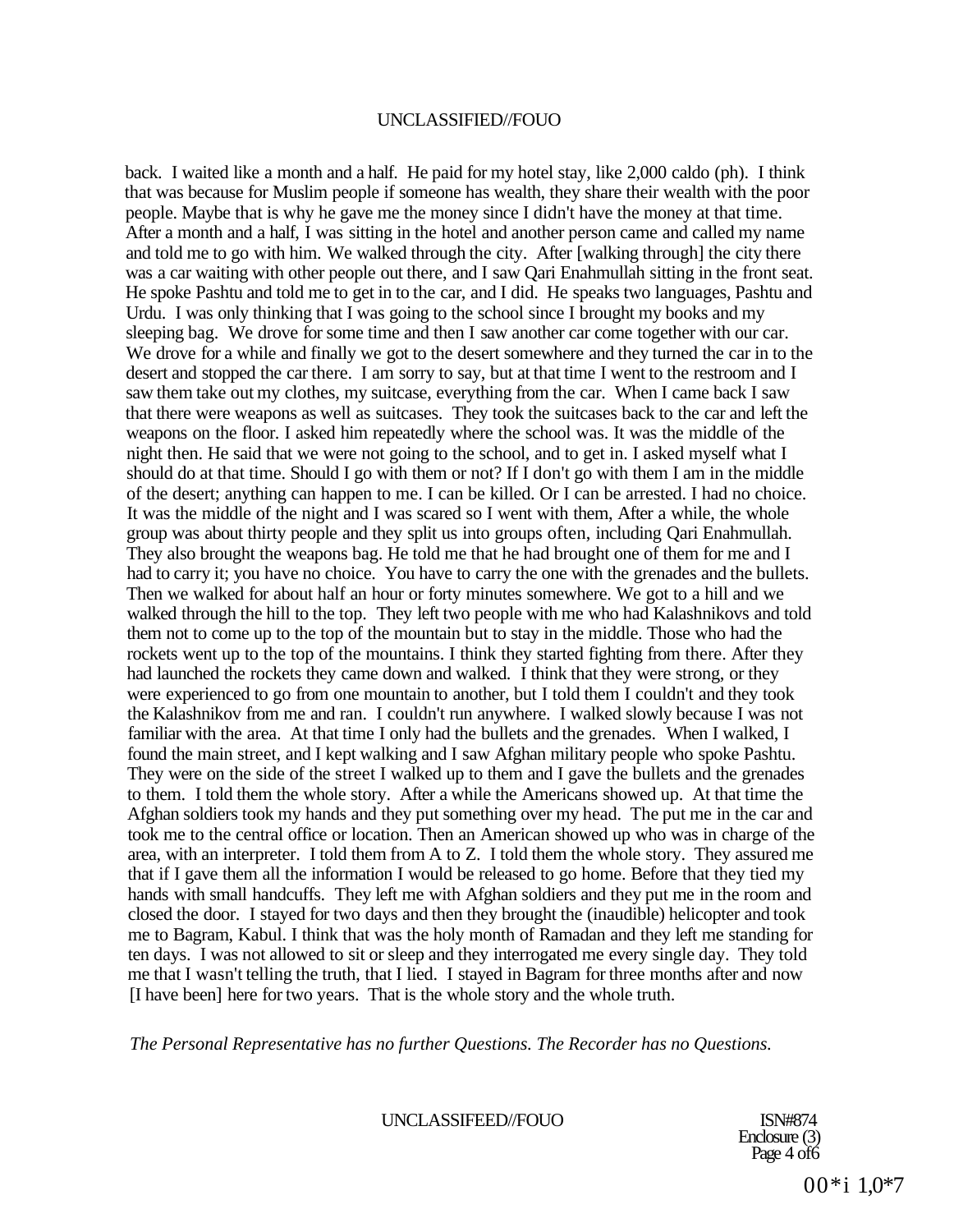back. I waited like a month and a half. He paid for my hotel stay, like 2,000 caldo (ph). I think that was because for Muslim people if someone has wealth, they share their wealth with the poor people. Maybe that is why he gave me the money since I didn't have the money at that time. After a month and a half, I was sitting in the hotel and another person came and called my name and told me to go with him. We walked through the city. After [walking through] the city there was a car waiting with other people out there, and I saw Qari Enahmullah sitting in the front seat. He spoke Pashtu and told me to get in to the car, and I did. He speaks two languages, Pashtu and Urdu. I was only thinking that I was going to the school since I brought my books and my sleeping bag. We drove for some time and then I saw another car come together with our car. We drove for a while and finally we got to the desert somewhere and they turned the car in to the desert and stopped the car there. I am sorry to say, but at that time I went to the restroom and I saw them take out my clothes, my suitcase, everything from the car. When I came back I saw that there were weapons as well as suitcases. They took the suitcases back to the car and left the weapons on the floor. I asked him repeatedly where the school was. It was the middle of the night then. He said that we were not going to the school, and to get in. I asked myself what I should do at that time. Should I go with them or not? If I don't go with them I am in the middle of the desert; anything can happen to me. I can be killed. Or I can be arrested. I had no choice. It was the middle of the night and I was scared so I went with them, After a while, the whole group was about thirty people and they split us into groups often, including Qari Enahmullah. They also brought the weapons bag. He told me that he had brought one of them for me and I had to carry it; you have no choice. You have to carry the one with the grenades and the bullets. Then we walked for about half an hour or forty minutes somewhere. We got to a hill and we walked through the hill to the top. They left two people with me who had Kalashnikovs and told them not to come up to the top of the mountain but to stay in the middle. Those who had the rockets went up to the top of the mountains. I think they started fighting from there. After they had launched the rockets they came down and walked. I think that they were strong, or they were experienced to go from one mountain to another, but I told them I couldn't and they took the Kalashnikov from me and ran. I couldn't run anywhere. I walked slowly because I was not familiar with the area. At that time I only had the bullets and the grenades. When I walked, I found the main street, and I kept walking and I saw Afghan military people who spoke Pashtu. They were on the side of the street I walked up to them and I gave the bullets and the grenades to them. I told them the whole story. After a while the Americans showed up. At that time the Afghan soldiers took my hands and they put something over my head. The put me in the car and took me to the central office or location. Then an American showed up who was in charge of the area, with an interpreter. I told them from A to Z. I told them the whole story. They assured me that if I gave them all the information I would be released to go home. Before that they tied my hands with small handcuffs. They left me with Afghan soldiers and they put me in the room and closed the door. I stayed for two days and then they brought the (inaudible) helicopter and took me to Bagram, Kabul. I think that was the holy month of Ramadan and they left me standing for ten days. I was not allowed to sit or sleep and they interrogated me every single day. They told me that I wasn't telling the truth, that I lied. I stayed in Bagram for three months after and now [I have been] here for two years. That is the whole story and the whole truth.

*The Personal Representative has no further Questions. The Recorder has no Questions.*

ISN#874
Enclosure (3)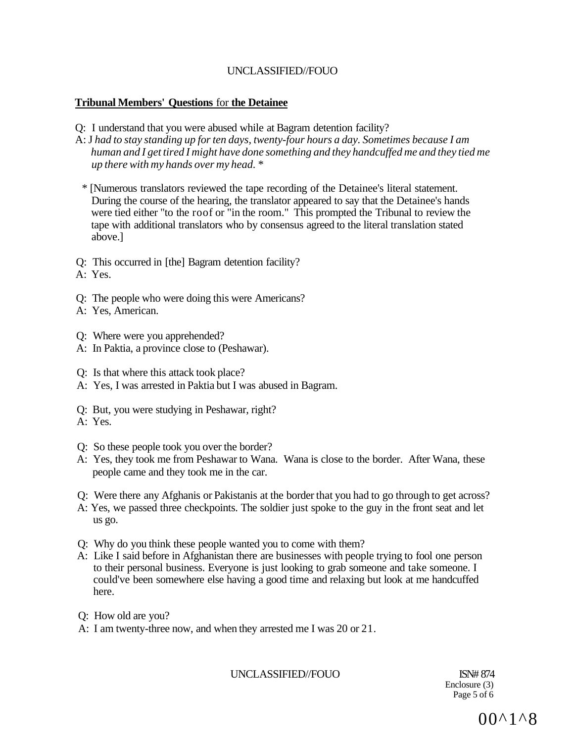**Tribunal Members' Questions for the Detainee**

Q: I understand that you were abused while at Bagram detention facility?

A: J *had to stay standing up for ten days, twenty-four hours a day. Sometimes because I am human and I get tired I might have done something and they handcuffed me and they tied me up there with my hands over my head.* *

* [Numerous translators reviewed the tape recording of the Detainee's literal statement. During the course of the hearing, the translator appeared to say that the Detainee's hands were tied either "to the roof or "in the room." This prompted the Tribunal to review the tape with additional translators who by consensus agreed to the literal translation stated above.]

Q: This occurred in [the] Bagram detention facility?

A: Yes.

Q: The people who were doing this were Americans?

A: Yes, American.

Q: Where were you apprehended?

A: In Paktia, a province close to (Peshawar).

Q: Is that where this attack took place?

A: Yes, I was arrested in Paktia but I was abused in Bagram.

Q: But, you were studying in Peshawar, right?

A: Yes.

Q: So these people took you over the border?

A: Yes, they took me from Peshawar to Wana. Wana is close to the border. After Wana, these people came and they took me in the car.

Q: Were there any Afghanis or Pakistanis at the border that you had to go through to get across?

A: Yes, we passed three checkpoints. The soldier just spoke to the guy in the front seat and let us go.

Q: Why do you think these people wanted you to come with them?

A: Like I said before in Afghanistan there are businesses with people trying to fool one person to their personal business. Everyone is just looking to grab someone and take someone. I could've been somewhere else having a good time and relaxing but look at me handcuffed here.

Q: How old are you?

A: I am twenty-three now, and when they arrested me I was 20 or 21.

ISN# 874
Enclosure (3)

00^1^8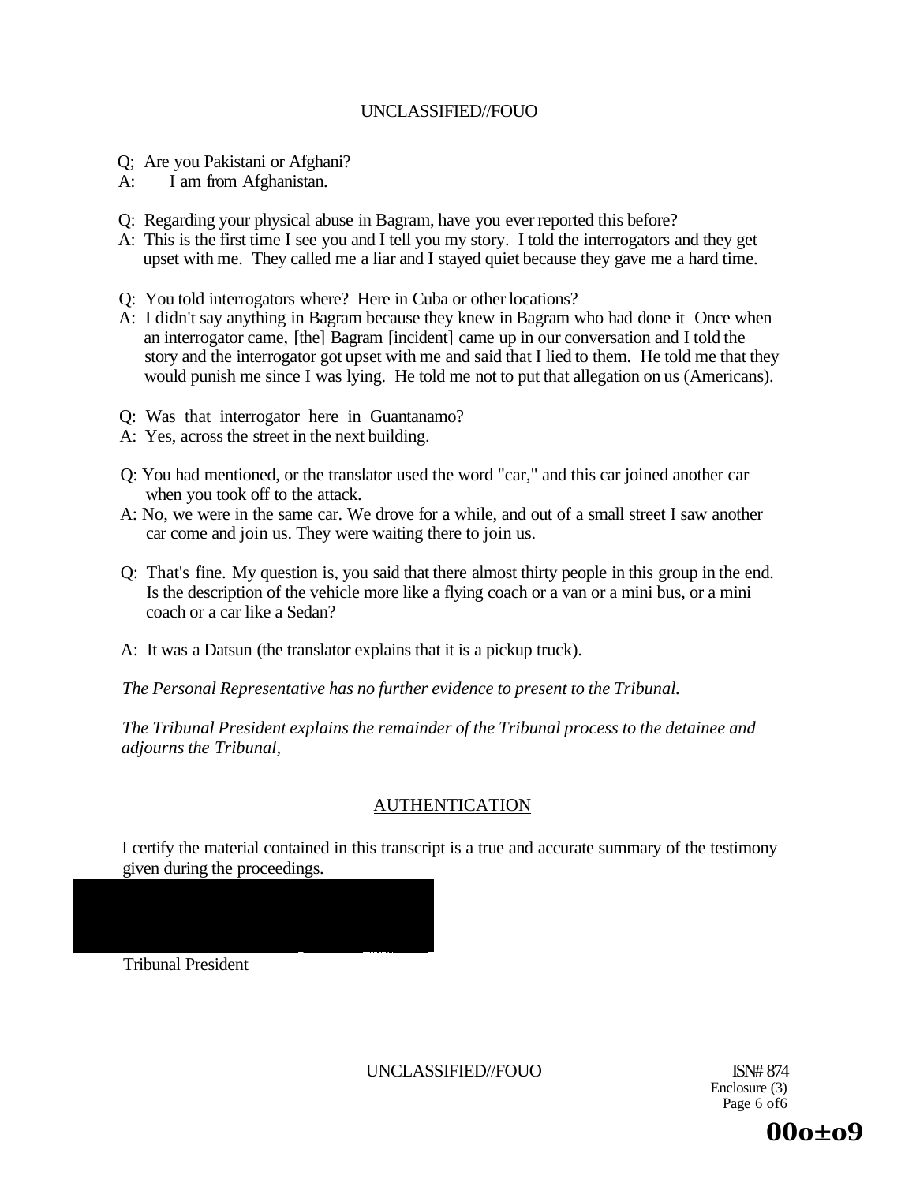Q; Are you Pakistani or Afghani?
A: I am from Afghanistan.

Q: Regarding your physical abuse in Bagram, have you ever reported this before?
A: This is the first time I see you and I tell you my story. I told the interrogators and they get upset with me. They called me a liar and I stayed quiet because they gave me a hard time.

Q: You told interrogators where? Here in Cuba or other locations?
A: I didn't say anything in Bagram because they knew in Bagram who had done it Once when an interrogator came, [the] Bagram [incident] came up in our conversation and I told the story and the interrogator got upset with me and said that I lied to them. He told me that they would punish me since I was lying. He told me not to put that allegation on us (Americans).

Q: Was that interrogator here in Guantanamo?
A: Yes, across the street in the next building.

Q: You had mentioned, or the translator used the word "car," and this car joined another car when you took off to the attack.
A: No, we were in the same car. We drove for a while, and out of a small street I saw another car come and join us. They were waiting there to join us.

Q: That's fine. My question is, you said that there almost thirty people in this group in the end. Is the description of the vehicle more like a flying coach or a van or a mini bus, or a mini coach or a car like a Sedan?

A: It was a Datsun (the translator explains that it is a pickup truck).

*The Personal Representative has no further evidence to present to the Tribunal.*

*The Tribunal President explains the remainder of the Tribunal process to the detainee and adjourns the Tribunal,*

## AUTHENTICATION

I certify the material contained in this transcript is a true and accurate summary of the testimony given during the proceedings.

Tribunal President

ISN# 874
Enclosure (3)
Page 6 of6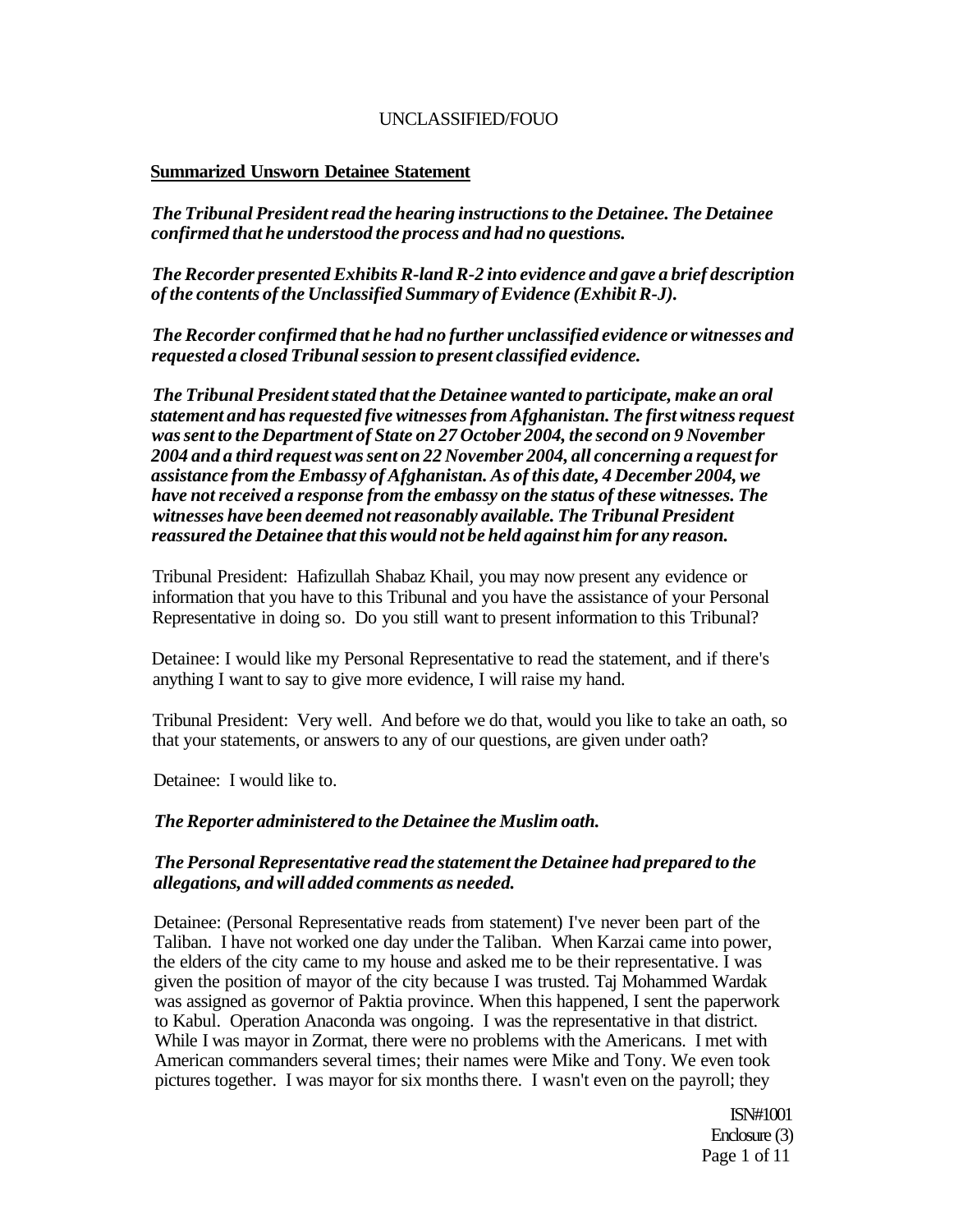**Summarized Unsworn Detainee Statement**

***The Tribunal President read the hearing instructions to the Detainee. The Detainee confirmed that he understood the process and had no questions.***

***The Recorder presented Exhibits R-land R-2 into evidence and gave a brief description of the contents of the Unclassified Summary of Evidence (Exhibit R-J).***

***The Recorder confirmed that he had no further unclassified evidence or witnesses and requested a closed Tribunal session to present classified evidence.***

***The Tribunal President stated that the Detainee wanted to participate, make an oral statement and has requested five witnesses from Afghanistan. The first witness request was sent to the Department of State on 27 October 2004, the second on 9 November 2004 and a third request was sent on 22 November 2004, all concerning a request for assistance from the Embassy of Afghanistan. As of this date, 4 December 2004, we have not received a response from the embassy on the status of these witnesses. The witnesses have been deemed not reasonably available. The Tribunal President reassured the Detainee that this would not be held against him for any reason.***

Tribunal President: Hafizullah Shabaz Khail, you may now present any evidence or information that you have to this Tribunal and you have the assistance of your Personal Representative in doing so. Do you still want to present information to this Tribunal?

Detainee: I would like my Personal Representative to read the statement, and if there's anything I want to say to give more evidence, I will raise my hand.

Tribunal President: Very well. And before we do that, would you like to take an oath, so that your statements, or answers to any of our questions, are given under oath?

Detainee: I would like to.

***The Reporter administered to the Detainee the Muslim oath.***

***The Personal Representative read the statement the Detainee had prepared to the allegations, and will added comments as needed.***

Detainee: (Personal Representative reads from statement) I've never been part of the Taliban. I have not worked one day under the Taliban. When Karzai came into power, the elders of the city came to my house and asked me to be their representative. I was given the position of mayor of the city because I was trusted. Taj Mohammed Wardak was assigned as governor of Paktia province. When this happened, I sent the paperwork to Kabul. Operation Anaconda was ongoing. I was the representative in that district. While I was mayor in Zormat, there were no problems with the Americans. I met with American commanders several times; their names were Mike and Tony. We even took pictures together. I was mayor for six months there. I wasn't even on the payroll; they

ISN#1001
Enclosure (3)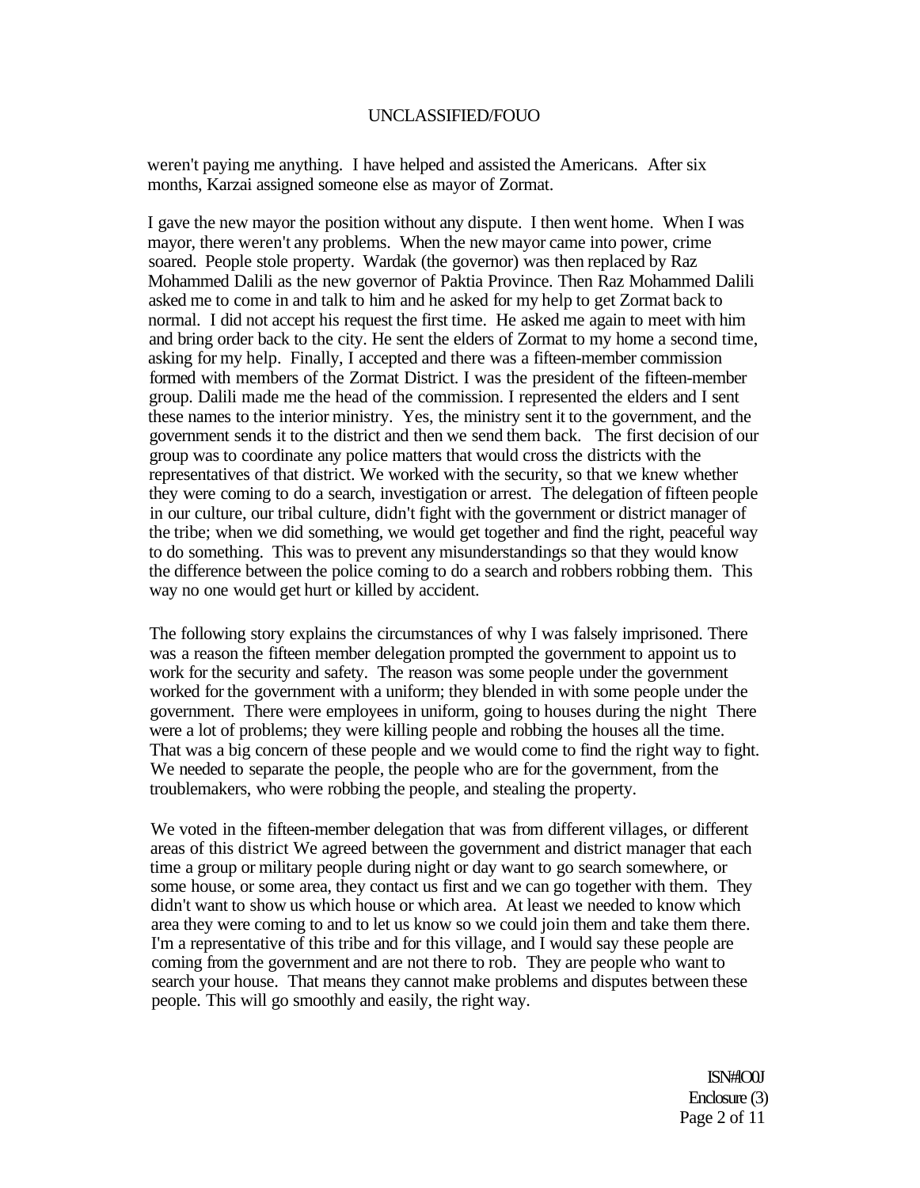weren't paying me anything. I have helped and assisted the Americans. After six months, Karzai assigned someone else as mayor of Zormat.

I gave the new mayor the position without any dispute. I then went home. When I was mayor, there weren't any problems. When the new mayor came into power, crime soared. People stole property. Wardak (the governor) was then replaced by Raz Mohammed Dalili as the new governor of Paktia Province. Then Raz Mohammed Dalili asked me to come in and talk to him and he asked for my help to get Zormat back to normal. I did not accept his request the first time. He asked me again to meet with him and bring order back to the city. He sent the elders of Zormat to my home a second time, asking for my help. Finally, I accepted and there was a fifteen-member commission formed with members of the Zormat District. I was the president of the fifteen-member group. Dalili made me the head of the commission. I represented the elders and I sent these names to the interior ministry. Yes, the ministry sent it to the government, and the government sends it to the district and then we send them back. The first decision of our group was to coordinate any police matters that would cross the districts with the representatives of that district. We worked with the security, so that we knew whether they were coming to do a search, investigation or arrest. The delegation of fifteen people in our culture, our tribal culture, didn't fight with the government or district manager of the tribe; when we did something, we would get together and find the right, peaceful way to do something. This was to prevent any misunderstandings so that they would know the difference between the police coming to do a search and robbers robbing them. This way no one would get hurt or killed by accident.

The following story explains the circumstances of why I was falsely imprisoned. There was a reason the fifteen member delegation prompted the government to appoint us to work for the security and safety. The reason was some people under the government worked for the government with a uniform; they blended in with some people under the government. There were employees in uniform, going to houses during the night There were a lot of problems; they were killing people and robbing the houses all the time. That was a big concern of these people and we would come to find the right way to fight. We needed to separate the people, the people who are for the government, from the troublemakers, who were robbing the people, and stealing the property.

We voted in the fifteen-member delegation that was from different villages, or different areas of this district We agreed between the government and district manager that each time a group or military people during night or day want to go search somewhere, or some house, or some area, they contact us first and we can go together with them. They didn't want to show us which house or which area. At least we needed to know which area they were coming to and to let us know so we could join them and take them there. I'm a representative of this tribe and for this village, and I would say these people are coming from the government and are not there to rob. They are people who want to search your house. That means they cannot make problems and disputes between these people. This will go smoothly and easily, the right way.

ISN#IO0J
Enclosure (3)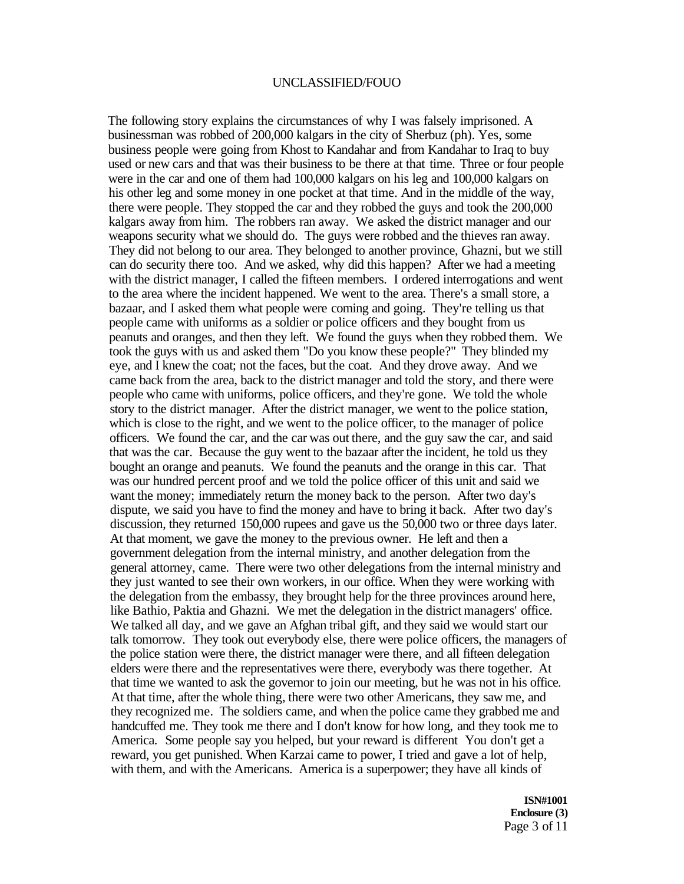The following story explains the circumstances of why I was falsely imprisoned. A businessman was robbed of 200,000 kalgars in the city of Sherbuz (ph). Yes, some business people were going from Khost to Kandahar and from Kandahar to Iraq to buy used or new cars and that was their business to be there at that time. Three or four people were in the car and one of them had 100,000 kalgars on his leg and 100,000 kalgars on his other leg and some money in one pocket at that time. And in the middle of the way, there were people. They stopped the car and they robbed the guys and took the 200,000 kalgars away from him. The robbers ran away. We asked the district manager and our weapons security what we should do. The guys were robbed and the thieves ran away. They did not belong to our area. They belonged to another province, Ghazni, but we still can do security there too. And we asked, why did this happen? After we had a meeting with the district manager, I called the fifteen members. I ordered interrogations and went to the area where the incident happened. We went to the area. There's a small store, a bazaar, and I asked them what people were coming and going. They're telling us that people came with uniforms as a soldier or police officers and they bought from us peanuts and oranges, and then they left. We found the guys when they robbed them. We took the guys with us and asked them "Do you know these people?" They blinded my eye, and I knew the coat; not the faces, but the coat. And they drove away. And we came back from the area, back to the district manager and told the story, and there were people who came with uniforms, police officers, and they're gone. We told the whole story to the district manager. After the district manager, we went to the police station, which is close to the right, and we went to the police officer, to the manager of police officers. We found the car, and the car was out there, and the guy saw the car, and said that was the car. Because the guy went to the bazaar after the incident, he told us they bought an orange and peanuts. We found the peanuts and the orange in this car. That was our hundred percent proof and we told the police officer of this unit and said we want the money; immediately return the money back to the person. After two day's dispute, we said you have to find the money and have to bring it back. After two day's discussion, they returned 150,000 rupees and gave us the 50,000 two or three days later. At that moment, we gave the money to the previous owner. He left and then a government delegation from the internal ministry, and another delegation from the general attorney, came. There were two other delegations from the internal ministry and they just wanted to see their own workers, in our office. When they were working with the delegation from the embassy, they brought help for the three provinces around here, like Bathio, Paktia and Ghazni. We met the delegation in the district managers' office. We talked all day, and we gave an Afghan tribal gift, and they said we would start our talk tomorrow. They took out everybody else, there were police officers, the managers of the police station were there, the district manager were there, and all fifteen delegation elders were there and the representatives were there, everybody was there together. At that time we wanted to ask the governor to join our meeting, but he was not in his office. At that time, after the whole thing, there were two other Americans, they saw me, and they recognized me. The soldiers came, and when the police came they grabbed me and handcuffed me. They took me there and I don't know for how long, and they took me to America. Some people say you helped, but your reward is different You don't get a reward, you get punished. When Karzai came to power, I tried and gave a lot of help, with them, and with the Americans. America is a superpower; they have all kinds of

**ISN#1001**
**Enclosure (3)**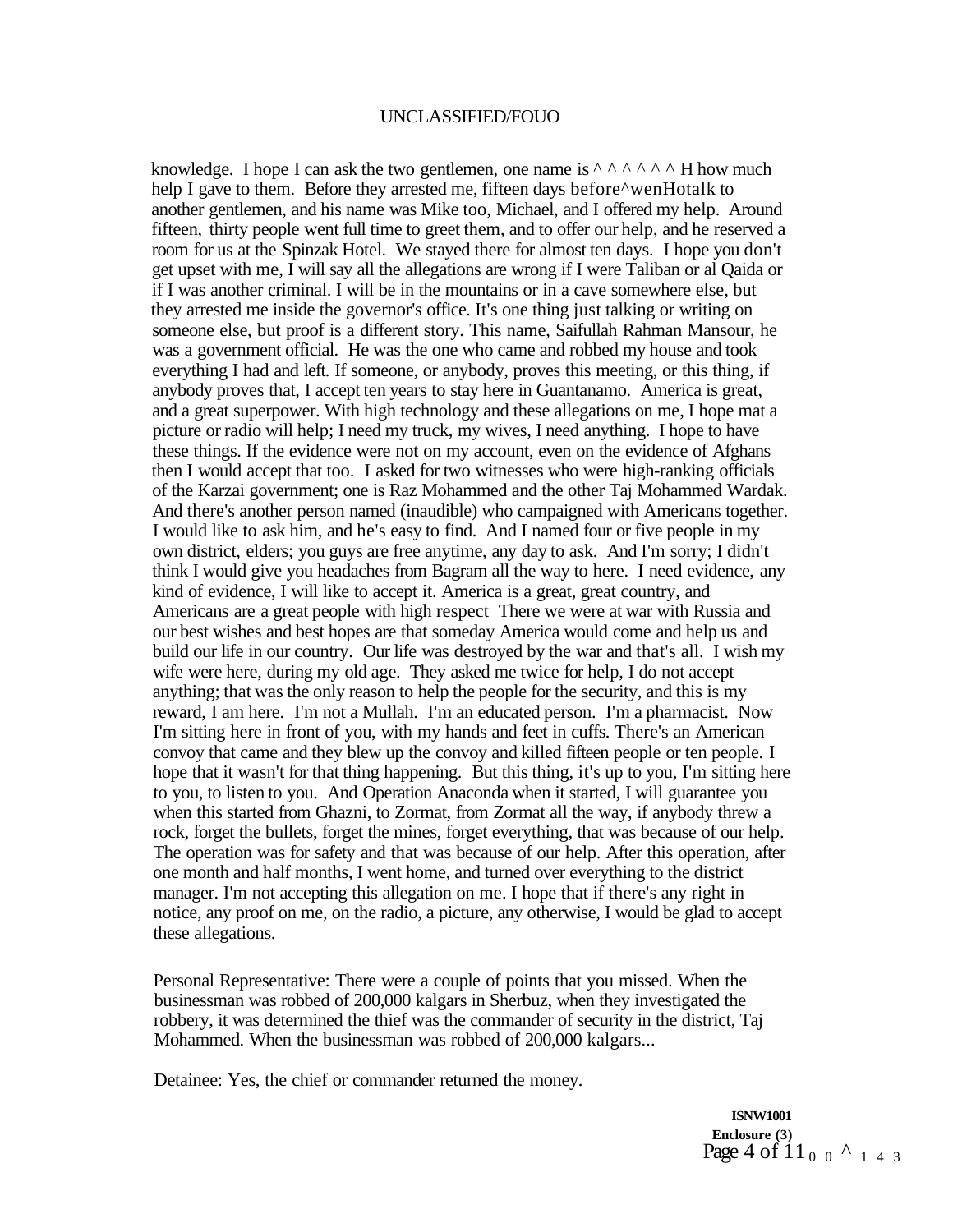knowledge. I hope I can ask the two gentlemen, one name is ^ ^ ^ ^ ^ ^ H how much help I gave to them. Before they arrested me, fifteen days before^wenHotalk to another gentlemen, and his name was Mike too, Michael, and I offered my help. Around fifteen, thirty people went full time to greet them, and to offer our help, and he reserved a room for us at the Spinzak Hotel. We stayed there for almost ten days. I hope you don't get upset with me, I will say all the allegations are wrong if I were Taliban or al Qaida or if I was another criminal. I will be in the mountains or in a cave somewhere else, but they arrested me inside the governor's office. It's one thing just talking or writing on someone else, but proof is a different story. This name, Saifullah Rahman Mansour, he was a government official. He was the one who came and robbed my house and took everything I had and left. If someone, or anybody, proves this meeting, or this thing, if anybody proves that, I accept ten years to stay here in Guantanamo. America is great, and a great superpower. With high technology and these allegations on me, I hope mat a picture or radio will help; I need my truck, my wives, I need anything. I hope to have these things. If the evidence were not on my account, even on the evidence of Afghans then I would accept that too. I asked for two witnesses who were high-ranking officials of the Karzai government; one is Raz Mohammed and the other Taj Mohammed Wardak. And there's another person named (inaudible) who campaigned with Americans together. I would like to ask him, and he's easy to find. And I named four or five people in my own district, elders; you guys are free anytime, any day to ask. And I'm sorry; I didn't think I would give you headaches from Bagram all the way to here. I need evidence, any kind of evidence, I will like to accept it. America is a great, great country, and Americans are a great people with high respect There we were at war with Russia and our best wishes and best hopes are that someday America would come and help us and build our life in our country. Our life was destroyed by the war and that's all. I wish my wife were here, during my old age. They asked me twice for help, I do not accept anything; that was the only reason to help the people for the security, and this is my reward, I am here. I'm not a Mullah. I'm an educated person. I'm a pharmacist. Now I'm sitting here in front of you, with my hands and feet in cuffs. There's an American convoy that came and they blew up the convoy and killed fifteen people or ten people. I hope that it wasn't for that thing happening. But this thing, it's up to you, I'm sitting here to you, to listen to you. And Operation Anaconda when it started, I will guarantee you when this started from Ghazni, to Zormat, from Zormat all the way, if anybody threw a rock, forget the bullets, forget the mines, forget everything, that was because of our help. The operation was for safety and that was because of our help. After this operation, after one month and half months, I went home, and turned over everything to the district manager. I'm not accepting this allegation on me. I hope that if there's any right in notice, any proof on me, on the radio, a picture, any otherwise, I would be glad to accept these allegations.

Personal Representative: There were a couple of points that you missed. When the businessman was robbed of 200,000 kalgars in Sherbuz, when they investigated the robbery, it was determined the thief was the commander of security in the district, Taj Mohammed. When the businessman was robbed of 200,000 kalgars...

Detainee: Yes, the chief or commander returned the money.

**ISNW1001**
**Enclosure (3)**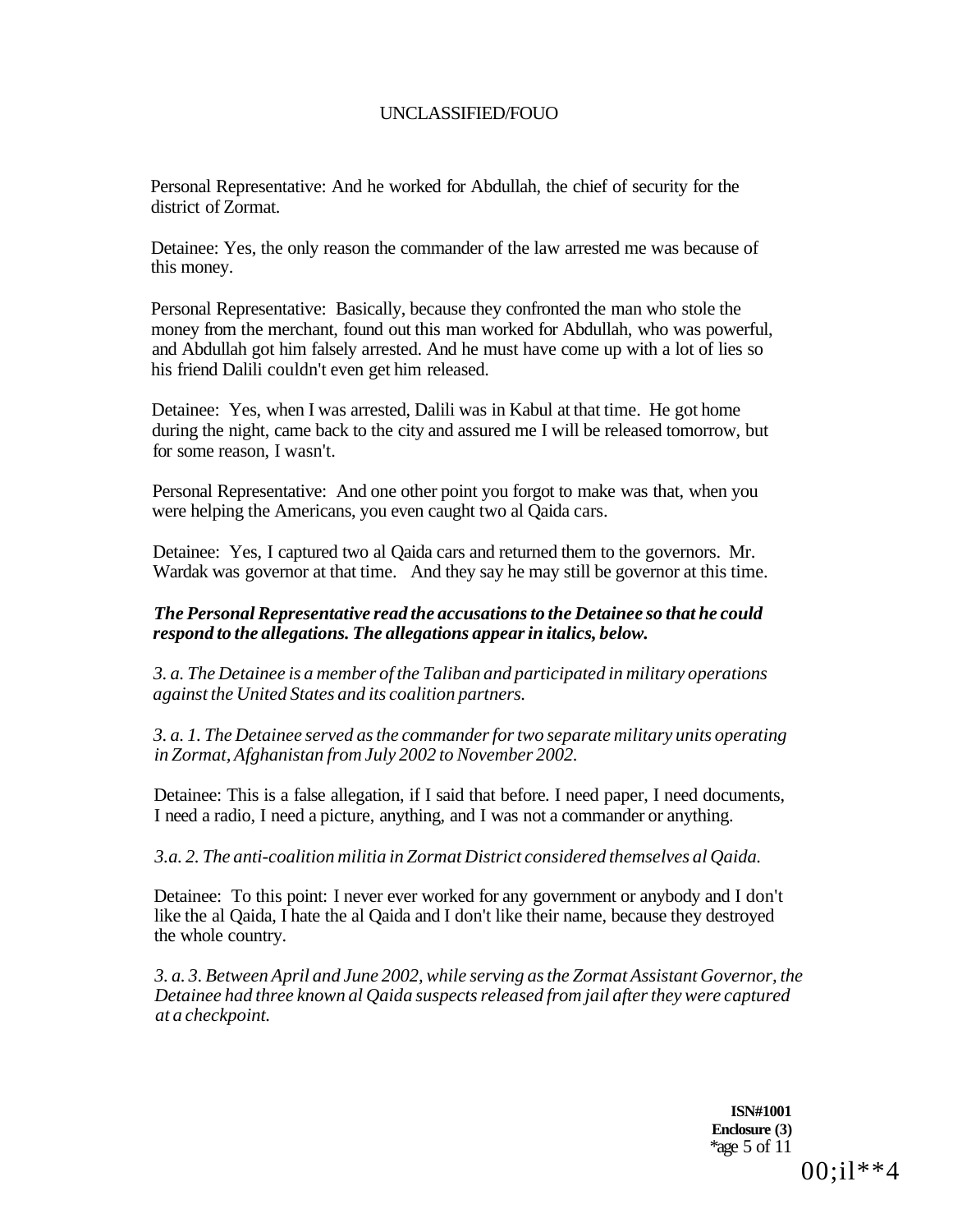Personal Representative: And he worked for Abdullah, the chief of security for the district of Zormat.

Detainee: Yes, the only reason the commander of the law arrested me was because of this money.

Personal Representative: Basically, because they confronted the man who stole the money from the merchant, found out this man worked for Abdullah, who was powerful, and Abdullah got him falsely arrested. And he must have come up with a lot of lies so his friend Dalili couldn't even get him released.

Detainee: Yes, when I was arrested, Dalili was in Kabul at that time. He got home during the night, came back to the city and assured me I will be released tomorrow, but for some reason, I wasn't.

Personal Representative: And one other point you forgot to make was that, when you were helping the Americans, you even caught two al Qaida cars.

Detainee: Yes, I captured two al Qaida cars and returned them to the governors. Mr. Wardak was governor at that time. And they say he may still be governor at this time.

***The Personal Representative read the accusations to the Detainee so that he could respond to the allegations. The allegations appear in italics, below.***

*3. a. The Detainee is a member of the Taliban and participated in military operations against the United States and its coalition partners.*

*3. a. 1. The Detainee served as the commander for two separate military units operating in Zormat, Afghanistan from July 2002 to November 2002.*

Detainee: This is a false allegation, if I said that before. I need paper, I need documents, I need a radio, I need a picture, anything, and I was not a commander or anything.

*3.a. 2. The anti-coalition militia in Zormat District considered themselves al Qaida.*

Detainee: To this point: I never ever worked for any government or anybody and I don't like the al Qaida, I hate the al Qaida and I don't like their name, because they destroyed the whole country.

*3. a. 3. Between April and June 2002, while serving as the Zormat Assistant Governor, the Detainee had three known al Qaida suspects released from jail after they were captured at a checkpoint.*

**ISN#1001**
**Enclosure (3)**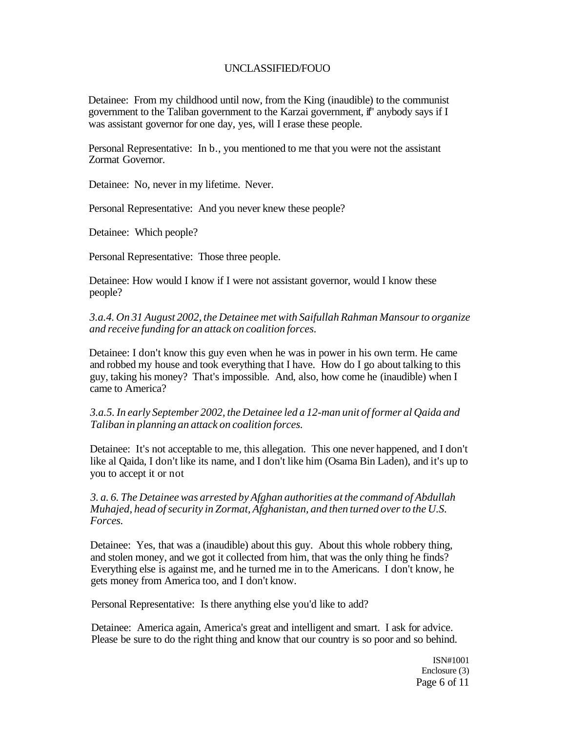Detainee: From my childhood until now, from the King (inaudible) to the communist government to the Taliban government to the Karzai government, if' anybody says if I was assistant governor for one day, yes, will I erase these people.

Personal Representative: In b., you mentioned to me that you were not the assistant Zormat Governor.

Detainee: No, never in my lifetime. Never.

Personal Representative: And you never knew these people?

Detainee: Which people?

Personal Representative: Those three people.

Detainee: How would I know if I were not assistant governor, would I know these people?

*3.a.4. On 31 August 2002, the Detainee met with Saifullah Rahman Mansour to organize and receive funding for an attack on coalition forces.*

Detainee: I don't know this guy even when he was in power in his own term. He came and robbed my house and took everything that I have. How do I go about talking to this guy, taking his money? That's impossible. And, also, how come he (inaudible) when I came to America?

*3.a.5. In early September 2002, the Detainee led a 12-man unit of former al Qaida and Taliban in planning an attack on coalition forces.*

Detainee: It's not acceptable to me, this allegation. This one never happened, and I don't like al Qaida, I don't like its name, and I don't like him (Osama Bin Laden), and it's up to you to accept it or not

*3. a. 6. The Detainee was arrested by Afghan authorities at the command of Abdullah Muhajed, head of security in Zormat, Afghanistan, and then turned over to the U.S. Forces.*

Detainee: Yes, that was a (inaudible) about this guy. About this whole robbery thing, and stolen money, and we got it collected from him, that was the only thing he finds? Everything else is against me, and he turned me in to the Americans. I don't know, he gets money from America too, and I don't know.

Personal Representative: Is there anything else you'd like to add?

Detainee: America again, America's great and intelligent and smart. I ask for advice. Please be sure to do the right thing and know that our country is so poor and so behind.

ISN#1001
Enclosure (3)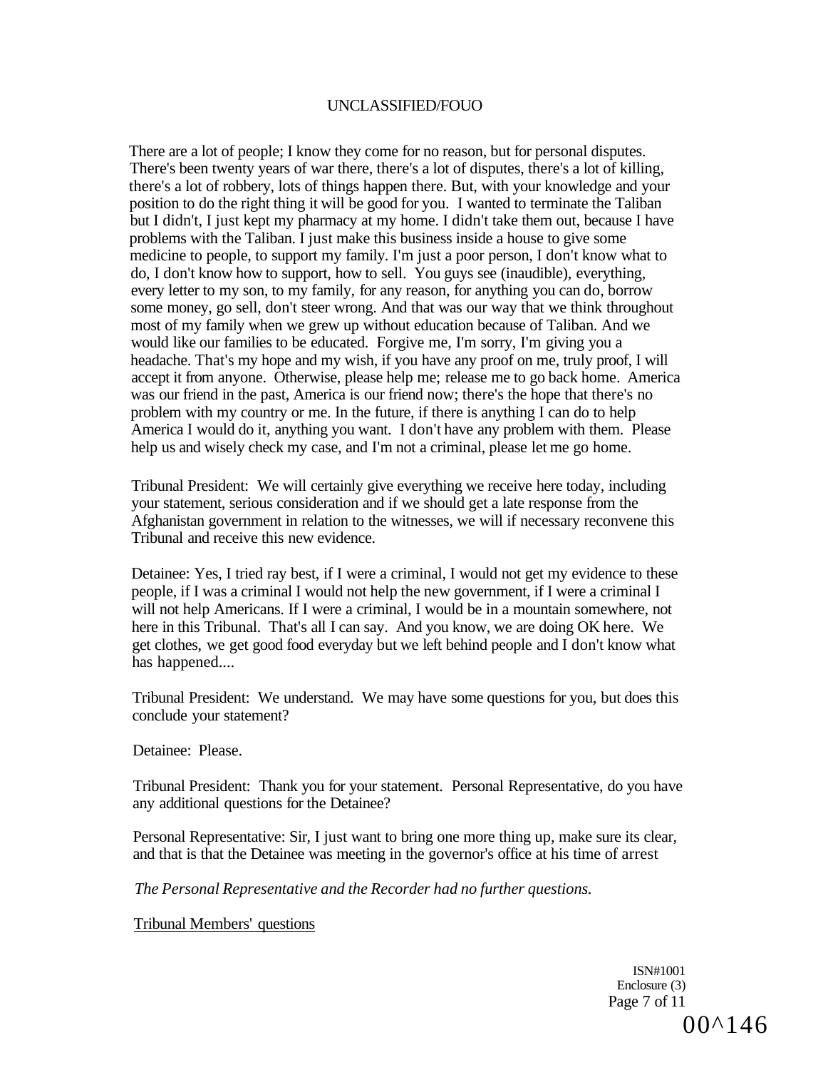There are a lot of people; I know they come for no reason, but for personal disputes. There's been twenty years of war there, there's a lot of disputes, there's a lot of killing, there's a lot of robbery, lots of things happen there. But, with your knowledge and your position to do the right thing it will be good for you. I wanted to terminate the Taliban but I didn't, I just kept my pharmacy at my home. I didn't take them out, because I have problems with the Taliban. I just make this business inside a house to give some medicine to people, to support my family. I'm just a poor person, I don't know what to do, I don't know how to support, how to sell. You guys see (inaudible), everything, every letter to my son, to my family, for any reason, for anything you can do, borrow some money, go sell, don't steer wrong. And that was our way that we think throughout most of my family when we grew up without education because of Taliban. And we would like our families to be educated. Forgive me, I'm sorry, I'm giving you a headache. That's my hope and my wish, if you have any proof on me, truly proof, I will accept it from anyone. Otherwise, please help me; release me to go back home. America was our friend in the past, America is our friend now; there's the hope that there's no problem with my country or me. In the future, if there is anything I can do to help America I would do it, anything you want. I don't have any problem with them. Please help us and wisely check my case, and I'm not a criminal, please let me go home.

Tribunal President: We will certainly give everything we receive here today, including your statement, serious consideration and if we should get a late response from the Afghanistan government in relation to the witnesses, we will if necessary reconvene this Tribunal and receive this new evidence.

Detainee: Yes, I tried ray best, if I were a criminal, I would not get my evidence to these people, if I was a criminal I would not help the new government, if I were a criminal I will not help Americans. If I were a criminal, I would be in a mountain somewhere, not here in this Tribunal. That's all I can say. And you know, we are doing OK here. We get clothes, we get good food everyday but we left behind people and I don't know what has happened....

Tribunal President: We understand. We may have some questions for you, but does this conclude your statement?

Detainee: Please.

Tribunal President: Thank you for your statement. Personal Representative, do you have any additional questions for the Detainee?

Personal Representative: Sir, I just want to bring one more thing up, make sure its clear, and that is that the Detainee was meeting in the governor's office at his time of arrest

*The Personal Representative and the Recorder had no further questions.*

Tribunal Members' questions

ISN#1001
Enclosure (3)

00^146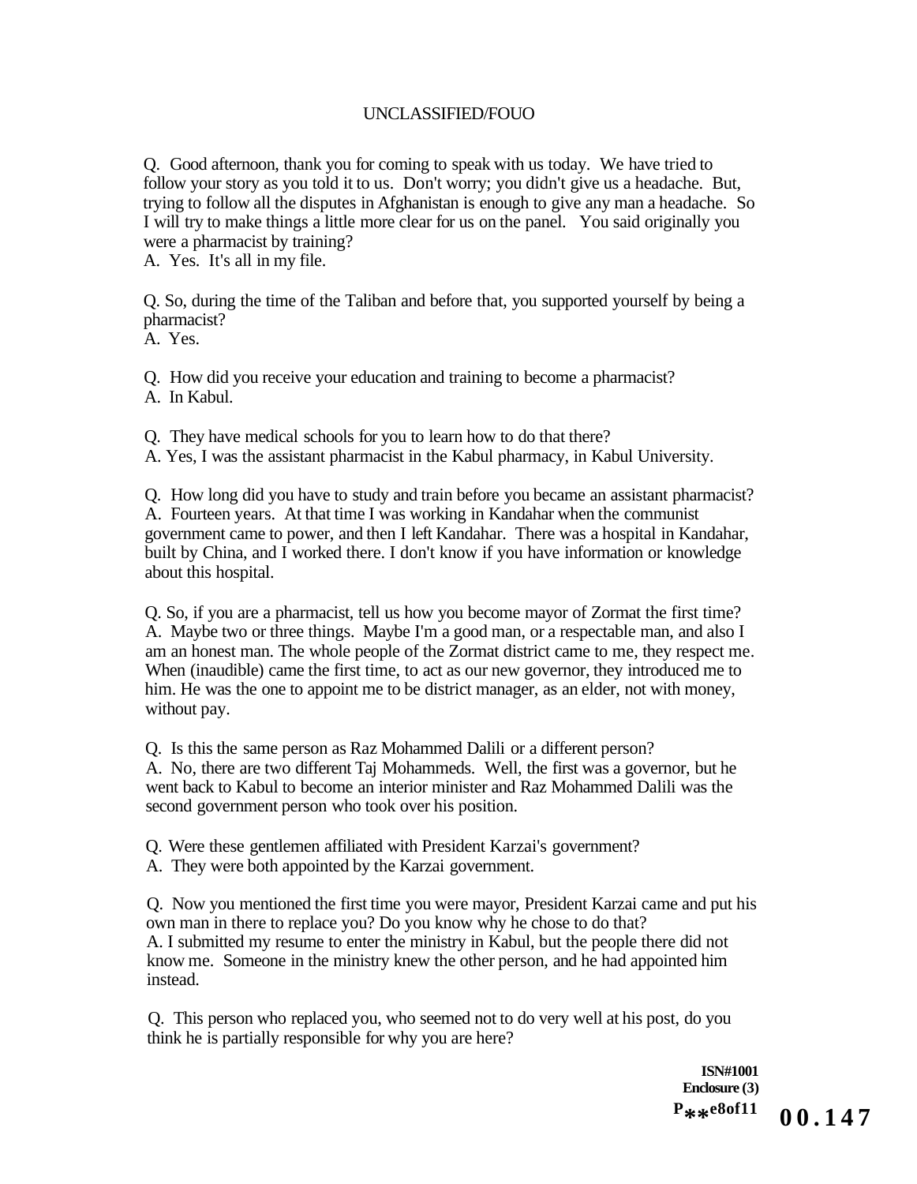Q. Good afternoon, thank you for coming to speak with us today. We have tried to follow your story as you told it to us. Don't worry; you didn't give us a headache. But, trying to follow all the disputes in Afghanistan is enough to give any man a headache. So I will try to make things a little more clear for us on the panel. You said originally you were a pharmacist by training?
A. Yes. It's all in my file.

Q. So, during the time of the Taliban and before that, you supported yourself by being a pharmacist?
A. Yes.

Q. How did you receive your education and training to become a pharmacist?
A. In Kabul.

Q. They have medical schools for you to learn how to do that there?
A. Yes, I was the assistant pharmacist in the Kabul pharmacy, in Kabul University.

Q. How long did you have to study and train before you became an assistant pharmacist?
A. Fourteen years. At that time I was working in Kandahar when the communist government came to power, and then I left Kandahar. There was a hospital in Kandahar, built by China, and I worked there. I don't know if you have information or knowledge about this hospital.

Q. So, if you are a pharmacist, tell us how you become mayor of Zormat the first time?
A. Maybe two or three things. Maybe I'm a good man, or a respectable man, and also I am an honest man. The whole people of the Zormat district came to me, they respect me. When (inaudible) came the first time, to act as our new governor, they introduced me to him. He was the one to appoint me to be district manager, as an elder, not with money, without pay.

Q. Is this the same person as Raz Mohammed Dalili or a different person?
A. No, there are two different Taj Mohammeds. Well, the first was a governor, but he went back to Kabul to become an interior minister and Raz Mohammed Dalili was the second government person who took over his position.

Q. Were these gentlemen affiliated with President Karzai's government?
A. They were both appointed by the Karzai government.

Q. Now you mentioned the first time you were mayor, President Karzai came and put his own man in there to replace you? Do you know why he chose to do that?
A. I submitted my resume to enter the ministry in Kabul, but the people there did not know me. Someone in the ministry knew the other person, and he had appointed him instead.

Q. This person who replaced you, who seemed not to do very well at his post, do you think he is partially responsible for why you are here?

ISN#1001
Enclosure (3)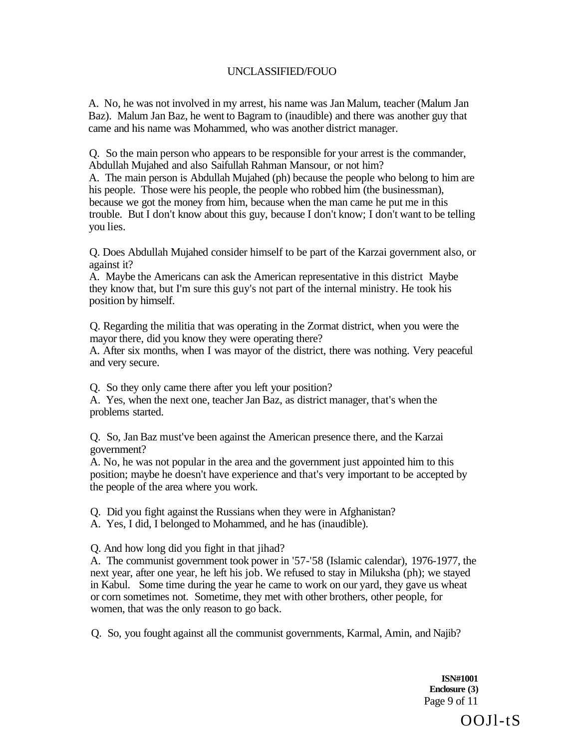A. No, he was not involved in my arrest, his name was Jan Malum, teacher (Malum Jan Baz). Malum Jan Baz, he went to Bagram to (inaudible) and there was another guy that came and his name was Mohammed, who was another district manager.

Q. So the main person who appears to be responsible for your arrest is the commander, Abdullah Mujahed and also Saifullah Rahman Mansour, or not him?
A. The main person is Abdullah Mujahed (ph) because the people who belong to him are his people. Those were his people, the people who robbed him (the businessman), because we got the money from him, because when the man came he put me in this trouble. But I don't know about this guy, because I don't know; I don't want to be telling you lies.

Q. Does Abdullah Mujahed consider himself to be part of the Karzai government also, or against it?
A. Maybe the Americans can ask the American representative in this district Maybe they know that, but I'm sure this guy's not part of the internal ministry. He took his position by himself.

Q. Regarding the militia that was operating in the Zormat district, when you were the mayor there, did you know they were operating there?
A. After six months, when I was mayor of the district, there was nothing. Very peaceful and very secure.

Q. So they only came there after you left your position?
A. Yes, when the next one, teacher Jan Baz, as district manager, that's when the problems started.

Q. So, Jan Baz must've been against the American presence there, and the Karzai government?
A. No, he was not popular in the area and the government just appointed him to this position; maybe he doesn't have experience and that's very important to be accepted by the people of the area where you work.

Q. Did you fight against the Russians when they were in Afghanistan?
A. Yes, I did, I belonged to Mohammed, and he has (inaudible).

Q. And how long did you fight in that jihad?
A. The communist government took power in '57-'58 (Islamic calendar), 1976-1977, the next year, after one year, he left his job. We refused to stay in Miluksha (ph); we stayed in Kabul. Some time during the year he came to work on our yard, they gave us wheat or corn sometimes not. Sometime, they met with other brothers, other people, for women, that was the only reason to go back.

Q. So, you fought against all the communist governments, Karmal, Amin, and Najib?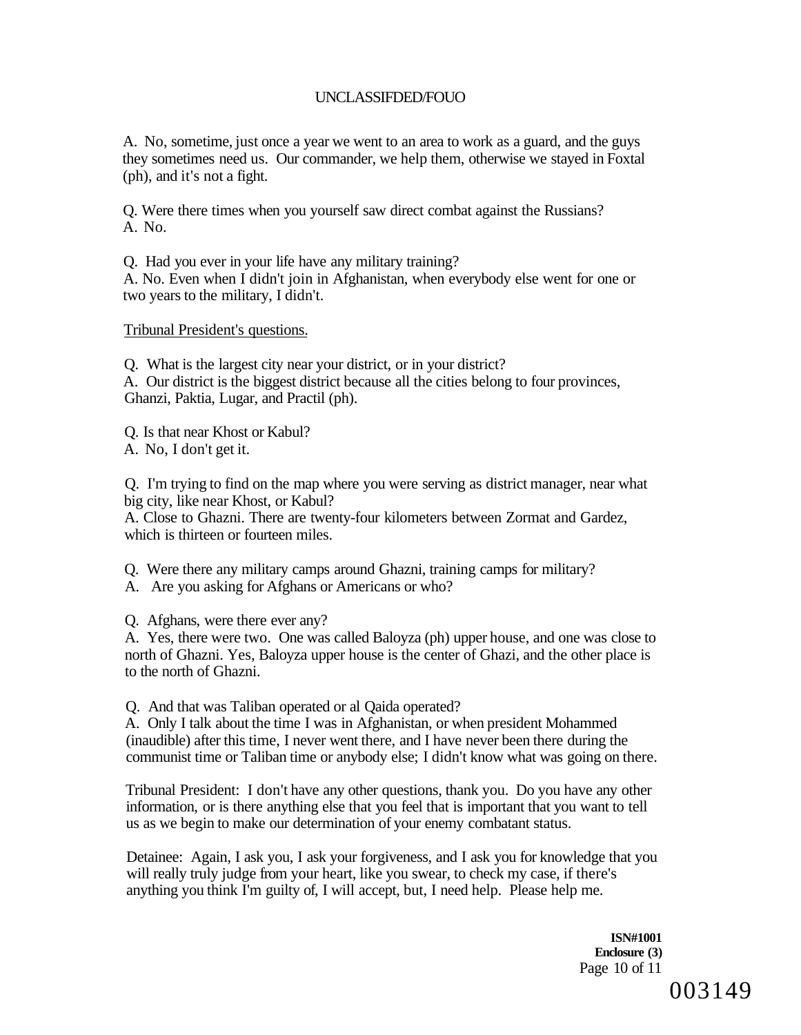A. No, sometime, just once a year we went to an area to work as a guard, and the guys they sometimes need us. Our commander, we help them, otherwise we stayed in Foxtal (ph), and it's not a fight.

Q. Were there times when you yourself saw direct combat against the Russians?
A. No.

Q. Had you ever in your life have any military training?
A. No. Even when I didn't join in Afghanistan, when everybody else went for one or two years to the military, I didn't.

Tribunal President's questions.

Q. What is the largest city near your district, or in your district?
A. Our district is the biggest district because all the cities belong to four provinces, Ghanzi, Paktia, Lugar, and Practil (ph).

Q. Is that near Khost or Kabul?
A. No, I don't get it.

Q. I'm trying to find on the map where you were serving as district manager, near what big city, like near Khost, or Kabul?
A. Close to Ghazni. There are twenty-four kilometers between Zormat and Gardez, which is thirteen or fourteen miles.

Q. Were there any military camps around Ghazni, training camps for military?
A. Are you asking for Afghans or Americans or who?

Q. Afghans, were there ever any?
A. Yes, there were two. One was called Baloyza (ph) upper house, and one was close to north of Ghazni. Yes, Baloyza upper house is the center of Ghazi, and the other place is to the north of Ghazni.

Q. And that was Taliban operated or al Qaida operated?
A. Only I talk about the time I was in Afghanistan, or when president Mohammed (inaudible) after this time, I never went there, and I have never been there during the communist time or Taliban time or anybody else; I didn't know what was going on there.

Tribunal President: I don't have any other questions, thank you. Do you have any other information, or is there anything else that you feel that is important that you want to tell us as we begin to make our determination of your enemy combatant status.

Detainee: Again, I ask you, I ask your forgiveness, and I ask you for knowledge that you will really truly judge from your heart, like you swear, to check my case, if there's anything you think I'm guilty of, I will accept, but, I need help. Please help me.

**ISN#1001**
**Enclosure (3)**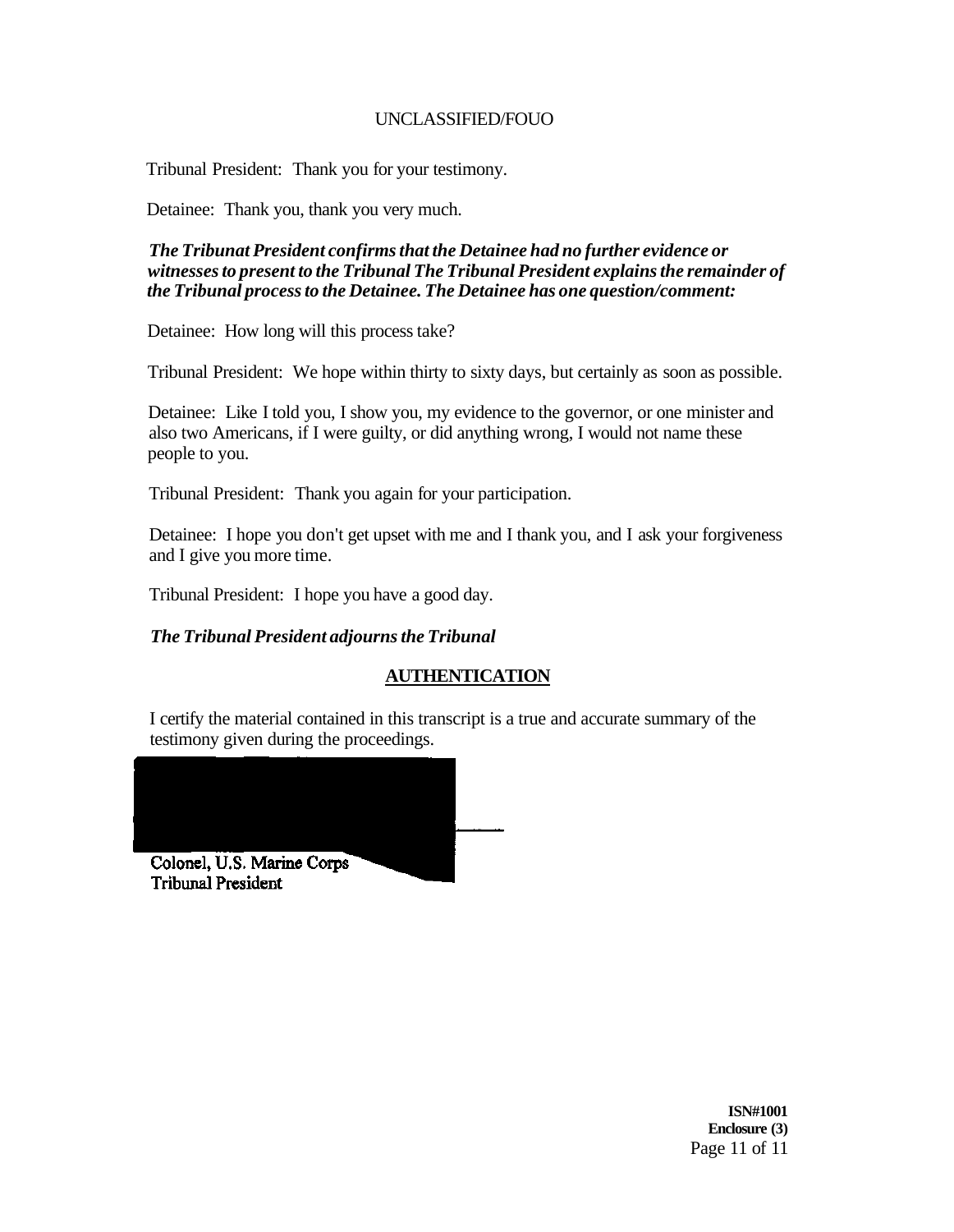Tribunal President: Thank you for your testimony.

Detainee: Thank you, thank you very much.

***The Tribunat President confirms that the Detainee had no further evidence or witnesses to present to the Tribunal The Tribunal President explains the remainder of the Tribunal process to the Detainee. The Detainee has one question/comment:***

Detainee: How long will this process take?

Tribunal President: We hope within thirty to sixty days, but certainly as soon as possible.

Detainee: Like I told you, I show you, my evidence to the governor, or one minister and also two Americans, if I were guilty, or did anything wrong, I would not name these people to you.

Tribunal President: Thank you again for your participation.

Detainee: I hope you don't get upset with me and I thank you, and I ask your forgiveness and I give you more time.

Tribunal President: I hope you have a good day.

***The Tribunal President adjourns the Tribunal***

## AUTHENTICATION

I certify the material contained in this transcript is a true and accurate summary of the testimony given during the proceedings.

Colonel, U.S. Marine Corps
Tribunal President

**ISN#1001**
**Enclosure (3)**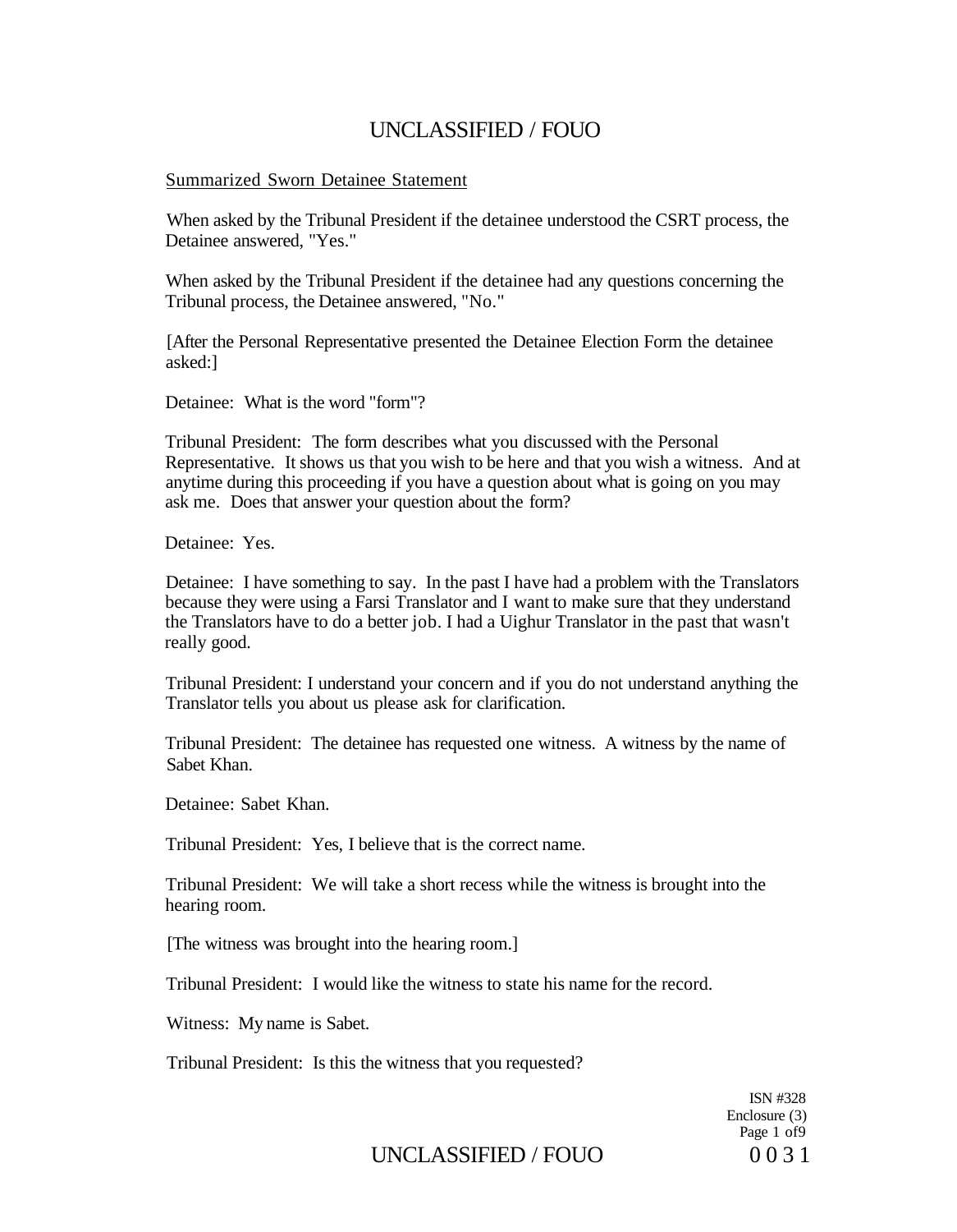Summarized Sworn Detainee Statement

When asked by the Tribunal President if the detainee understood the CSRT process, the Detainee answered, "Yes."

When asked by the Tribunal President if the detainee had any questions concerning the Tribunal process, the Detainee answered, "No."

[After the Personal Representative presented the Detainee Election Form the detainee asked:]

Detainee: What is the word "form"?

Tribunal President: The form describes what you discussed with the Personal Representative. It shows us that you wish to be here and that you wish a witness. And at anytime during this proceeding if you have a question about what is going on you may ask me. Does that answer your question about the form?

Detainee: Yes.

Detainee: I have something to say. In the past I have had a problem with the Translators because they were using a Farsi Translator and I want to make sure that they understand the Translators have to do a better job. I had a Uighur Translator in the past that wasn't really good.

Tribunal President: I understand your concern and if you do not understand anything the Translator tells you about us please ask for clarification.

Tribunal President: The detainee has requested one witness. A witness by the name of Sabet Khan.

Detainee: Sabet Khan.

Tribunal President: Yes, I believe that is the correct name.

Tribunal President: We will take a short recess while the witness is brought into the hearing room.

[The witness was brought into the hearing room.]

Tribunal President: I would like the witness to state his name for the record.

Witness: My name is Sabet.

Tribunal President: Is this the witness that you requested?

ISN #328
Enclosure (3)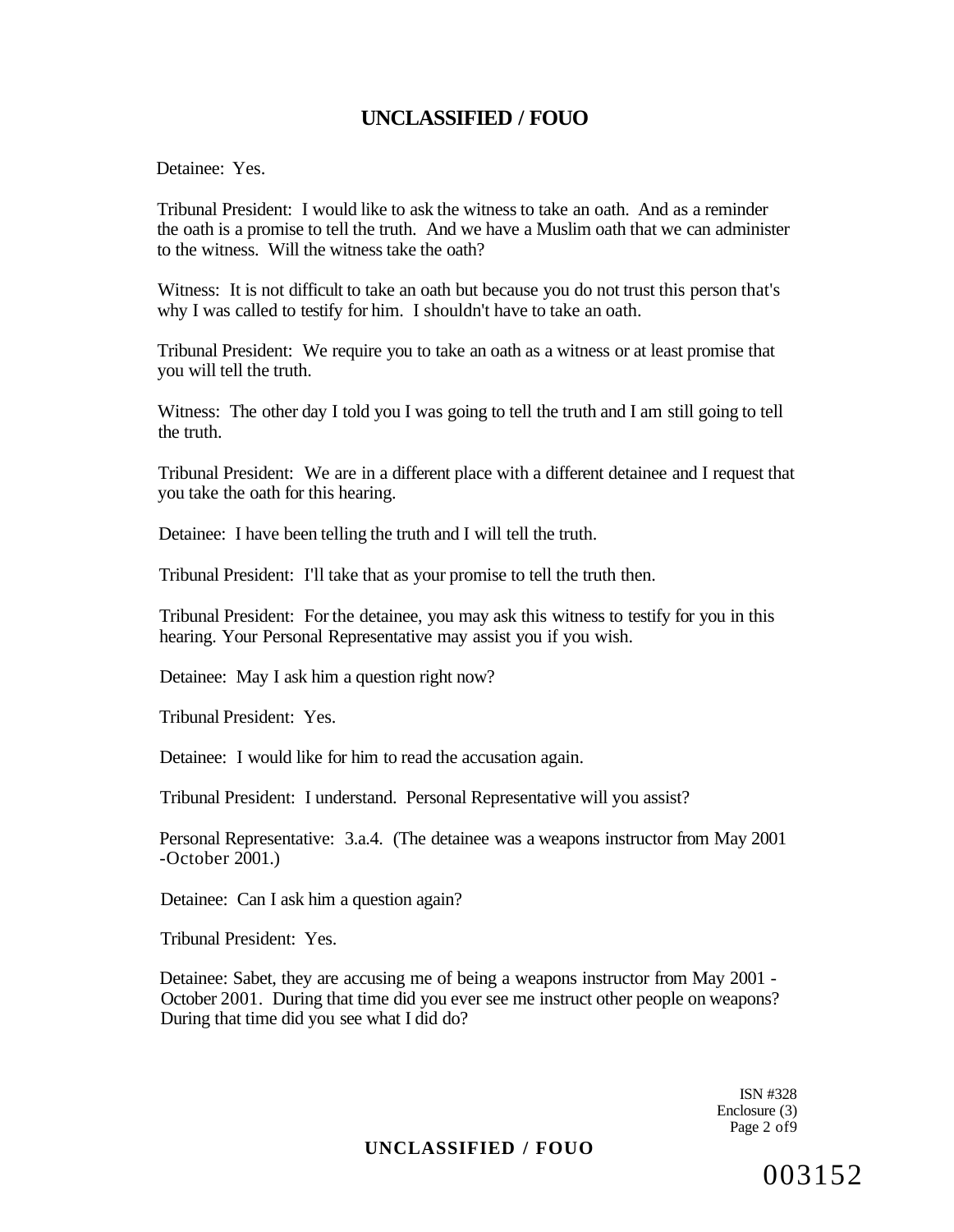Detainee: Yes.

Tribunal President: I would like to ask the witness to take an oath. And as a reminder the oath is a promise to tell the truth. And we have a Muslim oath that we can administer to the witness. Will the witness take the oath?

Witness: It is not difficult to take an oath but because you do not trust this person that's why I was called to testify for him. I shouldn't have to take an oath.

Tribunal President: We require you to take an oath as a witness or at least promise that you will tell the truth.

Witness: The other day I told you I was going to tell the truth and I am still going to tell the truth.

Tribunal President: We are in a different place with a different detainee and I request that you take the oath for this hearing.

Detainee: I have been telling the truth and I will tell the truth.

Tribunal President: I'll take that as your promise to tell the truth then.

Tribunal President: For the detainee, you may ask this witness to testify for you in this hearing. Your Personal Representative may assist you if you wish.

Detainee: May I ask him a question right now?

Tribunal President: Yes.

Detainee: I would like for him to read the accusation again.

Tribunal President: I understand. Personal Representative will you assist?

Personal Representative: 3.a.4. (The detainee was a weapons instructor from May 2001 -October 2001.)

Detainee: Can I ask him a question again?

Tribunal President: Yes.

Detainee: Sabet, they are accusing me of being a weapons instructor from May 2001 - October 2001. During that time did you ever see me instruct other people on weapons? During that time did you see what I did do?

ISN #328
Enclosure (3)
Page 2 of9

003152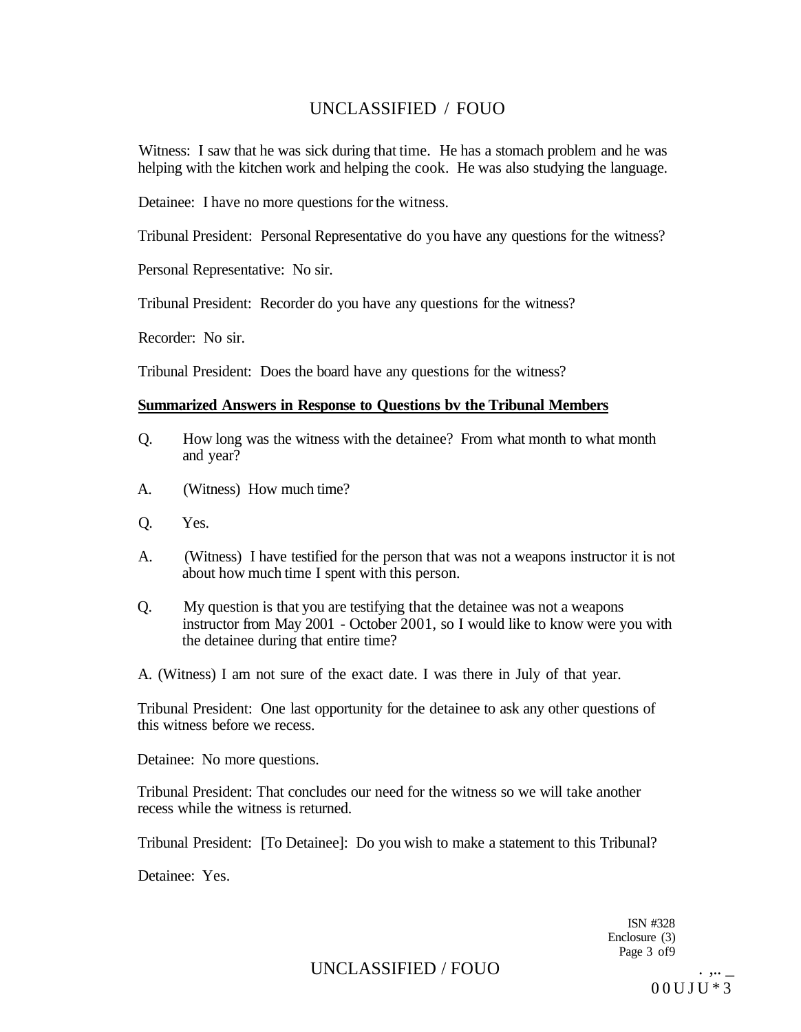Witness: I saw that he was sick during that time. He has a stomach problem and he was helping with the kitchen work and helping the cook. He was also studying the language.

Detainee: I have no more questions for the witness.

Tribunal President: Personal Representative do you have any questions for the witness?

Personal Representative: No sir.

Tribunal President: Recorder do you have any questions for the witness?

Recorder: No sir.

Tribunal President: Does the board have any questions for the witness?

**Summarized Answers in Response to Questions bv the Tribunal Members**

Q. How long was the witness with the detainee? From what month to what month and year?

A. (Witness) How much time?

Q. Yes.

A. (Witness) I have testified for the person that was not a weapons instructor it is not about how much time I spent with this person.

Q. My question is that you are testifying that the detainee was not a weapons instructor from May 2001 - October 2001, so I would like to know were you with the detainee during that entire time?

A. (Witness) I am not sure of the exact date. I was there in July of that year.

Tribunal President: One last opportunity for the detainee to ask any other questions of this witness before we recess.

Detainee: No more questions.

Tribunal President: That concludes our need for the witness so we will take another recess while the witness is returned.

Tribunal President: [To Detainee]: Do you wish to make a statement to this Tribunal?

Detainee: Yes.

ISN #328
Enclosure (3)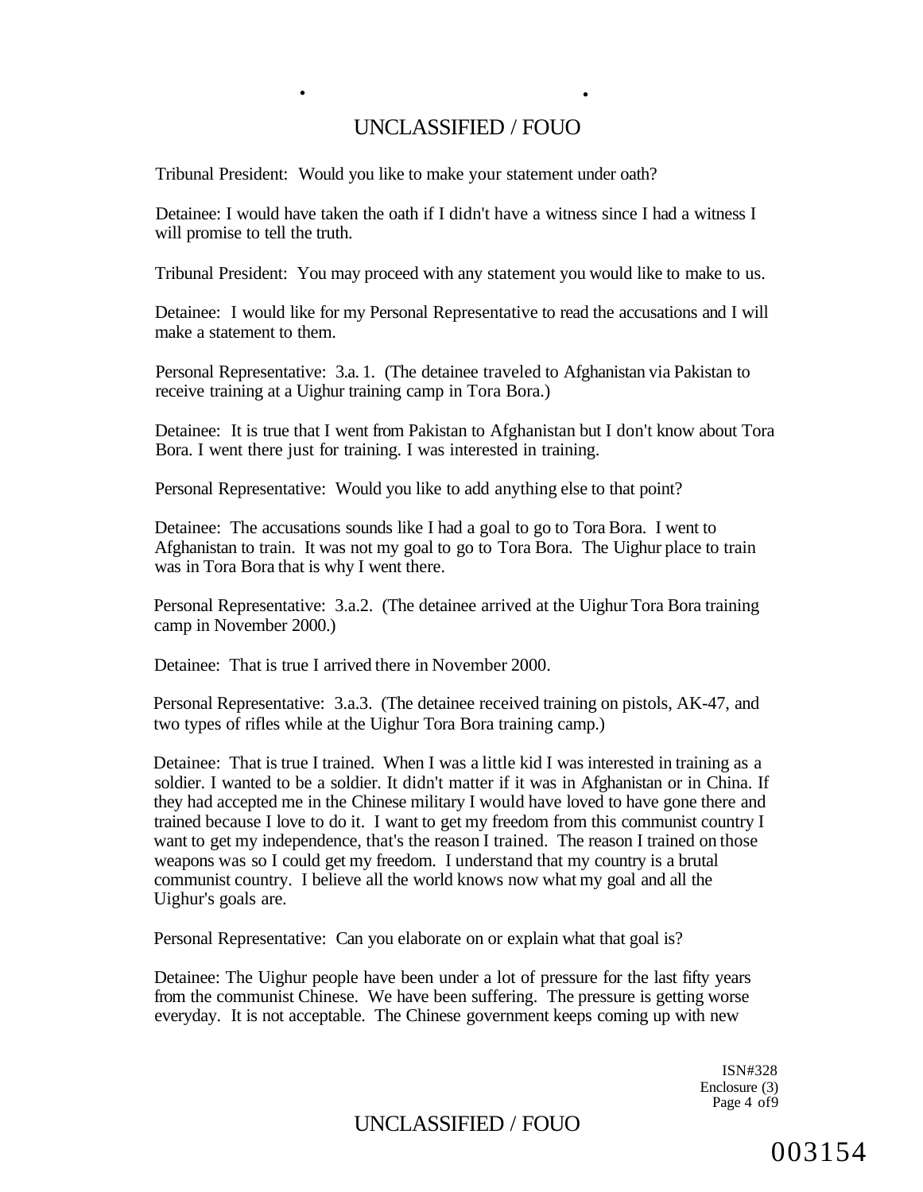Tribunal President: Would you like to make your statement under oath?

Detainee: I would have taken the oath if I didn't have a witness since I had a witness I will promise to tell the truth.

Tribunal President: You may proceed with any statement you would like to make to us.

Detainee: I would like for my Personal Representative to read the accusations and I will make a statement to them.

Personal Representative: 3.a. 1. (The detainee traveled to Afghanistan via Pakistan to receive training at a Uighur training camp in Tora Bora.)

Detainee: It is true that I went from Pakistan to Afghanistan but I don't know about Tora Bora. I went there just for training. I was interested in training.

Personal Representative: Would you like to add anything else to that point?

Detainee: The accusations sounds like I had a goal to go to Tora Bora. I went to Afghanistan to train. It was not my goal to go to Tora Bora. The Uighur place to train was in Tora Bora that is why I went there.

Personal Representative: 3.a.2. (The detainee arrived at the Uighur Tora Bora training camp in November 2000.)

Detainee: That is true I arrived there in November 2000.

Personal Representative: 3.a.3. (The detainee received training on pistols, AK-47, and two types of rifles while at the Uighur Tora Bora training camp.)

Detainee: That is true I trained. When I was a little kid I was interested in training as a soldier. I wanted to be a soldier. It didn't matter if it was in Afghanistan or in China. If they had accepted me in the Chinese military I would have loved to have gone there and trained because I love to do it. I want to get my freedom from this communist country I want to get my independence, that's the reason I trained. The reason I trained on those weapons was so I could get my freedom. I understand that my country is a brutal communist country. I believe all the world knows now what my goal and all the Uighur's goals are.

Personal Representative: Can you elaborate on or explain what that goal is?

Detainee: The Uighur people have been under a lot of pressure for the last fifty years from the communist Chinese. We have been suffering. The pressure is getting worse everyday. It is not acceptable. The Chinese government keeps coming up with new

ISN#328
Enclosure (3)
Page 4 of9

003154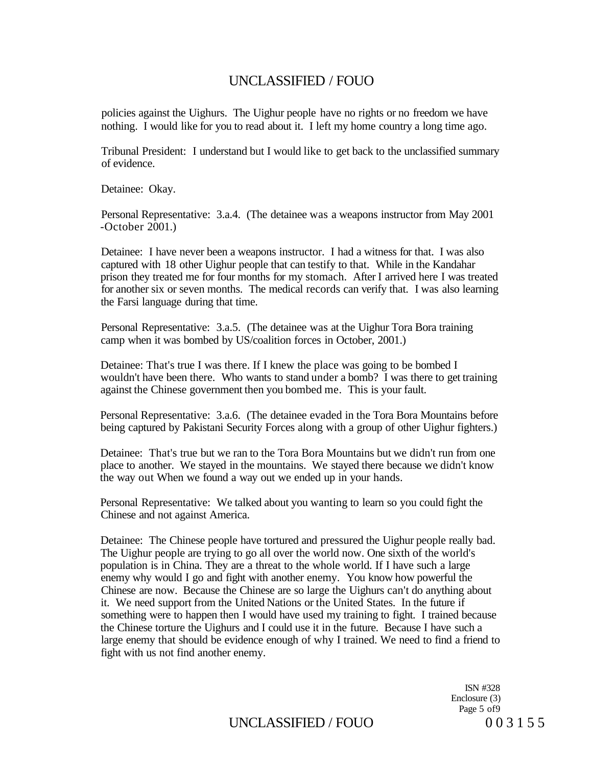policies against the Uighurs. The Uighur people have no rights or no freedom we have nothing. I would like for you to read about it. I left my home country a long time ago.

Tribunal President: I understand but I would like to get back to the unclassified summary of evidence.

Detainee: Okay.

Personal Representative: 3.a.4. (The detainee was a weapons instructor from May 2001 -October 2001.)

Detainee: I have never been a weapons instructor. I had a witness for that. I was also captured with 18 other Uighur people that can testify to that. While in the Kandahar prison they treated me for four months for my stomach. After I arrived here I was treated for another six or seven months. The medical records can verify that. I was also learning the Farsi language during that time.

Personal Representative: 3.a.5. (The detainee was at the Uighur Tora Bora training camp when it was bombed by US/coalition forces in October, 2001.)

Detainee: That's true I was there. If I knew the place was going to be bombed I wouldn't have been there. Who wants to stand under a bomb? I was there to get training against the Chinese government then you bombed me. This is your fault.

Personal Representative: 3.a.6. (The detainee evaded in the Tora Bora Mountains before being captured by Pakistani Security Forces along with a group of other Uighur fighters.)

Detainee: That's true but we ran to the Tora Bora Mountains but we didn't run from one place to another. We stayed in the mountains. We stayed there because we didn't know the way out When we found a way out we ended up in your hands.

Personal Representative: We talked about you wanting to learn so you could fight the Chinese and not against America.

Detainee: The Chinese people have tortured and pressured the Uighur people really bad. The Uighur people are trying to go all over the world now. One sixth of the world's population is in China. They are a threat to the whole world. If I have such a large enemy why would I go and fight with another enemy. You know how powerful the Chinese are now. Because the Chinese are so large the Uighurs can't do anything about it. We need support from the United Nations or the United States. In the future if something were to happen then I would have used my training to fight. I trained because the Chinese torture the Uighurs and I could use it in the future. Because I have such a large enemy that should be evidence enough of why I trained. We need to find a friend to fight with us not find another enemy.

ISN #328
Enclosure (3)
Page 5 of9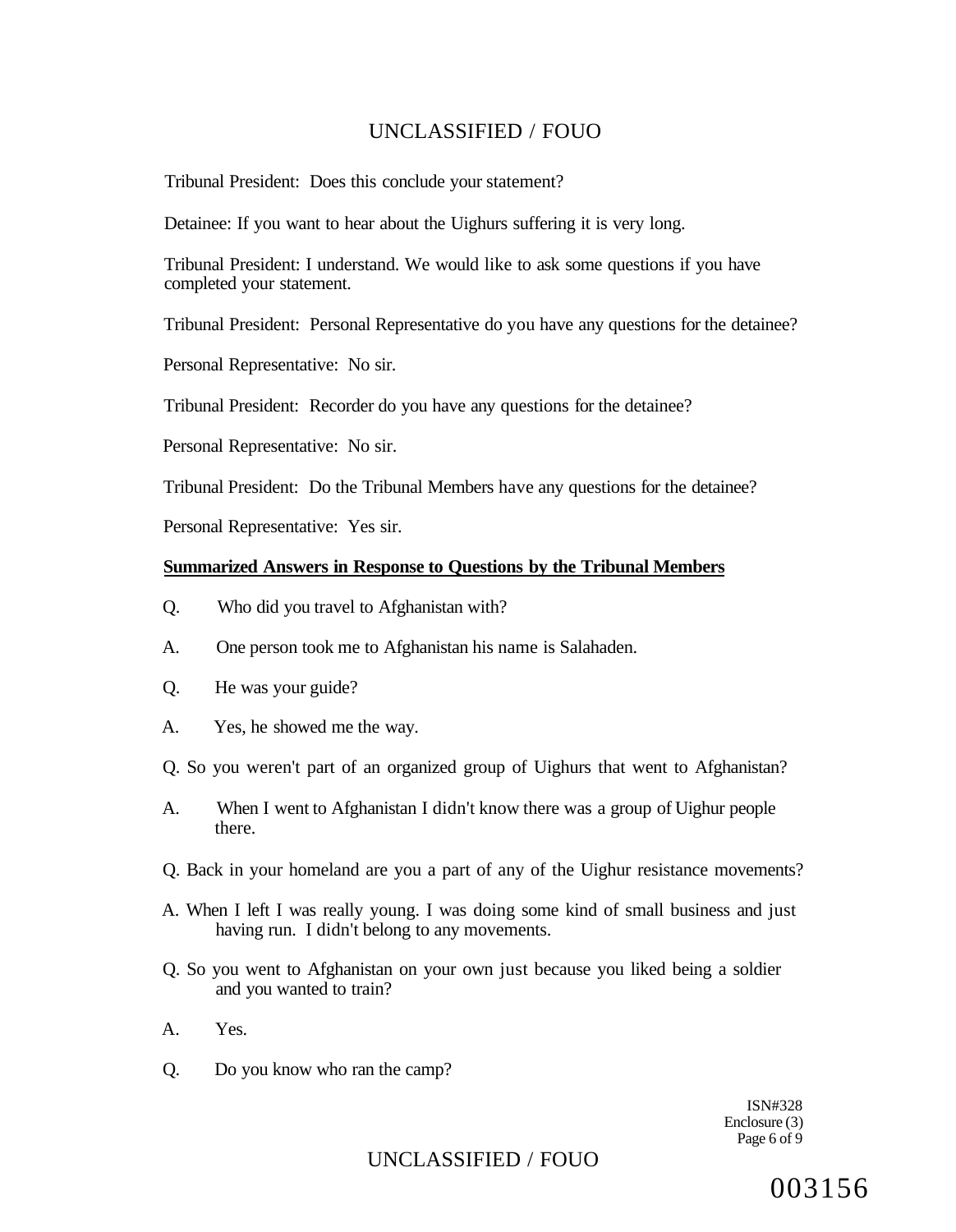Tribunal President: Does this conclude your statement?

Detainee: If you want to hear about the Uighurs suffering it is very long.

Tribunal President: I understand. We would like to ask some questions if you have completed your statement.

Tribunal President: Personal Representative do you have any questions for the detainee?

Personal Representative: No sir.

Tribunal President: Recorder do you have any questions for the detainee?

Personal Representative: No sir.

Tribunal President: Do the Tribunal Members have any questions for the detainee?

Personal Representative: Yes sir.

**Summarized Answers in Response to Questions by the Tribunal Members**

Q. Who did you travel to Afghanistan with?

A. One person took me to Afghanistan his name is Salahaden.

Q. He was your guide?

A. Yes, he showed me the way.

Q. So you weren't part of an organized group of Uighurs that went to Afghanistan?

A. When I went to Afghanistan I didn't know there was a group of Uighur people there.

Q. Back in your homeland are you a part of any of the Uighur resistance movements?

A. When I left I was really young. I was doing some kind of small business and just having run. I didn't belong to any movements.

Q. So you went to Afghanistan on your own just because you liked being a soldier and you wanted to train?

A. Yes.

Q. Do you know who ran the camp?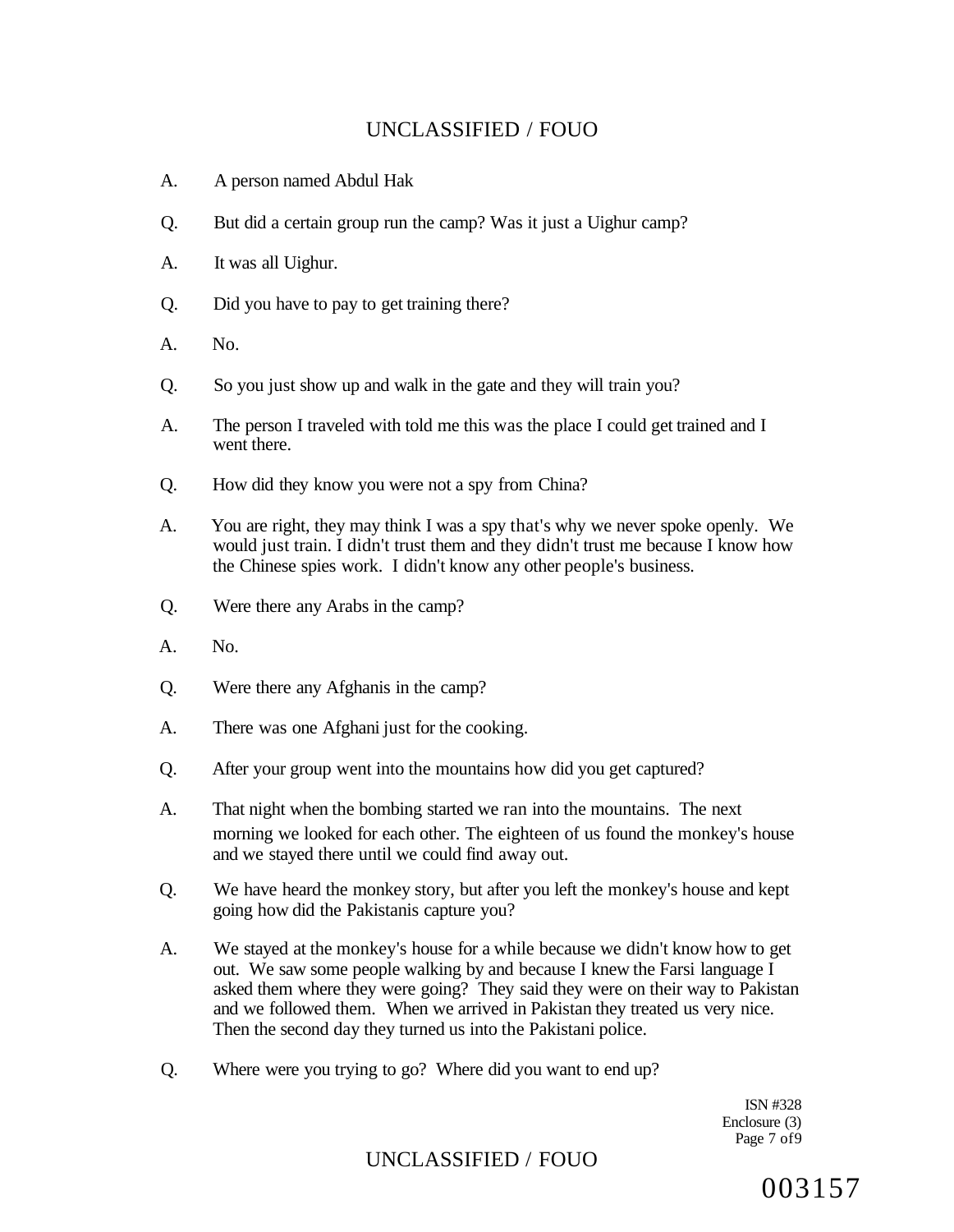A. A person named Abdul Hak

Q. But did a certain group run the camp? Was it just a Uighur camp?

A. It was all Uighur.

Q. Did you have to pay to get training there?

A. No.

Q. So you just show up and walk in the gate and they will train you?

A. The person I traveled with told me this was the place I could get trained and I went there.

Q. How did they know you were not a spy from China?

A. You are right, they may think I was a spy that's why we never spoke openly. We would just train. I didn't trust them and they didn't trust me because I know how the Chinese spies work. I didn't know any other people's business.

Q. Were there any Arabs in the camp?

A. No.

Q. Were there any Afghanis in the camp?

A. There was one Afghani just for the cooking.

Q. After your group went into the mountains how did you get captured?

A. That night when the bombing started we ran into the mountains. The next morning we looked for each other. The eighteen of us found the monkey's house and we stayed there until we could find away out.

Q. We have heard the monkey story, but after you left the monkey's house and kept going how did the Pakistanis capture you?

A. We stayed at the monkey's house for a while because we didn't know how to get out. We saw some people walking by and because I knew the Farsi language I asked them where they were going? They said they were on their way to Pakistan and we followed them. When we arrived in Pakistan they treated us very nice. Then the second day they turned us into the Pakistani police.

Q. Where were you trying to go? Where did you want to end up?

ISN #328
Enclosure (3)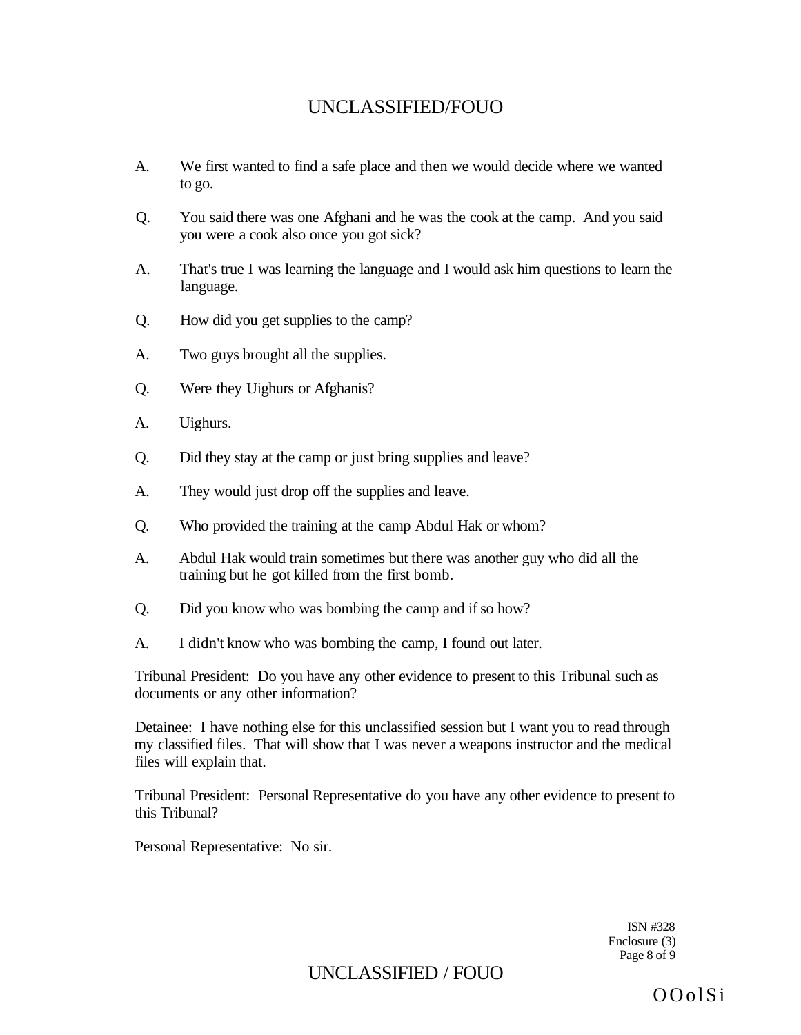A. We first wanted to find a safe place and then we would decide where we wanted to go.

Q. You said there was one Afghani and he was the cook at the camp. And you said you were a cook also once you got sick?

A. That's true I was learning the language and I would ask him questions to learn the language.

Q. How did you get supplies to the camp?

A. Two guys brought all the supplies.

Q. Were they Uighurs or Afghanis?

A. Uighurs.

Q. Did they stay at the camp or just bring supplies and leave?

A. They would just drop off the supplies and leave.

Q. Who provided the training at the camp Abdul Hak or whom?

A. Abdul Hak would train sometimes but there was another guy who did all the training but he got killed from the first bomb.

Q. Did you know who was bombing the camp and if so how?

A. I didn't know who was bombing the camp, I found out later.

Tribunal President: Do you have any other evidence to present to this Tribunal such as documents or any other information?

Detainee: I have nothing else for this unclassified session but I want you to read through my classified files. That will show that I was never a weapons instructor and the medical files will explain that.

Tribunal President: Personal Representative do you have any other evidence to present to this Tribunal?

Personal Representative: No sir.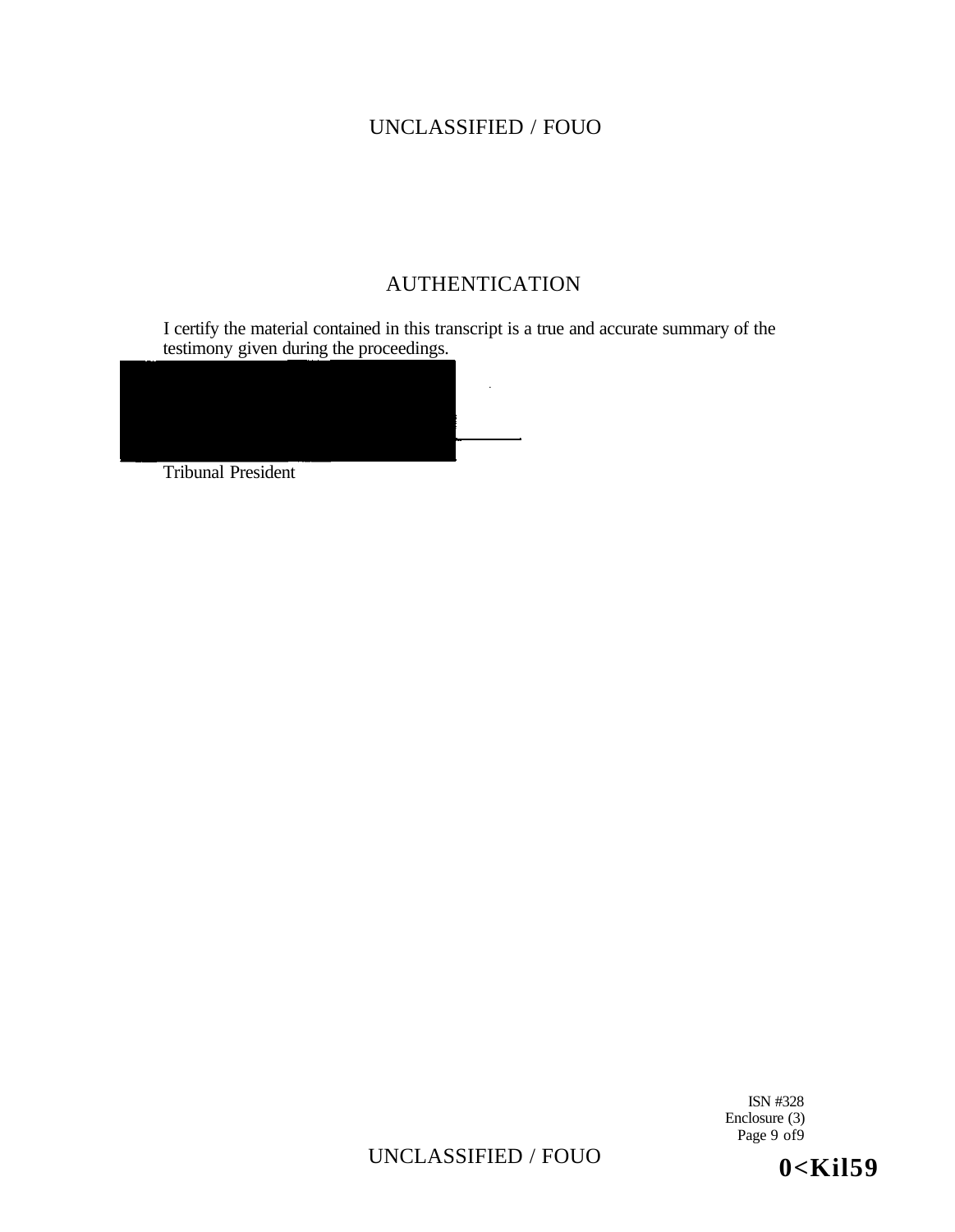# AUTHENTICATION

I certify the material contained in this transcript is a true and accurate summary of the testimony given during the proceedings.

Tribunal President

ISN #328
Enclosure (3)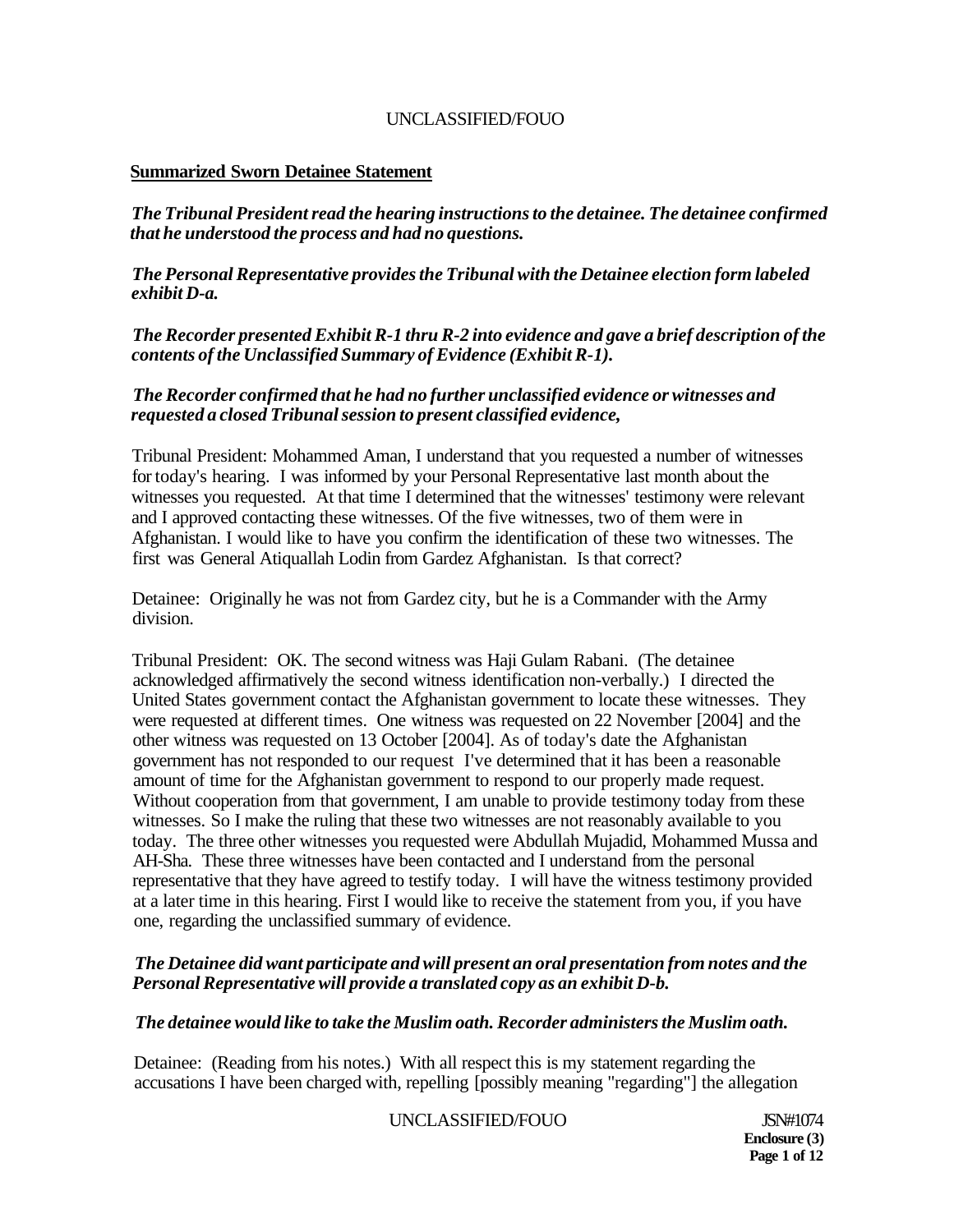**Summarized Sworn Detainee Statement**

***The Tribunal President read the hearing instructions to the detainee. The detainee confirmed that he understood the process and had no questions.***

***The Personal Representative provides the Tribunal with the Detainee election form labeled exhibit D-a.***

***The Recorder presented Exhibit R-1 thru R-2 into evidence and gave a brief description of the contents of the Unclassified Summary of Evidence (Exhibit R-1).***

***The Recorder confirmed that he had no further unclassified evidence or witnesses and requested a closed Tribunal session to present classified evidence,***

Tribunal President: Mohammed Aman, I understand that you requested a number of witnesses for today's hearing. I was informed by your Personal Representative last month about the witnesses you requested. At that time I determined that the witnesses' testimony were relevant and I approved contacting these witnesses. Of the five witnesses, two of them were in Afghanistan. I would like to have you confirm the identification of these two witnesses. The first was General Atiquallah Lodin from Gardez Afghanistan. Is that correct?

Detainee: Originally he was not from Gardez city, but he is a Commander with the Army division.

Tribunal President: OK. The second witness was Haji Gulam Rabani. (The detainee acknowledged affirmatively the second witness identification non-verbally.) I directed the United States government contact the Afghanistan government to locate these witnesses. They were requested at different times. One witness was requested on 22 November [2004] and the other witness was requested on 13 October [2004]. As of today's date the Afghanistan government has not responded to our request I've determined that it has been a reasonable amount of time for the Afghanistan government to respond to our properly made request. Without cooperation from that government, I am unable to provide testimony today from these witnesses. So I make the ruling that these two witnesses are not reasonably available to you today. The three other witnesses you requested were Abdullah Mujadid, Mohammed Mussa and AH-Sha. These three witnesses have been contacted and I understand from the personal representative that they have agreed to testify today. I will have the witness testimony provided at a later time in this hearing. First I would like to receive the statement from you, if you have one, regarding the unclassified summary of evidence.

***The Detainee did want participate and will present an oral presentation from notes and the Personal Representative will provide a translated copy as an exhibit D-b.***

***The detainee would like to take the Muslim oath. Recorder administers the Muslim oath.***

Detainee: (Reading from his notes.) With all respect this is my statement regarding the accusations I have been charged with, repelling [possibly meaning "regarding"] the allegation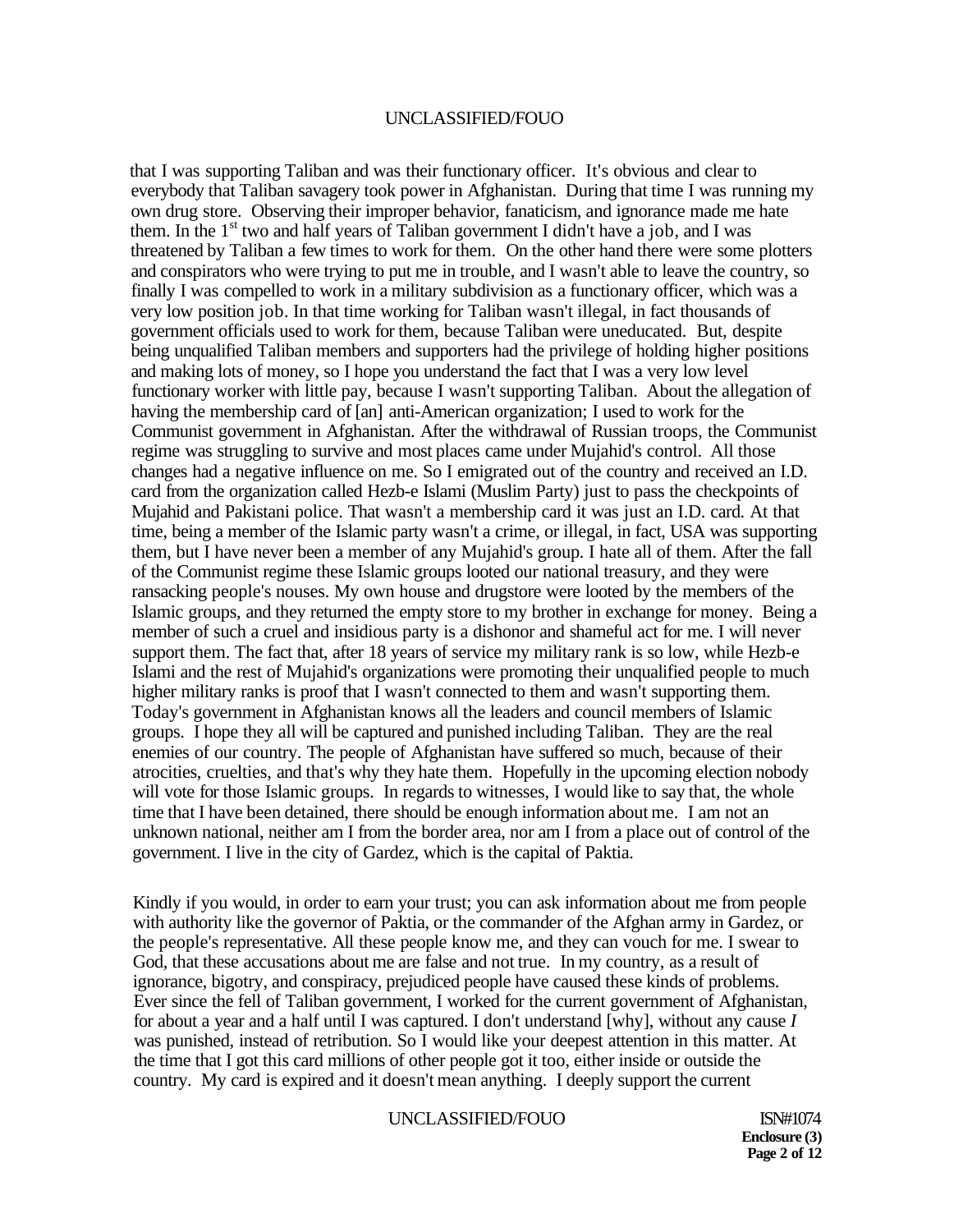that I was supporting Taliban and was their functionary officer. It's obvious and clear to everybody that Taliban savagery took power in Afghanistan. During that time I was running my own drug store. Observing their improper behavior, fanaticism, and ignorance made me hate them. In the 1st two and half years of Taliban government I didn't have a job, and I was threatened by Taliban a few times to work for them. On the other hand there were some plotters and conspirators who were trying to put me in trouble, and I wasn't able to leave the country, so finally I was compelled to work in a military subdivision as a functionary officer, which was a very low position job. In that time working for Taliban wasn't illegal, in fact thousands of government officials used to work for them, because Taliban were uneducated. But, despite being unqualified Taliban members and supporters had the privilege of holding higher positions and making lots of money, so I hope you understand the fact that I was a very low level functionary worker with little pay, because I wasn't supporting Taliban. About the allegation of having the membership card of [an] anti-American organization; I used to work for the Communist government in Afghanistan. After the withdrawal of Russian troops, the Communist regime was struggling to survive and most places came under Mujahid's control. All those changes had a negative influence on me. So I emigrated out of the country and received an I.D. card from the organization called Hezb-e Islami (Muslim Party) just to pass the checkpoints of Mujahid and Pakistani police. That wasn't a membership card it was just an I.D. card. At that time, being a member of the Islamic party wasn't a crime, or illegal, in fact, USA was supporting them, but I have never been a member of any Mujahid's group. I hate all of them. After the fall of the Communist regime these Islamic groups looted our national treasury, and they were ransacking people's nouses. My own house and drugstore were looted by the members of the Islamic groups, and they returned the empty store to my brother in exchange for money. Being a member of such a cruel and insidious party is a dishonor and shameful act for me. I will never support them. The fact that, after 18 years of service my military rank is so low, while Hezb-e Islami and the rest of Mujahid's organizations were promoting their unqualified people to much higher military ranks is proof that I wasn't connected to them and wasn't supporting them. Today's government in Afghanistan knows all the leaders and council members of Islamic groups. I hope they all will be captured and punished including Taliban. They are the real enemies of our country. The people of Afghanistan have suffered so much, because of their atrocities, cruelties, and that's why they hate them. Hopefully in the upcoming election nobody will vote for those Islamic groups. In regards to witnesses, I would like to say that, the whole time that I have been detained, there should be enough information about me. I am not an unknown national, neither am I from the border area, nor am I from a place out of control of the government. I live in the city of Gardez, which is the capital of Paktia.

Kindly if you would, in order to earn your trust; you can ask information about me from people with authority like the governor of Paktia, or the commander of the Afghan army in Gardez, or the people's representative. All these people know me, and they can vouch for me. I swear to God, that these accusations about me are false and not true. In my country, as a result of ignorance, bigotry, and conspiracy, prejudiced people have caused these kinds of problems. Ever since the fell of Taliban government, I worked for the current government of Afghanistan, for about a year and a half until I was captured. I don't understand [why], without any cause *I* was punished, instead of retribution. So I would like your deepest attention in this matter. At the time that I got this card millions of other people got it too, either inside or outside the country. My card is expired and it doesn't mean anything. I deeply support the current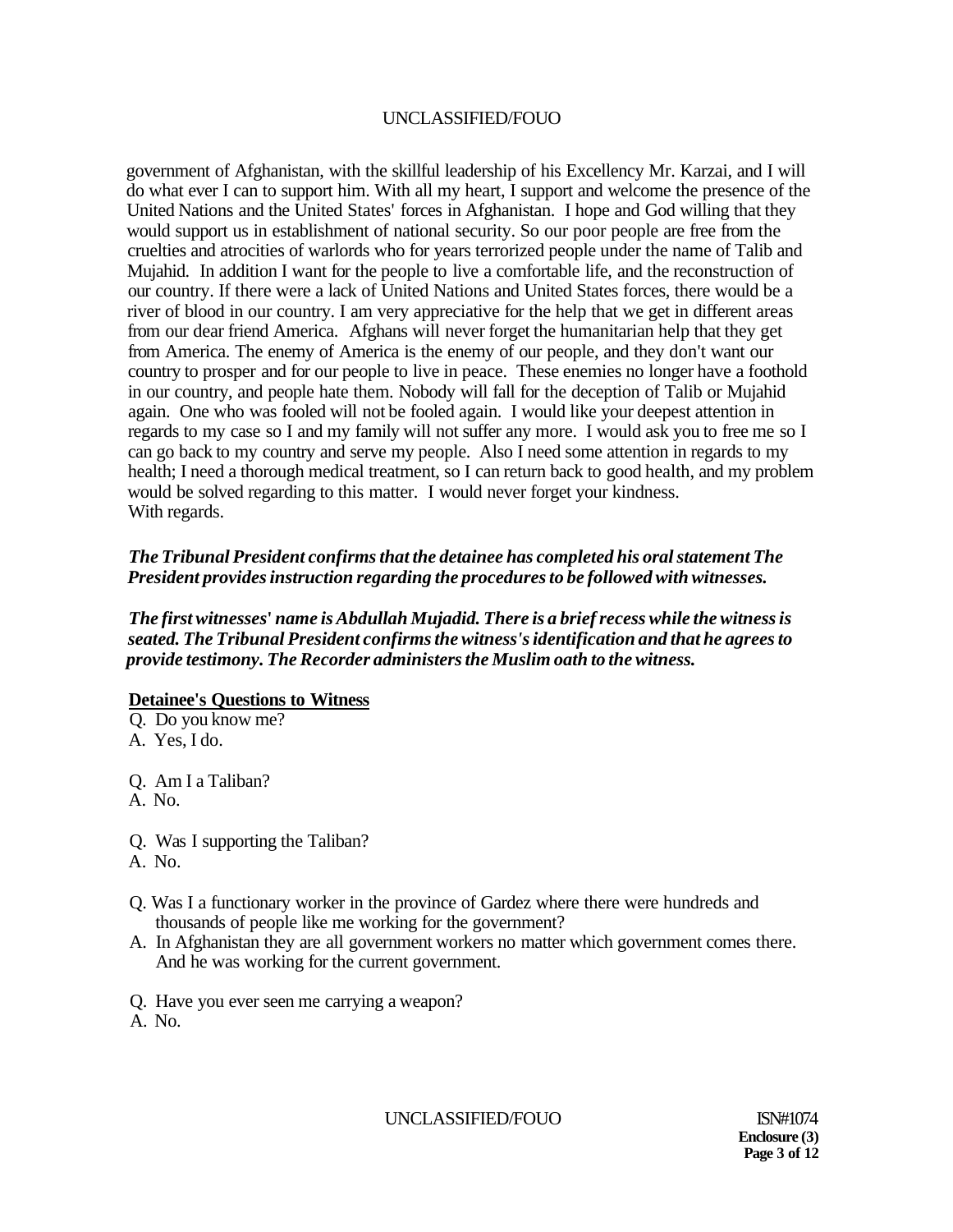government of Afghanistan, with the skillful leadership of his Excellency Mr. Karzai, and I will do what ever I can to support him. With all my heart, I support and welcome the presence of the United Nations and the United States' forces in Afghanistan. I hope and God willing that they would support us in establishment of national security. So our poor people are free from the cruelties and atrocities of warlords who for years terrorized people under the name of Talib and Mujahid. In addition I want for the people to live a comfortable life, and the reconstruction of our country. If there were a lack of United Nations and United States forces, there would be a river of blood in our country. I am very appreciative for the help that we get in different areas from our dear friend America. Afghans will never forget the humanitarian help that they get from America. The enemy of America is the enemy of our people, and they don't want our country to prosper and for our people to live in peace. These enemies no longer have a foothold in our country, and people hate them. Nobody will fall for the deception of Talib or Mujahid again. One who was fooled will not be fooled again. I would like your deepest attention in regards to my case so I and my family will not suffer any more. I would ask you to free me so I can go back to my country and serve my people. Also I need some attention in regards to my health; I need a thorough medical treatment, so I can return back to good health, and my problem would be solved regarding to this matter. I would never forget your kindness.
With regards.

***The Tribunal President confirms that the detainee has completed his oral statement The President provides instruction regarding the procedures to be followed with witnesses.***

***The first witnesses' name is Abdullah Mujadid. There is a brief recess while the witness is seated. The Tribunal President confirms the witness's identification and that he agrees to provide testimony. The Recorder administers the Muslim oath to the witness.***

**Detainee's Questions to Witness**

Q. Do you know me?
A. Yes, I do.

Q. Am I a Taliban?
A. No.

Q. Was I supporting the Taliban?
A. No.

Q. Was I a functionary worker in the province of Gardez where there were hundreds and thousands of people like me working for the government?
A. In Afghanistan they are all government workers no matter which government comes there. And he was working for the current government.

Q. Have you ever seen me carrying a weapon?
A. No.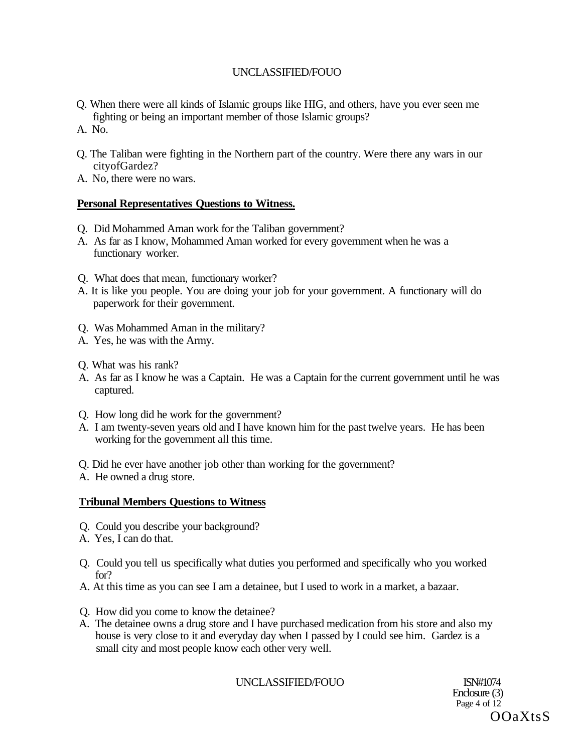Q. When there were all kinds of Islamic groups like HIG, and others, have you ever seen me fighting or being an important member of those Islamic groups?

A. No.

Q. The Taliban were fighting in the Northern part of the country. Were there any wars in our cityofGardez?

A. No, there were no wars.

**Personal Representatives Questions to Witness.**

Q. Did Mohammed Aman work for the Taliban government?

A. As far as I know, Mohammed Aman worked for every government when he was a functionary worker.

Q. What does that mean, functionary worker?

A. It is like you people. You are doing your job for your government. A functionary will do paperwork for their government.

Q. Was Mohammed Aman in the military?

A. Yes, he was with the Army.

Q. What was his rank?

A. As far as I know he was a Captain. He was a Captain for the current government until he was captured.

Q. How long did he work for the government?

A. I am twenty-seven years old and I have known him for the past twelve years. He has been working for the government all this time.

Q. Did he ever have another job other than working for the government?

A. He owned a drug store.

**Tribunal Members Questions to Witness**

Q. Could you describe your background?

A. Yes, I can do that.

Q. Could you tell us specifically what duties you performed and specifically who you worked for?

A. At this time as you can see I am a detainee, but I used to work in a market, a bazaar.

Q. How did you come to know the detainee?

A. The detainee owns a drug store and I have purchased medication from his store and also my house is very close to it and everyday day when I passed by I could see him. Gardez is a small city and most people know each other very well.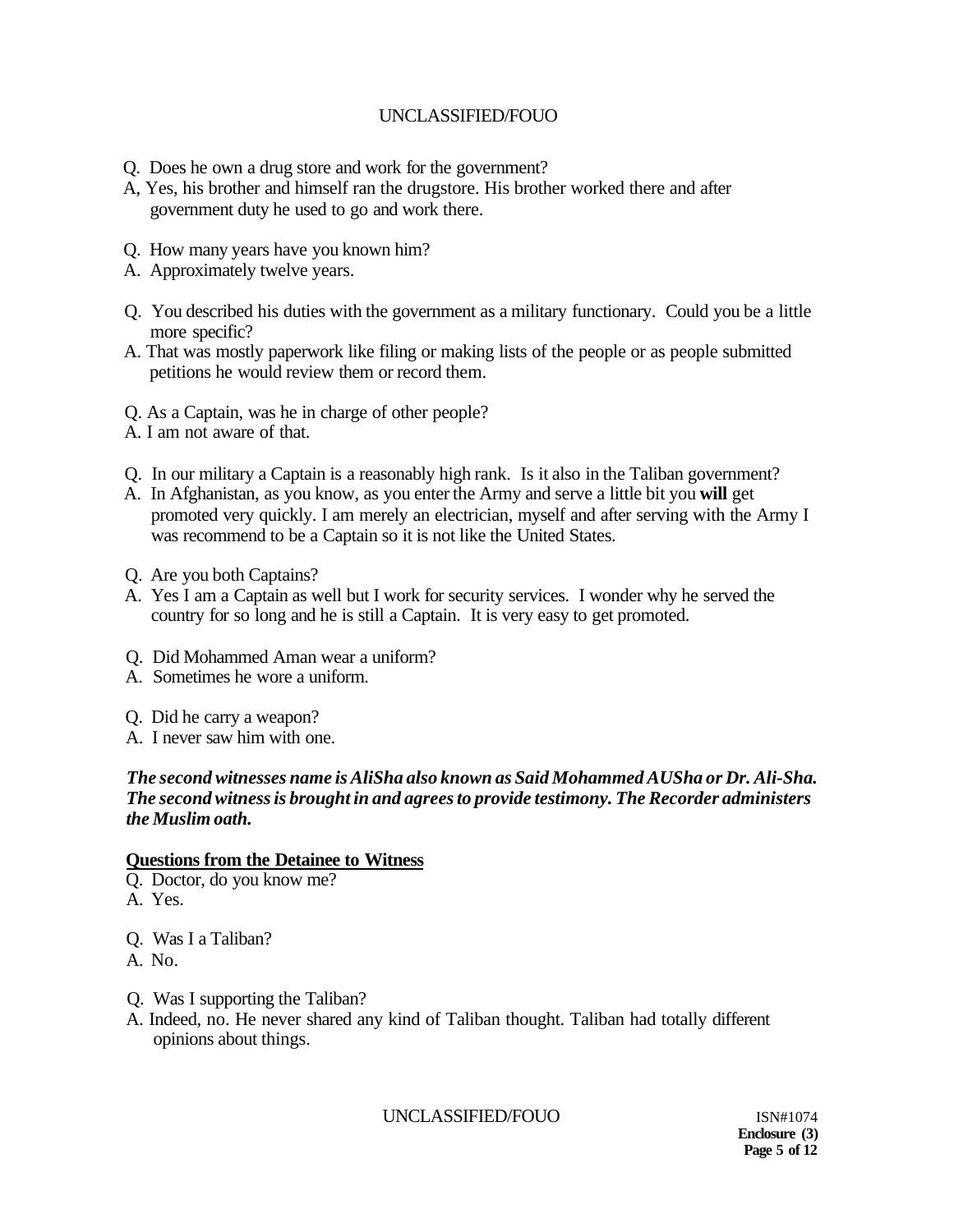Q. Does he own a drug store and work for the government?

A, Yes, his brother and himself ran the drugstore. His brother worked there and after government duty he used to go and work there.

Q. How many years have you known him?

A. Approximately twelve years.

Q. You described his duties with the government as a military functionary. Could you be a little more specific?

A. That was mostly paperwork like filing or making lists of the people or as people submitted petitions he would review them or record them.

Q. As a Captain, was he in charge of other people?

A. I am not aware of that.

Q. In our military a Captain is a reasonably high rank. Is it also in the Taliban government?

A. In Afghanistan, as you know, as you enter the Army and serve a little bit you **will** get promoted very quickly. I am merely an electrician, myself and after serving with the Army I was recommend to be a Captain so it is not like the United States.

Q. Are you both Captains?

A. Yes I am a Captain as well but I work for security services. I wonder why he served the country for so long and he is still a Captain. It is very easy to get promoted.

Q. Did Mohammed Aman wear a uniform?

A. Sometimes he wore a uniform.

Q. Did he carry a weapon?

A. I never saw him with one.

***The second witnesses name is AliSha also known as Said Mohammed AUSha or Dr. Ali-Sha. The second witness is brought in and agrees to provide testimony. The Recorder administers the Muslim oath.***

**Questions from the Detainee to Witness**

Q. Doctor, do you know me?

A. Yes.

Q. Was I a Taliban?

A. No.

Q. Was I supporting the Taliban?

A. Indeed, no. He never shared any kind of Taliban thought. Taliban had totally different opinions about things.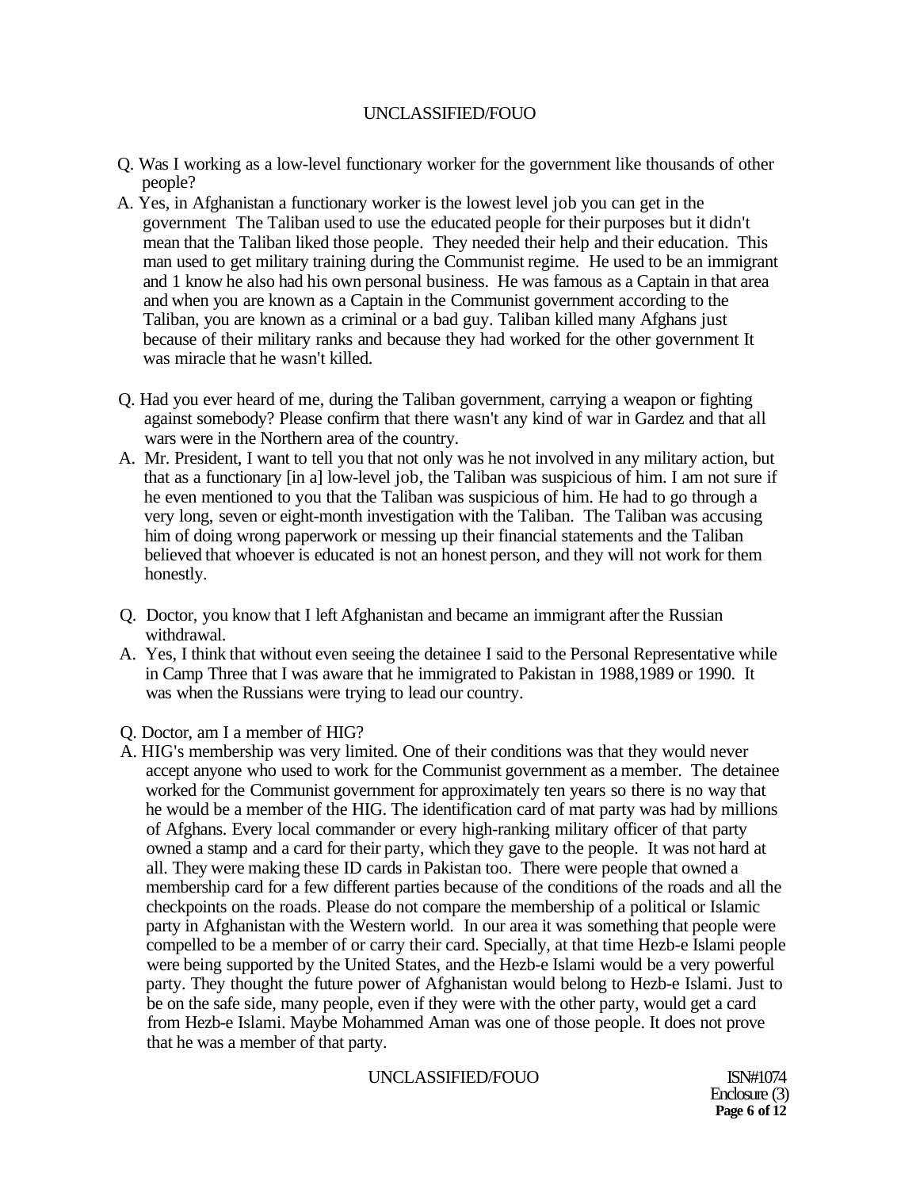Q. Was I working as a low-level functionary worker for the government like thousands of other people?

A. Yes, in Afghanistan a functionary worker is the lowest level job you can get in the government The Taliban used to use the educated people for their purposes but it didn't mean that the Taliban liked those people. They needed their help and their education. This man used to get military training during the Communist regime. He used to be an immigrant and 1 know he also had his own personal business. He was famous as a Captain in that area and when you are known as a Captain in the Communist government according to the Taliban, you are known as a criminal or a bad guy. Taliban killed many Afghans just because of their military ranks and because they had worked for the other government It was miracle that he wasn't killed.

Q. Had you ever heard of me, during the Taliban government, carrying a weapon or fighting against somebody? Please confirm that there wasn't any kind of war in Gardez and that all wars were in the Northern area of the country.

A. Mr. President, I want to tell you that not only was he not involved in any military action, but that as a functionary [in a] low-level job, the Taliban was suspicious of him. I am not sure if he even mentioned to you that the Taliban was suspicious of him. He had to go through a very long, seven or eight-month investigation with the Taliban. The Taliban was accusing him of doing wrong paperwork or messing up their financial statements and the Taliban believed that whoever is educated is not an honest person, and they will not work for them honestly.

Q. Doctor, you know that I left Afghanistan and became an immigrant after the Russian withdrawal.

A. Yes, I think that without even seeing the detainee I said to the Personal Representative while in Camp Three that I was aware that he immigrated to Pakistan in 1988,1989 or 1990. It was when the Russians were trying to lead our country.

Q. Doctor, am I a member of HIG?

A. HIG's membership was very limited. One of their conditions was that they would never accept anyone who used to work for the Communist government as a member. The detainee worked for the Communist government for approximately ten years so there is no way that he would be a member of the HIG. The identification card of mat party was had by millions of Afghans. Every local commander or every high-ranking military officer of that party owned a stamp and a card for their party, which they gave to the people. It was not hard at all. They were making these ID cards in Pakistan too. There were people that owned a membership card for a few different parties because of the conditions of the roads and all the checkpoints on the roads. Please do not compare the membership of a political or Islamic party in Afghanistan with the Western world. In our area it was something that people were compelled to be a member of or carry their card. Specially, at that time Hezb-e Islami people were being supported by the United States, and the Hezb-e Islami would be a very powerful party. They thought the future power of Afghanistan would belong to Hezb-e Islami. Just to be on the safe side, many people, even if they were with the other party, would get a card from Hezb-e Islami. Maybe Mohammed Aman was one of those people. It does not prove that he was a member of that party.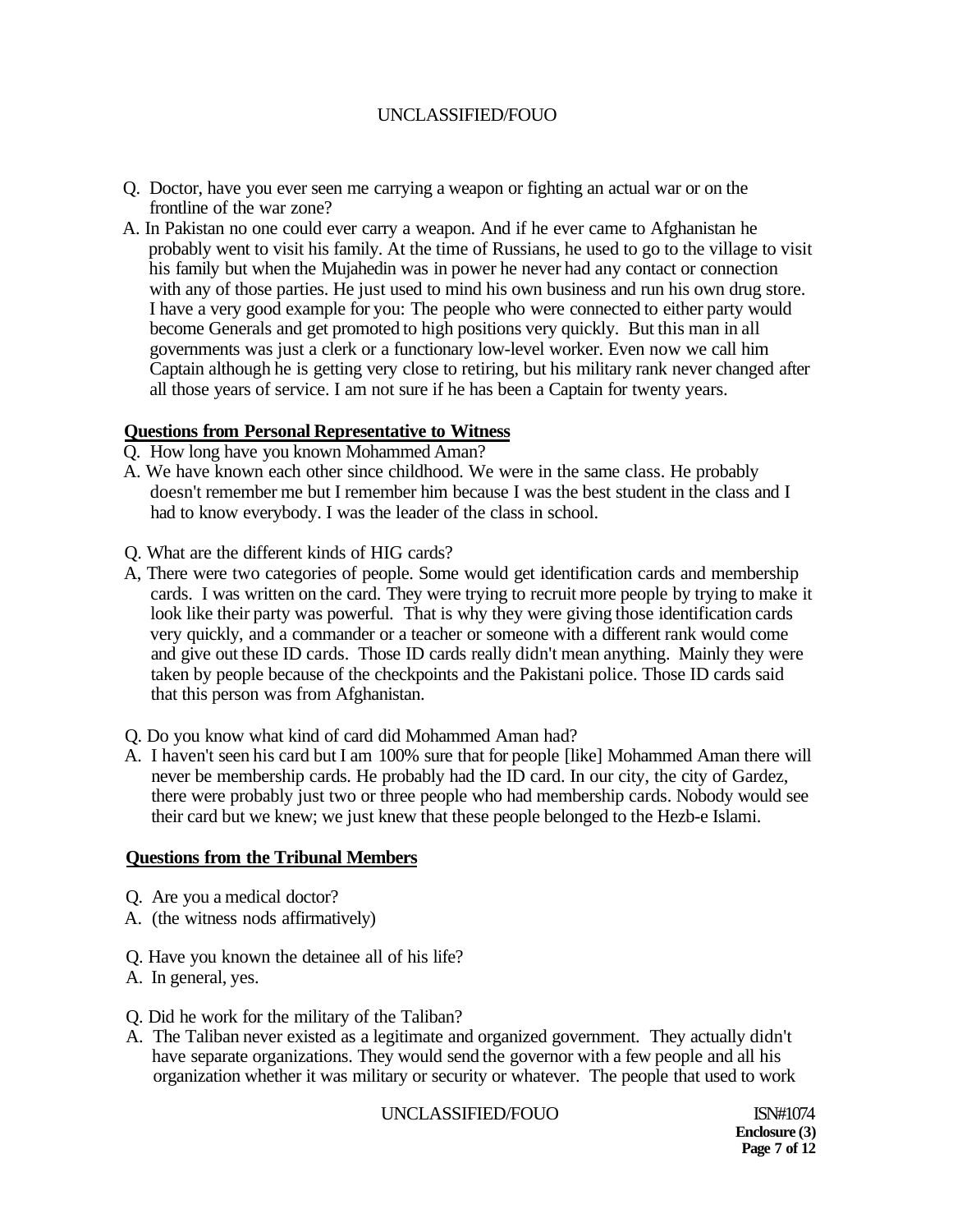Q. Doctor, have you ever seen me carrying a weapon or fighting an actual war or on the frontline of the war zone?

A. In Pakistan no one could ever carry a weapon. And if he ever came to Afghanistan he probably went to visit his family. At the time of Russians, he used to go to the village to visit his family but when the Mujahedin was in power he never had any contact or connection with any of those parties. He just used to mind his own business and run his own drug store. I have a very good example for you: The people who were connected to either party would become Generals and get promoted to high positions very quickly. But this man in all governments was just a clerk or a functionary low-level worker. Even now we call him Captain although he is getting very close to retiring, but his military rank never changed after all those years of service. I am not sure if he has been a Captain for twenty years.

**Questions from Personal Representative to Witness**

Q. How long have you known Mohammed Aman?

A. We have known each other since childhood. We were in the same class. He probably doesn't remember me but I remember him because I was the best student in the class and I had to know everybody. I was the leader of the class in school.

Q. What are the different kinds of HIG cards?

A, There were two categories of people. Some would get identification cards and membership cards. I was written on the card. They were trying to recruit more people by trying to make it look like their party was powerful. That is why they were giving those identification cards very quickly, and a commander or a teacher or someone with a different rank would come and give out these ID cards. Those ID cards really didn't mean anything. Mainly they were taken by people because of the checkpoints and the Pakistani police. Those ID cards said that this person was from Afghanistan.

Q. Do you know what kind of card did Mohammed Aman had?

A. I haven't seen his card but I am 100% sure that for people [like] Mohammed Aman there will never be membership cards. He probably had the ID card. In our city, the city of Gardez, there were probably just two or three people who had membership cards. Nobody would see their card but we knew; we just knew that these people belonged to the Hezb-e Islami.

**Questions from the Tribunal Members**

Q. Are you a medical doctor?

A. (the witness nods affirmatively)

Q. Have you known the detainee all of his life?

A. In general, yes.

Q. Did he work for the military of the Taliban?

A. The Taliban never existed as a legitimate and organized government. They actually didn't have separate organizations. They would send the governor with a few people and all his organization whether it was military or security or whatever. The people that used to work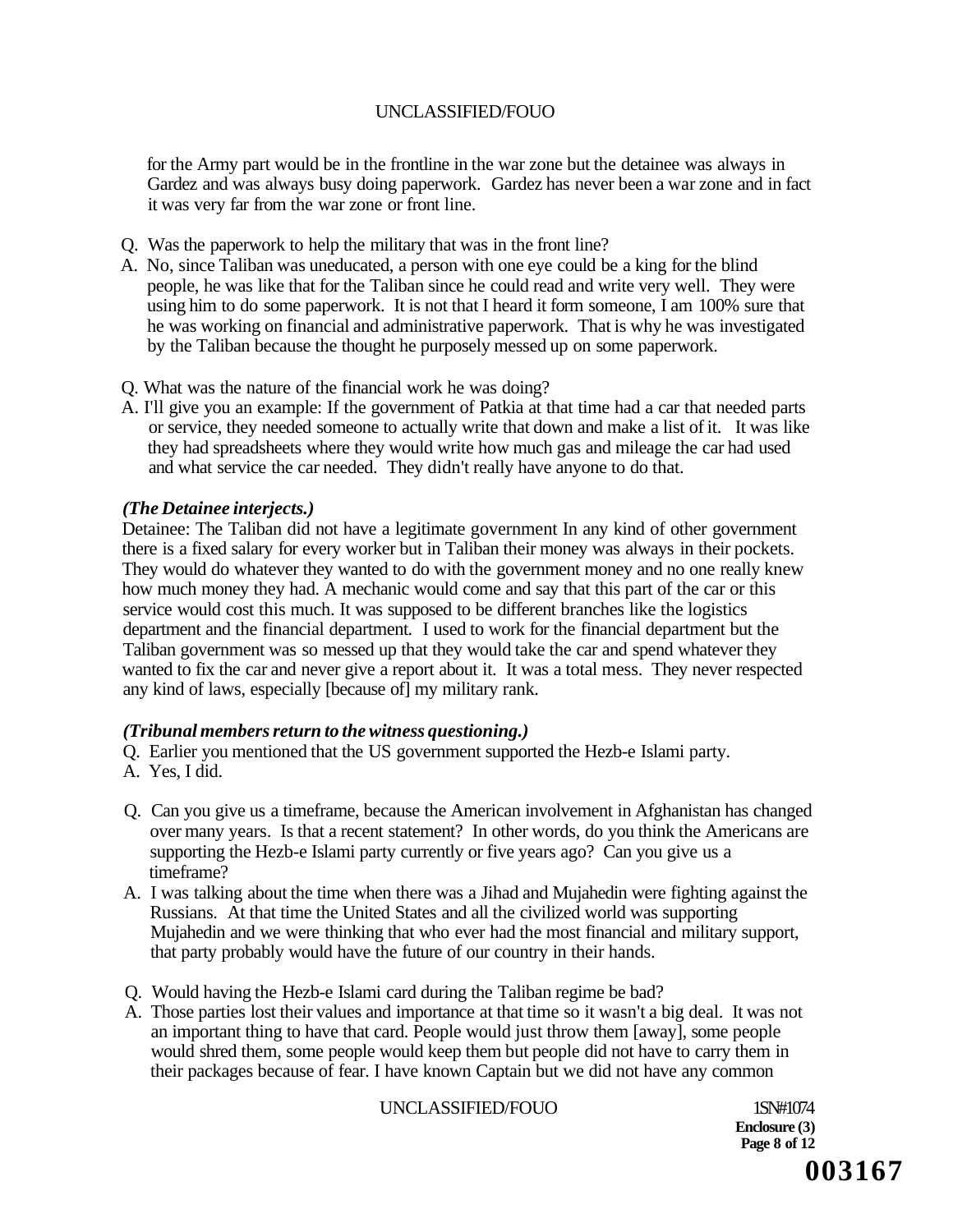for the Army part would be in the frontline in the war zone but the detainee was always in Gardez and was always busy doing paperwork. Gardez has never been a war zone and in fact it was very far from the war zone or front line.

Q. Was the paperwork to help the military that was in the front line?

A. No, since Taliban was uneducated, a person with one eye could be a king for the blind people, he was like that for the Taliban since he could read and write very well. They were using him to do some paperwork. It is not that I heard it form someone, I am 100% sure that he was working on financial and administrative paperwork. That is why he was investigated by the Taliban because the thought he purposely messed up on some paperwork.

Q. What was the nature of the financial work he was doing?

A. I'll give you an example: If the government of Patkia at that time had a car that needed parts or service, they needed someone to actually write that down and make a list of it. It was like they had spreadsheets where they would write how much gas and mileage the car had used and what service the car needed. They didn't really have anyone to do that.

***(The Detainee interjects.)***

Detainee: The Taliban did not have a legitimate government In any kind of other government there is a fixed salary for every worker but in Taliban their money was always in their pockets. They would do whatever they wanted to do with the government money and no one really knew how much money they had. A mechanic would come and say that this part of the car or this service would cost this much. It was supposed to be different branches like the logistics department and the financial department. I used to work for the financial department but the Taliban government was so messed up that they would take the car and spend whatever they wanted to fix the car and never give a report about it. It was a total mess. They never respected any kind of laws, especially [because of] my military rank.

***(Tribunal members return to the witness questioning.)***

Q. Earlier you mentioned that the US government supported the Hezb-e Islami party.

A. Yes, I did.

Q. Can you give us a timeframe, because the American involvement in Afghanistan has changed over many years. Is that a recent statement? In other words, do you think the Americans are supporting the Hezb-e Islami party currently or five years ago? Can you give us a timeframe?

A. I was talking about the time when there was a Jihad and Mujahedin were fighting against the Russians. At that time the United States and all the civilized world was supporting Mujahedin and we were thinking that who ever had the most financial and military support, that party probably would have the future of our country in their hands.

Q. Would having the Hezb-e Islami card during the Taliban regime be bad?

A. Those parties lost their values and importance at that time so it wasn't a big deal. It was not an important thing to have that card. People would just throw them [away], some people would shred them, some people would keep them but people did not have to carry them in their packages because of fear. I have known Captain but we did not have any common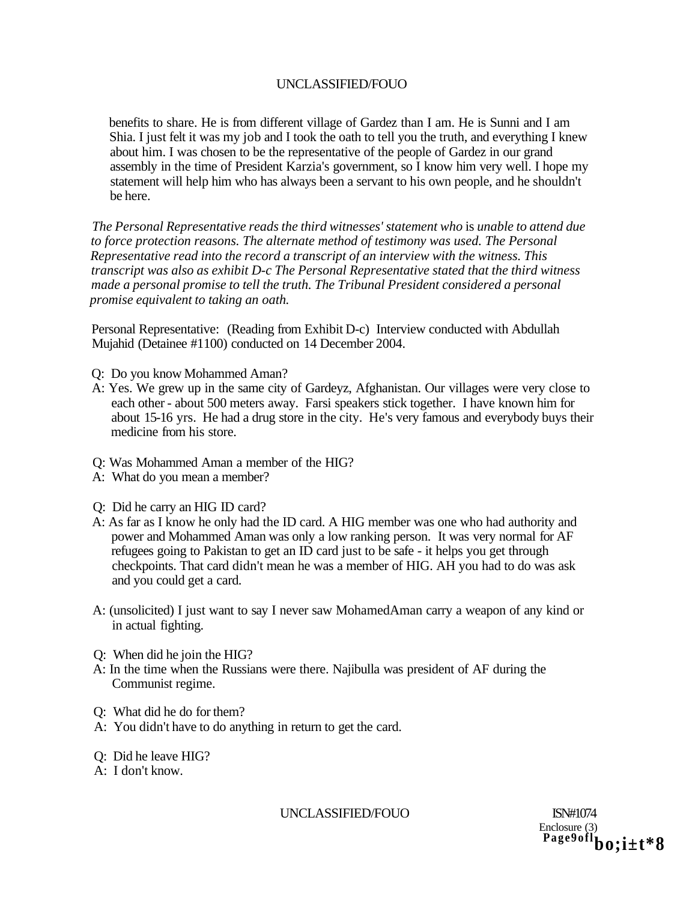benefits to share. He is from different village of Gardez than I am. He is Sunni and I am Shia. I just felt it was my job and I took the oath to tell you the truth, and everything I knew about him. I was chosen to be the representative of the people of Gardez in our grand assembly in the time of President Karzia's government, so I know him very well. I hope my statement will help him who has always been a servant to his own people, and he shouldn't be here.

*The Personal Representative reads the third witnesses' statement who* is *unable to attend due to force protection reasons. The alternate method of testimony was used. The Personal Representative read into the record a transcript of an interview with the witness. This transcript was also as exhibit D-c The Personal Representative stated that the third witness made a personal promise to tell the truth. The Tribunal President considered a personal promise equivalent to taking an oath.*

Personal Representative: (Reading from Exhibit D-c) Interview conducted with Abdullah Mujahid (Detainee #1100) conducted on 14 December 2004.

Q: Do you know Mohammed Aman?
A: Yes. We grew up in the same city of Gardeyz, Afghanistan. Our villages were very close to each other - about 500 meters away. Farsi speakers stick together. I have known him for about 15-16 yrs. He had a drug store in the city. He's very famous and everybody buys their medicine from his store.

Q: Was Mohammed Aman a member of the HIG?
A: What do you mean a member?

Q: Did he carry an HIG ID card?
A: As far as I know he only had the ID card. A HIG member was one who had authority and power and Mohammed Aman was only a low ranking person. It was very normal for AF refugees going to Pakistan to get an ID card just to be safe - it helps you get through checkpoints. That card didn't mean he was a member of HIG. AH you had to do was ask and you could get a card.

A: (unsolicited) I just want to say I never saw MohamedAman carry a weapon of any kind or in actual fighting.

Q: When did he join the HIG?
A: In the time when the Russians were there. Najibulla was president of AF during the Communist regime.

Q: What did he do for them?
A: You didn't have to do anything in return to get the card.

Q: Did he leave HIG?
A: I don't know.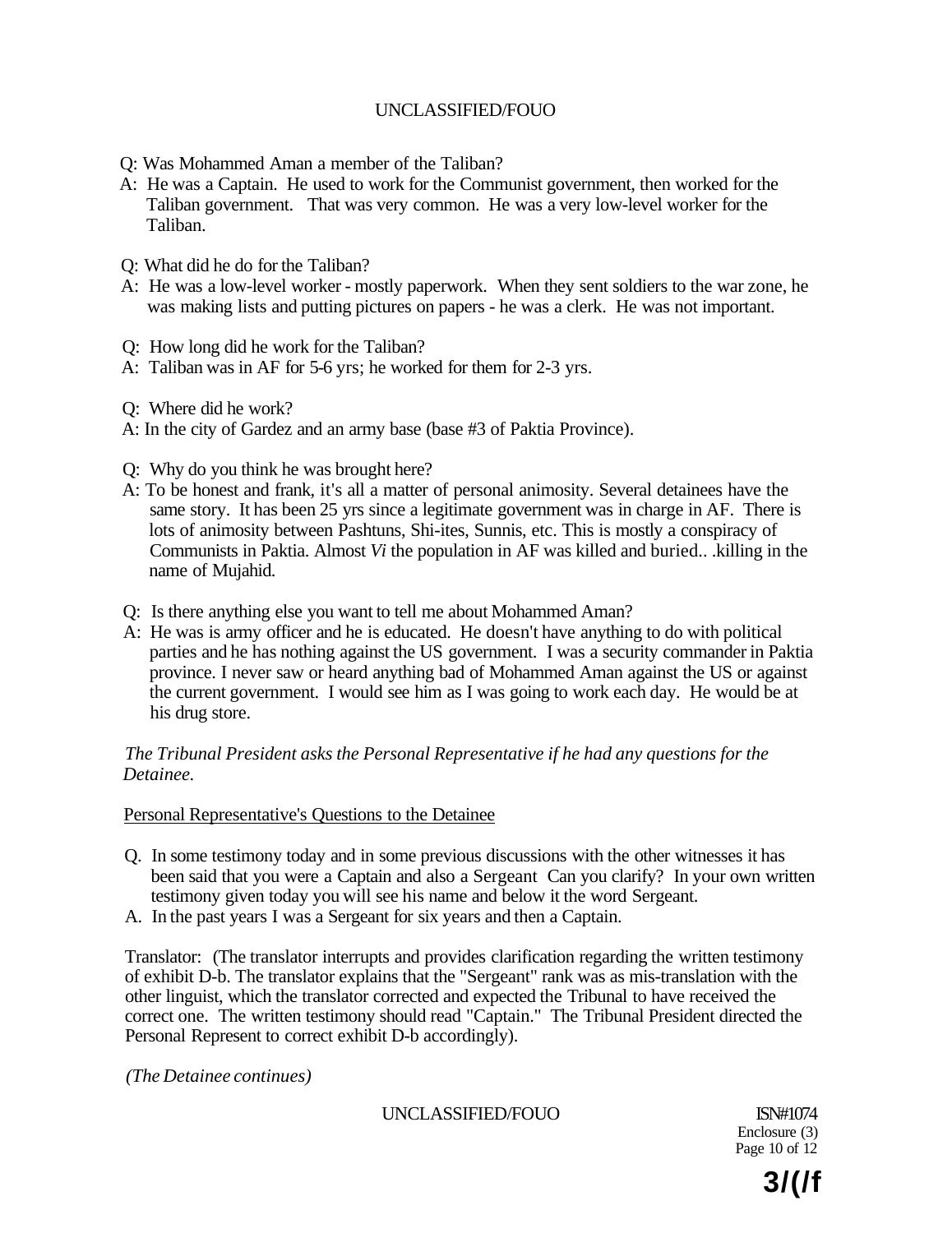Q: Was Mohammed Aman a member of the Taliban?

A: He was a Captain. He used to work for the Communist government, then worked for the Taliban government. That was very common. He was a very low-level worker for the Taliban.

Q: What did he do for the Taliban?

A: He was a low-level worker - mostly paperwork. When they sent soldiers to the war zone, he was making lists and putting pictures on papers - he was a clerk. He was not important.

Q: How long did he work for the Taliban?

A: Taliban was in AF for 5-6 yrs; he worked for them for 2-3 yrs.

Q: Where did he work?

A: In the city of Gardez and an army base (base #3 of Paktia Province).

Q: Why do you think he was brought here?

A: To be honest and frank, it's all a matter of personal animosity. Several detainees have the same story. It has been 25 yrs since a legitimate government was in charge in AF. There is lots of animosity between Pashtuns, Shi-ites, Sunnis, etc. This is mostly a conspiracy of Communists in Paktia. Almost *Vi* the population in AF was killed and buried.. .killing in the name of Mujahid.

Q: Is there anything else you want to tell me about Mohammed Aman?

A: He was is army officer and he is educated. He doesn't have anything to do with political parties and he has nothing against the US government. I was a security commander in Paktia province. I never saw or heard anything bad of Mohammed Aman against the US or against the current government. I would see him as I was going to work each day. He would be at his drug store.

*The Tribunal President asks the Personal Representative if he had any questions for the Detainee.*

Personal Representative's Questions to the Detainee

Q. In some testimony today and in some previous discussions with the other witnesses it has been said that you were a Captain and also a Sergeant Can you clarify? In your own written testimony given today you will see his name and below it the word Sergeant.

A. In the past years I was a Sergeant for six years and then a Captain.

Translator: (The translator interrupts and provides clarification regarding the written testimony of exhibit D-b. The translator explains that the "Sergeant" rank was as mis-translation with the other linguist, which the translator corrected and expected the Tribunal to have received the correct one. The written testimony should read "Captain." The Tribunal President directed the Personal Represent to correct exhibit D-b accordingly).

*(The Detainee continues)*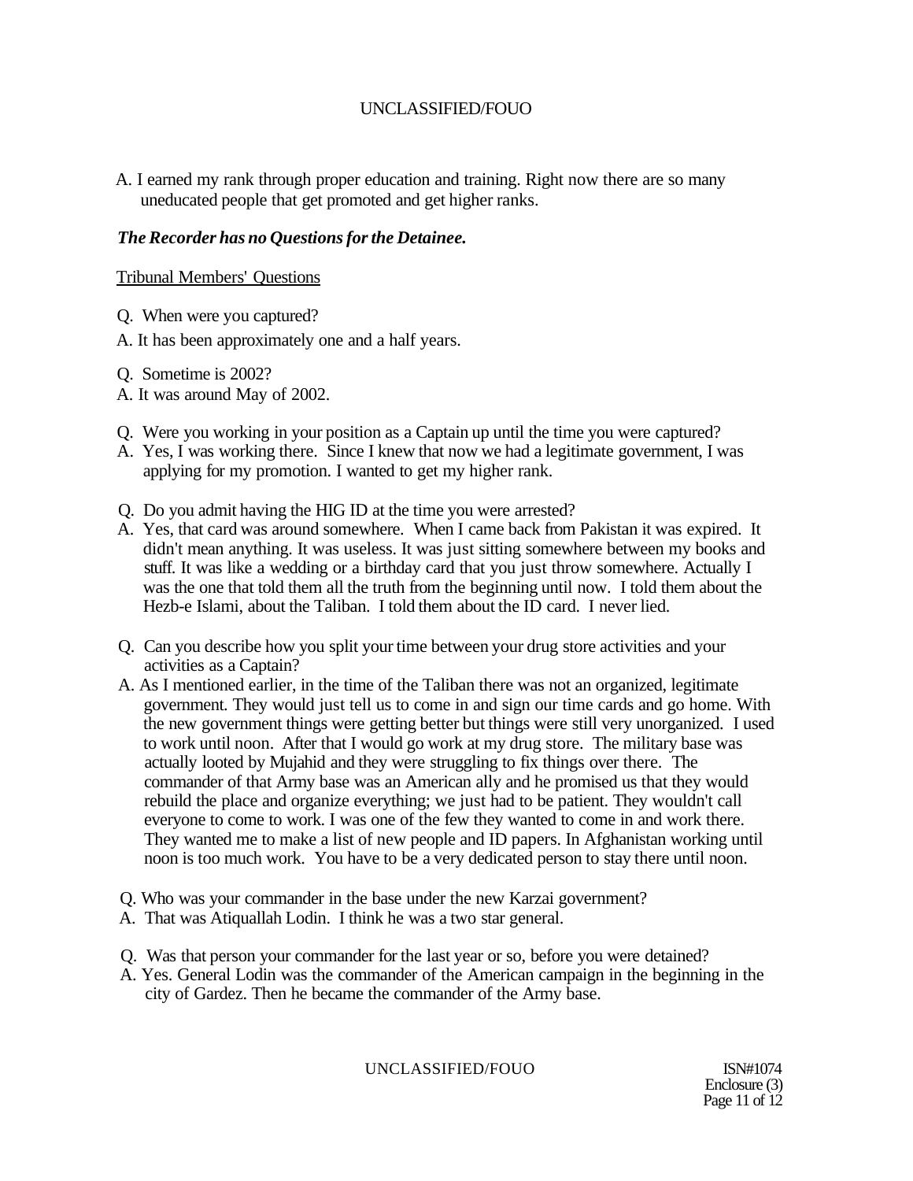A. I earned my rank through proper education and training. Right now there are so many uneducated people that get promoted and get higher ranks.

***The Recorder has no Questions for the Detainee.***

Tribunal Members' Questions

Q. When were you captured?

A. It has been approximately one and a half years.

Q. Sometime is 2002?

A. It was around May of 2002.

Q. Were you working in your position as a Captain up until the time you were captured?

A. Yes, I was working there. Since I knew that now we had a legitimate government, I was applying for my promotion. I wanted to get my higher rank.

Q. Do you admit having the HIG ID at the time you were arrested?

A. Yes, that card was around somewhere. When I came back from Pakistan it was expired. It didn't mean anything. It was useless. It was just sitting somewhere between my books and stuff. It was like a wedding or a birthday card that you just throw somewhere. Actually I was the one that told them all the truth from the beginning until now. I told them about the Hezb-e Islami, about the Taliban. I told them about the ID card. I never lied.

Q. Can you describe how you split your time between your drug store activities and your activities as a Captain?

A. As I mentioned earlier, in the time of the Taliban there was not an organized, legitimate government. They would just tell us to come in and sign our time cards and go home. With the new government things were getting better but things were still very unorganized. I used to work until noon. After that I would go work at my drug store. The military base was actually looted by Mujahid and they were struggling to fix things over there. The commander of that Army base was an American ally and he promised us that they would rebuild the place and organize everything; we just had to be patient. They wouldn't call everyone to come to work. I was one of the few they wanted to come in and work there. They wanted me to make a list of new people and ID papers. In Afghanistan working until noon is too much work. You have to be a very dedicated person to stay there until noon.

Q. Who was your commander in the base under the new Karzai government?

A. That was Atiquallah Lodin. I think he was a two star general.

Q. Was that person your commander for the last year or so, before you were detained?

A. Yes. General Lodin was the commander of the American campaign in the beginning in the city of Gardez. Then he became the commander of the Army base.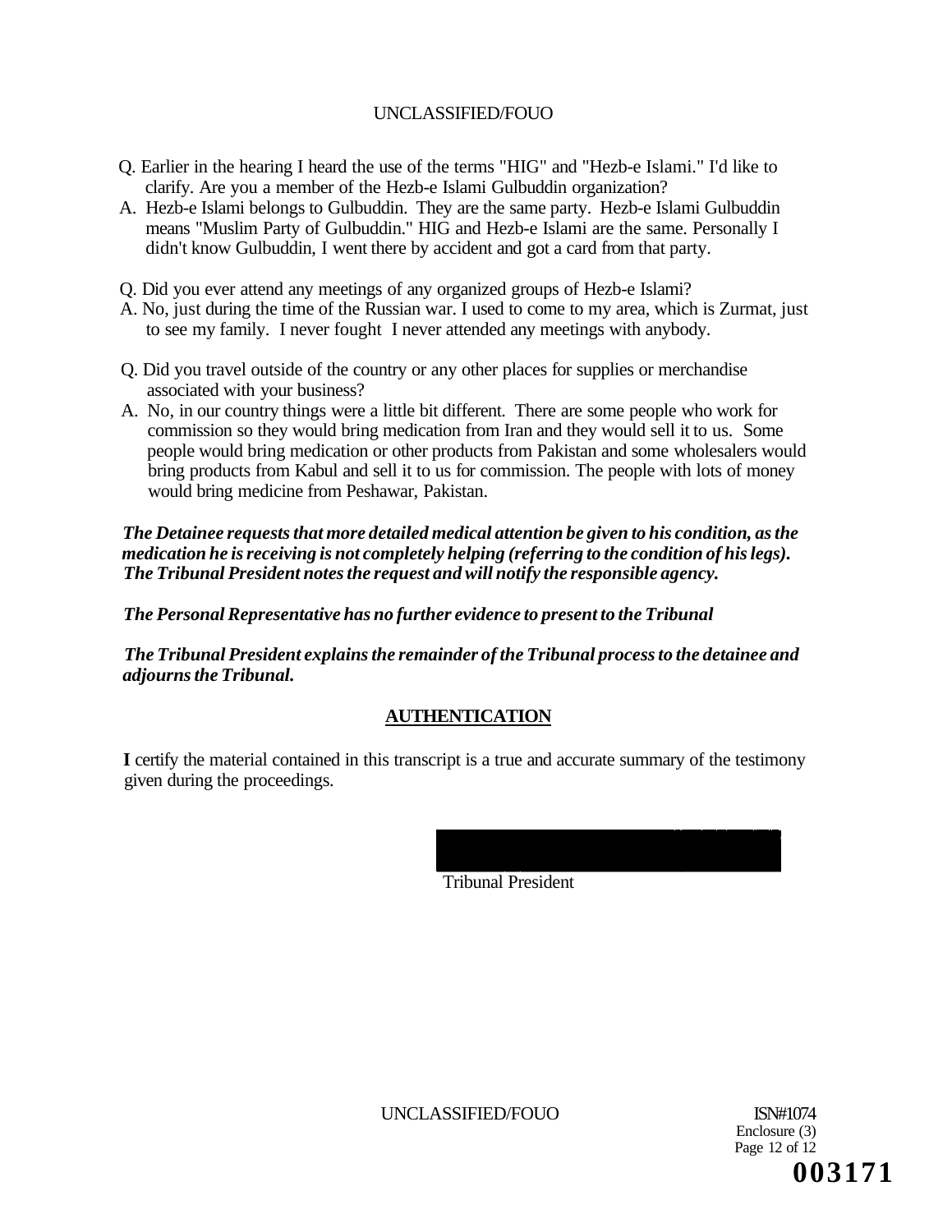Q. Earlier in the hearing I heard the use of the terms "HIG" and "Hezb-e Islami." I'd like to clarify. Are you a member of the Hezb-e Islami Gulbuddin organization?

A. Hezb-e Islami belongs to Gulbuddin. They are the same party. Hezb-e Islami Gulbuddin means "Muslim Party of Gulbuddin." HIG and Hezb-e Islami are the same. Personally I didn't know Gulbuddin, I went there by accident and got a card from that party.

Q. Did you ever attend any meetings of any organized groups of Hezb-e Islami?

A. No, just during the time of the Russian war. I used to come to my area, which is Zurmat, just to see my family. I never fought I never attended any meetings with anybody.

Q. Did you travel outside of the country or any other places for supplies or merchandise associated with your business?

A. No, in our country things were a little bit different. There are some people who work for commission so they would bring medication from Iran and they would sell it to us. Some people would bring medication or other products from Pakistan and some wholesalers would bring products from Kabul and sell it to us for commission. The people with lots of money would bring medicine from Peshawar, Pakistan.

***The Detainee requests that more detailed medical attention be given to his condition, as the medication he is receiving is not completely helping (referring to the condition of his legs). The Tribunal President notes the request and will notify the responsible agency.***

***The Personal Representative has no further evidence to present to the Tribunal***

***The Tribunal President explains the remainder of the Tribunal process to the detainee and adjourns the Tribunal.***

## AUTHENTICATION

**I** certify the material contained in this transcript is a true and accurate summary of the testimony given during the proceedings.

Tribunal President

ISN#1074
Enclosure (3)

003171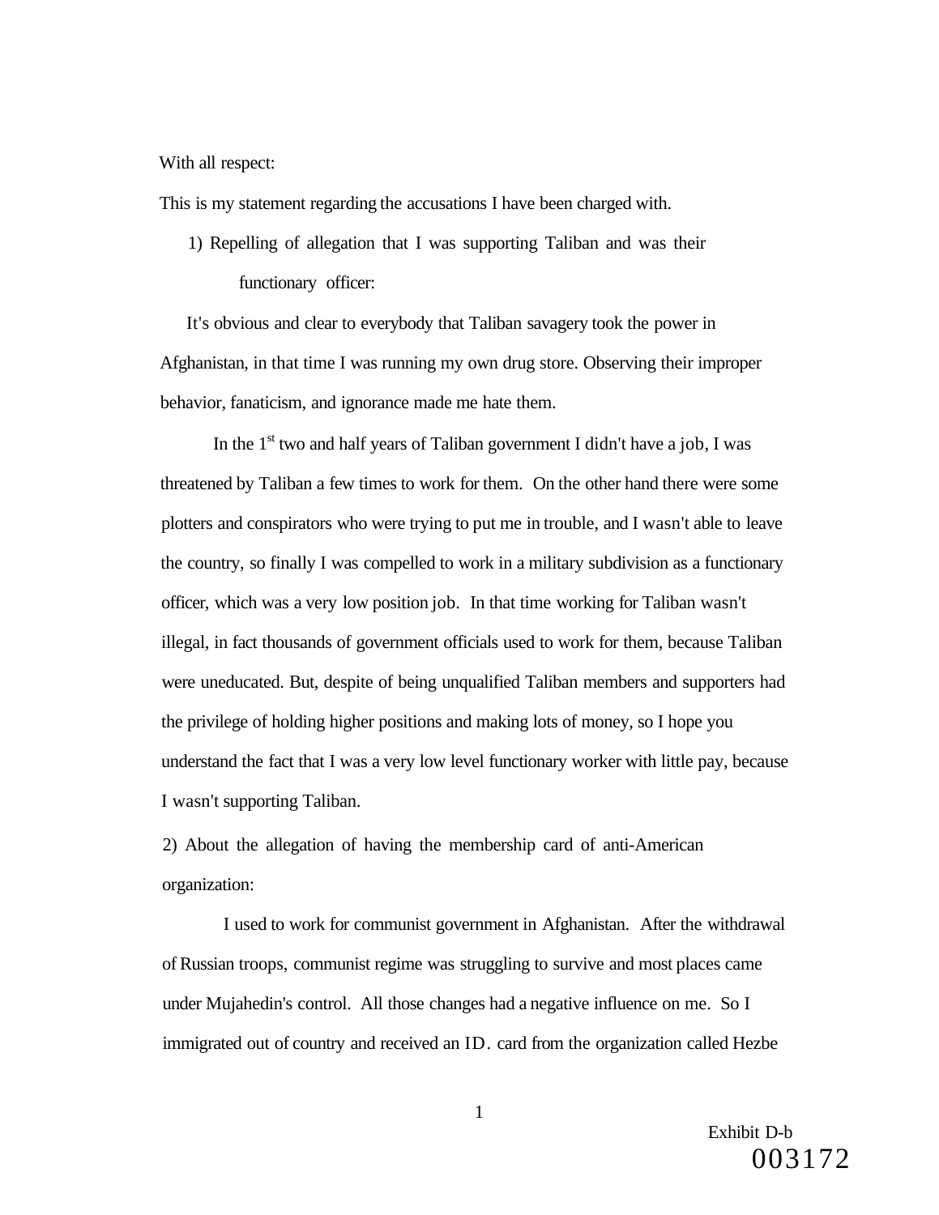With all respect:

This is my statement regarding the accusations I have been charged with.

1) Repelling of allegation that I was supporting Taliban and was their functionary officer:

It's obvious and clear to everybody that Taliban savagery took the power in Afghanistan, in that time I was running my own drug store. Observing their improper behavior, fanaticism, and ignorance made me hate them.

In the 1st two and half years of Taliban government I didn't have a job, I was threatened by Taliban a few times to work for them. On the other hand there were some plotters and conspirators who were trying to put me in trouble, and I wasn't able to leave the country, so finally I was compelled to work in a military subdivision as a functionary officer, which was a very low position job. In that time working for Taliban wasn't illegal, in fact thousands of government officials used to work for them, because Taliban were uneducated. But, despite of being unqualified Taliban members and supporters had the privilege of holding higher positions and making lots of money, so I hope you understand the fact that I was a very low level functionary worker with little pay, because I wasn't supporting Taliban.

2) About the allegation of having the membership card of anti-American organization:

I used to work for communist government in Afghanistan. After the withdrawal of Russian troops, communist regime was struggling to survive and most places came under Mujahedin's control. All those changes had a negative influence on me. So I immigrated out of country and received an ID. card from the organization called Hezbe

Exhibit D-b
003172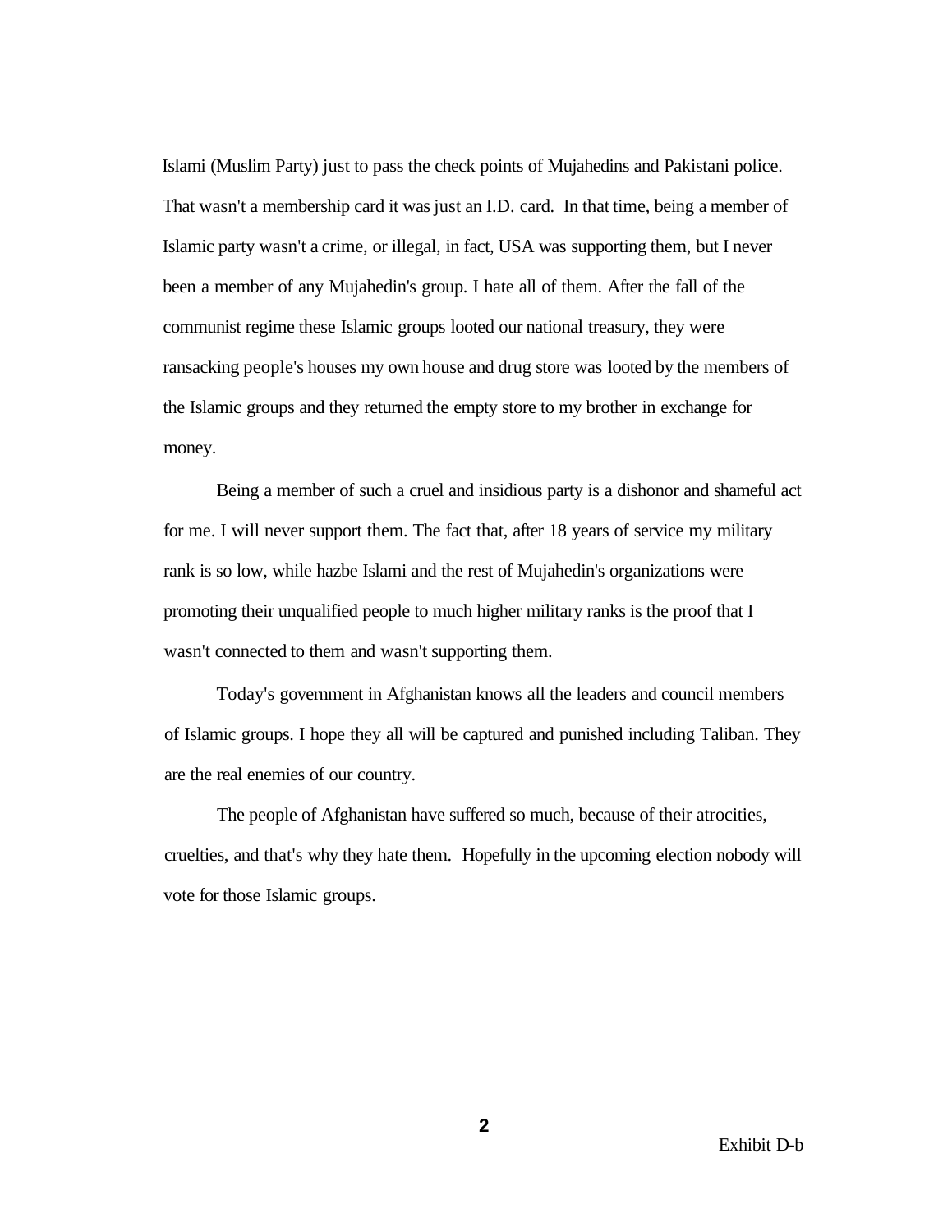Islami (Muslim Party) just to pass the check points of Mujahedins and Pakistani police. That wasn't a membership card it was just an I.D. card. In that time, being a member of Islamic party wasn't a crime, or illegal, in fact, USA was supporting them, but I never been a member of any Mujahedin's group. I hate all of them. After the fall of the communist regime these Islamic groups looted our national treasury, they were ransacking people's houses my own house and drug store was looted by the members of the Islamic groups and they returned the empty store to my brother in exchange for money.

Being a member of such a cruel and insidious party is a dishonor and shameful act for me. I will never support them. The fact that, after 18 years of service my military rank is so low, while hazbe Islami and the rest of Mujahedin's organizations were promoting their unqualified people to much higher military ranks is the proof that I wasn't connected to them and wasn't supporting them.

Today's government in Afghanistan knows all the leaders and council members of Islamic groups. I hope they all will be captured and punished including Taliban. They are the real enemies of our country.

The people of Afghanistan have suffered so much, because of their atrocities, cruelties, and that's why they hate them. Hopefully in the upcoming election nobody will vote for those Islamic groups.

Exhibit D-b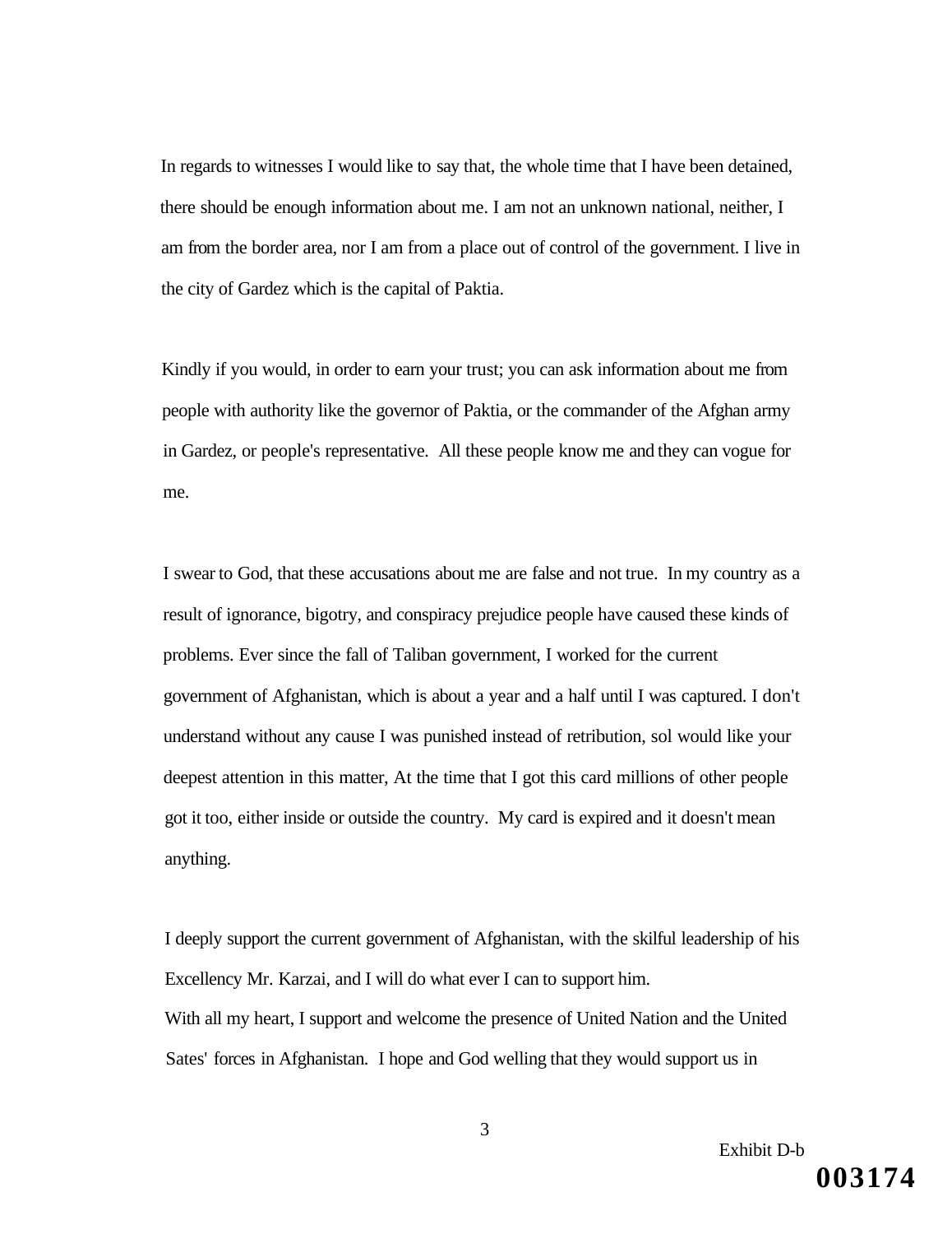In regards to witnesses I would like to say that, the whole time that I have been detained, there should be enough information about me. I am not an unknown national, neither, I am from the border area, nor I am from a place out of control of the government. I live in the city of Gardez which is the capital of Paktia.

Kindly if you would, in order to earn your trust; you can ask information about me from people with authority like the governor of Paktia, or the commander of the Afghan army in Gardez, or people's representative. All these people know me and they can vogue for me.

I swear to God, that these accusations about me are false and not true. In my country as a result of ignorance, bigotry, and conspiracy prejudice people have caused these kinds of problems. Ever since the fall of Taliban government, I worked for the current government of Afghanistan, which is about a year and a half until I was captured. I don't understand without any cause I was punished instead of retribution, sol would like your deepest attention in this matter, At the time that I got this card millions of other people got it too, either inside or outside the country. My card is expired and it doesn't mean anything.

I deeply support the current government of Afghanistan, with the skilful leadership of his Excellency Mr. Karzai, and I will do what ever I can to support him.
With all my heart, I support and welcome the presence of United Nation and the United Sates' forces in Afghanistan. I hope and God welling that they would support us in

Exhibit D-b

003174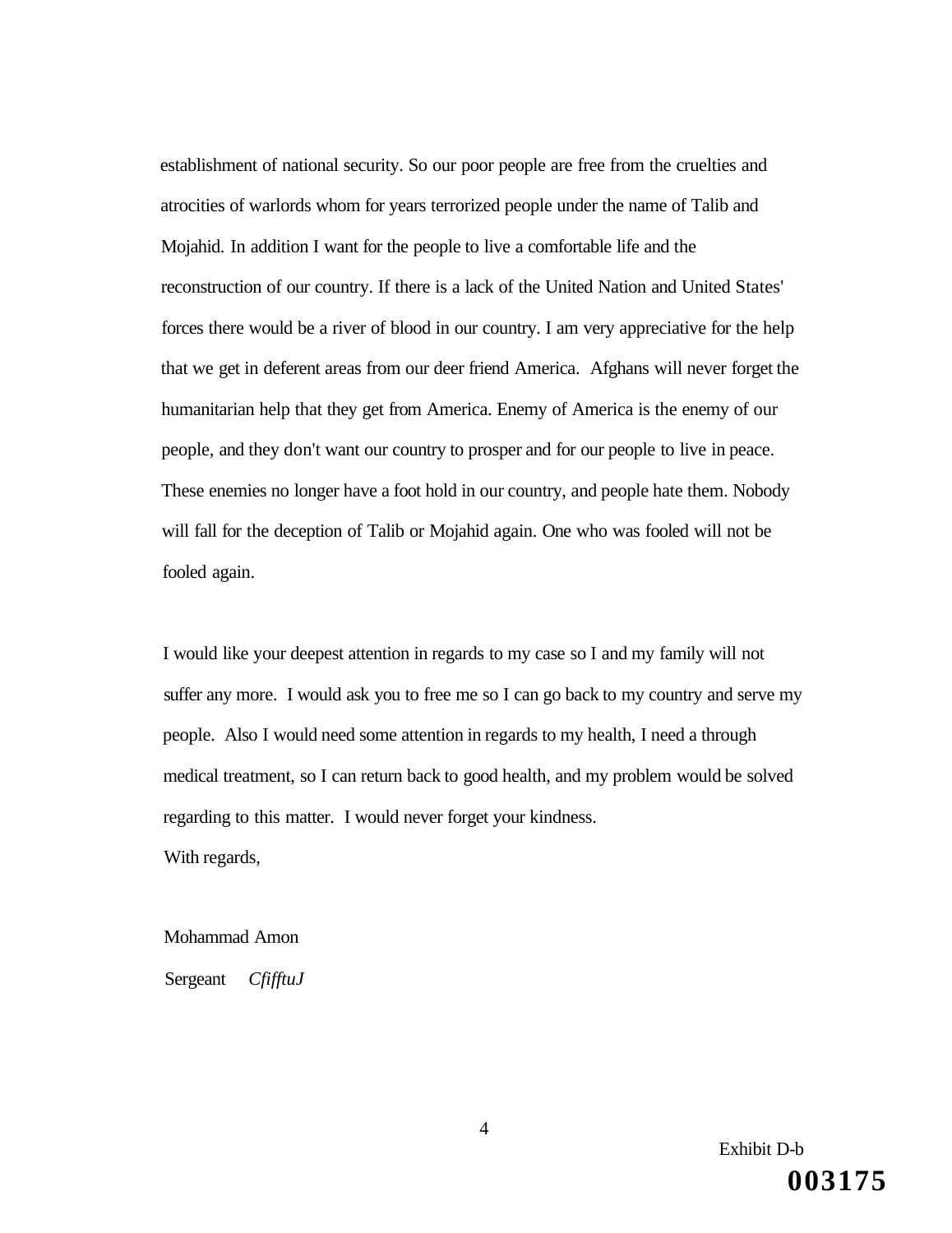establishment of national security. So our poor people are free from the cruelties and atrocities of warlords whom for years terrorized people under the name of Talib and Mojahid. In addition I want for the people to live a comfortable life and the reconstruction of our country. If there is a lack of the United Nation and United States' forces there would be a river of blood in our country. I am very appreciative for the help that we get in deferent areas from our deer friend America. Afghans will never forget the humanitarian help that they get from America. Enemy of America is the enemy of our people, and they don't want our country to prosper and for our people to live in peace. These enemies no longer have a foot hold in our country, and people hate them. Nobody will fall for the deception of Talib or Mojahid again. One who was fooled will not be fooled again.

I would like your deepest attention in regards to my case so I and my family will not suffer any more. I would ask you to free me so I can go back to my country and serve my people. Also I would need some attention in regards to my health, I need a through medical treatment, so I can return back to good health, and my problem would be solved regarding to this matter. I would never forget your kindness.

With regards,

Mohammad Amon

Sergeant *CfifftuJ*

Exhibit D-b

**003175**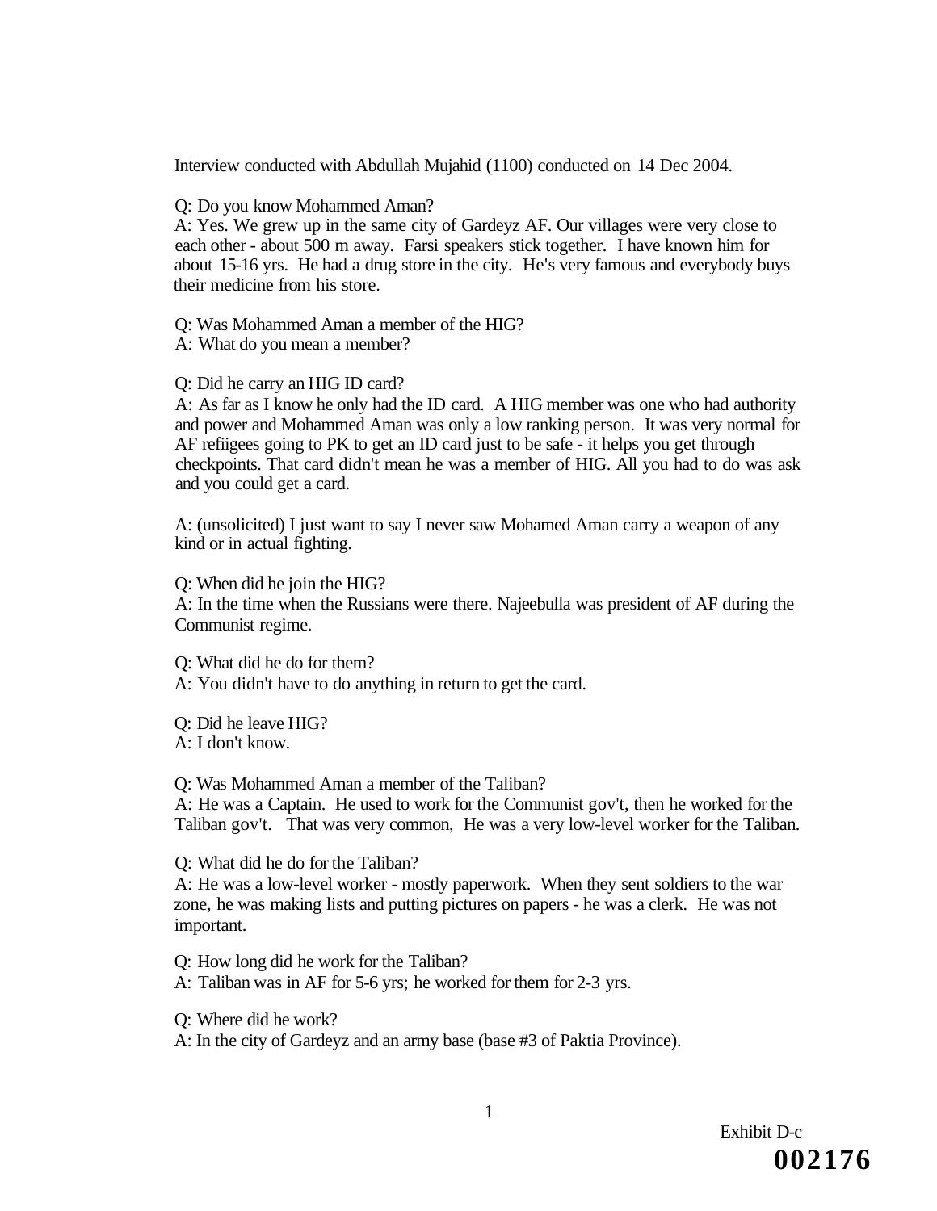Interview conducted with Abdullah Mujahid (1100) conducted on 14 Dec 2004.

Q: Do you know Mohammed Aman?
A: Yes. We grew up in the same city of Gardeyz AF. Our villages were very close to each other - about 500 m away. Farsi speakers stick together. I have known him for about 15-16 yrs. He had a drug store in the city. He's very famous and everybody buys their medicine from his store.

Q: Was Mohammed Aman a member of the HIG?
A: What do you mean a member?

Q: Did he carry an HIG ID card?
A: As far as I know he only had the ID card. A HIG member was one who had authority and power and Mohammed Aman was only a low ranking person. It was very normal for AF refiigees going to PK to get an ID card just to be safe - it helps you get through checkpoints. That card didn't mean he was a member of HIG. All you had to do was ask and you could get a card.

A: (unsolicited) I just want to say I never saw Mohamed Aman carry a weapon of any kind or in actual fighting.

Q: When did he join the HIG?
A: In the time when the Russians were there. Najeebulla was president of AF during the Communist regime.

Q: What did he do for them?
A: You didn't have to do anything in return to get the card.

Q: Did he leave HIG?
A: I don't know.

Q: Was Mohammed Aman a member of the Taliban?
A: He was a Captain. He used to work for the Communist gov't, then he worked for the Taliban gov't. That was very common, He was a very low-level worker for the Taliban.

Q: What did he do for the Taliban?
A: He was a low-level worker - mostly paperwork. When they sent soldiers to the war zone, he was making lists and putting pictures on papers - he was a clerk. He was not important.

Q: How long did he work for the Taliban?
A: Taliban was in AF for 5-6 yrs; he worked for them for 2-3 yrs.

Q: Where did he work?
A: In the city of Gardeyz and an army base (base #3 of Paktia Province).

Exhibit D-c
**002176**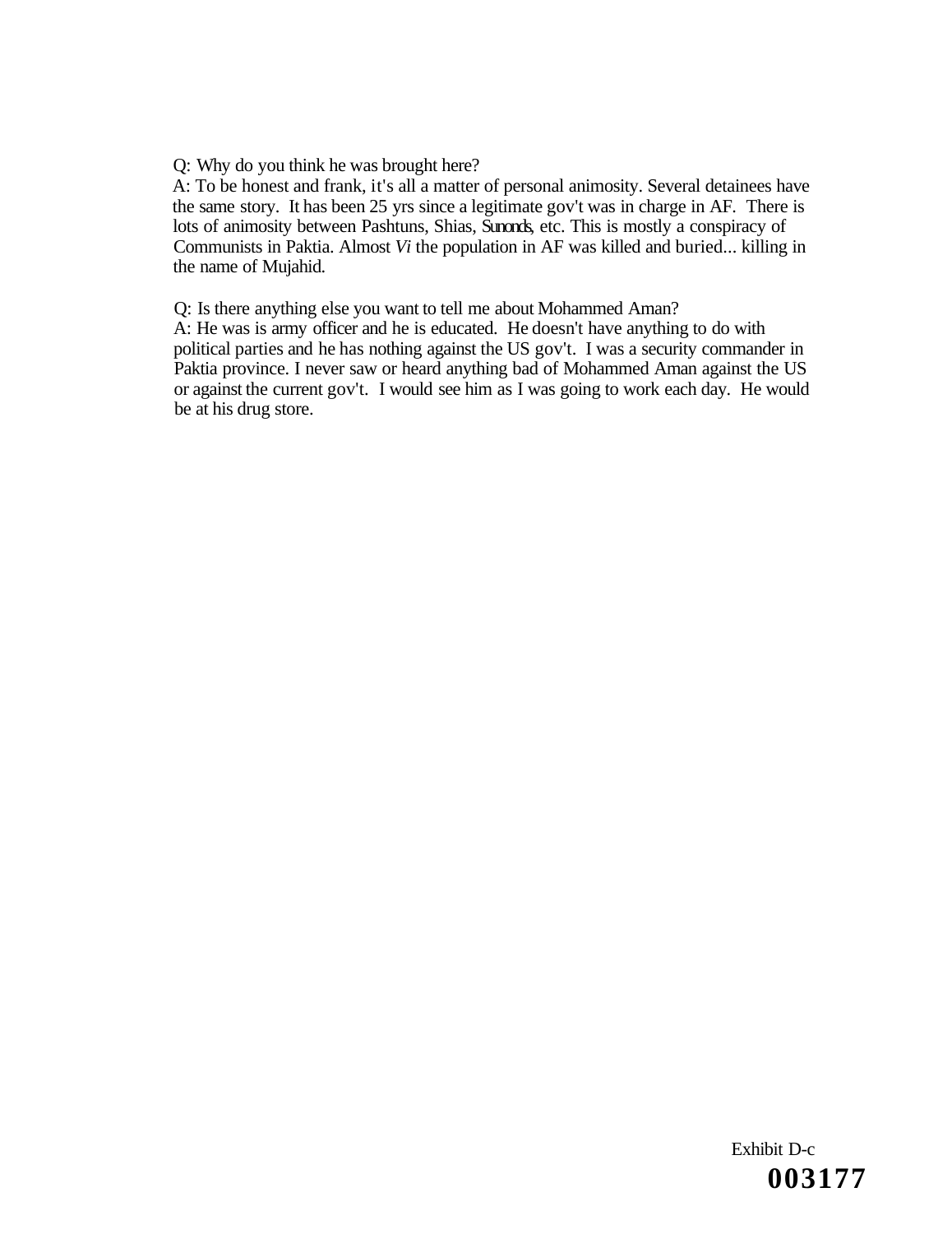Q: Why do you think he was brought here?
A: To be honest and frank, it's all a matter of personal animosity. Several detainees have the same story. It has been 25 yrs since a legitimate gov't was in charge in AF. There is lots of animosity between Pashtuns, Shias, Sunonds, etc. This is mostly a conspiracy of Communists in Paktia. Almost *Vi* the population in AF was killed and buried... killing in the name of Mujahid.

Q: Is there anything else you want to tell me about Mohammed Aman?
A: He was is army officer and he is educated. He doesn't have anything to do with political parties and he has nothing against the US gov't. I was a security commander in Paktia province. I never saw or heard anything bad of Mohammed Aman against the US or against the current gov't. I would see him as I was going to work each day. He would be at his drug store.

Exhibit D-c
**003177**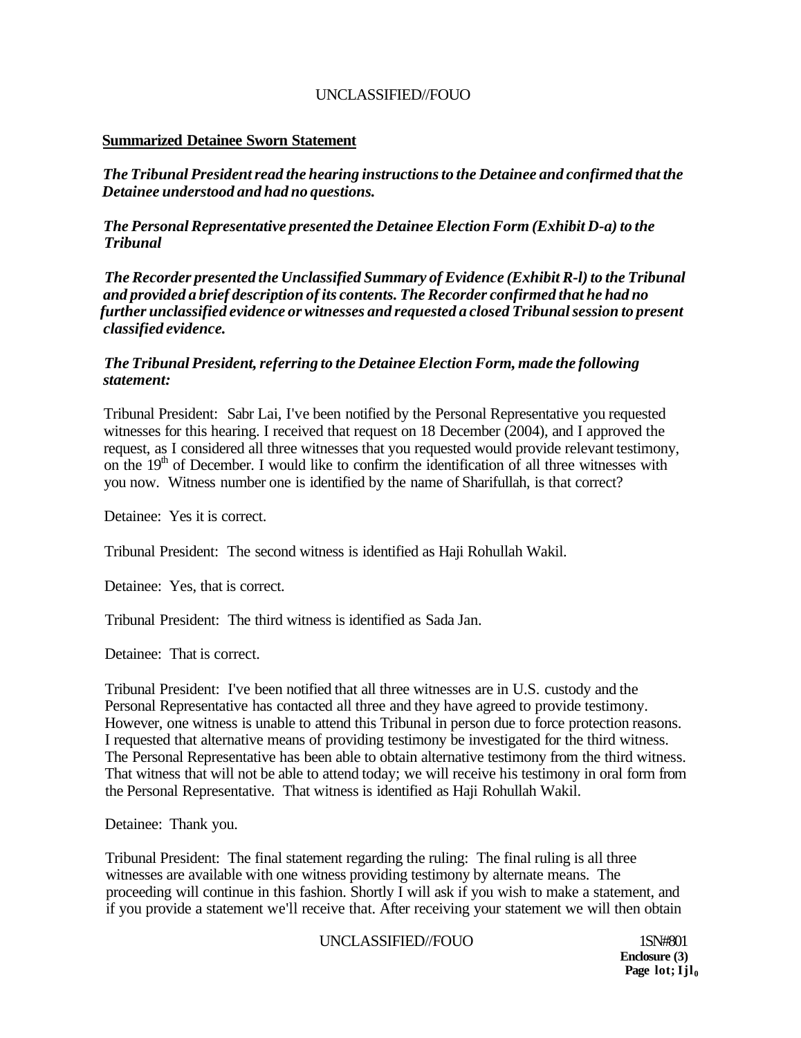**Summarized Detainee Sworn Statement**

***The Tribunal President read the hearing instructions to the Detainee and confirmed that the Detainee understood and had no questions.***

***The Personal Representative presented the Detainee Election Form (Exhibit D-a) to the Tribunal***

***The Recorder presented the Unclassified Summary of Evidence (Exhibit R-l) to the Tribunal and provided a brief description of its contents. The Recorder confirmed that he had no further unclassified evidence or witnesses and requested a closed Tribunal session to present classified evidence.***

***The Tribunal President, referring to the Detainee Election Form, made the following statement:***

Tribunal President: Sabr Lai, I've been notified by the Personal Representative you requested witnesses for this hearing. I received that request on 18 December (2004), and I approved the request, as I considered all three witnesses that you requested would provide relevant testimony, on the 19th of December. I would like to confirm the identification of all three witnesses with you now. Witness number one is identified by the name of Sharifullah, is that correct?

Detainee: Yes it is correct.

Tribunal President: The second witness is identified as Haji Rohullah Wakil.

Detainee: Yes, that is correct.

Tribunal President: The third witness is identified as Sada Jan.

Detainee: That is correct.

Tribunal President: I've been notified that all three witnesses are in U.S. custody and the Personal Representative has contacted all three and they have agreed to provide testimony. However, one witness is unable to attend this Tribunal in person due to force protection reasons. I requested that alternative means of providing testimony be investigated for the third witness. The Personal Representative has been able to obtain alternative testimony from the third witness. That witness that will not be able to attend today; we will receive his testimony in oral form from the Personal Representative. That witness is identified as Haji Rohullah Wakil.

Detainee: Thank you.

Tribunal President: The final statement regarding the ruling: The final ruling is all three witnesses are available with one witness providing testimony by alternate means. The proceeding will continue in this fashion. Shortly I will ask if you wish to make a statement, and if you provide a statement we'll receive that. After receiving your statement we will then obtain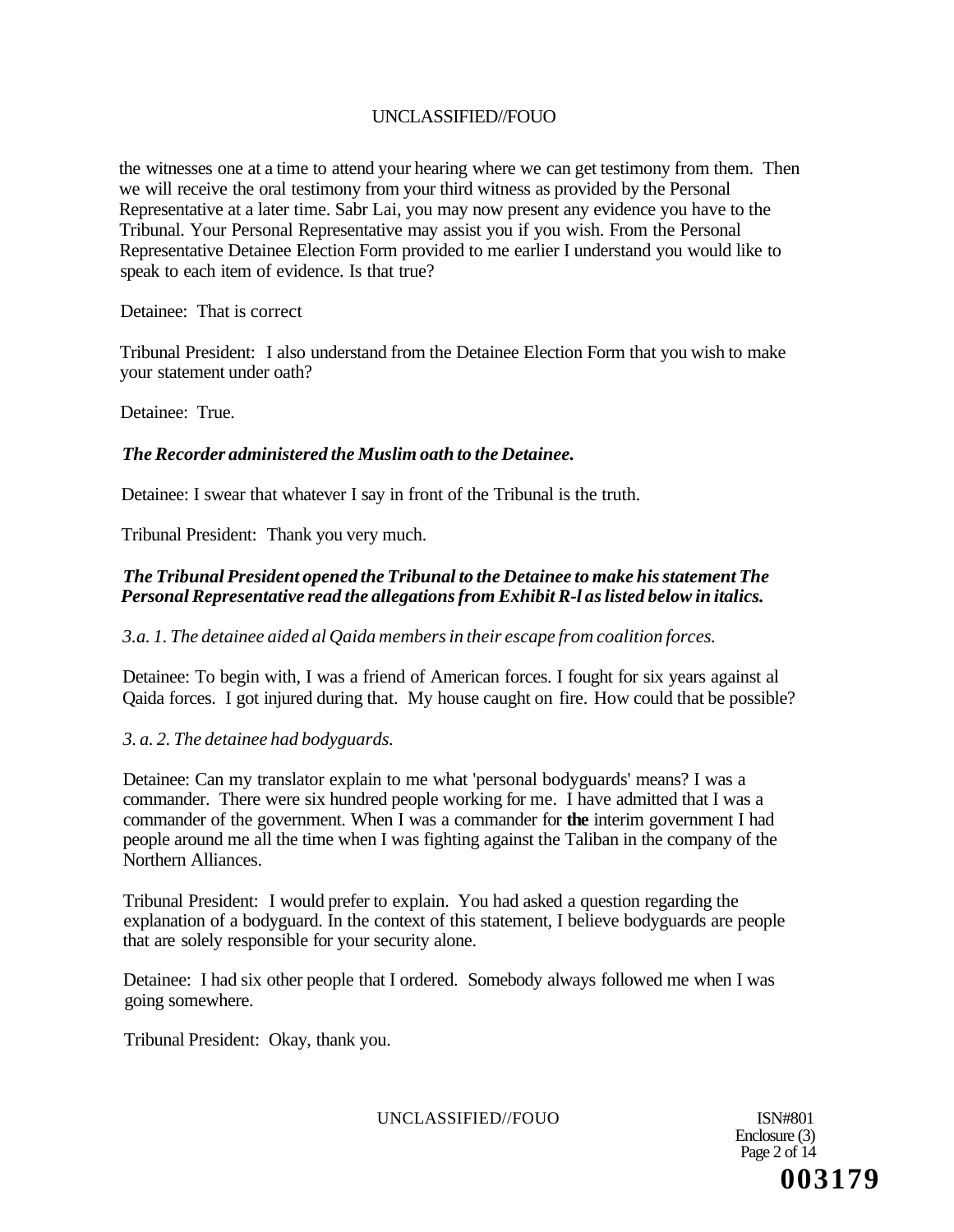the witnesses one at a time to attend your hearing where we can get testimony from them. Then we will receive the oral testimony from your third witness as provided by the Personal Representative at a later time. Sabr Lai, you may now present any evidence you have to the Tribunal. Your Personal Representative may assist you if you wish. From the Personal Representative Detainee Election Form provided to me earlier I understand you would like to speak to each item of evidence. Is that true?

Detainee: That is correct

Tribunal President: I also understand from the Detainee Election Form that you wish to make your statement under oath?

Detainee: True.

***The Recorder administered the Muslim oath to the Detainee.***

Detainee: I swear that whatever I say in front of the Tribunal is the truth.

Tribunal President: Thank you very much.

***The Tribunal President opened the Tribunal to the Detainee to make his statement The Personal Representative read the allegations from Exhibit R-l as listed below in italics.***

*3.a. 1. The detainee aided al Qaida members in their escape from coalition forces.*

Detainee: To begin with, I was a friend of American forces. I fought for six years against al Qaida forces. I got injured during that. My house caught on fire. How could that be possible?

*3. a. 2. The detainee had bodyguards.*

Detainee: Can my translator explain to me what 'personal bodyguards' means? I was a commander. There were six hundred people working for me. I have admitted that I was a commander of the government. When I was a commander for **the** interim government I had people around me all the time when I was fighting against the Taliban in the company of the Northern Alliances.

Tribunal President: I would prefer to explain. You had asked a question regarding the explanation of a bodyguard. In the context of this statement, I believe bodyguards are people that are solely responsible for your security alone.

Detainee: I had six other people that I ordered. Somebody always followed me when I was going somewhere.

Tribunal President: Okay, thank you.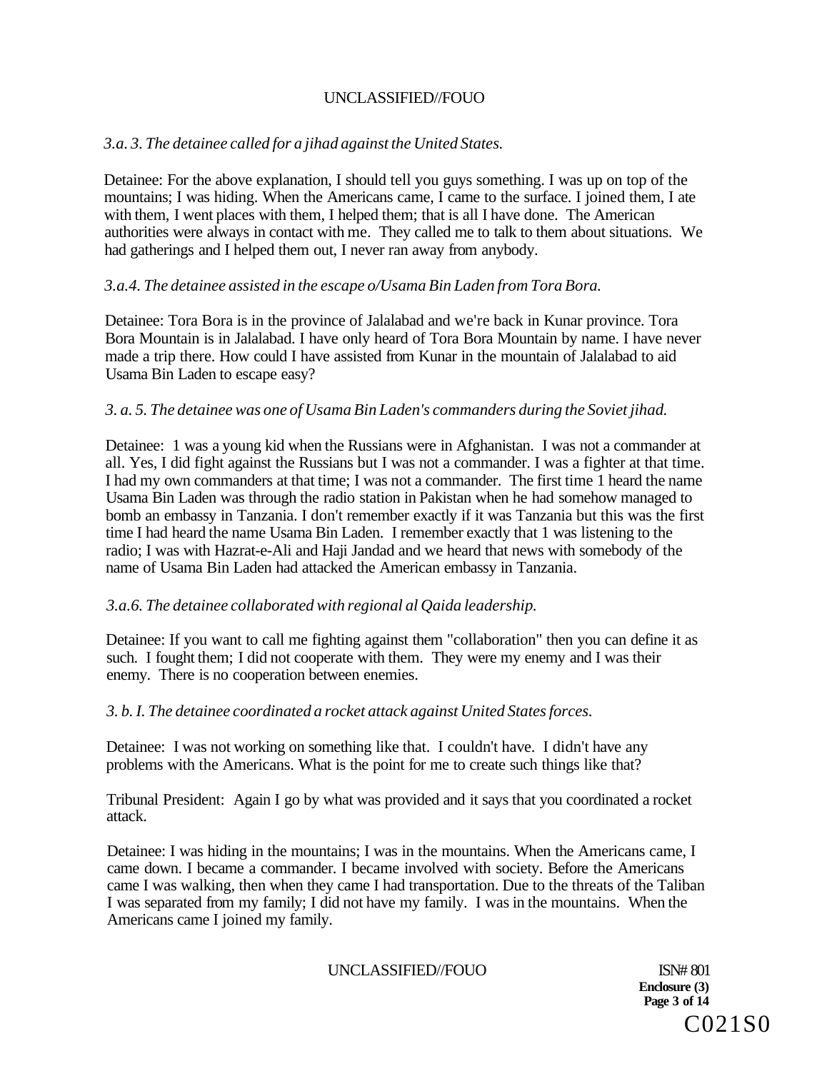*3.a. 3. The detainee called for a jihad against the United States.*

Detainee: For the above explanation, I should tell you guys something. I was up on top of the mountains; I was hiding. When the Americans came, I came to the surface. I joined them, I ate with them, I went places with them, I helped them; that is all I have done. The American authorities were always in contact with me. They called me to talk to them about situations. We had gatherings and I helped them out, I never ran away from anybody.

*3.a.4. The detainee assisted in the escape o/Usama Bin Laden from Tora Bora.*

Detainee: Tora Bora is in the province of Jalalabad and we're back in Kunar province. Tora Bora Mountain is in Jalalabad. I have only heard of Tora Bora Mountain by name. I have never made a trip there. How could I have assisted from Kunar in the mountain of Jalalabad to aid Usama Bin Laden to escape easy?

*3. a. 5. The detainee was one of Usama Bin Laden's commanders during the Soviet jihad.*

Detainee: 1 was a young kid when the Russians were in Afghanistan. I was not a commander at all. Yes, I did fight against the Russians but I was not a commander. I was a fighter at that time. I had my own commanders at that time; I was not a commander. The first time 1 heard the name Usama Bin Laden was through the radio station in Pakistan when he had somehow managed to bomb an embassy in Tanzania. I don't remember exactly if it was Tanzania but this was the first time I had heard the name Usama Bin Laden. I remember exactly that 1 was listening to the radio; I was with Hazrat-e-Ali and Haji Jandad and we heard that news with somebody of the name of Usama Bin Laden had attacked the American embassy in Tanzania.

*3.a.6. The detainee collaborated with regional al Qaida leadership.*

Detainee: If you want to call me fighting against them "collaboration" then you can define it as such. I fought them; I did not cooperate with them. They were my enemy and I was their enemy. There is no cooperation between enemies.

*3. b. I. The detainee coordinated a rocket attack against United States forces.*

Detainee: I was not working on something like that. I couldn't have. I didn't have any problems with the Americans. What is the point for me to create such things like that?

Tribunal President: Again I go by what was provided and it says that you coordinated a rocket attack.

Detainee: I was hiding in the mountains; I was in the mountains. When the Americans came, I came down. I became a commander. I became involved with society. Before the Americans came I was walking, then when they came I had transportation. Due to the threats of the Taliban I was separated from my family; I did not have my family. I was in the mountains. When the Americans came I joined my family.

ISN# 801
**Enclosure (3)**

C021S0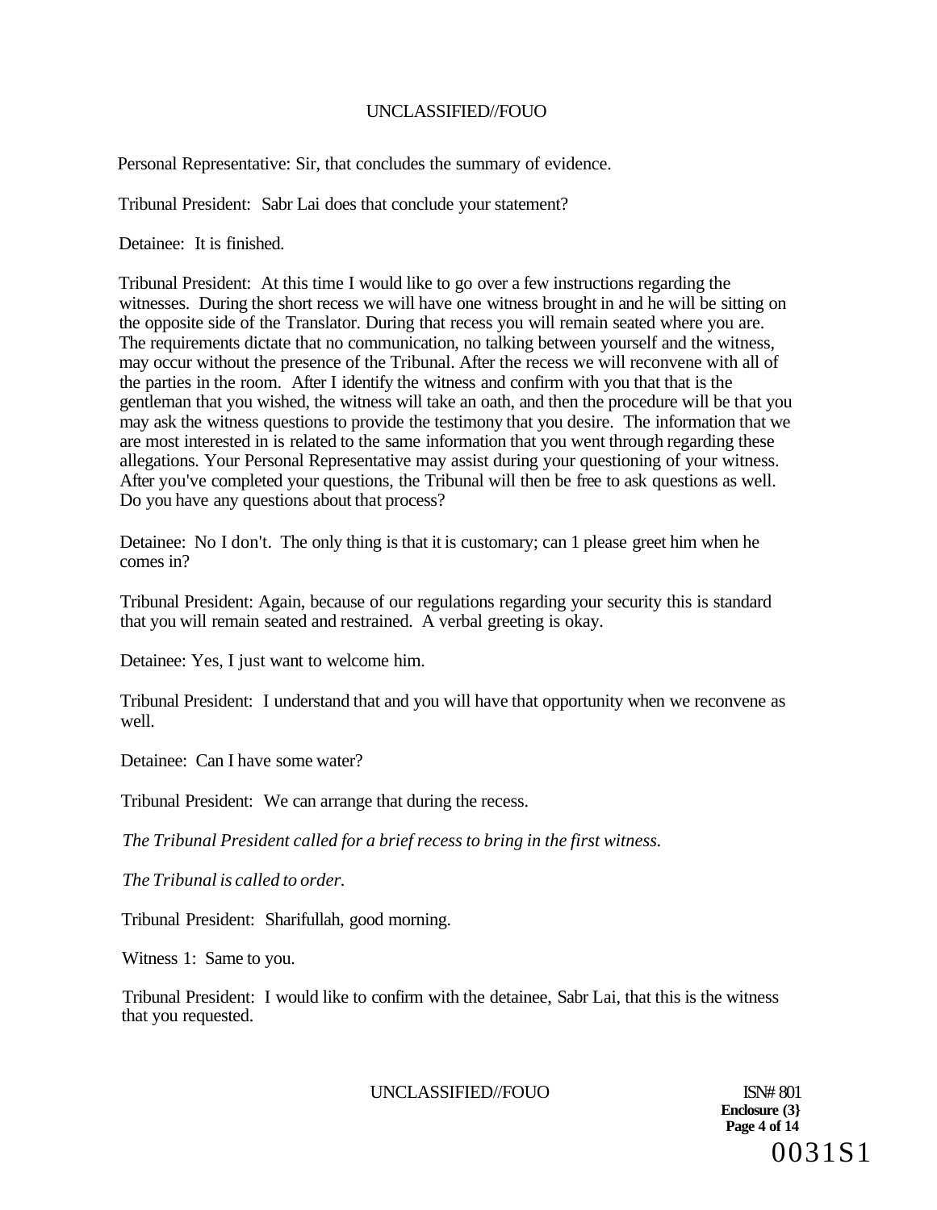Personal Representative: Sir, that concludes the summary of evidence.

Tribunal President: Sabr Lai does that conclude your statement?

Detainee: It is finished.

Tribunal President: At this time I would like to go over a few instructions regarding the witnesses. During the short recess we will have one witness brought in and he will be sitting on the opposite side of the Translator. During that recess you will remain seated where you are. The requirements dictate that no communication, no talking between yourself and the witness, may occur without the presence of the Tribunal. After the recess we will reconvene with all of the parties in the room. After I identify the witness and confirm with you that that is the gentleman that you wished, the witness will take an oath, and then the procedure will be that you may ask the witness questions to provide the testimony that you desire. The information that we are most interested in is related to the same information that you went through regarding these allegations. Your Personal Representative may assist during your questioning of your witness. After you've completed your questions, the Tribunal will then be free to ask questions as well. Do you have any questions about that process?

Detainee: No I don't. The only thing is that it is customary; can 1 please greet him when he comes in?

Tribunal President: Again, because of our regulations regarding your security this is standard that you will remain seated and restrained. A verbal greeting is okay.

Detainee: Yes, I just want to welcome him.

Tribunal President: I understand that and you will have that opportunity when we reconvene as well.

Detainee: Can I have some water?

Tribunal President: We can arrange that during the recess.

*The Tribunal President called for a brief recess to bring in the first witness.*

*The Tribunal is called to order.*

Tribunal President: Sharifullah, good morning.

Witness 1: Same to you.

Tribunal President: I would like to confirm with the detainee, Sabr Lai, that this is the witness that you requested.

ISN# 801
**Enclosure (3}**

0031S1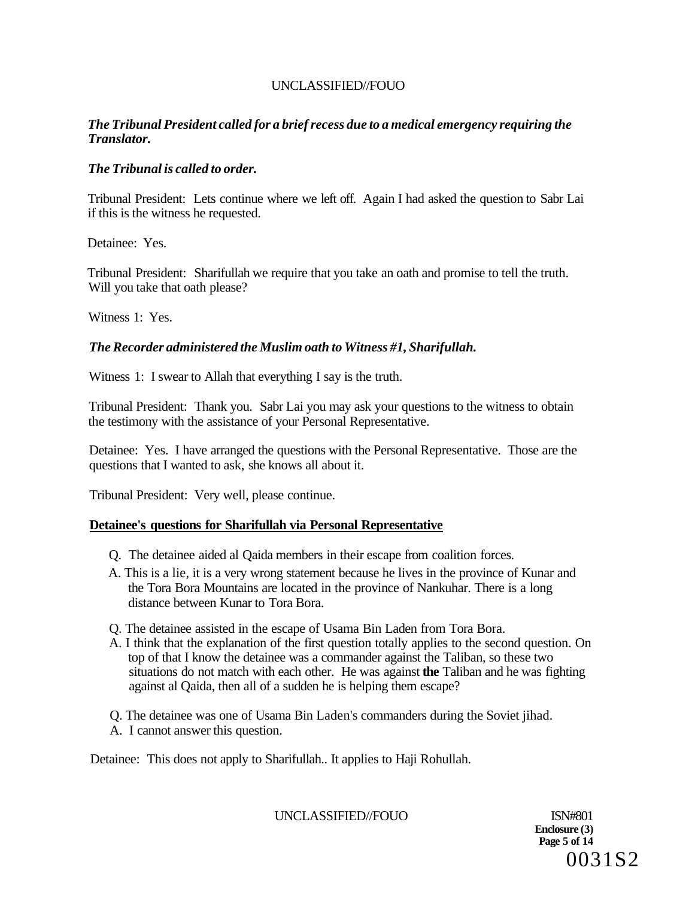*The Tribunal President called for a brief recess due to a medical emergency requiring the Translator.*

*The Tribunal is called to order.*

Tribunal President: Lets continue where we left off. Again I had asked the question to Sabr Lai if this is the witness he requested.

Detainee: Yes.

Tribunal President: Sharifullah we require that you take an oath and promise to tell the truth. Will you take that oath please?

Witness 1: Yes.

*The Recorder administered the Muslim oath to Witness #1, Sharifullah.*

Witness 1: I swear to Allah that everything I say is the truth.

Tribunal President: Thank you. Sabr Lai you may ask your questions to the witness to obtain the testimony with the assistance of your Personal Representative.

Detainee: Yes. I have arranged the questions with the Personal Representative. Those are the questions that I wanted to ask, she knows all about it.

Tribunal President: Very well, please continue.

**Detainee's questions for Sharifullah via Personal Representative**

Q. The detainee aided al Qaida members in their escape from coalition forces.

A. This is a lie, it is a very wrong statement because he lives in the province of Kunar and the Tora Bora Mountains are located in the province of Nankuhar. There is a long distance between Kunar to Tora Bora.

Q. The detainee assisted in the escape of Usama Bin Laden from Tora Bora.

A. I think that the explanation of the first question totally applies to the second question. On top of that I know the detainee was a commander against the Taliban, so these two situations do not match with each other. He was against **the** Taliban and he was fighting against al Qaida, then all of a sudden he is helping them escape?

Q. The detainee was one of Usama Bin Laden's commanders during the Soviet jihad.

A. I cannot answer this question.

Detainee: This does not apply to Sharifullah.. It applies to Haji Rohullah.

ISN#801
**Enclosure (3)**

0031S2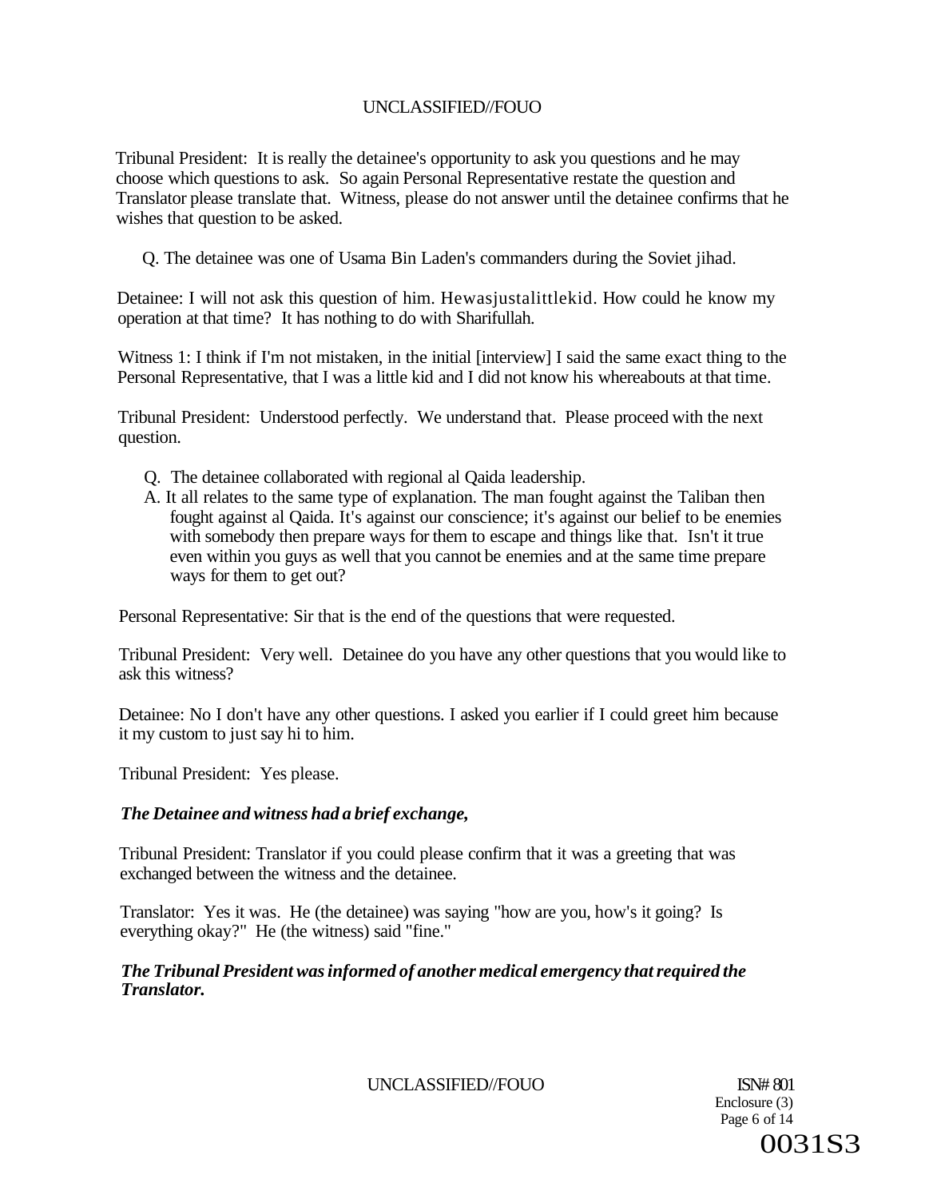Tribunal President: It is really the detainee's opportunity to ask you questions and he may choose which questions to ask. So again Personal Representative restate the question and Translator please translate that. Witness, please do not answer until the detainee confirms that he wishes that question to be asked.

Q. The detainee was one of Usama Bin Laden's commanders during the Soviet jihad.

Detainee: I will not ask this question of him. Hewasjustalittlekid. How could he know my operation at that time? It has nothing to do with Sharifullah.

Witness 1: I think if I'm not mistaken, in the initial [interview] I said the same exact thing to the Personal Representative, that I was a little kid and I did not know his whereabouts at that time.

Tribunal President: Understood perfectly. We understand that. Please proceed with the next question.

Q. The detainee collaborated with regional al Qaida leadership.
A. It all relates to the same type of explanation. The man fought against the Taliban then fought against al Qaida. It's against our conscience; it's against our belief to be enemies with somebody then prepare ways for them to escape and things like that. Isn't it true even within you guys as well that you cannot be enemies and at the same time prepare ways for them to get out?

Personal Representative: Sir that is the end of the questions that were requested.

Tribunal President: Very well. Detainee do you have any other questions that you would like to ask this witness?

Detainee: No I don't have any other questions. I asked you earlier if I could greet him because it my custom to just say hi to him.

Tribunal President: Yes please.

***The Detainee and witness had a brief exchange,***

Tribunal President: Translator if you could please confirm that it was a greeting that was exchanged between the witness and the detainee.

Translator: Yes it was. He (the detainee) was saying "how are you, how's it going? Is everything okay?" He (the witness) said "fine."

***The Tribunal President was informed of another medical emergency that required the Translator.***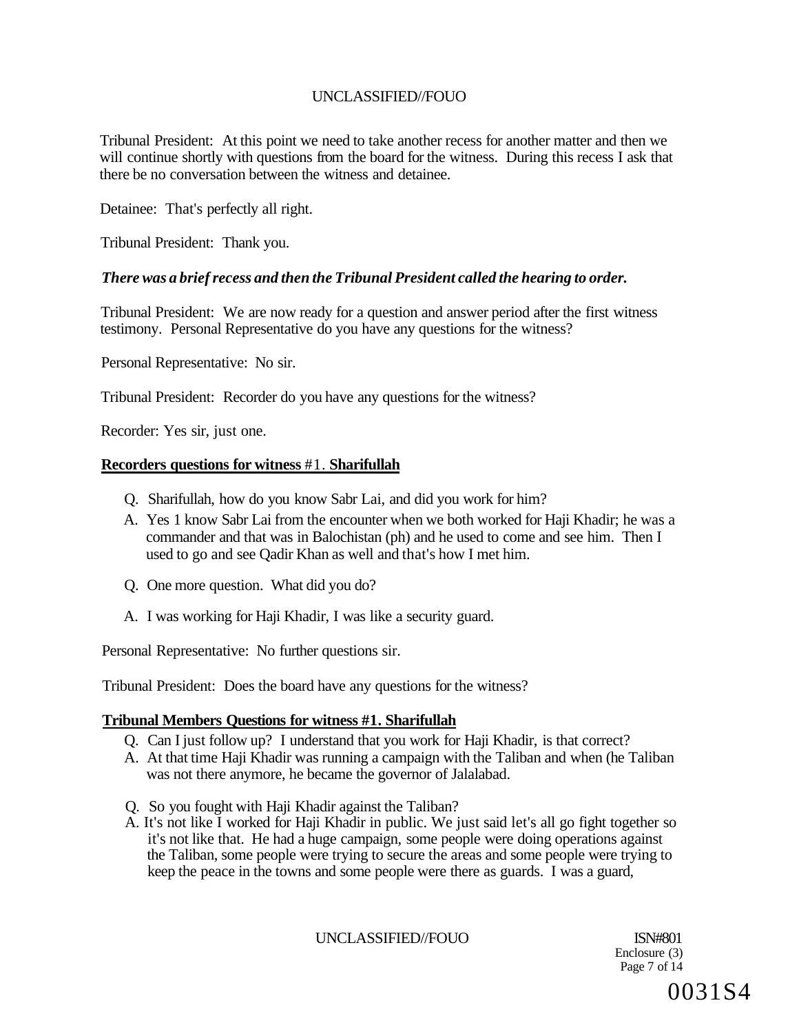Tribunal President: At this point we need to take another recess for another matter and then we will continue shortly with questions from the board for the witness. During this recess I ask that there be no conversation between the witness and detainee.

Detainee: That's perfectly all right.

Tribunal President: Thank you.

***There was a brief recess and then the Tribunal President called the hearing to order.***

Tribunal President: We are now ready for a question and answer period after the first witness testimony. Personal Representative do you have any questions for the witness?

Personal Representative: No sir.

Tribunal President: Recorder do you have any questions for the witness?

Recorder: Yes sir, just one.

**<u>Recorders questions for witness #1. Sharifullah</u>**

Q. Sharifullah, how do you know Sabr Lai, and did you work for him?

A. Yes 1 know Sabr Lai from the encounter when we both worked for Haji Khadir; he was a commander and that was in Balochistan (ph) and he used to come and see him. Then I used to go and see Qadir Khan as well and that's how I met him.

Q. One more question. What did you do?

A. I was working for Haji Khadir, I was like a security guard.

Personal Representative: No further questions sir.

Tribunal President: Does the board have any questions for the witness?

**<u>Tribunal Members Questions for witness #1. Sharifullah</u>**

Q. Can I just follow up? I understand that you work for Haji Khadir, is that correct?

A. At that time Haji Khadir was running a campaign with the Taliban and when (he Taliban was not there anymore, he became the governor of Jalalabad.

Q. So you fought with Haji Khadir against the Taliban?

A. It's not like I worked for Haji Khadir in public. We just said let's all go fight together so it's not like that. He had a huge campaign, some people were doing operations against the Taliban, some people were trying to secure the areas and some people were trying to keep the peace in the towns and some people were there as guards. I was a guard,

ISN#801
Enclosure (3)

0031S4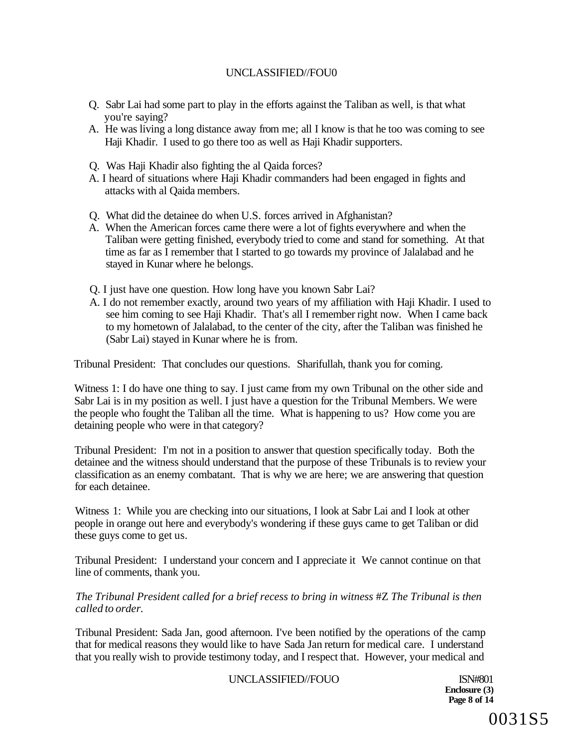Q. Sabr Lai had some part to play in the efforts against the Taliban as well, is that what you're saying?

A. He was living a long distance away from me; all I know is that he too was coming to see Haji Khadir. I used to go there too as well as Haji Khadir supporters.

Q. Was Haji Khadir also fighting the al Qaida forces?

A. I heard of situations where Haji Khadir commanders had been engaged in fights and attacks with al Qaida members.

Q. What did the detainee do when U.S. forces arrived in Afghanistan?

A. When the American forces came there were a lot of fights everywhere and when the Taliban were getting finished, everybody tried to come and stand for something. At that time as far as I remember that I started to go towards my province of Jalalabad and he stayed in Kunar where he belongs.

Q. I just have one question. How long have you known Sabr Lai?

A. I do not remember exactly, around two years of my affiliation with Haji Khadir. I used to see him coming to see Haji Khadir. That's all I remember right now. When I came back to my hometown of Jalalabad, to the center of the city, after the Taliban was finished he (Sabr Lai) stayed in Kunar where he is from.

Tribunal President: That concludes our questions. Sharifullah, thank you for coming.

Witness 1: I do have one thing to say. I just came from my own Tribunal on the other side and Sabr Lai is in my position as well. I just have a question for the Tribunal Members. We were the people who fought the Taliban all the time. What is happening to us? How come you are detaining people who were in that category?

Tribunal President: I'm not in a position to answer that question specifically today. Both the detainee and the witness should understand that the purpose of these Tribunals is to review your classification as an enemy combatant. That is why we are here; we are answering that question for each detainee.

Witness 1: While you are checking into our situations, I look at Sabr Lai and I look at other people in orange out here and everybody's wondering if these guys came to get Taliban or did these guys come to get us.

Tribunal President: I understand your concern and I appreciate it We cannot continue on that line of comments, thank you.

*The Tribunal President called for a brief recess to bring in witness #Z The Tribunal is then called to order.*

Tribunal President: Sada Jan, good afternoon. I've been notified by the operations of the camp that for medical reasons they would like to have Sada Jan return for medical care. I understand that you really wish to provide testimony today, and I respect that. However, your medical and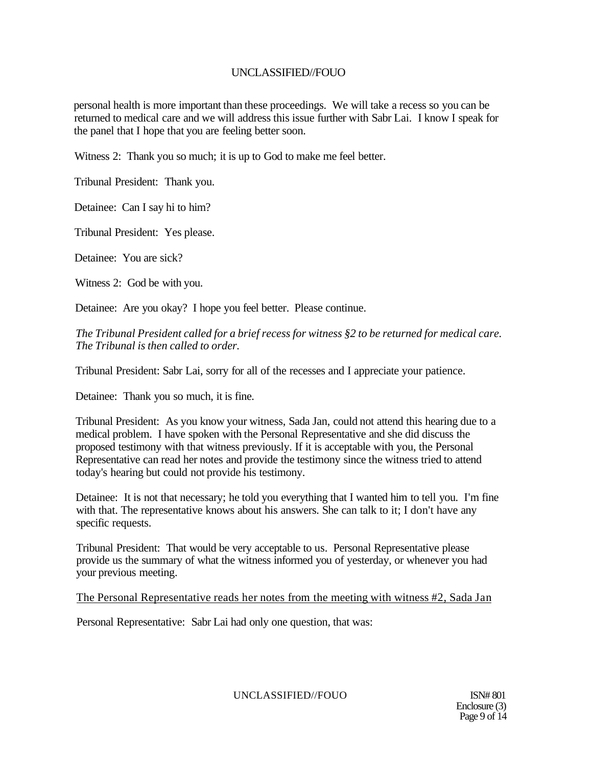personal health is more important than these proceedings. We will take a recess so you can be returned to medical care and we will address this issue further with Sabr Lai. I know I speak for the panel that I hope that you are feeling better soon.

Witness 2: Thank you so much; it is up to God to make me feel better.

Tribunal President: Thank you.

Detainee: Can I say hi to him?

Tribunal President: Yes please.

Detainee: You are sick?

Witness 2: God be with you.

Detainee: Are you okay? I hope you feel better. Please continue.

*The Tribunal President called for a brief recess for witness §2 to be returned for medical care. The Tribunal is then called to order.*

Tribunal President: Sabr Lai, sorry for all of the recesses and I appreciate your patience.

Detainee: Thank you so much, it is fine.

Tribunal President: As you know your witness, Sada Jan, could not attend this hearing due to a medical problem. I have spoken with the Personal Representative and she did discuss the proposed testimony with that witness previously. If it is acceptable with you, the Personal Representative can read her notes and provide the testimony since the witness tried to attend today's hearing but could not provide his testimony.

Detainee: It is not that necessary; he told you everything that I wanted him to tell you. I'm fine with that. The representative knows about his answers. She can talk to it; I don't have any specific requests.

Tribunal President: That would be very acceptable to us. Personal Representative please provide us the summary of what the witness informed you of yesterday, or whenever you had your previous meeting.

The Personal Representative reads her notes from the meeting with witness #2, Sada Jan

Personal Representative: Sabr Lai had only one question, that was: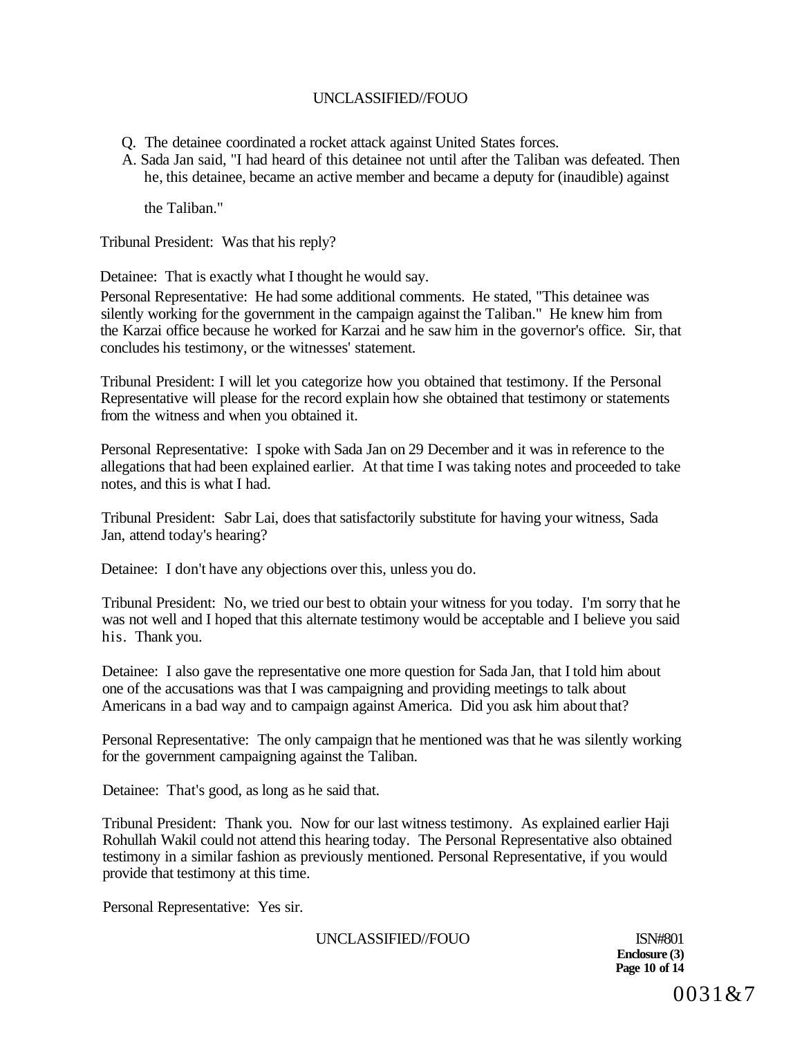Q. The detainee coordinated a rocket attack against United States forces.

A. Sada Jan said, "I had heard of this detainee not until after the Taliban was defeated. Then he, this detainee, became an active member and became a deputy for (inaudible) against the Taliban."

Tribunal President: Was that his reply?

Detainee: That is exactly what I thought he would say.

Personal Representative: He had some additional comments. He stated, "This detainee was silently working for the government in the campaign against the Taliban." He knew him from the Karzai office because he worked for Karzai and he saw him in the governor's office. Sir, that concludes his testimony, or the witnesses' statement.

Tribunal President: I will let you categorize how you obtained that testimony. If the Personal Representative will please for the record explain how she obtained that testimony or statements from the witness and when you obtained it.

Personal Representative: I spoke with Sada Jan on 29 December and it was in reference to the allegations that had been explained earlier. At that time I was taking notes and proceeded to take notes, and this is what I had.

Tribunal President: Sabr Lai, does that satisfactorily substitute for having your witness, Sada Jan, attend today's hearing?

Detainee: I don't have any objections over this, unless you do.

Tribunal President: No, we tried our best to obtain your witness for you today. I'm sorry that he was not well and I hoped that this alternate testimony would be acceptable and I believe you said his. Thank you.

Detainee: I also gave the representative one more question for Sada Jan, that I told him about one of the accusations was that I was campaigning and providing meetings to talk about Americans in a bad way and to campaign against America. Did you ask him about that?

Personal Representative: The only campaign that he mentioned was that he was silently working for the government campaigning against the Taliban.

Detainee: That's good, as long as he said that.

Tribunal President: Thank you. Now for our last witness testimony. As explained earlier Haji Rohullah Wakil could not attend this hearing today. The Personal Representative also obtained testimony in a similar fashion as previously mentioned. Personal Representative, if you would provide that testimony at this time.

Personal Representative: Yes sir.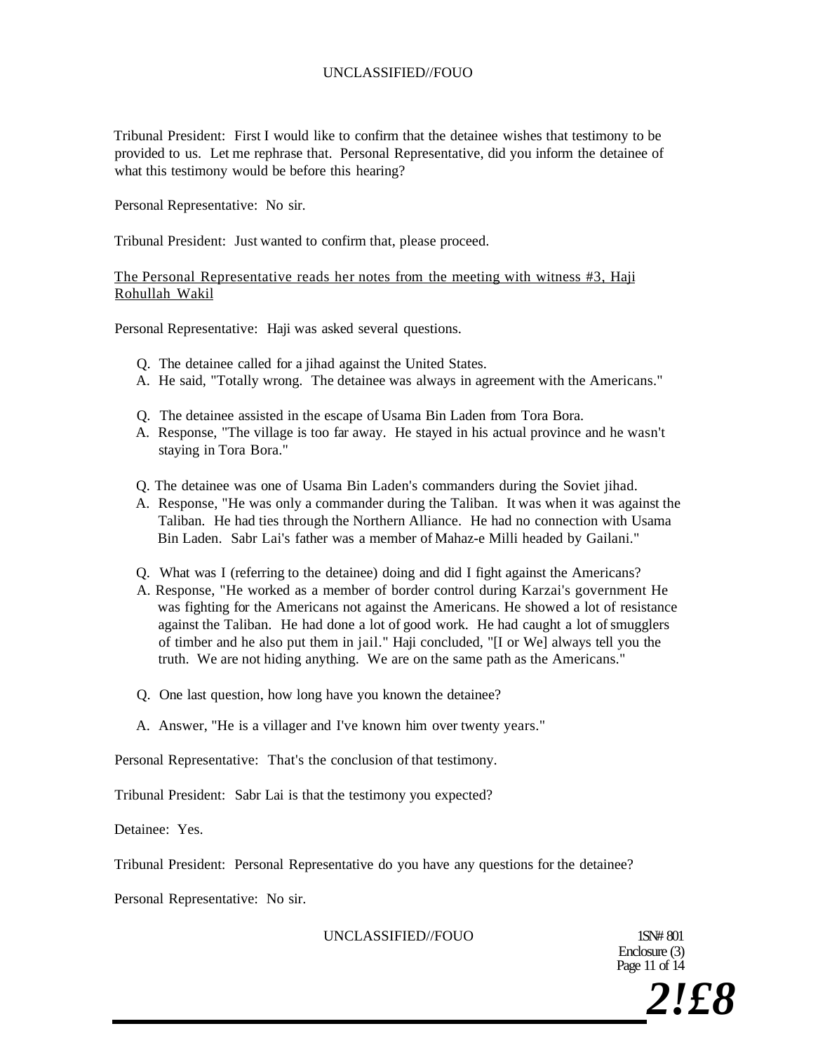Tribunal President: First I would like to confirm that the detainee wishes that testimony to be provided to us. Let me rephrase that. Personal Representative, did you inform the detainee of what this testimony would be before this hearing?

Personal Representative: No sir.

Tribunal President: Just wanted to confirm that, please proceed.

The Personal Representative reads her notes from the meeting with witness #3, Haji Rohullah Wakil

Personal Representative: Haji was asked several questions.

Q. The detainee called for a jihad against the United States.
A. He said, "Totally wrong. The detainee was always in agreement with the Americans."

Q. The detainee assisted in the escape of Usama Bin Laden from Tora Bora.
A. Response, "The village is too far away. He stayed in his actual province and he wasn't staying in Tora Bora."

Q. The detainee was one of Usama Bin Laden's commanders during the Soviet jihad.
A. Response, "He was only a commander during the Taliban. It was when it was against the Taliban. He had ties through the Northern Alliance. He had no connection with Usama Bin Laden. Sabr Lai's father was a member of Mahaz-e Milli headed by Gailani."

Q. What was I (referring to the detainee) doing and did I fight against the Americans?
A. Response, "He worked as a member of border control during Karzai's government He was fighting for the Americans not against the Americans. He showed a lot of resistance against the Taliban. He had done a lot of good work. He had caught a lot of smugglers of timber and he also put them in jail." Haji concluded, "[I or We] always tell you the truth. We are not hiding anything. We are on the same path as the Americans."

Q. One last question, how long have you known the detainee?

A. Answer, "He is a villager and I've known him over twenty years."

Personal Representative: That's the conclusion of that testimony.

Tribunal President: Sabr Lai is that the testimony you expected?

Detainee: Yes.

Tribunal President: Personal Representative do you have any questions for the detainee?

Personal Representative: No sir.

ISN# 801
Enclosure (3)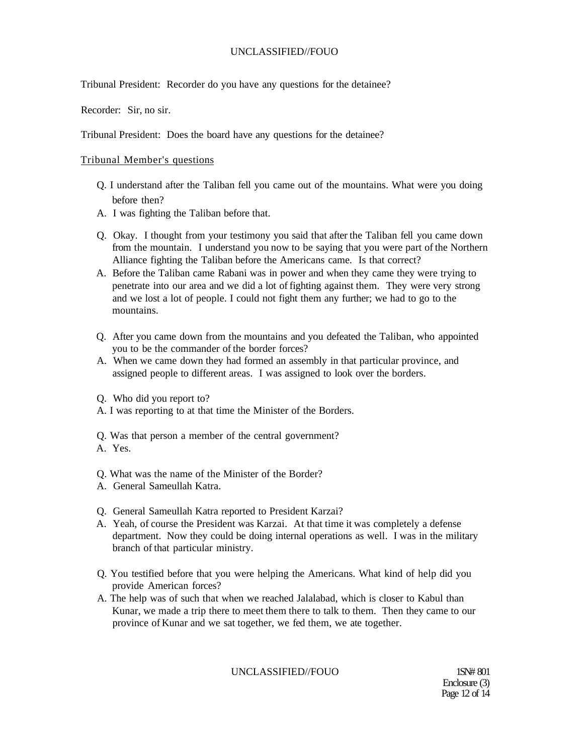Tribunal President: Recorder do you have any questions for the detainee?

Recorder: Sir, no sir.

Tribunal President: Does the board have any questions for the detainee?

Tribunal Member's questions

Q. I understand after the Taliban fell you came out of the mountains. What were you doing before then?

A. I was fighting the Taliban before that.

Q. Okay. I thought from your testimony you said that after the Taliban fell you came down from the mountain. I understand you now to be saying that you were part of the Northern Alliance fighting the Taliban before the Americans came. Is that correct?

A. Before the Taliban came Rabani was in power and when they came they were trying to penetrate into our area and we did a lot of fighting against them. They were very strong and we lost a lot of people. I could not fight them any further; we had to go to the mountains.

Q. After you came down from the mountains and you defeated the Taliban, who appointed you to be the commander of the border forces?

A. When we came down they had formed an assembly in that particular province, and assigned people to different areas. I was assigned to look over the borders.

Q. Who did you report to?

A. I was reporting to at that time the Minister of the Borders.

Q. Was that person a member of the central government?

A. Yes.

Q. What was the name of the Minister of the Border?

A. General Sameullah Katra.

Q. General Sameullah Katra reported to President Karzai?

A. Yeah, of course the President was Karzai. At that time it was completely a defense department. Now they could be doing internal operations as well. I was in the military branch of that particular ministry.

Q. You testified before that you were helping the Americans. What kind of help did you provide American forces?

A. The help was of such that when we reached Jalalabad, which is closer to Kabul than Kunar, we made a trip there to meet them there to talk to them. Then they came to our province of Kunar and we sat together, we fed them, we ate together.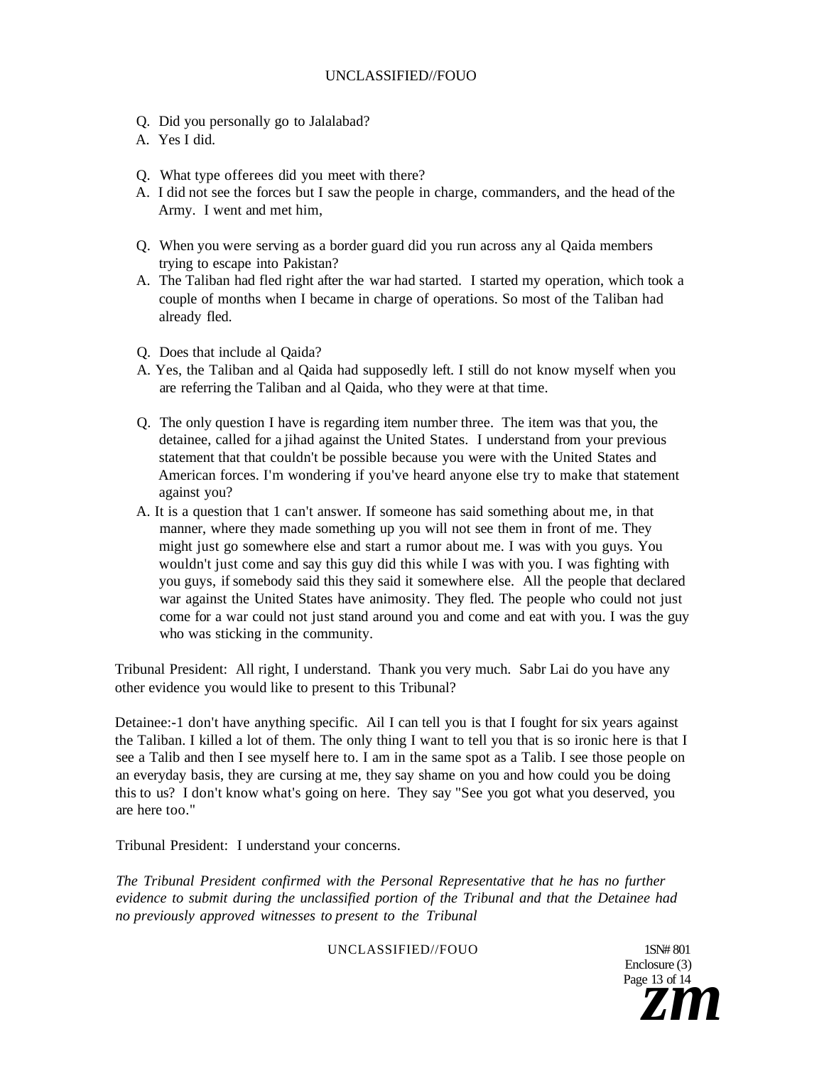Q. Did you personally go to Jalalabad?

A. Yes I did.

Q. What type offerees did you meet with there?

A. I did not see the forces but I saw the people in charge, commanders, and the head of the Army. I went and met him,

Q. When you were serving as a border guard did you run across any al Qaida members trying to escape into Pakistan?

A. The Taliban had fled right after the war had started. I started my operation, which took a couple of months when I became in charge of operations. So most of the Taliban had already fled.

Q. Does that include al Qaida?

A. Yes, the Taliban and al Qaida had supposedly left. I still do not know myself when you are referring the Taliban and al Qaida, who they were at that time.

Q. The only question I have is regarding item number three. The item was that you, the detainee, called for a jihad against the United States. I understand from your previous statement that that couldn't be possible because you were with the United States and American forces. I'm wondering if you've heard anyone else try to make that statement against you?

A. It is a question that 1 can't answer. If someone has said something about me, in that manner, where they made something up you will not see them in front of me. They might just go somewhere else and start a rumor about me. I was with you guys. You wouldn't just come and say this guy did this while I was with you. I was fighting with you guys, if somebody said this they said it somewhere else. All the people that declared war against the United States have animosity. They fled. The people who could not just come for a war could not just stand around you and come and eat with you. I was the guy who was sticking in the community.

Tribunal President: All right, I understand. Thank you very much. Sabr Lai do you have any other evidence you would like to present to this Tribunal?

Detainee:-1 don't have anything specific. Ail I can tell you is that I fought for six years against the Taliban. I killed a lot of them. The only thing I want to tell you that is so ironic here is that I see a Talib and then I see myself here to. I am in the same spot as a Talib. I see those people on an everyday basis, they are cursing at me, they say shame on you and how could you be doing this to us? I don't know what's going on here. They say "See you got what you deserved, you are here too."

Tribunal President: I understand your concerns.

*The Tribunal President confirmed with the Personal Representative that he has no further evidence to submit during the unclassified portion of the Tribunal and that the Detainee had no previously approved witnesses to present to the Tribunal*

1SN# 801
Enclosure (3)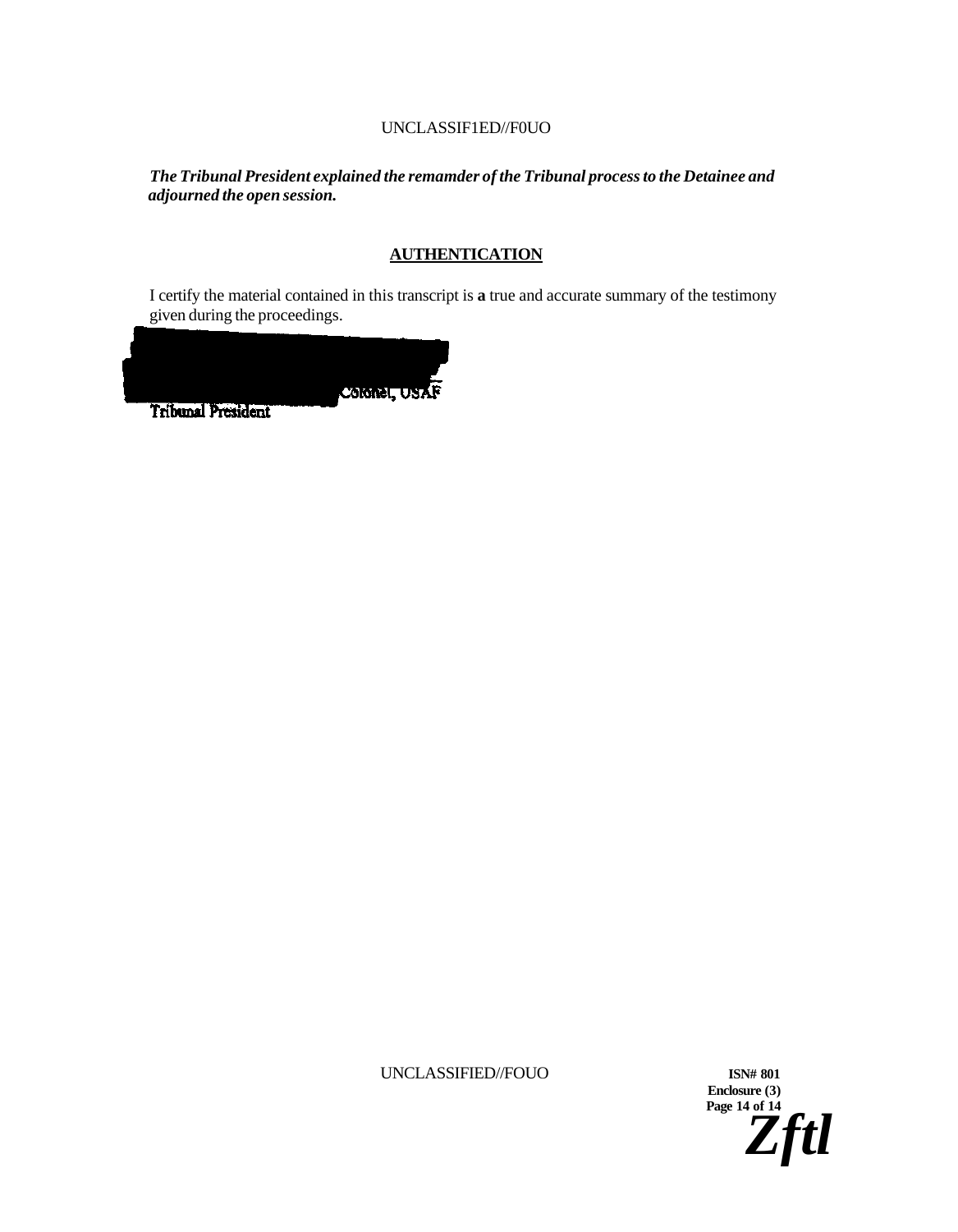*The Tribunal President explained the remamder of the Tribunal process to the Detainee and adjourned the open session.*

## AUTHENTICATION

I certify the material contained in this transcript is **a** true and accurate summary of the testimony given during the proceedings.

Colonel, USAF
Tribunal President

**ISN# 801**
**Enclosure (3)**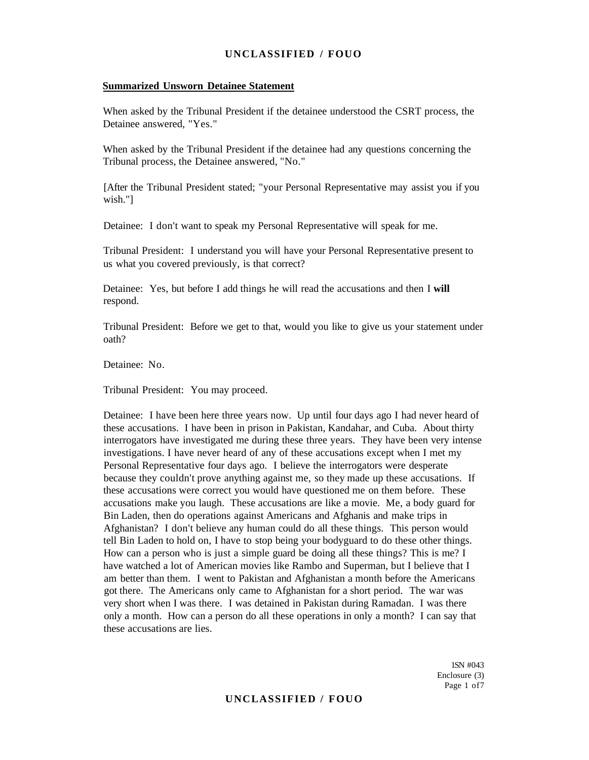**Summarized Unsworn Detainee Statement**

When asked by the Tribunal President if the detainee understood the CSRT process, the Detainee answered, "Yes."

When asked by the Tribunal President if the detainee had any questions concerning the Tribunal process, the Detainee answered, "No."

[After the Tribunal President stated; "your Personal Representative may assist you if you wish."]

Detainee: I don't want to speak my Personal Representative will speak for me.

Tribunal President: I understand you will have your Personal Representative present to us what you covered previously, is that correct?

Detainee: Yes, but before I add things he will read the accusations and then I **will** respond.

Tribunal President: Before we get to that, would you like to give us your statement under oath?

Detainee: No.

Tribunal President: You may proceed.

Detainee: I have been here three years now. Up until four days ago I had never heard of these accusations. I have been in prison in Pakistan, Kandahar, and Cuba. About thirty interrogators have investigated me during these three years. They have been very intense investigations. I have never heard of any of these accusations except when I met my Personal Representative four days ago. I believe the interrogators were desperate because they couldn't prove anything against me, so they made up these accusations. If these accusations were correct you would have questioned me on them before. These accusations make you laugh. These accusations are like a movie. Me, a body guard for Bin Laden, then do operations against Americans and Afghanis and make trips in Afghanistan? I don't believe any human could do all these things. This person would tell Bin Laden to hold on, I have to stop being your bodyguard to do these other things. How can a person who is just a simple guard be doing all these things? This is me? I have watched a lot of American movies like Rambo and Superman, but I believe that I am better than them. I went to Pakistan and Afghanistan a month before the Americans got there. The Americans only came to Afghanistan for a short period. The war was very short when I was there. I was detained in Pakistan during Ramadan. I was there only a month. How can a person do all these operations in only a month? I can say that these accusations are lies.

ISN #043
Enclosure (3)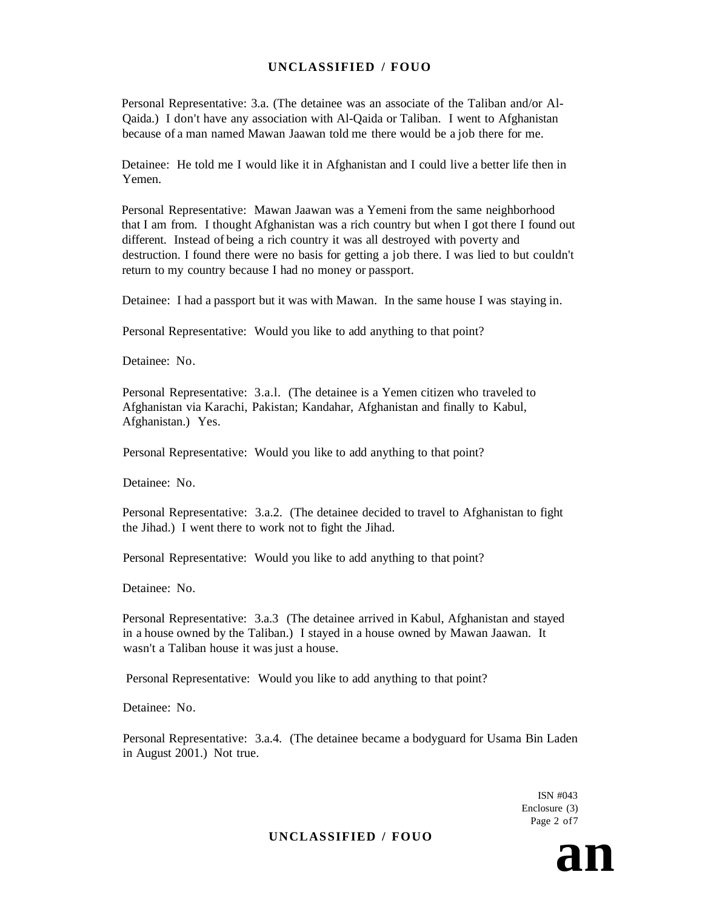Personal Representative: 3.a. (The detainee was an associate of the Taliban and/or Al-Qaida.) I don't have any association with Al-Qaida or Taliban. I went to Afghanistan because of a man named Mawan Jaawan told me there would be a job there for me.

Detainee: He told me I would like it in Afghanistan and I could live a better life then in Yemen.

Personal Representative: Mawan Jaawan was a Yemeni from the same neighborhood that I am from. I thought Afghanistan was a rich country but when I got there I found out different. Instead of being a rich country it was all destroyed with poverty and destruction. I found there were no basis for getting a job there. I was lied to but couldn't return to my country because I had no money or passport.

Detainee: I had a passport but it was with Mawan. In the same house I was staying in.

Personal Representative: Would you like to add anything to that point?

Detainee: No.

Personal Representative: 3.a.l. (The detainee is a Yemen citizen who traveled to Afghanistan via Karachi, Pakistan; Kandahar, Afghanistan and finally to Kabul, Afghanistan.) Yes.

Personal Representative: Would you like to add anything to that point?

Detainee: No.

Personal Representative: 3.a.2. (The detainee decided to travel to Afghanistan to fight the Jihad.) I went there to work not to fight the Jihad.

Personal Representative: Would you like to add anything to that point?

Detainee: No.

Personal Representative: 3.a.3 (The detainee arrived in Kabul, Afghanistan and stayed in a house owned by the Taliban.) I stayed in a house owned by Mawan Jaawan. It wasn't a Taliban house it was just a house.

Personal Representative: Would you like to add anything to that point?

Detainee: No.

Personal Representative: 3.a.4. (The detainee became a bodyguard for Usama Bin Laden in August 2001.) Not true.

ISN #043
Enclosure (3)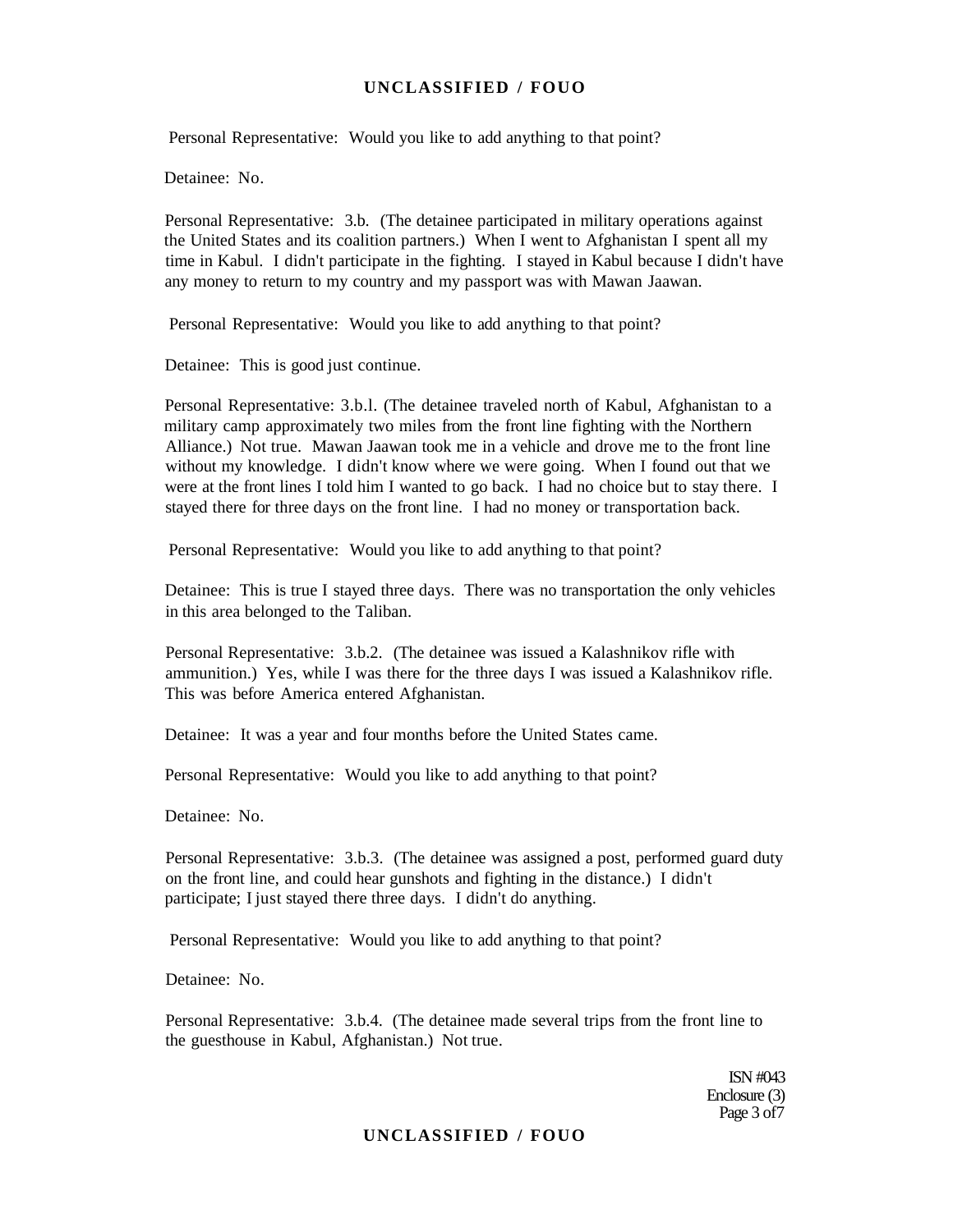Personal Representative: Would you like to add anything to that point?

Detainee: No.

Personal Representative: 3.b. (The detainee participated in military operations against the United States and its coalition partners.) When I went to Afghanistan I spent all my time in Kabul. I didn't participate in the fighting. I stayed in Kabul because I didn't have any money to return to my country and my passport was with Mawan Jaawan.

Personal Representative: Would you like to add anything to that point?

Detainee: This is good just continue.

Personal Representative: 3.b.l. (The detainee traveled north of Kabul, Afghanistan to a military camp approximately two miles from the front line fighting with the Northern Alliance.) Not true. Mawan Jaawan took me in a vehicle and drove me to the front line without my knowledge. I didn't know where we were going. When I found out that we were at the front lines I told him I wanted to go back. I had no choice but to stay there. I stayed there for three days on the front line. I had no money or transportation back.

Personal Representative: Would you like to add anything to that point?

Detainee: This is true I stayed three days. There was no transportation the only vehicles in this area belonged to the Taliban.

Personal Representative: 3.b.2. (The detainee was issued a Kalashnikov rifle with ammunition.) Yes, while I was there for the three days I was issued a Kalashnikov rifle. This was before America entered Afghanistan.

Detainee: It was a year and four months before the United States came.

Personal Representative: Would you like to add anything to that point?

Detainee: No.

Personal Representative: 3.b.3. (The detainee was assigned a post, performed guard duty on the front line, and could hear gunshots and fighting in the distance.) I didn't participate; I just stayed there three days. I didn't do anything.

Personal Representative: Would you like to add anything to that point?

Detainee: No.

Personal Representative: 3.b.4. (The detainee made several trips from the front line to the guesthouse in Kabul, Afghanistan.) Not true.

ISN #043
Enclosure (3)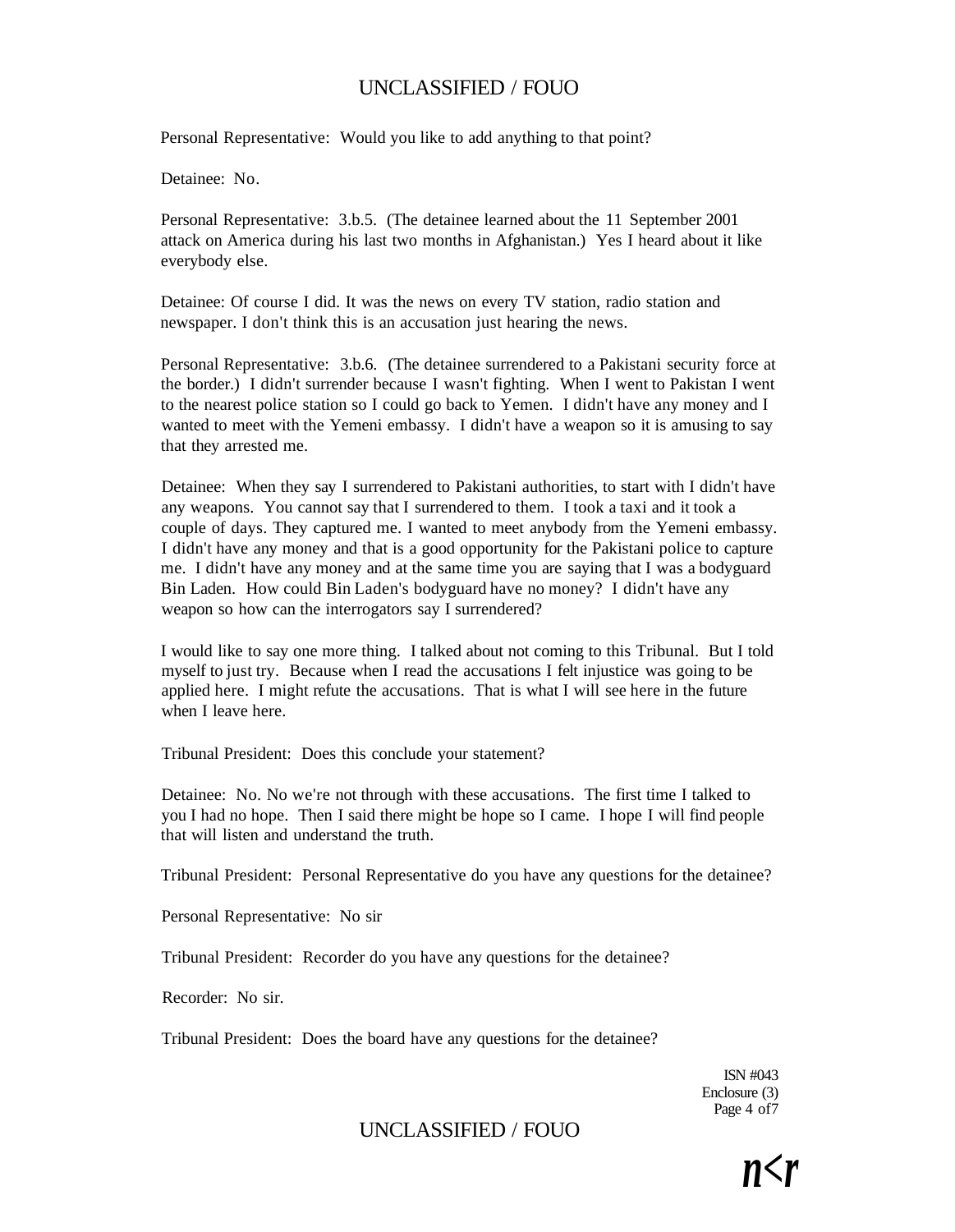Personal Representative: Would you like to add anything to that point?

Detainee: No.

Personal Representative: 3.b.5. (The detainee learned about the 11 September 2001 attack on America during his last two months in Afghanistan.) Yes I heard about it like everybody else.

Detainee: Of course I did. It was the news on every TV station, radio station and newspaper. I don't think this is an accusation just hearing the news.

Personal Representative: 3.b.6. (The detainee surrendered to a Pakistani security force at the border.) I didn't surrender because I wasn't fighting. When I went to Pakistan I went to the nearest police station so I could go back to Yemen. I didn't have any money and I wanted to meet with the Yemeni embassy. I didn't have a weapon so it is amusing to say that they arrested me.

Detainee: When they say I surrendered to Pakistani authorities, to start with I didn't have any weapons. You cannot say that I surrendered to them. I took a taxi and it took a couple of days. They captured me. I wanted to meet anybody from the Yemeni embassy. I didn't have any money and that is a good opportunity for the Pakistani police to capture me. I didn't have any money and at the same time you are saying that I was a bodyguard Bin Laden. How could Bin Laden's bodyguard have no money? I didn't have any weapon so how can the interrogators say I surrendered?

I would like to say one more thing. I talked about not coming to this Tribunal. But I told myself to just try. Because when I read the accusations I felt injustice was going to be applied here. I might refute the accusations. That is what I will see here in the future when I leave here.

Tribunal President: Does this conclude your statement?

Detainee: No. No we're not through with these accusations. The first time I talked to you I had no hope. Then I said there might be hope so I came. I hope I will find people that will listen and understand the truth.

Tribunal President: Personal Representative do you have any questions for the detainee?

Personal Representative: No sir

Tribunal President: Recorder do you have any questions for the detainee?

Recorder: No sir.

Tribunal President: Does the board have any questions for the detainee?

ISN #043
Enclosure (3)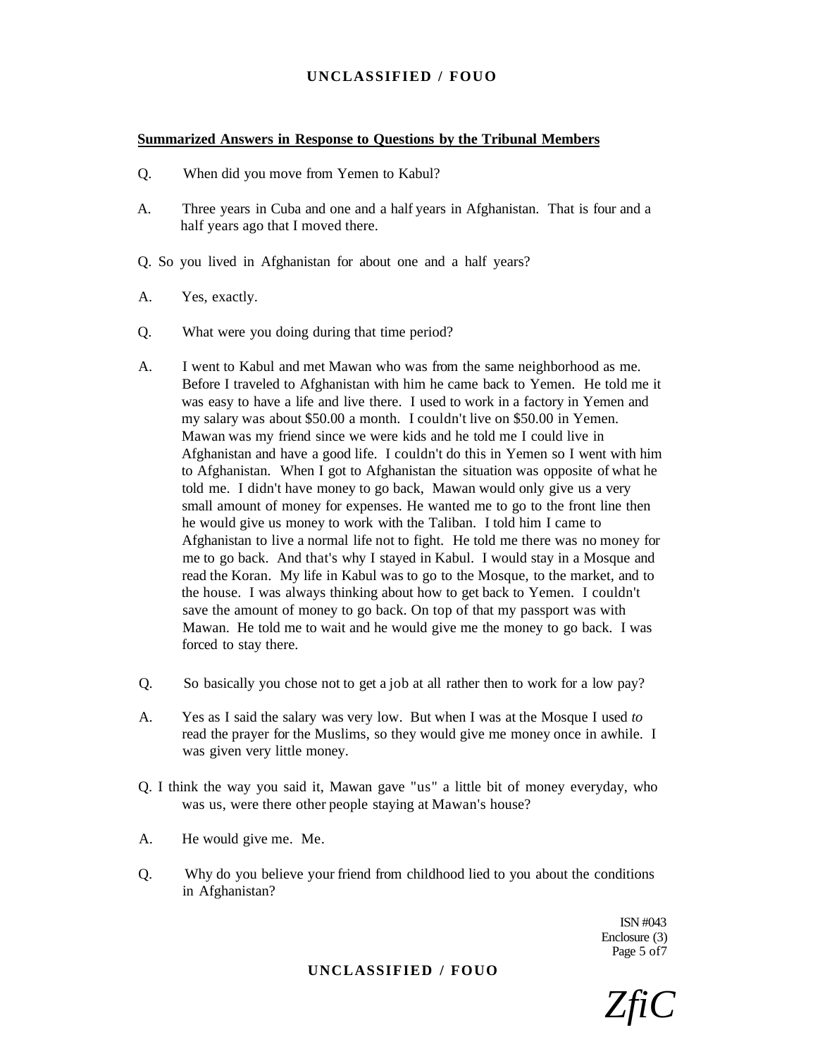**Summarized Answers in Response to Questions by the Tribunal Members**

Q. When did you move from Yemen to Kabul?

A. Three years in Cuba and one and a half years in Afghanistan. That is four and a half years ago that I moved there.

Q. So you lived in Afghanistan for about one and a half years?

A. Yes, exactly.

Q. What were you doing during that time period?

A. I went to Kabul and met Mawan who was from the same neighborhood as me. Before I traveled to Afghanistan with him he came back to Yemen. He told me it was easy to have a life and live there. I used to work in a factory in Yemen and my salary was about $50.00 a month. I couldn't live on $50.00 in Yemen. Mawan was my friend since we were kids and he told me I could live in Afghanistan and have a good life. I couldn't do this in Yemen so I went with him to Afghanistan. When I got to Afghanistan the situation was opposite of what he told me. I didn't have money to go back, Mawan would only give us a very small amount of money for expenses. He wanted me to go to the front line then he would give us money to work with the Taliban. I told him I came to Afghanistan to live a normal life not to fight. He told me there was no money for me to go back. And that's why I stayed in Kabul. I would stay in a Mosque and read the Koran. My life in Kabul was to go to the Mosque, to the market, and to the house. I was always thinking about how to get back to Yemen. I couldn't save the amount of money to go back. On top of that my passport was with Mawan. He told me to wait and he would give me the money to go back. I was forced to stay there.

Q. So basically you chose not to get a job at all rather then to work for a low pay?

A. Yes as I said the salary was very low. But when I was at the Mosque I used *to* read the prayer for the Muslims, so they would give me money once in awhile. I was given very little money.

Q. I think the way you said it, Mawan gave "us" a little bit of money everyday, who was us, were there other people staying at Mawan's house?

A. He would give me. Me.

Q. Why do you believe your friend from childhood lied to you about the conditions in Afghanistan?

ISN #043
Enclosure (3)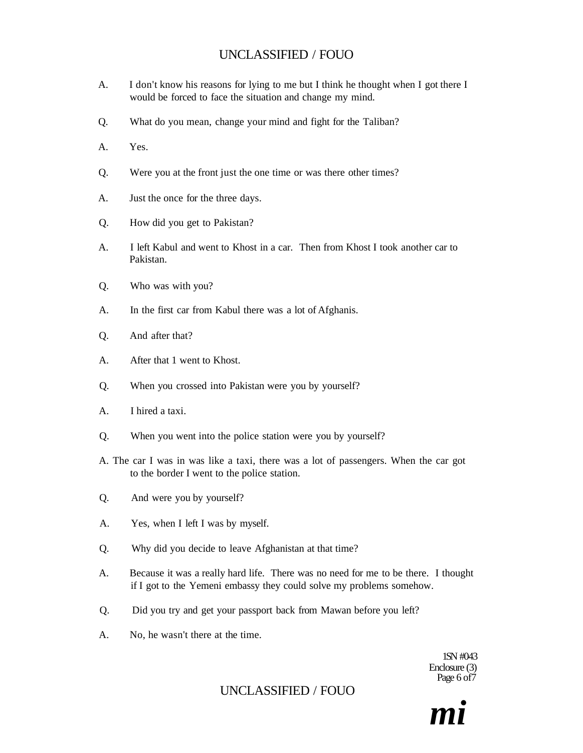A. I don't know his reasons for lying to me but I think he thought when I got there I would be forced to face the situation and change my mind.

Q. What do you mean, change your mind and fight for the Taliban?

A. Yes.

Q. Were you at the front just the one time or was there other times?

A. Just the once for the three days.

Q. How did you get to Pakistan?

A. I left Kabul and went to Khost in a car. Then from Khost I took another car to Pakistan.

Q. Who was with you?

A. In the first car from Kabul there was a lot of Afghanis.

Q. And after that?

A. After that 1 went to Khost.

Q. When you crossed into Pakistan were you by yourself?

A. I hired a taxi.

Q. When you went into the police station were you by yourself?

A. The car I was in was like a taxi, there was a lot of passengers. When the car got to the border I went to the police station.

Q. And were you by yourself?

A. Yes, when I left I was by myself.

Q. Why did you decide to leave Afghanistan at that time?

A. Because it was a really hard life. There was no need for me to be there. I thought if I got to the Yemeni embassy they could solve my problems somehow.

Q. Did you try and get your passport back from Mawan before you left?

A. No, he wasn't there at the time.

1SN #043
Enclosure (3)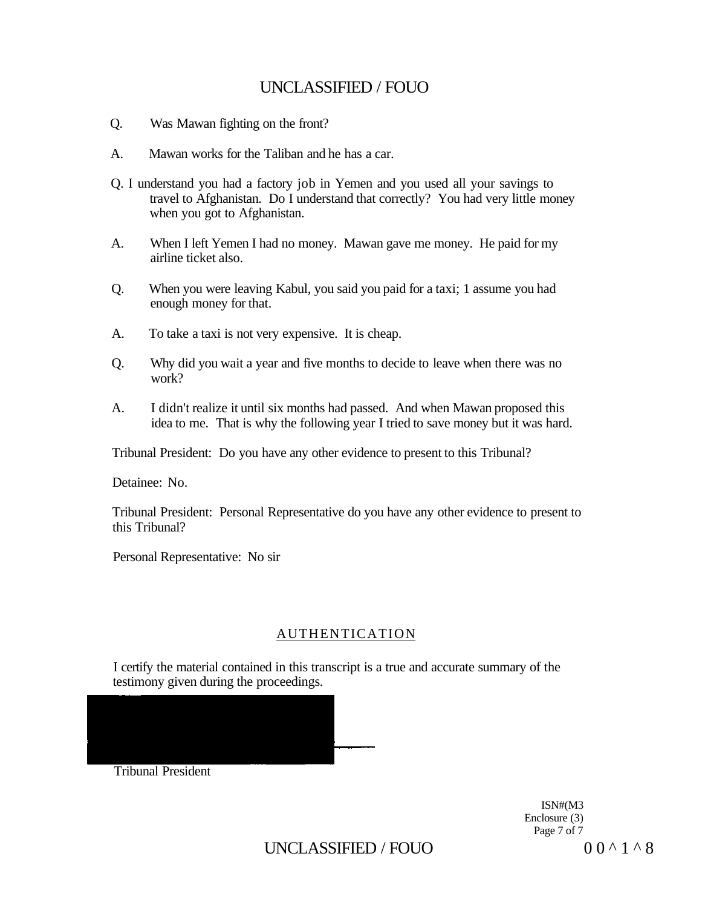Q. Was Mawan fighting on the front?

A. Mawan works for the Taliban and he has a car.

Q. I understand you had a factory job in Yemen and you used all your savings to travel to Afghanistan. Do I understand that correctly? You had very little money when you got to Afghanistan.

A. When I left Yemen I had no money. Mawan gave me money. He paid for my airline ticket also.

Q. When you were leaving Kabul, you said you paid for a taxi; 1 assume you had enough money for that.

A. To take a taxi is not very expensive. It is cheap.

Q. Why did you wait a year and five months to decide to leave when there was no work?

A. I didn't realize it until six months had passed. And when Mawan proposed this idea to me. That is why the following year I tried to save money but it was hard.

Tribunal President: Do you have any other evidence to present to this Tribunal?

Detainee: No.

Tribunal President: Personal Representative do you have any other evidence to present to this Tribunal?

Personal Representative: No sir

## AUTHENTICATION

I certify the material contained in this transcript is a true and accurate summary of the testimony given during the proceedings.

Tribunal President

ISN#(M3
Enclosure (3)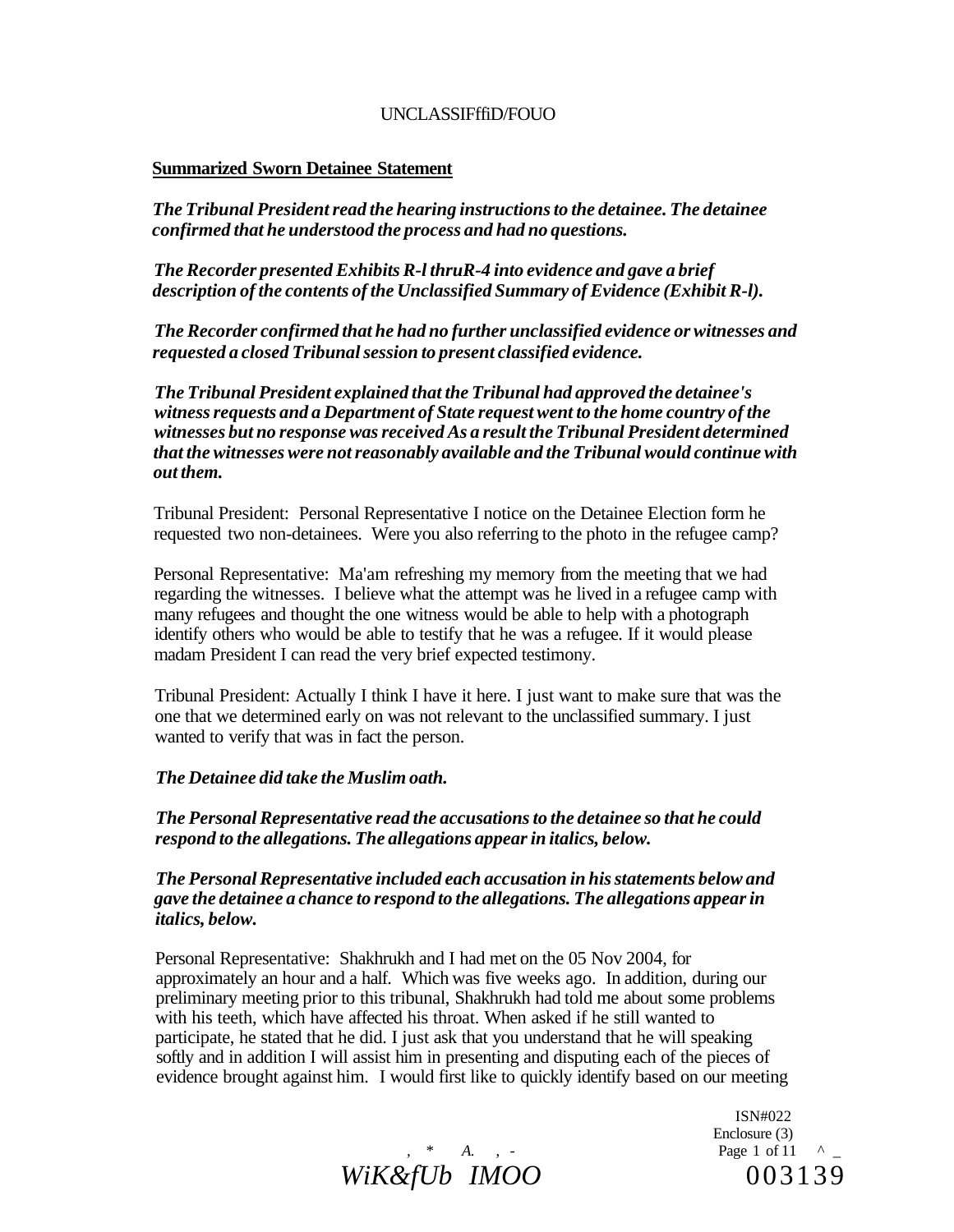**Summarized Sworn Detainee Statement**

***The Tribunal President read the hearing instructions to the detainee. The detainee confirmed that he understood the process and had no questions.***

***The Recorder presented Exhibits R-l thruR-4 into evidence and gave a brief description of the contents of the Unclassified Summary of Evidence (Exhibit R-l).***

***The Recorder confirmed that he had no further unclassified evidence or witnesses and requested a closed Tribunal session to present classified evidence.***

***The Tribunal President explained that the Tribunal had approved the detainee's witness requests and a Department of State request went to the home country of the witnesses but no response was received As a result the Tribunal President determined that the witnesses were not reasonably available and the Tribunal would continue with out them.***

Tribunal President: Personal Representative I notice on the Detainee Election form he requested two non-detainees. Were you also referring to the photo in the refugee camp?

Personal Representative: Ma'am refreshing my memory from the meeting that we had regarding the witnesses. I believe what the attempt was he lived in a refugee camp with many refugees and thought the one witness would be able to help with a photograph identify others who would be able to testify that he was a refugee. If it would please madam President I can read the very brief expected testimony.

Tribunal President: Actually I think I have it here. I just want to make sure that was the one that we determined early on was not relevant to the unclassified summary. I just wanted to verify that was in fact the person.

***The Detainee did take the Muslim oath.***

***The Personal Representative read the accusations to the detainee so that he could respond to the allegations. The allegations appear in italics, below.***

***The Personal Representative included each accusation in his statements below and gave the detainee a chance to respond to the allegations. The allegations appear in italics, below.***

Personal Representative: Shakhrukh and I had met on the 05 Nov 2004, for approximately an hour and a half. Which was five weeks ago. In addition, during our preliminary meeting prior to this tribunal, Shakhrukh had told me about some problems with his teeth, which have affected his throat. When asked if he still wanted to participate, he stated that he did. I just ask that you understand that he will speaking softly and in addition I will assist him in presenting and disputing each of the pieces of evidence brought against him. I would first like to quickly identify based on our meeting

ISN#022
Enclosure (3)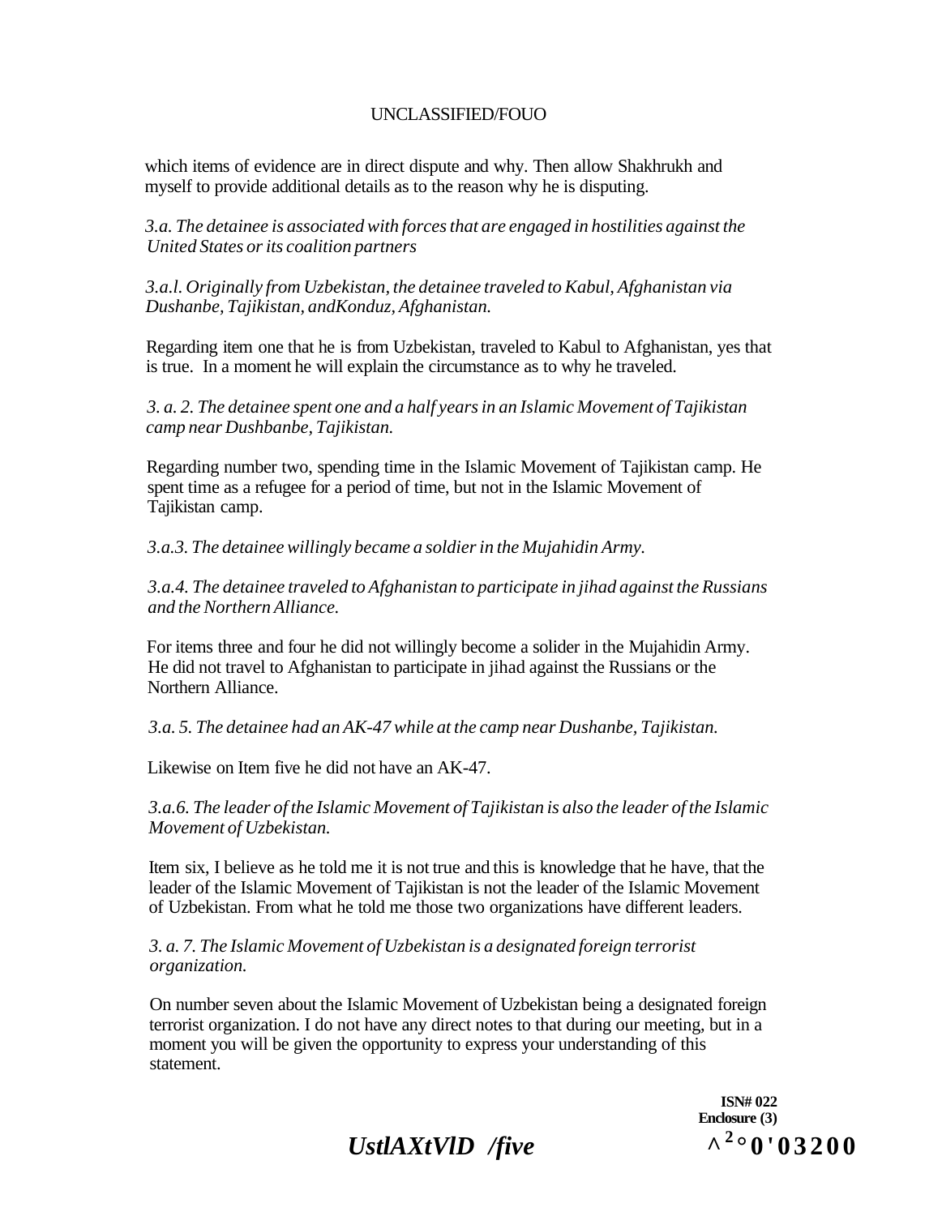which items of evidence are in direct dispute and why. Then allow Shakhrukh and myself to provide additional details as to the reason why he is disputing.

*3.a. The detainee is associated with forces that are engaged in hostilities against the United States or its coalition partners*

*3.a.l. Originally from Uzbekistan, the detainee traveled to Kabul, Afghanistan via Dushanbe, Tajikistan, andKonduz, Afghanistan.*

Regarding item one that he is from Uzbekistan, traveled to Kabul to Afghanistan, yes that is true. In a moment he will explain the circumstance as to why he traveled.

*3. a. 2. The detainee spent one and a half years in an Islamic Movement of Tajikistan camp near Dushbanbe, Tajikistan.*

Regarding number two, spending time in the Islamic Movement of Tajikistan camp. He spent time as a refugee for a period of time, but not in the Islamic Movement of Tajikistan camp.

*3.a.3. The detainee willingly became a soldier in the Mujahidin Army.*

*3.a.4. The detainee traveled to Afghanistan to participate in jihad against the Russians and the Northern Alliance.*

For items three and four he did not willingly become a solider in the Mujahidin Army. He did not travel to Afghanistan to participate in jihad against the Russians or the Northern Alliance.

*3.a. 5. The detainee had an AK-47 while at the camp near Dushanbe, Tajikistan.*

Likewise on Item five he did not have an AK-47.

*3.a.6. The leader of the Islamic Movement of Tajikistan is also the leader of the Islamic Movement of Uzbekistan.*

Item six, I believe as he told me it is not true and this is knowledge that he have, that the leader of the Islamic Movement of Tajikistan is not the leader of the Islamic Movement of Uzbekistan. From what he told me those two organizations have different leaders.

*3. a. 7. The Islamic Movement of Uzbekistan is a designated foreign terrorist organization.*

On number seven about the Islamic Movement of Uzbekistan being a designated foreign terrorist organization. I do not have any direct notes to that during our meeting, but in a moment you will be given the opportunity to express your understanding of this statement.

**ISN# 022**
**Enclosure (3)**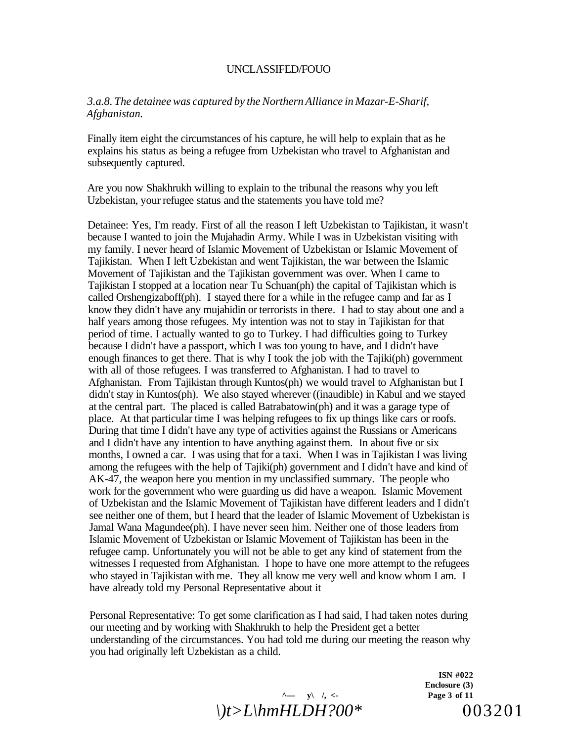*3.a.8. The detainee was captured by the Northern Alliance in Mazar-E-Sharif, Afghanistan.*

Finally item eight the circumstances of his capture, he will help to explain that as he explains his status as being a refugee from Uzbekistan who travel to Afghanistan and subsequently captured.

Are you now Shakhrukh willing to explain to the tribunal the reasons why you left Uzbekistan, your refugee status and the statements you have told me?

Detainee: Yes, I'm ready. First of all the reason I left Uzbekistan to Tajikistan, it wasn't because I wanted to join the Mujahadin Army. While I was in Uzbekistan visiting with my family. I never heard of Islamic Movement of Uzbekistan or Islamic Movement of Tajikistan. When I left Uzbekistan and went Tajikistan, the war between the Islamic Movement of Tajikistan and the Tajikistan government was over. When I came to Tajikistan I stopped at a location near Tu Schuan(ph) the capital of Tajikistan which is called Orshengizaboff(ph). I stayed there for a while in the refugee camp and far as I know they didn't have any mujahidin or terrorists in there. I had to stay about one and a half years among those refugees. My intention was not to stay in Tajikistan for that period of time. I actually wanted to go to Turkey. I had difficulties going to Turkey because I didn't have a passport, which I was too young to have, and I didn't have enough finances to get there. That is why I took the job with the Tajiki(ph) government with all of those refugees. I was transferred to Afghanistan. I had to travel to Afghanistan. From Tajikistan through Kuntos(ph) we would travel to Afghanistan but I didn't stay in Kuntos(ph). We also stayed wherever ((inaudible) in Kabul and we stayed at the central part. The placed is called Batrabatowin(ph) and it was a garage type of place. At that particular time I was helping refugees to fix up things like cars or roofs. During that time I didn't have any type of activities against the Russians or Americans and I didn't have any intention to have anything against them. In about five or six months, I owned a car. I was using that for a taxi. When I was in Tajikistan I was living among the refugees with the help of Tajiki(ph) government and I didn't have and kind of AK-47, the weapon here you mention in my unclassified summary. The people who work for the government who were guarding us did have a weapon. Islamic Movement of Uzbekistan and the Islamic Movement of Tajikistan have different leaders and I didn't see neither one of them, but I heard that the leader of Islamic Movement of Uzbekistan is Jamal Wana Magundee(ph). I have never seen him. Neither one of those leaders from Islamic Movement of Uzbekistan or Islamic Movement of Tajikistan has been in the refugee camp. Unfortunately you will not be able to get any kind of statement from the witnesses I requested from Afghanistan. I hope to have one more attempt to the refugees who stayed in Tajikistan with me. They all know me very well and know whom I am. I have already told my Personal Representative about it

Personal Representative: To get some clarification as I had said, I had taken notes during our meeting and by working with Shakhrukh to help the President get a better understanding of the circumstances. You had told me during our meeting the reason why you had originally left Uzbekistan as a child.

ISN #022
Enclosure (3)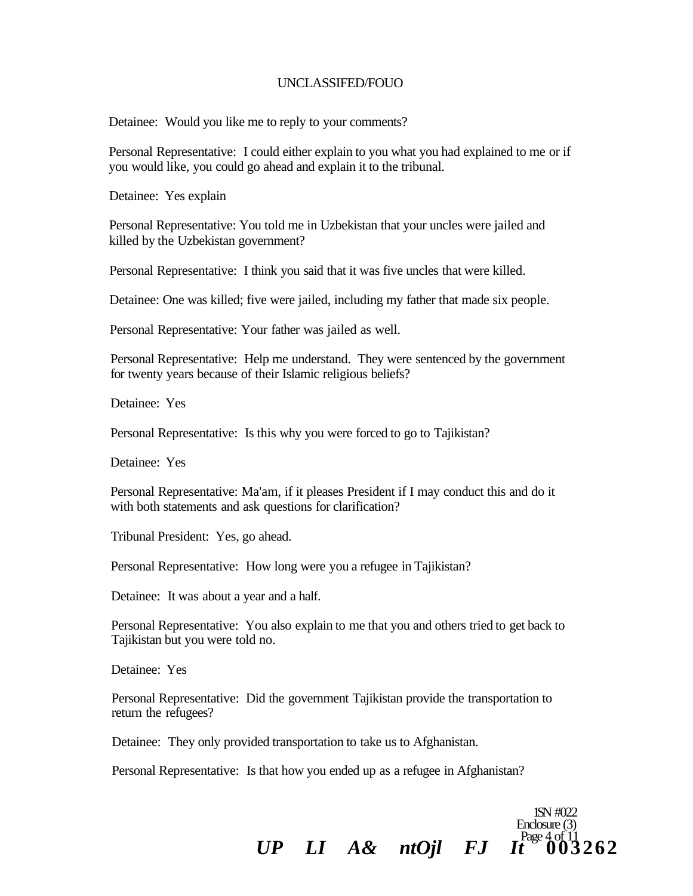Detainee: Would you like me to reply to your comments?

Personal Representative: I could either explain to you what you had explained to me or if you would like, you could go ahead and explain it to the tribunal.

Detainee: Yes explain

Personal Representative: You told me in Uzbekistan that your uncles were jailed and killed by the Uzbekistan government?

Personal Representative: I think you said that it was five uncles that were killed.

Detainee: One was killed; five were jailed, including my father that made six people.

Personal Representative: Your father was jailed as well.

Personal Representative: Help me understand. They were sentenced by the government for twenty years because of their Islamic religious beliefs?

Detainee: Yes

Personal Representative: Is this why you were forced to go to Tajikistan?

Detainee: Yes

Personal Representative: Ma'am, if it pleases President if I may conduct this and do it with both statements and ask questions for clarification?

Tribunal President: Yes, go ahead.

Personal Representative: How long were you a refugee in Tajikistan?

Detainee: It was about a year and a half.

Personal Representative: You also explain to me that you and others tried to get back to Tajikistan but you were told no.

Detainee: Yes

Personal Representative: Did the government Tajikistan provide the transportation to return the refugees?

Detainee: They only provided transportation to take us to Afghanistan.

Personal Representative: Is that how you ended up as a refugee in Afghanistan?

ISN #022
Enclosure (3)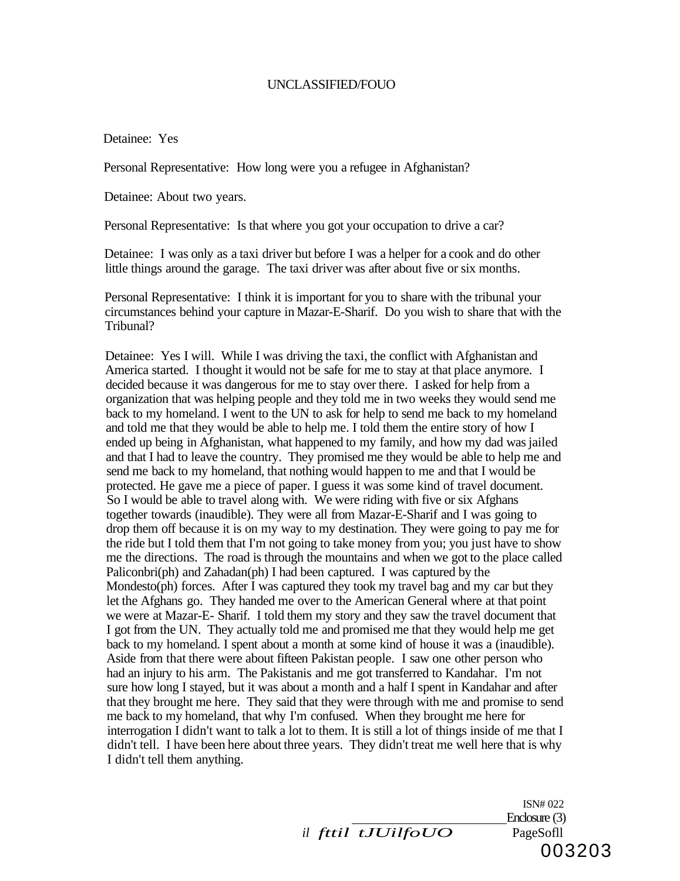Detainee: Yes

Personal Representative: How long were you a refugee in Afghanistan?

Detainee: About two years.

Personal Representative: Is that where you got your occupation to drive a car?

Detainee: I was only as a taxi driver but before I was a helper for a cook and do other little things around the garage. The taxi driver was after about five or six months.

Personal Representative: I think it is important for you to share with the tribunal your circumstances behind your capture in Mazar-E-Sharif. Do you wish to share that with the Tribunal?

Detainee: Yes I will. While I was driving the taxi, the conflict with Afghanistan and America started. I thought it would not be safe for me to stay at that place anymore. I decided because it was dangerous for me to stay over there. I asked for help from a organization that was helping people and they told me in two weeks they would send me back to my homeland. I went to the UN to ask for help to send me back to my homeland and told me that they would be able to help me. I told them the entire story of how I ended up being in Afghanistan, what happened to my family, and how my dad was jailed and that I had to leave the country. They promised me they would be able to help me and send me back to my homeland, that nothing would happen to me and that I would be protected. He gave me a piece of paper. I guess it was some kind of travel document. So I would be able to travel along with. We were riding with five or six Afghans together towards (inaudible). They were all from Mazar-E-Sharif and I was going to drop them off because it is on my way to my destination. They were going to pay me for the ride but I told them that I'm not going to take money from you; you just have to show me the directions. The road is through the mountains and when we got to the place called Paliconbri(ph) and Zahadan(ph) I had been captured. I was captured by the Mondesto(ph) forces. After I was captured they took my travel bag and my car but they let the Afghans go. They handed me over to the American General where at that point we were at Mazar-E- Sharif. I told them my story and they saw the travel document that I got from the UN. They actually told me and promised me that they would help me get back to my homeland. I spent about a month at some kind of house it was a (inaudible). Aside from that there were about fifteen Pakistan people. I saw one other person who had an injury to his arm. The Pakistanis and me got transferred to Kandahar. I'm not sure how long I stayed, but it was about a month and a half I spent in Kandahar and after that they brought me here. They said that they were through with me and promise to send me back to my homeland, that why I'm confused. When they brought me here for interrogation I didn't want to talk a lot to them. It is still a lot of things inside of me that I didn't tell. I have been here about three years. They didn't treat me well here that is why I didn't tell them anything.

ISN# 022
Enclosure (3)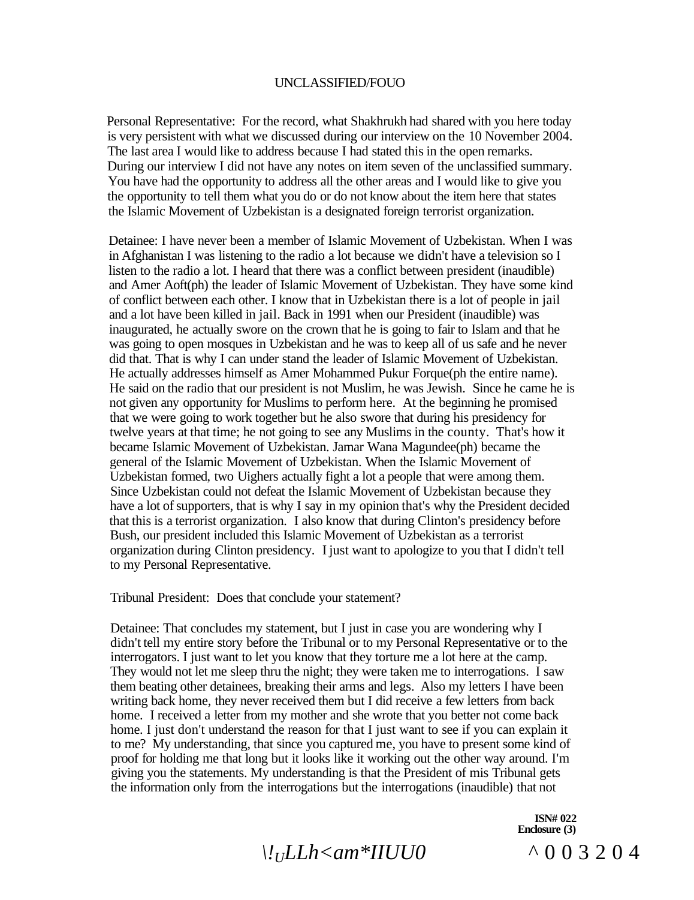Personal Representative: For the record, what Shakhrukh had shared with you here today is very persistent with what we discussed during our interview on the 10 November 2004. The last area I would like to address because I had stated this in the open remarks. During our interview I did not have any notes on item seven of the unclassified summary. You have had the opportunity to address all the other areas and I would like to give you the opportunity to tell them what you do or do not know about the item here that states the Islamic Movement of Uzbekistan is a designated foreign terrorist organization.

Detainee: I have never been a member of Islamic Movement of Uzbekistan. When I was in Afghanistan I was listening to the radio a lot because we didn't have a television so I listen to the radio a lot. I heard that there was a conflict between president (inaudible) and Amer Aoft(ph) the leader of Islamic Movement of Uzbekistan. They have some kind of conflict between each other. I know that in Uzbekistan there is a lot of people in jail and a lot have been killed in jail. Back in 1991 when our President (inaudible) was inaugurated, he actually swore on the crown that he is going to fair to Islam and that he was going to open mosques in Uzbekistan and he was to keep all of us safe and he never did that. That is why I can under stand the leader of Islamic Movement of Uzbekistan. He actually addresses himself as Amer Mohammed Pukur Forque(ph the entire name). He said on the radio that our president is not Muslim, he was Jewish. Since he came he is not given any opportunity for Muslims to perform here. At the beginning he promised that we were going to work together but he also swore that during his presidency for twelve years at that time; he not going to see any Muslims in the county. That's how it became Islamic Movement of Uzbekistan. Jamar Wana Magundee(ph) became the general of the Islamic Movement of Uzbekistan. When the Islamic Movement of Uzbekistan formed, two Uighers actually fight a lot a people that were among them. Since Uzbekistan could not defeat the Islamic Movement of Uzbekistan because they have a lot of supporters, that is why I say in my opinion that's why the President decided that this is a terrorist organization. I also know that during Clinton's presidency before Bush, our president included this Islamic Movement of Uzbekistan as a terrorist organization during Clinton presidency. I just want to apologize to you that I didn't tell to my Personal Representative.

Tribunal President: Does that conclude your statement?

Detainee: That concludes my statement, but I just in case you are wondering why I didn't tell my entire story before the Tribunal or to my Personal Representative or to the interrogators. I just want to let you know that they torture me a lot here at the camp. They would not let me sleep thru the night; they were taken me to interrogations. I saw them beating other detainees, breaking their arms and legs. Also my letters I have been writing back home, they never received them but I did receive a few letters from back home. I received a letter from my mother and she wrote that you better not come back home. I just don't understand the reason for that I just want to see if you can explain it to me? My understanding, that since you captured me, you have to present some kind of proof for holding me that long but it looks like it working out the other way around. I'm giving you the statements. My understanding is that the President of mis Tribunal gets the information only from the interrogations but the interrogations (inaudible) that not

**ISN# 022**
**Enclosure (3)**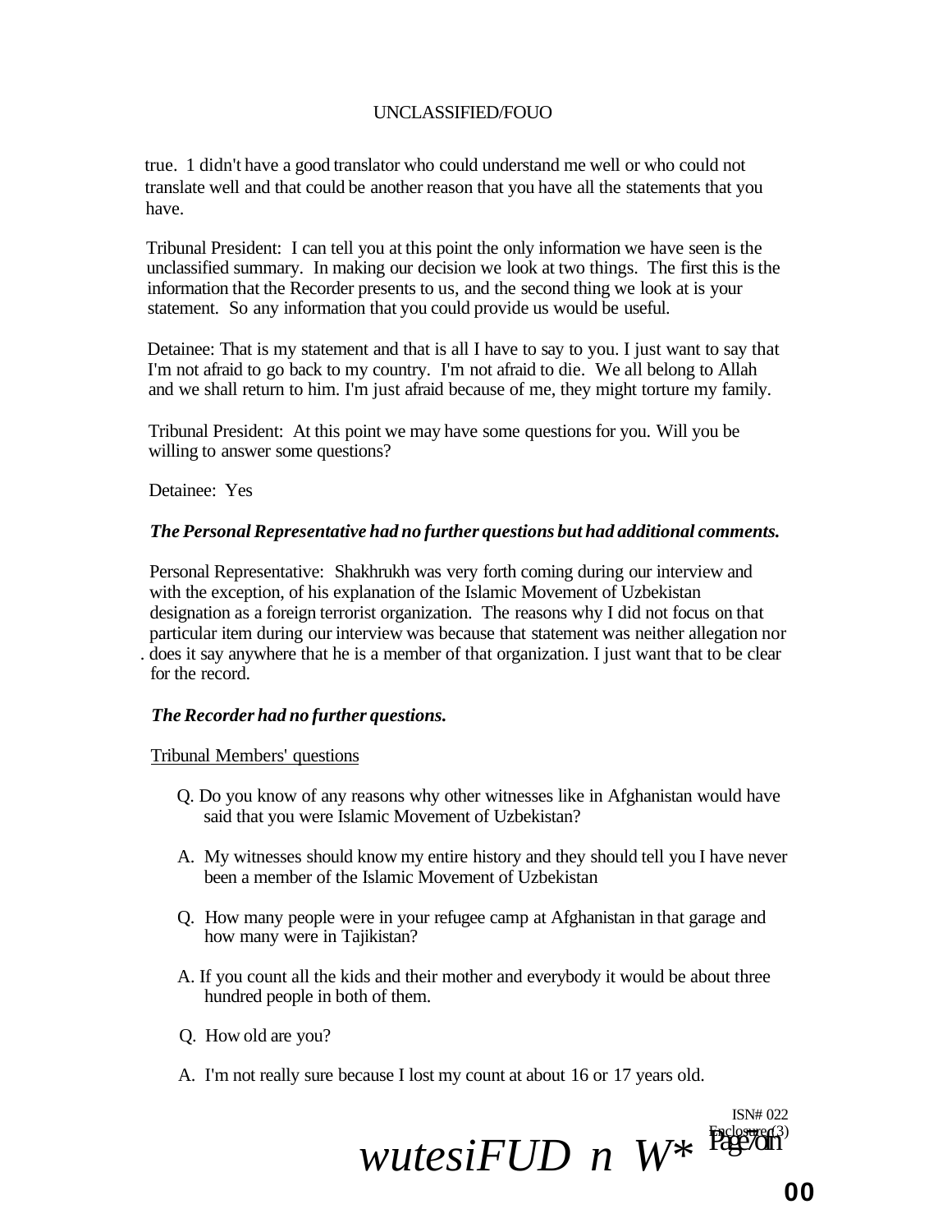true. 1 didn't have a good translator who could understand me well or who could not translate well and that could be another reason that you have all the statements that you have.

Tribunal President: I can tell you at this point the only information we have seen is the unclassified summary. In making our decision we look at two things. The first this is the information that the Recorder presents to us, and the second thing we look at is your statement. So any information that you could provide us would be useful.

Detainee: That is my statement and that is all I have to say to you. I just want to say that I'm not afraid to go back to my country. I'm not afraid to die. We all belong to Allah and we shall return to him. I'm just afraid because of me, they might torture my family.

Tribunal President: At this point we may have some questions for you. Will you be willing to answer some questions?

Detainee: Yes

***The Personal Representative had no further questions but had additional comments.***

Personal Representative: Shakhrukh was very forth coming during our interview and with the exception, of his explanation of the Islamic Movement of Uzbekistan designation as a foreign terrorist organization. The reasons why I did not focus on that particular item during our interview was because that statement was neither allegation nor does it say anywhere that he is a member of that organization. I just want that to be clear for the record.

***The Recorder had no further questions.***

Tribunal Members' questions

Q. Do you know of any reasons why other witnesses like in Afghanistan would have said that you were Islamic Movement of Uzbekistan?

A. My witnesses should know my entire history and they should tell you I have never been a member of the Islamic Movement of Uzbekistan

Q. How many people were in your refugee camp at Afghanistan in that garage and how many were in Tajikistan?

A. If you count all the kids and their mother and everybody it would be about three hundred people in both of them.

Q. How old are you?

A. I'm not really sure because I lost my count at about 16 or 17 years old.

ISN# 022
Enclosure (3)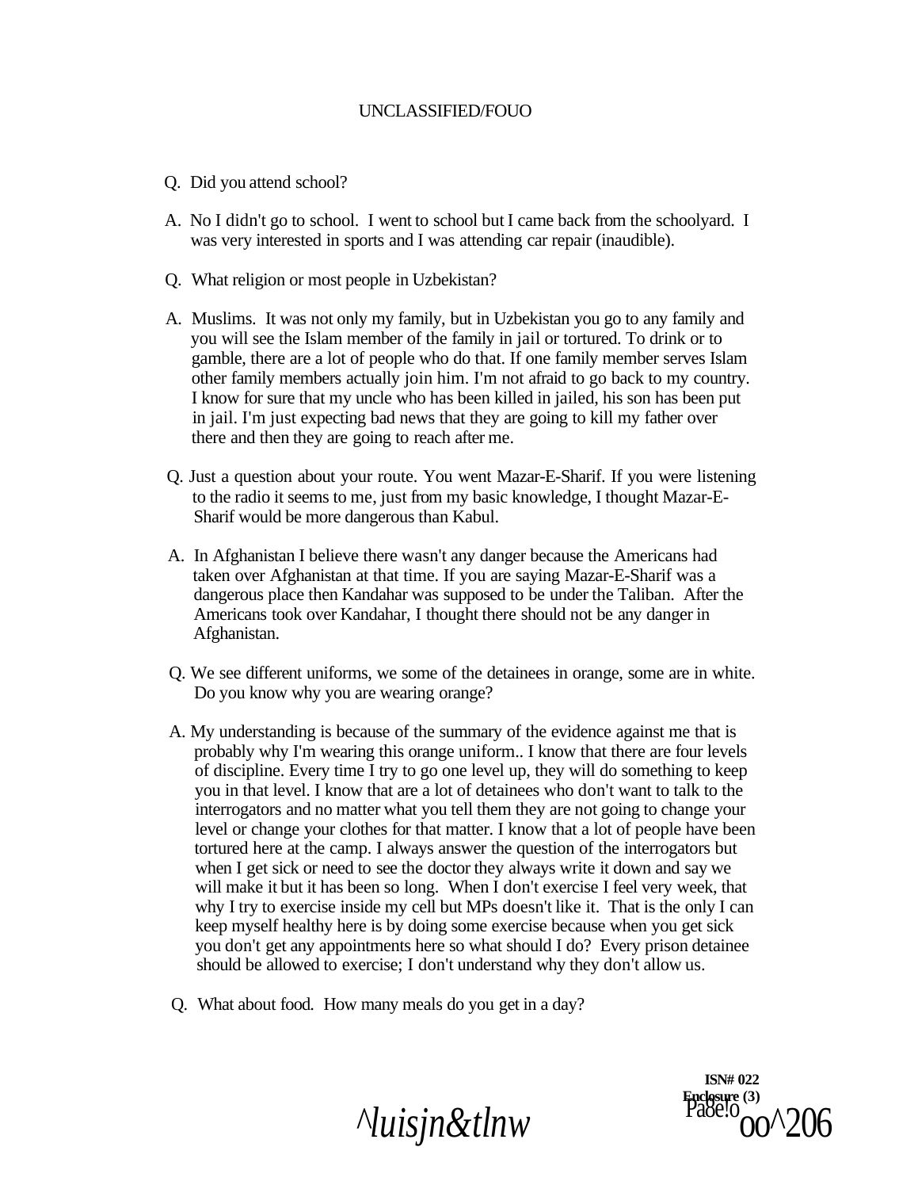Q. Did you attend school?

A. No I didn't go to school. I went to school but I came back from the schoolyard. I was very interested in sports and I was attending car repair (inaudible).

Q. What religion or most people in Uzbekistan?

A. Muslims. It was not only my family, but in Uzbekistan you go to any family and you will see the Islam member of the family in jail or tortured. To drink or to gamble, there are a lot of people who do that. If one family member serves Islam other family members actually join him. I'm not afraid to go back to my country. I know for sure that my uncle who has been killed in jailed, his son has been put in jail. I'm just expecting bad news that they are going to kill my father over there and then they are going to reach after me.

Q. Just a question about your route. You went Mazar-E-Sharif. If you were listening to the radio it seems to me, just from my basic knowledge, I thought Mazar-E-Sharif would be more dangerous than Kabul.

A. In Afghanistan I believe there wasn't any danger because the Americans had taken over Afghanistan at that time. If you are saying Mazar-E-Sharif was a dangerous place then Kandahar was supposed to be under the Taliban. After the Americans took over Kandahar, I thought there should not be any danger in Afghanistan.

Q. We see different uniforms, we some of the detainees in orange, some are in white. Do you know why you are wearing orange?

A. My understanding is because of the summary of the evidence against me that is probably why I'm wearing this orange uniform.. I know that there are four levels of discipline. Every time I try to go one level up, they will do something to keep you in that level. I know that are a lot of detainees who don't want to talk to the interrogators and no matter what you tell them they are not going to change your level or change your clothes for that matter. I know that a lot of people have been tortured here at the camp. I always answer the question of the interrogators but when I get sick or need to see the doctor they always write it down and say we will make it but it has been so long. When I don't exercise I feel very week, that why I try to exercise inside my cell but MPs doesn't like it. That is the only I can keep myself healthy here is by doing some exercise because when you get sick you don't get any appointments here so what should I do? Every prison detainee should be allowed to exercise; I don't understand why they don't allow us.

Q. What about food. How many meals do you get in a day?

ISN# 022
Enclosure (3)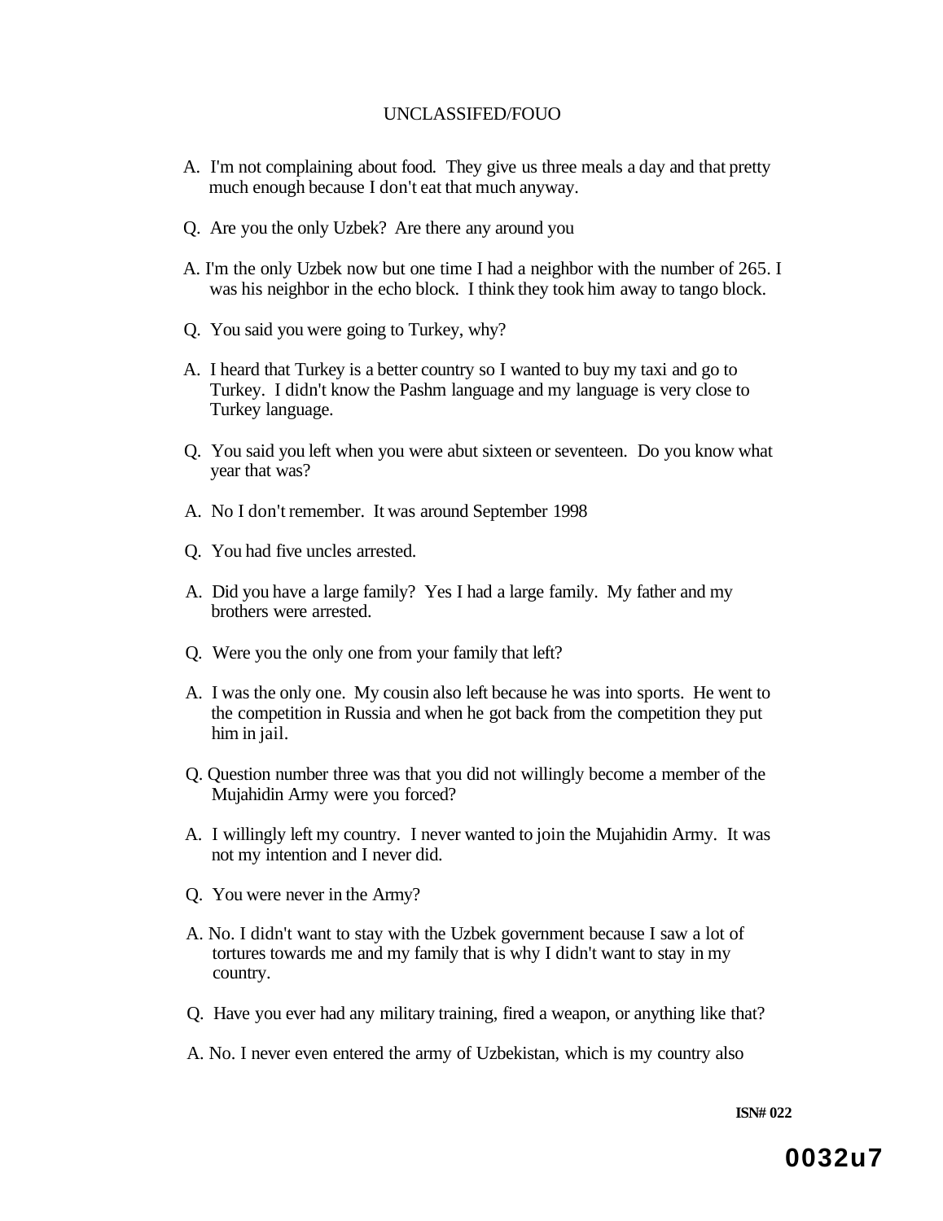A. I'm not complaining about food. They give us three meals a day and that pretty much enough because I don't eat that much anyway.

Q. Are you the only Uzbek? Are there any around you

A. I'm the only Uzbek now but one time I had a neighbor with the number of 265. I was his neighbor in the echo block. I think they took him away to tango block.

Q. You said you were going to Turkey, why?

A. I heard that Turkey is a better country so I wanted to buy my taxi and go to Turkey. I didn't know the Pashm language and my language is very close to Turkey language.

Q. You said you left when you were abut sixteen or seventeen. Do you know what year that was?

A. No I don't remember. It was around September 1998

Q. You had five uncles arrested.

A. Did you have a large family? Yes I had a large family. My father and my brothers were arrested.

Q. Were you the only one from your family that left?

A. I was the only one. My cousin also left because he was into sports. He went to the competition in Russia and when he got back from the competition they put him in jail.

Q. Question number three was that you did not willingly become a member of the Mujahidin Army were you forced?

A. I willingly left my country. I never wanted to join the Mujahidin Army. It was not my intention and I never did.

Q. You were never in the Army?

A. No. I didn't want to stay with the Uzbek government because I saw a lot of tortures towards me and my family that is why I didn't want to stay in my country.

Q. Have you ever had any military training, fired a weapon, or anything like that?

A. No. I never even entered the army of Uzbekistan, which is my country also

ISN# 022

0032u7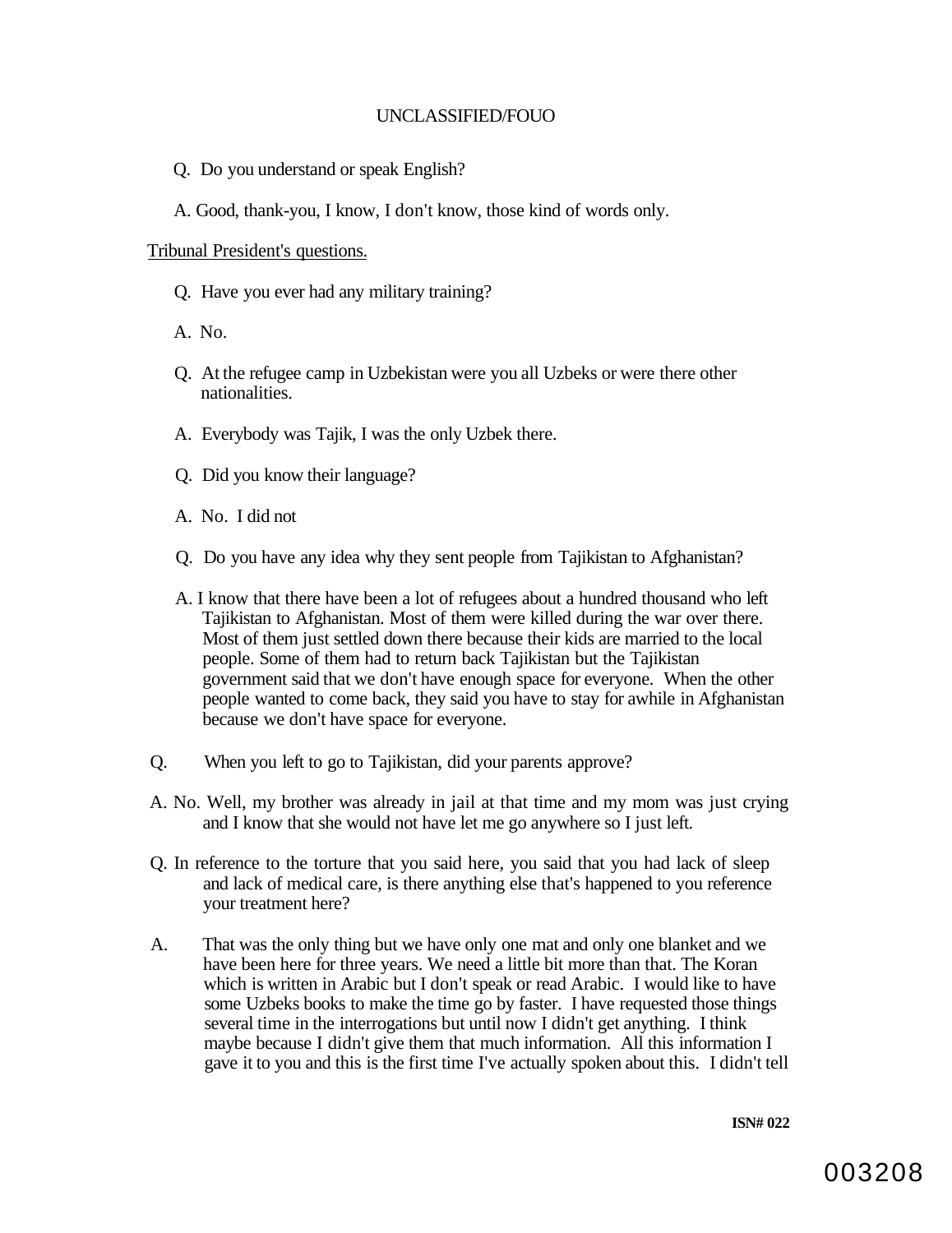Q. Do you understand or speak English?

A. Good, thank-you, I know, I don't know, those kind of words only.

Tribunal President's questions.

Q. Have you ever had any military training?

A. No.

Q. At the refugee camp in Uzbekistan were you all Uzbeks or were there other nationalities.

A. Everybody was Tajik, I was the only Uzbek there.

Q. Did you know their language?

A. No. I did not

Q. Do you have any idea why they sent people from Tajikistan to Afghanistan?

A. I know that there have been a lot of refugees about a hundred thousand who left Tajikistan to Afghanistan. Most of them were killed during the war over there. Most of them just settled down there because their kids are married to the local people. Some of them had to return back Tajikistan but the Tajikistan government said that we don't have enough space for everyone. When the other people wanted to come back, they said you have to stay for awhile in Afghanistan because we don't have space for everyone.

Q. When you left to go to Tajikistan, did your parents approve?

A. No. Well, my brother was already in jail at that time and my mom was just crying and I know that she would not have let me go anywhere so I just left.

Q. In reference to the torture that you said here, you said that you had lack of sleep and lack of medical care, is there anything else that's happened to you reference your treatment here?

A. That was the only thing but we have only one mat and only one blanket and we have been here for three years. We need a little bit more than that. The Koran which is written in Arabic but I don't speak or read Arabic. I would like to have some Uzbeks books to make the time go by faster. I have requested those things several time in the interrogations but until now I didn't get anything. I think maybe because I didn't give them that much information. All this information I gave it to you and this is the first time I've actually spoken about this. I didn't tell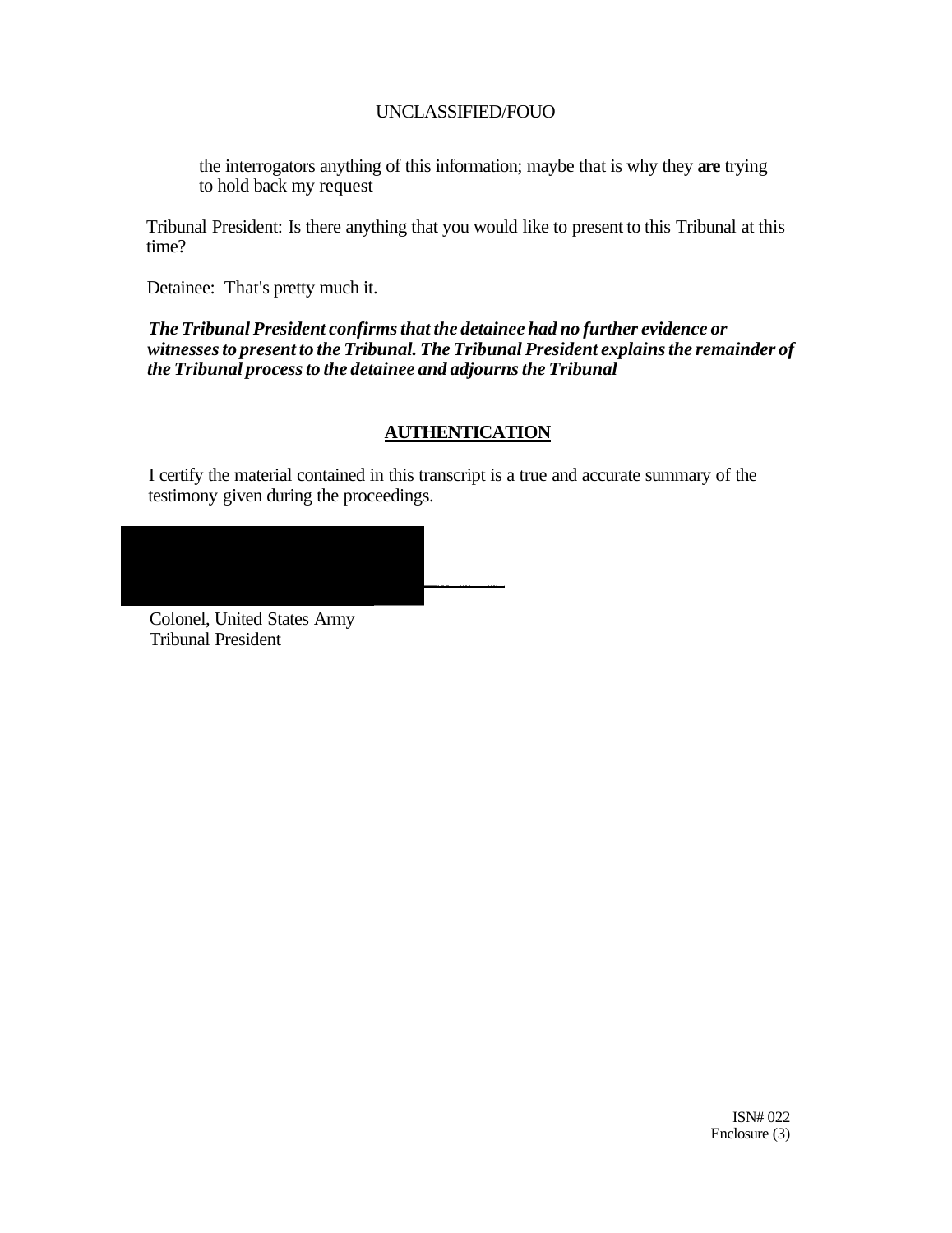the interrogators anything of this information; maybe that is why they **are** trying to hold back my request

Tribunal President: Is there anything that you would like to present to this Tribunal at this time?

Detainee: That's pretty much it.

***The Tribunal President confirms that the detainee had no further evidence or witnesses to present to the Tribunal. The Tribunal President explains the remainder of the Tribunal process to the detainee and adjourns the Tribunal***

## AUTHENTICATION

I certify the material contained in this transcript is a true and accurate summary of the testimony given during the proceedings.

Colonel, United States Army
Tribunal President

ISN# 022
Enclosure (3)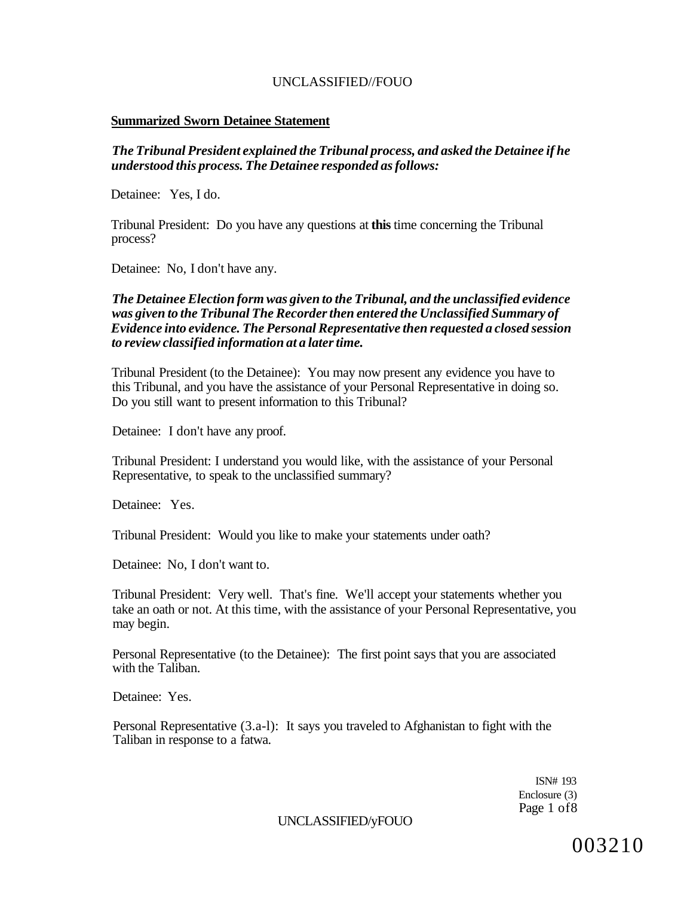## Summarized Sworn Detainee Statement

***The Tribunal President explained the Tribunal process, and asked the Detainee if he understood this process. The Detainee responded as follows:***

Detainee: Yes, I do.

Tribunal President: Do you have any questions at **this** time concerning the Tribunal process?

Detainee: No, I don't have any.

***The Detainee Election form was given to the Tribunal, and the unclassified evidence was given to the Tribunal The Recorder then entered the Unclassified Summary of Evidence into evidence. The Personal Representative then requested a closed session to review classified information at a later time.***

Tribunal President (to the Detainee): You may now present any evidence you have to this Tribunal, and you have the assistance of your Personal Representative in doing so. Do you still want to present information to this Tribunal?

Detainee: I don't have any proof.

Tribunal President: I understand you would like, with the assistance of your Personal Representative, to speak to the unclassified summary?

Detainee: Yes.

Tribunal President: Would you like to make your statements under oath?

Detainee: No, I don't want to.

Tribunal President: Very well. That's fine. We'll accept your statements whether you take an oath or not. At this time, with the assistance of your Personal Representative, you may begin.

Personal Representative (to the Detainee): The first point says that you are associated with the Taliban.

Detainee: Yes.

Personal Representative (3.a-l): It says you traveled to Afghanistan to fight with the Taliban in response to a fatwa.

ISN# 193
Enclosure (3)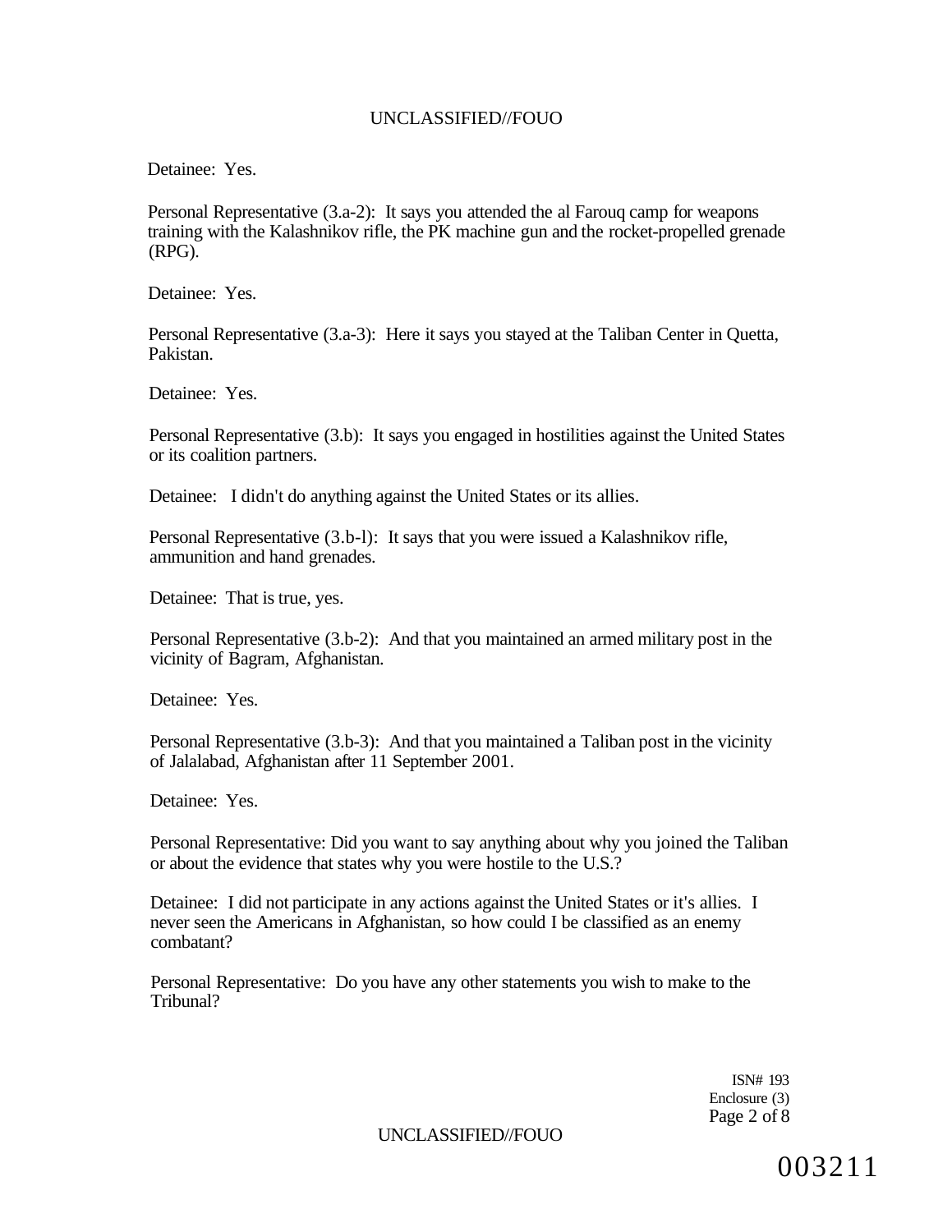Detainee: Yes.

Personal Representative (3.a-2): It says you attended the al Farouq camp for weapons training with the Kalashnikov rifle, the PK machine gun and the rocket-propelled grenade (RPG).

Detainee: Yes.

Personal Representative (3.a-3): Here it says you stayed at the Taliban Center in Quetta, Pakistan.

Detainee: Yes.

Personal Representative (3.b): It says you engaged in hostilities against the United States or its coalition partners.

Detainee: I didn't do anything against the United States or its allies.

Personal Representative (3.b-l): It says that you were issued a Kalashnikov rifle, ammunition and hand grenades.

Detainee: That is true, yes.

Personal Representative (3.b-2): And that you maintained an armed military post in the vicinity of Bagram, Afghanistan.

Detainee: Yes.

Personal Representative (3.b-3): And that you maintained a Taliban post in the vicinity of Jalalabad, Afghanistan after 11 September 2001.

Detainee: Yes.

Personal Representative: Did you want to say anything about why you joined the Taliban or about the evidence that states why you were hostile to the U.S.?

Detainee: I did not participate in any actions against the United States or it's allies. I never seen the Americans in Afghanistan, so how could I be classified as an enemy combatant?

Personal Representative: Do you have any other statements you wish to make to the Tribunal?

ISN# 193
Enclosure (3)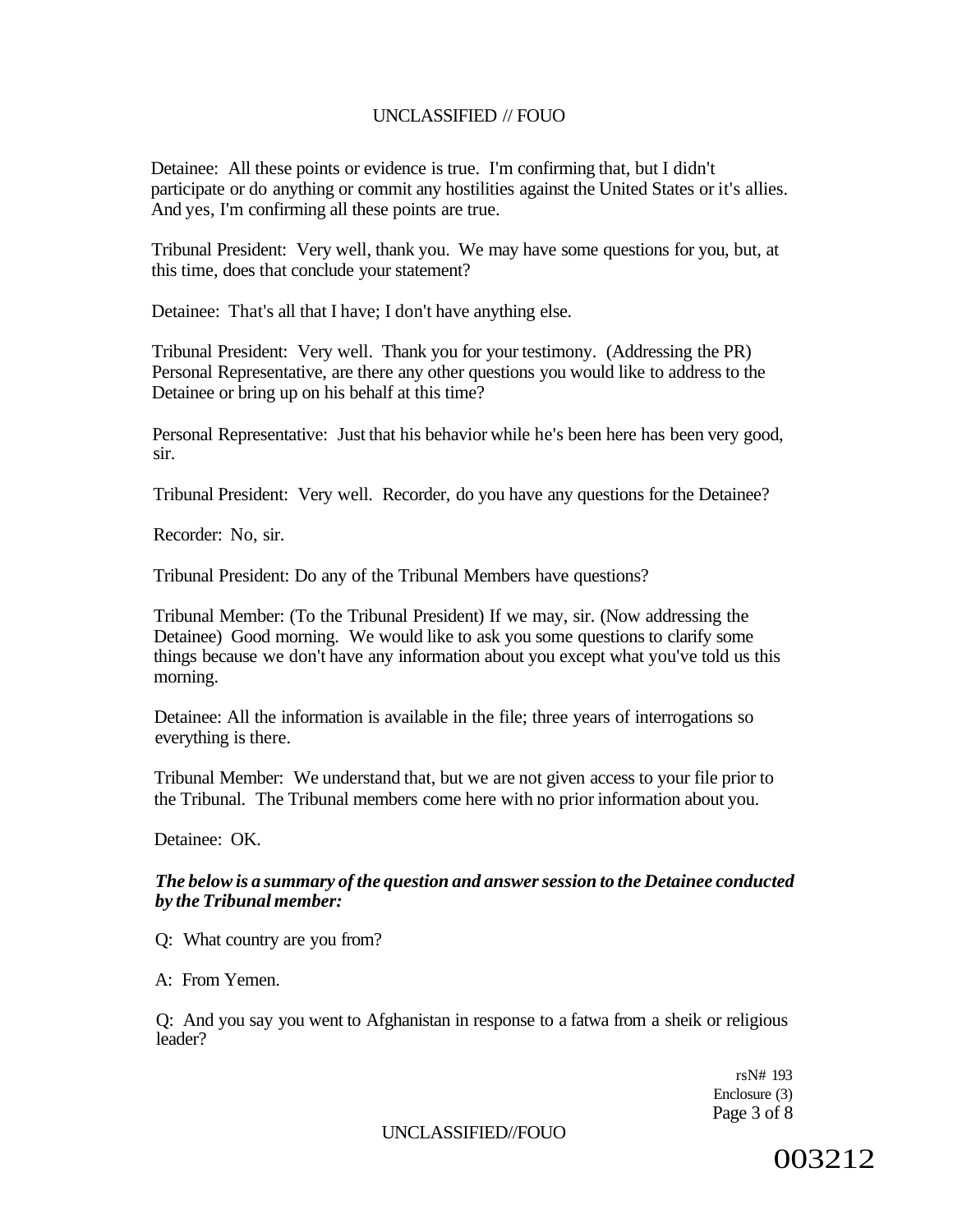Detainee: All these points or evidence is true. I'm confirming that, but I didn't participate or do anything or commit any hostilities against the United States or it's allies. And yes, I'm confirming all these points are true.

Tribunal President: Very well, thank you. We may have some questions for you, but, at this time, does that conclude your statement?

Detainee: That's all that I have; I don't have anything else.

Tribunal President: Very well. Thank you for your testimony. (Addressing the PR) Personal Representative, are there any other questions you would like to address to the Detainee or bring up on his behalf at this time?

Personal Representative: Just that his behavior while he's been here has been very good, sir.

Tribunal President: Very well. Recorder, do you have any questions for the Detainee?

Recorder: No, sir.

Tribunal President: Do any of the Tribunal Members have questions?

Tribunal Member: (To the Tribunal President) If we may, sir. (Now addressing the Detainee) Good morning. We would like to ask you some questions to clarify some things because we don't have any information about you except what you've told us this morning.

Detainee: All the information is available in the file; three years of interrogations so everything is there.

Tribunal Member: We understand that, but we are not given access to your file prior to the Tribunal. The Tribunal members come here with no prior information about you.

Detainee: OK.

***The below is a summary of the question and answer session to the Detainee conducted by the Tribunal member:***

Q: What country are you from?

A: From Yemen.

Q: And you say you went to Afghanistan in response to a fatwa from a sheik or religious leader?

rsN# 193
Enclosure (3)

003212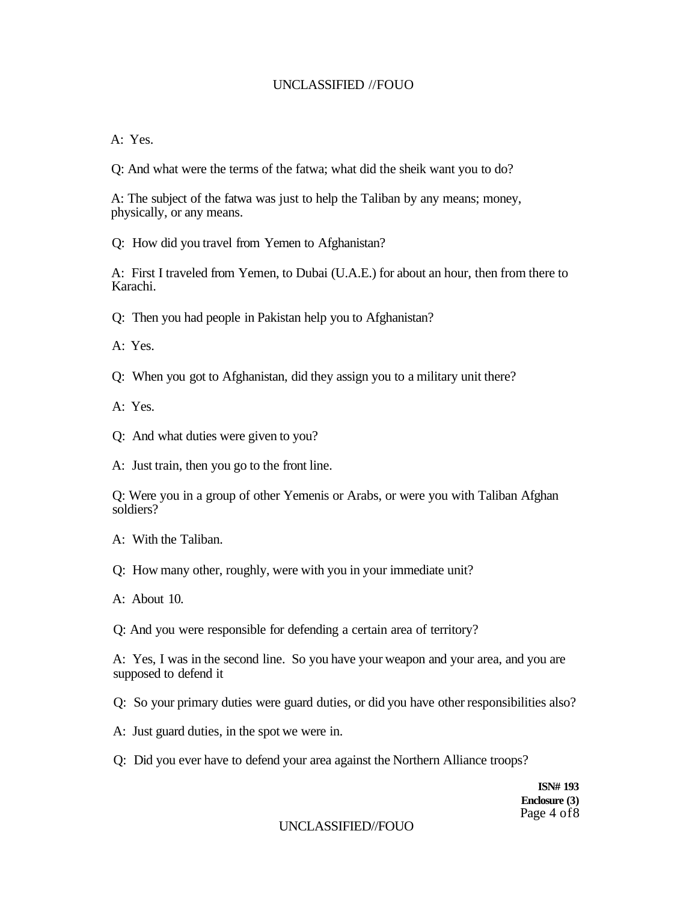A: Yes.

Q: And what were the terms of the fatwa; what did the sheik want you to do?

A: The subject of the fatwa was just to help the Taliban by any means; money, physically, or any means.

Q: How did you travel from Yemen to Afghanistan?

A: First I traveled from Yemen, to Dubai (U.A.E.) for about an hour, then from there to Karachi.

Q: Then you had people in Pakistan help you to Afghanistan?

A: Yes.

Q: When you got to Afghanistan, did they assign you to a military unit there?

A: Yes.

Q: And what duties were given to you?

A: Just train, then you go to the front line.

Q: Were you in a group of other Yemenis or Arabs, or were you with Taliban Afghan soldiers?

A: With the Taliban.

Q: How many other, roughly, were with you in your immediate unit?

A: About 10.

Q: And you were responsible for defending a certain area of territory?

A: Yes, I was in the second line. So you have your weapon and your area, and you are supposed to defend it

Q: So your primary duties were guard duties, or did you have other responsibilities also?

A: Just guard duties, in the spot we were in.

Q: Did you ever have to defend your area against the Northern Alliance troops?

**ISN# 193**
**Enclosure (3)**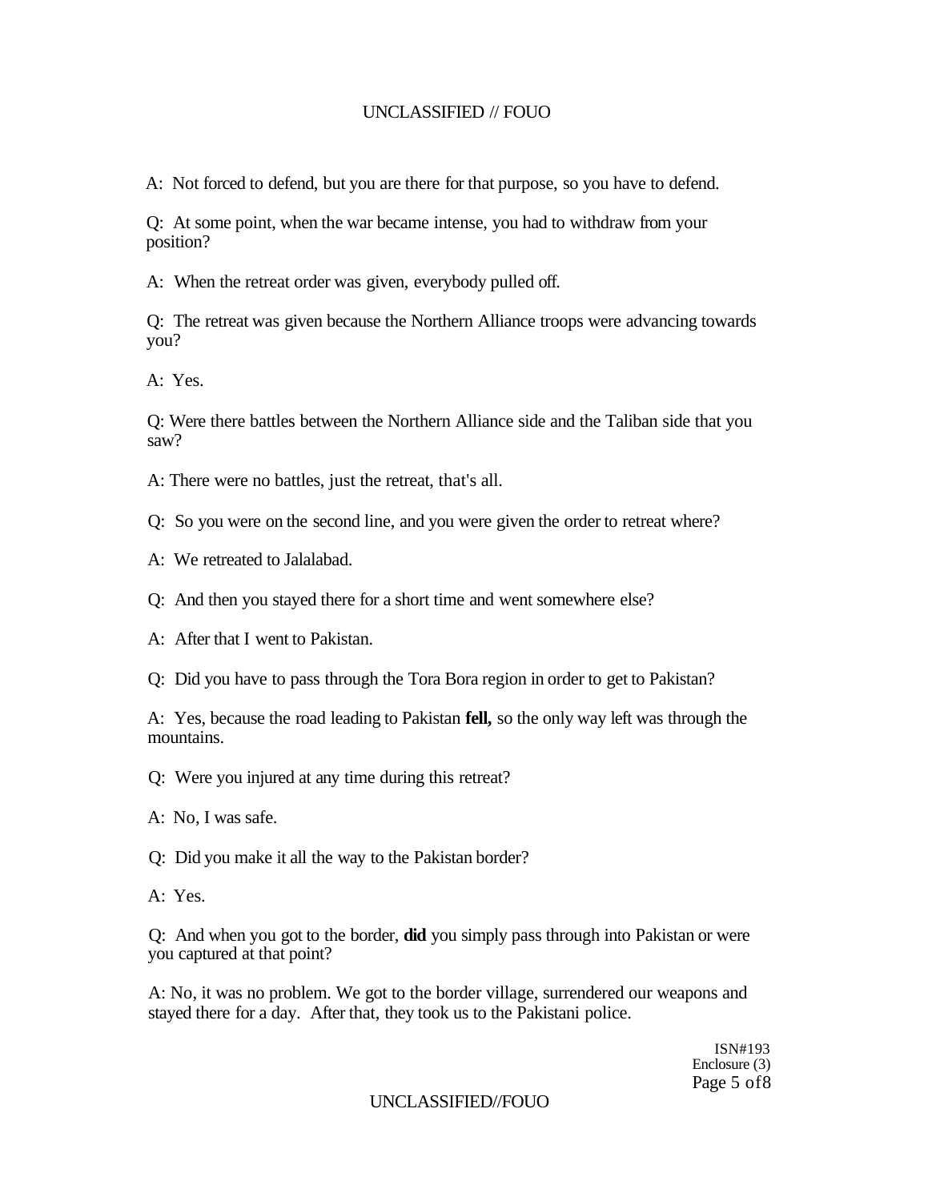A: Not forced to defend, but you are there for that purpose, so you have to defend.

Q: At some point, when the war became intense, you had to withdraw from your position?

A: When the retreat order was given, everybody pulled off.

Q: The retreat was given because the Northern Alliance troops were advancing towards you?

A: Yes.

Q: Were there battles between the Northern Alliance side and the Taliban side that you saw?

A: There were no battles, just the retreat, that's all.

Q: So you were on the second line, and you were given the order to retreat where?

A: We retreated to Jalalabad.

Q: And then you stayed there for a short time and went somewhere else?

A: After that I went to Pakistan.

Q: Did you have to pass through the Tora Bora region in order to get to Pakistan?

A: Yes, because the road leading to Pakistan **fell,** so the only way left was through the mountains.

Q: Were you injured at any time during this retreat?

A: No, I was safe.

Q: Did you make it all the way to the Pakistan border?

A: Yes.

Q: And when you got to the border, **did** you simply pass through into Pakistan or were you captured at that point?

A: No, it was no problem. We got to the border village, surrendered our weapons and stayed there for a day. After that, they took us to the Pakistani police.

ISN#193
Enclosure (3)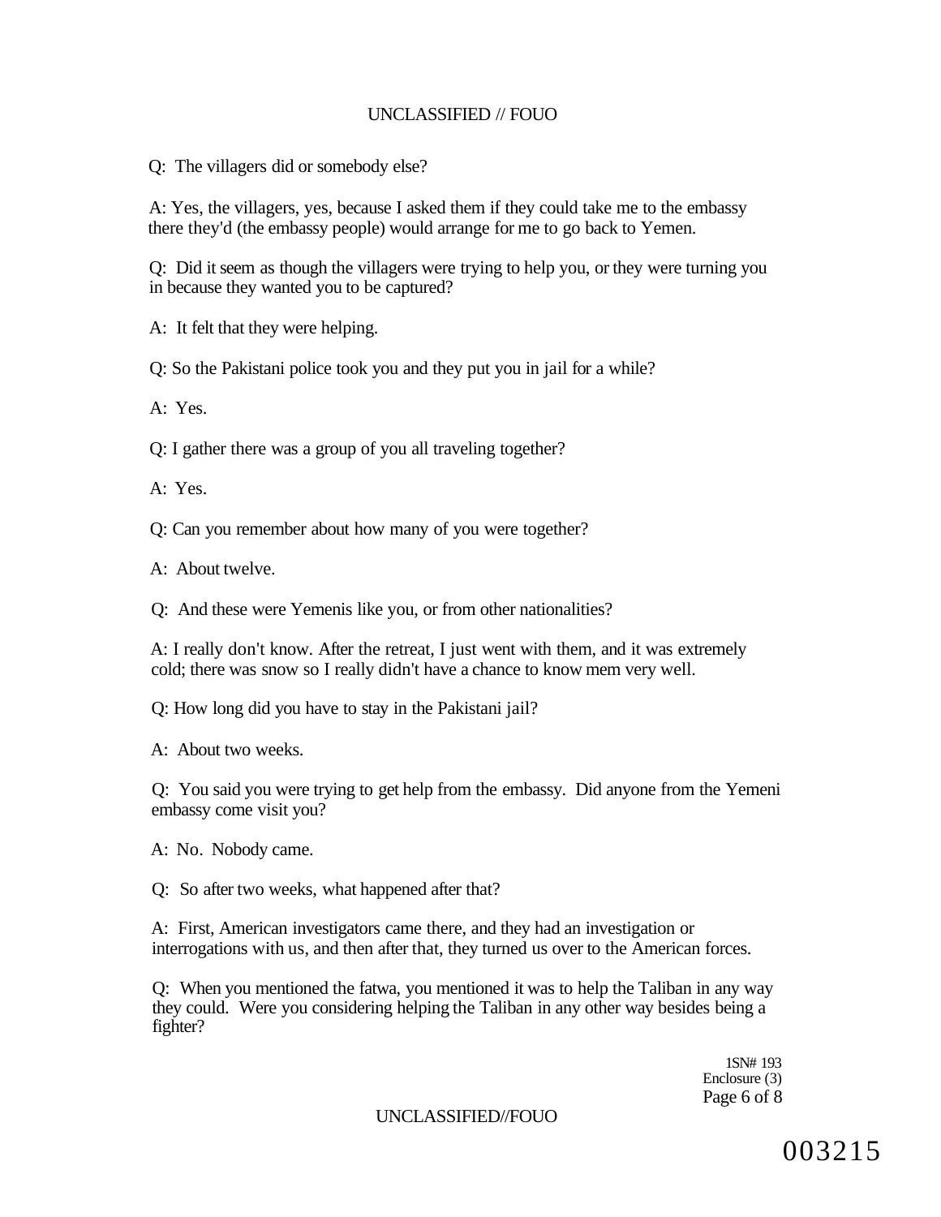Q: The villagers did or somebody else?

A: Yes, the villagers, yes, because I asked them if they could take me to the embassy there they'd (the embassy people) would arrange for me to go back to Yemen.

Q: Did it seem as though the villagers were trying to help you, or they were turning you in because they wanted you to be captured?

A: It felt that they were helping.

Q: So the Pakistani police took you and they put you in jail for a while?

A: Yes.

Q: I gather there was a group of you all traveling together?

A: Yes.

Q: Can you remember about how many of you were together?

A: About twelve.

Q: And these were Yemenis like you, or from other nationalities?

A: I really don't know. After the retreat, I just went with them, and it was extremely cold; there was snow so I really didn't have a chance to know mem very well.

Q: How long did you have to stay in the Pakistani jail?

A: About two weeks.

Q: You said you were trying to get help from the embassy. Did anyone from the Yemeni embassy come visit you?

A: No. Nobody came.

Q: So after two weeks, what happened after that?

A: First, American investigators came there, and they had an investigation or interrogations with us, and then after that, they turned us over to the American forces.

Q: When you mentioned the fatwa, you mentioned it was to help the Taliban in any way they could. Were you considering helping the Taliban in any other way besides being a fighter?

1SN# 193
Enclosure (3)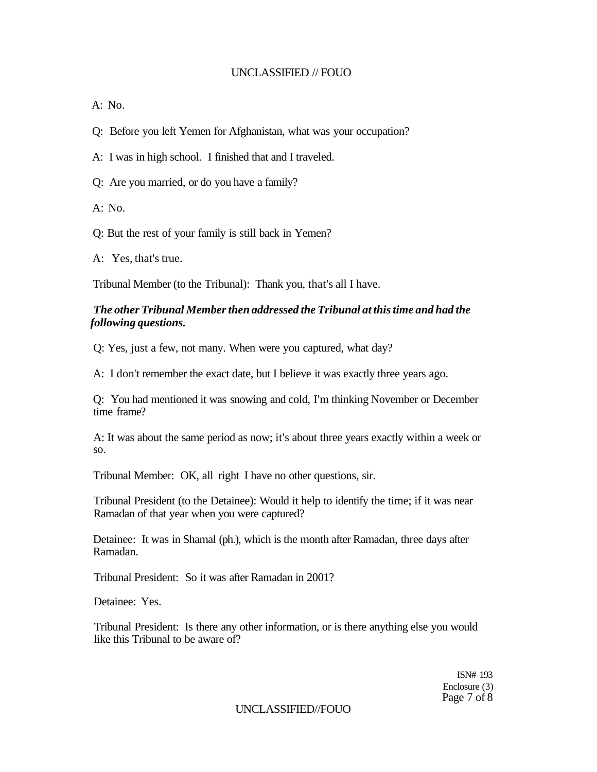A: No.

Q: Before you left Yemen for Afghanistan, what was your occupation?

A: I was in high school. I finished that and I traveled.

Q: Are you married, or do you have a family?

A: No.

Q: But the rest of your family is still back in Yemen?

A: Yes, that's true.

Tribunal Member (to the Tribunal): Thank you, that's all I have.

***The other Tribunal Member then addressed the Tribunal at this time and had the following questions.***

Q: Yes, just a few, not many. When were you captured, what day?

A: I don't remember the exact date, but I believe it was exactly three years ago.

Q: You had mentioned it was snowing and cold, I'm thinking November or December time frame?

A: It was about the same period as now; it's about three years exactly within a week or so.

Tribunal Member: OK, all right I have no other questions, sir.

Tribunal President (to the Detainee): Would it help to identify the time; if it was near Ramadan of that year when you were captured?

Detainee: It was in Shamal (ph.), which is the month after Ramadan, three days after Ramadan.

Tribunal President: So it was after Ramadan in 2001?

Detainee: Yes.

Tribunal President: Is there any other information, or is there anything else you would like this Tribunal to be aware of?

ISN# 193
Enclosure (3)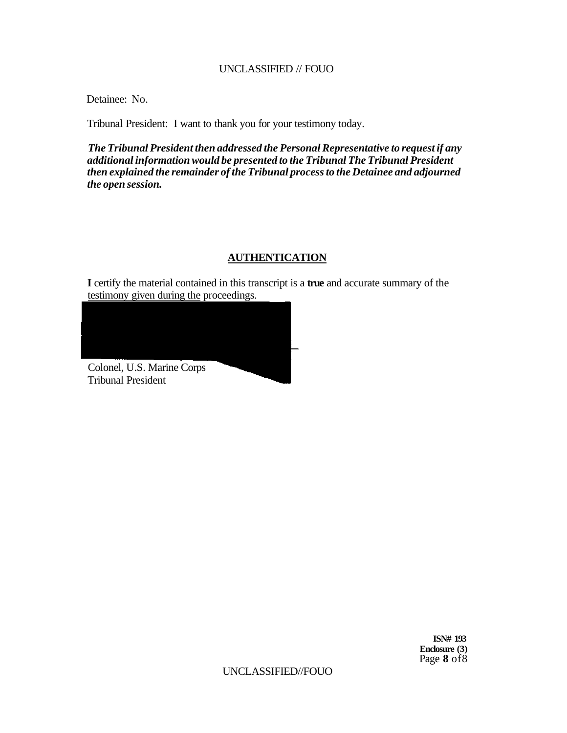Detainee: No.

Tribunal President: I want to thank you for your testimony today.

***The Tribunal President then addressed the Personal Representative to request if any additional information would be presented to the Tribunal The Tribunal President then explained the remainder of the Tribunal process to the Detainee and adjourned the open session.***

## AUTHENTICATION

**I** certify the material contained in this transcript is a **true** and accurate summary of the testimony given during the proceedings.

Colonel, U.S. Marine Corps
Tribunal President

**ISN# 193**
**Enclosure (3)**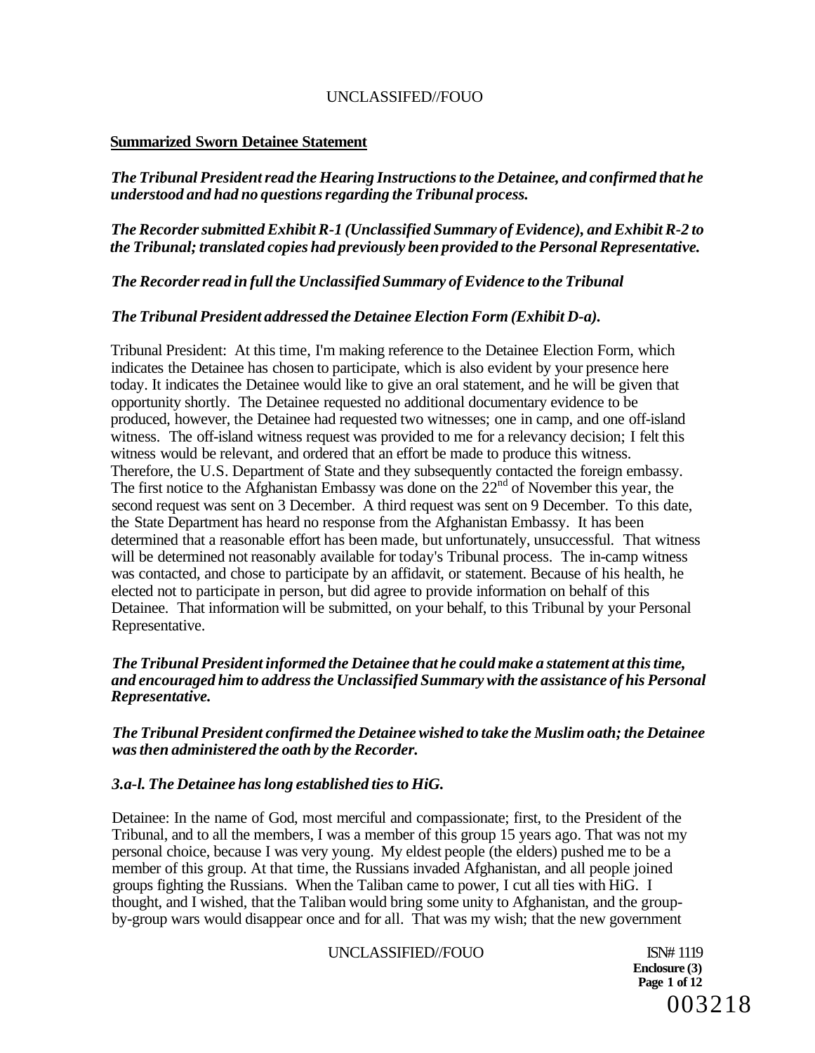**Summarized Sworn Detainee Statement**

***The Tribunal President read the Hearing Instructions to the Detainee, and confirmed that he understood and had no questions regarding the Tribunal process.***

***The Recorder submitted Exhibit R-1 (Unclassified Summary of Evidence), and Exhibit R-2 to the Tribunal; translated copies had previously been provided to the Personal Representative.***

***The Recorder read in full the Unclassified Summary of Evidence to the Tribunal***

***The Tribunal President addressed the Detainee Election Form (Exhibit D-a).***

Tribunal President: At this time, I'm making reference to the Detainee Election Form, which indicates the Detainee has chosen to participate, which is also evident by your presence here today. It indicates the Detainee would like to give an oral statement, and he will be given that opportunity shortly. The Detainee requested no additional documentary evidence to be produced, however, the Detainee had requested two witnesses; one in camp, and one off-island witness. The off-island witness request was provided to me for a relevancy decision; I felt this witness would be relevant, and ordered that an effort be made to produce this witness. Therefore, the U.S. Department of State and they subsequently contacted the foreign embassy. The first notice to the Afghanistan Embassy was done on the 22nd of November this year, the second request was sent on 3 December. A third request was sent on 9 December. To this date, the State Department has heard no response from the Afghanistan Embassy. It has been determined that a reasonable effort has been made, but unfortunately, unsuccessful. That witness will be determined not reasonably available for today's Tribunal process. The in-camp witness was contacted, and chose to participate by an affidavit, or statement. Because of his health, he elected not to participate in person, but did agree to provide information on behalf of this Detainee. That information will be submitted, on your behalf, to this Tribunal by your Personal Representative.

***The Tribunal President informed the Detainee that he could make a statement at this time, and encouraged him to address the Unclassified Summary with the assistance of his Personal Representative.***

***The Tribunal President confirmed the Detainee wished to take the Muslim oath; the Detainee was then administered the oath by the Recorder.***

***3.a-l. The Detainee has long established ties to HiG.***

Detainee: In the name of God, most merciful and compassionate; first, to the President of the Tribunal, and to all the members, I was a member of this group 15 years ago. That was not my personal choice, because I was very young. My eldest people (the elders) pushed me to be a member of this group. At that time, the Russians invaded Afghanistan, and all people joined groups fighting the Russians. When the Taliban came to power, I cut all ties with HiG. I thought, and I wished, that the Taliban would bring some unity to Afghanistan, and the group-by-group wars would disappear once and for all. That was my wish; that the new government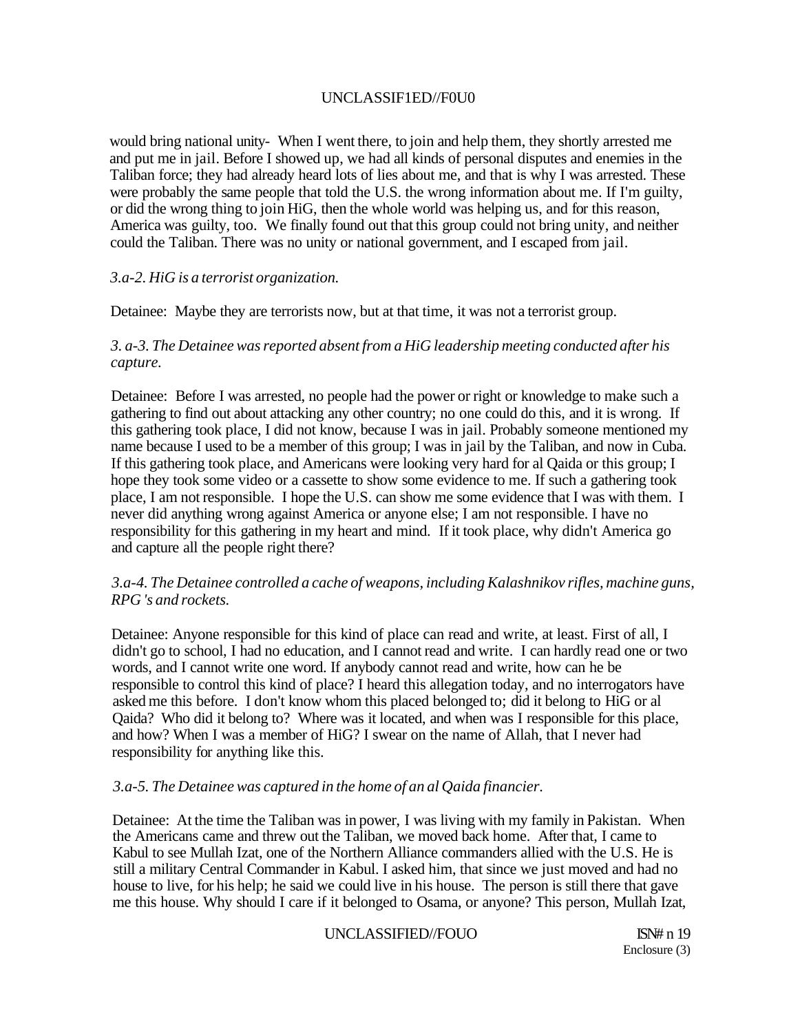would bring national unity- When I went there, to join and help them, they shortly arrested me and put me in jail. Before I showed up, we had all kinds of personal disputes and enemies in the Taliban force; they had already heard lots of lies about me, and that is why I was arrested. These were probably the same people that told the U.S. the wrong information about me. If I'm guilty, or did the wrong thing to join HiG, then the whole world was helping us, and for this reason, America was guilty, too. We finally found out that this group could not bring unity, and neither could the Taliban. There was no unity or national government, and I escaped from jail.

*3.a-2. HiG is a terrorist organization.*

Detainee: Maybe they are terrorists now, but at that time, it was not a terrorist group.

*3. a-3. The Detainee was reported absent from a HiG leadership meeting conducted after his capture.*

Detainee: Before I was arrested, no people had the power or right or knowledge to make such a gathering to find out about attacking any other country; no one could do this, and it is wrong. If this gathering took place, I did not know, because I was in jail. Probably someone mentioned my name because I used to be a member of this group; I was in jail by the Taliban, and now in Cuba. If this gathering took place, and Americans were looking very hard for al Qaida or this group; I hope they took some video or a cassette to show some evidence to me. If such a gathering took place, I am not responsible. I hope the U.S. can show me some evidence that I was with them. I never did anything wrong against America or anyone else; I am not responsible. I have no responsibility for this gathering in my heart and mind. If it took place, why didn't America go and capture all the people right there?

*3.a-4. The Detainee controlled a cache of weapons, including Kalashnikov rifles, machine guns, RPG 's and rockets.*

Detainee: Anyone responsible for this kind of place can read and write, at least. First of all, I didn't go to school, I had no education, and I cannot read and write. I can hardly read one or two words, and I cannot write one word. If anybody cannot read and write, how can he be responsible to control this kind of place? I heard this allegation today, and no interrogators have asked me this before. I don't know whom this placed belonged to; did it belong to HiG or al Qaida? Who did it belong to? Where was it located, and when was I responsible for this place, and how? When I was a member of HiG? I swear on the name of Allah, that I never had responsibility for anything like this.

*3.a-5. The Detainee was captured in the home of an al Qaida financier.*

Detainee: At the time the Taliban was in power, I was living with my family in Pakistan. When the Americans came and threw out the Taliban, we moved back home. After that, I came to Kabul to see Mullah Izat, one of the Northern Alliance commanders allied with the U.S. He is still a military Central Commander in Kabul. I asked him, that since we just moved and had no house to live, for his help; he said we could live in his house. The person is still there that gave me this house. Why should I care if it belonged to Osama, or anyone? This person, Mullah Izat,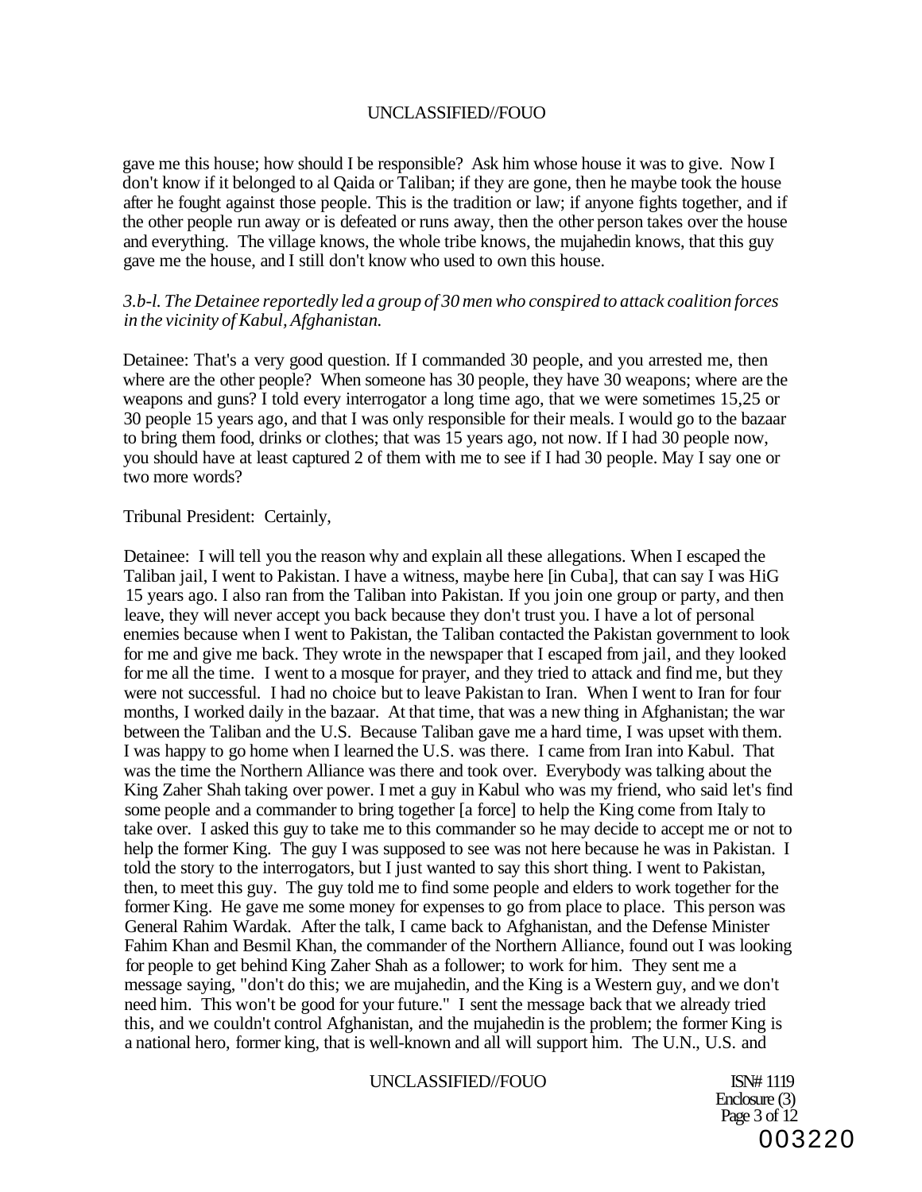gave me this house; how should I be responsible? Ask him whose house it was to give. Now I don't know if it belonged to al Qaida or Taliban; if they are gone, then he maybe took the house after he fought against those people. This is the tradition or law; if anyone fights together, and if the other people run away or is defeated or runs away, then the other person takes over the house and everything. The village knows, the whole tribe knows, the mujahedin knows, that this guy gave me the house, and I still don't know who used to own this house.

*3.b-l. The Detainee reportedly led a group of 30 men who conspired to attack coalition forces in the vicinity of Kabul, Afghanistan.*

Detainee: That's a very good question. If I commanded 30 people, and you arrested me, then where are the other people? When someone has 30 people, they have 30 weapons; where are the weapons and guns? I told every interrogator a long time ago, that we were sometimes 15,25 or 30 people 15 years ago, and that I was only responsible for their meals. I would go to the bazaar to bring them food, drinks or clothes; that was 15 years ago, not now. If I had 30 people now, you should have at least captured 2 of them with me to see if I had 30 people. May I say one or two more words?

Tribunal President: Certainly,

Detainee: I will tell you the reason why and explain all these allegations. When I escaped the Taliban jail, I went to Pakistan. I have a witness, maybe here [in Cuba], that can say I was HiG 15 years ago. I also ran from the Taliban into Pakistan. If you join one group or party, and then leave, they will never accept you back because they don't trust you. I have a lot of personal enemies because when I went to Pakistan, the Taliban contacted the Pakistan government to look for me and give me back. They wrote in the newspaper that I escaped from jail, and they looked for me all the time. I went to a mosque for prayer, and they tried to attack and find me, but they were not successful. I had no choice but to leave Pakistan to Iran. When I went to Iran for four months, I worked daily in the bazaar. At that time, that was a new thing in Afghanistan; the war between the Taliban and the U.S. Because Taliban gave me a hard time, I was upset with them. I was happy to go home when I learned the U.S. was there. I came from Iran into Kabul. That was the time the Northern Alliance was there and took over. Everybody was talking about the King Zaher Shah taking over power. I met a guy in Kabul who was my friend, who said let's find some people and a commander to bring together [a force] to help the King come from Italy to take over. I asked this guy to take me to this commander so he may decide to accept me or not to help the former King. The guy I was supposed to see was not here because he was in Pakistan. I told the story to the interrogators, but I just wanted to say this short thing. I went to Pakistan, then, to meet this guy. The guy told me to find some people and elders to work together for the former King. He gave me some money for expenses to go from place to place. This person was General Rahim Wardak. After the talk, I came back to Afghanistan, and the Defense Minister Fahim Khan and Besmil Khan, the commander of the Northern Alliance, found out I was looking for people to get behind King Zaher Shah as a follower; to work for him. They sent me a message saying, "don't do this; we are mujahedin, and the King is a Western guy, and we don't need him. This won't be good for your future." I sent the message back that we already tried this, and we couldn't control Afghanistan, and the mujahedin is the problem; the former King is a national hero, former king, that is well-known and all will support him. The U.N., U.S. and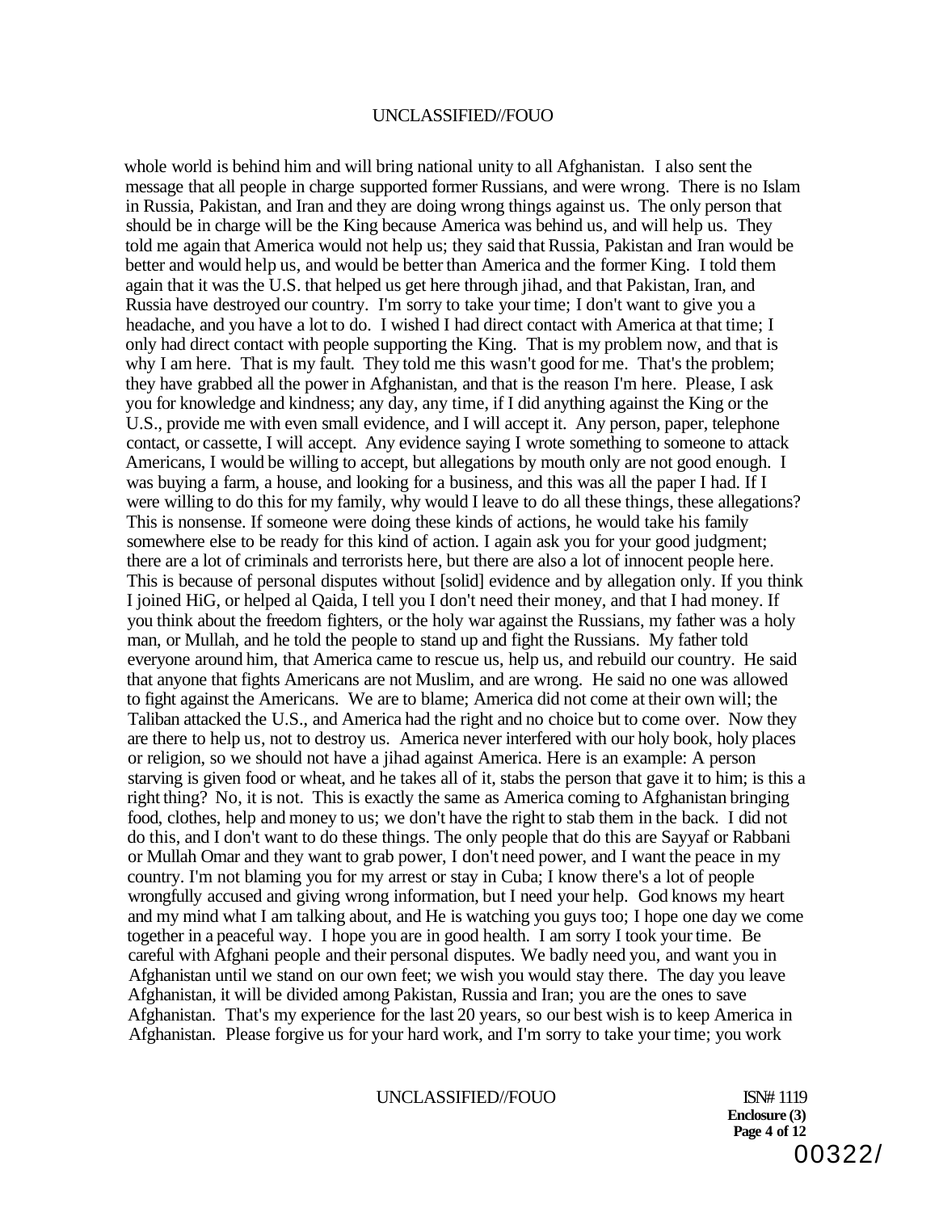whole world is behind him and will bring national unity to all Afghanistan. I also sent the message that all people in charge supported former Russians, and were wrong. There is no Islam in Russia, Pakistan, and Iran and they are doing wrong things against us. The only person that should be in charge will be the King because America was behind us, and will help us. They told me again that America would not help us; they said that Russia, Pakistan and Iran would be better and would help us, and would be better than America and the former King. I told them again that it was the U.S. that helped us get here through jihad, and that Pakistan, Iran, and Russia have destroyed our country. I'm sorry to take your time; I don't want to give you a headache, and you have a lot to do. I wished I had direct contact with America at that time; I only had direct contact with people supporting the King. That is my problem now, and that is why I am here. That is my fault. They told me this wasn't good for me. That's the problem; they have grabbed all the power in Afghanistan, and that is the reason I'm here. Please, I ask you for knowledge and kindness; any day, any time, if I did anything against the King or the U.S., provide me with even small evidence, and I will accept it. Any person, paper, telephone contact, or cassette, I will accept. Any evidence saying I wrote something to someone to attack Americans, I would be willing to accept, but allegations by mouth only are not good enough. I was buying a farm, a house, and looking for a business, and this was all the paper I had. If I were willing to do this for my family, why would I leave to do all these things, these allegations? This is nonsense. If someone were doing these kinds of actions, he would take his family somewhere else to be ready for this kind of action. I again ask you for your good judgment; there are a lot of criminals and terrorists here, but there are also a lot of innocent people here. This is because of personal disputes without [solid] evidence and by allegation only. If you think I joined HiG, or helped al Qaida, I tell you I don't need their money, and that I had money. If you think about the freedom fighters, or the holy war against the Russians, my father was a holy man, or Mullah, and he told the people to stand up and fight the Russians. My father told everyone around him, that America came to rescue us, help us, and rebuild our country. He said that anyone that fights Americans are not Muslim, and are wrong. He said no one was allowed to fight against the Americans. We are to blame; America did not come at their own will; the Taliban attacked the U.S., and America had the right and no choice but to come over. Now they are there to help us, not to destroy us. America never interfered with our holy book, holy places or religion, so we should not have a jihad against America. Here is an example: A person starving is given food or wheat, and he takes all of it, stabs the person that gave it to him; is this a right thing? No, it is not. This is exactly the same as America coming to Afghanistan bringing food, clothes, help and money to us; we don't have the right to stab them in the back. I did not do this, and I don't want to do these things. The only people that do this are Sayyaf or Rabbani or Mullah Omar and they want to grab power, I don't need power, and I want the peace in my country. I'm not blaming you for my arrest or stay in Cuba; I know there's a lot of people wrongfully accused and giving wrong information, but I need your help. God knows my heart and my mind what I am talking about, and He is watching you guys too; I hope one day we come together in a peaceful way. I hope you are in good health. I am sorry I took your time. Be careful with Afghani people and their personal disputes. We badly need you, and want you in Afghanistan until we stand on our own feet; we wish you would stay there. The day you leave Afghanistan, it will be divided among Pakistan, Russia and Iran; you are the ones to save Afghanistan. That's my experience for the last 20 years, so our best wish is to keep America in Afghanistan. Please forgive us for your hard work, and I'm sorry to take your time; you work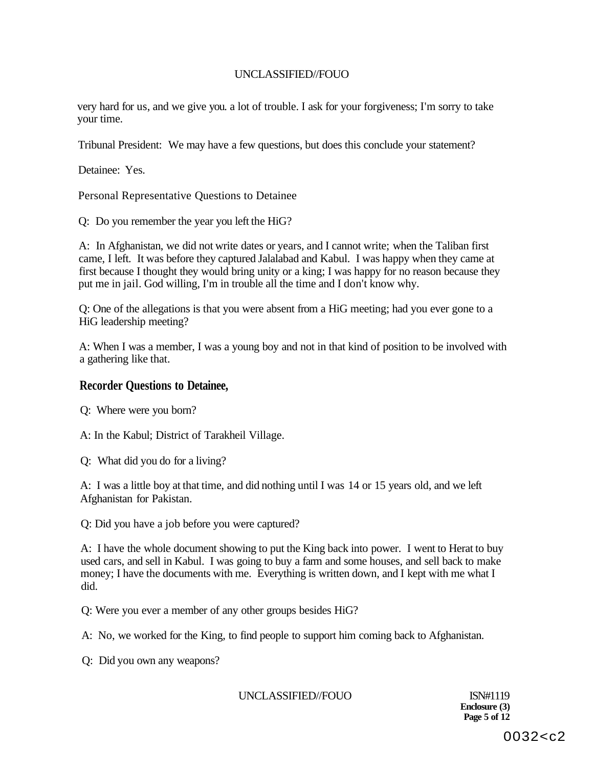very hard for us, and we give you. a lot of trouble. I ask for your forgiveness; I'm sorry to take your time.

Tribunal President: We may have a few questions, but does this conclude your statement?

Detainee: Yes.

Personal Representative Questions to Detainee

Q: Do you remember the year you left the HiG?

A: In Afghanistan, we did not write dates or years, and I cannot write; when the Taliban first came, I left. It was before they captured Jalalabad and Kabul. I was happy when they came at first because I thought they would bring unity or a king; I was happy for no reason because they put me in jail. God willing, I'm in trouble all the time and I don't know why.

Q: One of the allegations is that you were absent from a HiG meeting; had you ever gone to a HiG leadership meeting?

A: When I was a member, I was a young boy and not in that kind of position to be involved with a gathering like that.

**Recorder Questions to Detainee,**

Q: Where were you born?

A: In the Kabul; District of Tarakheil Village.

Q: What did you do for a living?

A: I was a little boy at that time, and did nothing until I was 14 or 15 years old, and we left Afghanistan for Pakistan.

Q: Did you have a job before you were captured?

A: I have the whole document showing to put the King back into power. I went to Herat to buy used cars, and sell in Kabul. I was going to buy a farm and some houses, and sell back to make money; I have the documents with me. Everything is written down, and I kept with me what I did.

Q: Were you ever a member of any other groups besides HiG?

A: No, we worked for the King, to find people to support him coming back to Afghanistan.

Q: Did you own any weapons?

ISN#1119
**Enclosure (3)**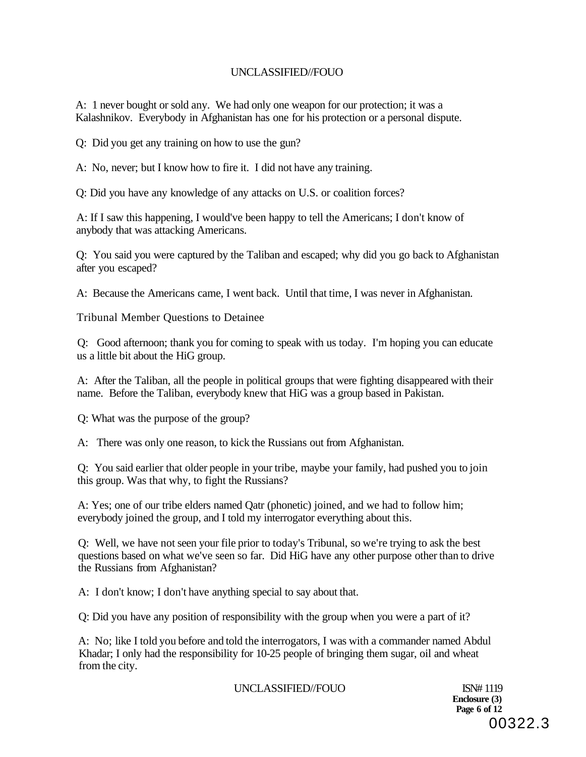A: 1 never bought or sold any. We had only one weapon for our protection; it was a Kalashnikov. Everybody in Afghanistan has one for his protection or a personal dispute.

Q: Did you get any training on how to use the gun?

A: No, never; but I know how to fire it. I did not have any training.

Q: Did you have any knowledge of any attacks on U.S. or coalition forces?

A: If I saw this happening, I would've been happy to tell the Americans; I don't know of anybody that was attacking Americans.

Q: You said you were captured by the Taliban and escaped; why did you go back to Afghanistan after you escaped?

A: Because the Americans came, I went back. Until that time, I was never in Afghanistan.

Tribunal Member Questions to Detainee

Q: Good afternoon; thank you for coming to speak with us today. I'm hoping you can educate us a little bit about the HiG group.

A: After the Taliban, all the people in political groups that were fighting disappeared with their name. Before the Taliban, everybody knew that HiG was a group based in Pakistan.

Q: What was the purpose of the group?

A: There was only one reason, to kick the Russians out from Afghanistan.

Q: You said earlier that older people in your tribe, maybe your family, had pushed you to join this group. Was that why, to fight the Russians?

A: Yes; one of our tribe elders named Qatr (phonetic) joined, and we had to follow him; everybody joined the group, and I told my interrogator everything about this.

Q: Well, we have not seen your file prior to today's Tribunal, so we're trying to ask the best questions based on what we've seen so far. Did HiG have any other purpose other than to drive the Russians from Afghanistan?

A: I don't know; I don't have anything special to say about that.

Q: Did you have any position of responsibility with the group when you were a part of it?

A: No; like I told you before and told the interrogators, I was with a commander named Abdul Khadar; I only had the responsibility for 10-25 people of bringing them sugar, oil and wheat from the city.

ISN# 1119
Enclosure (3)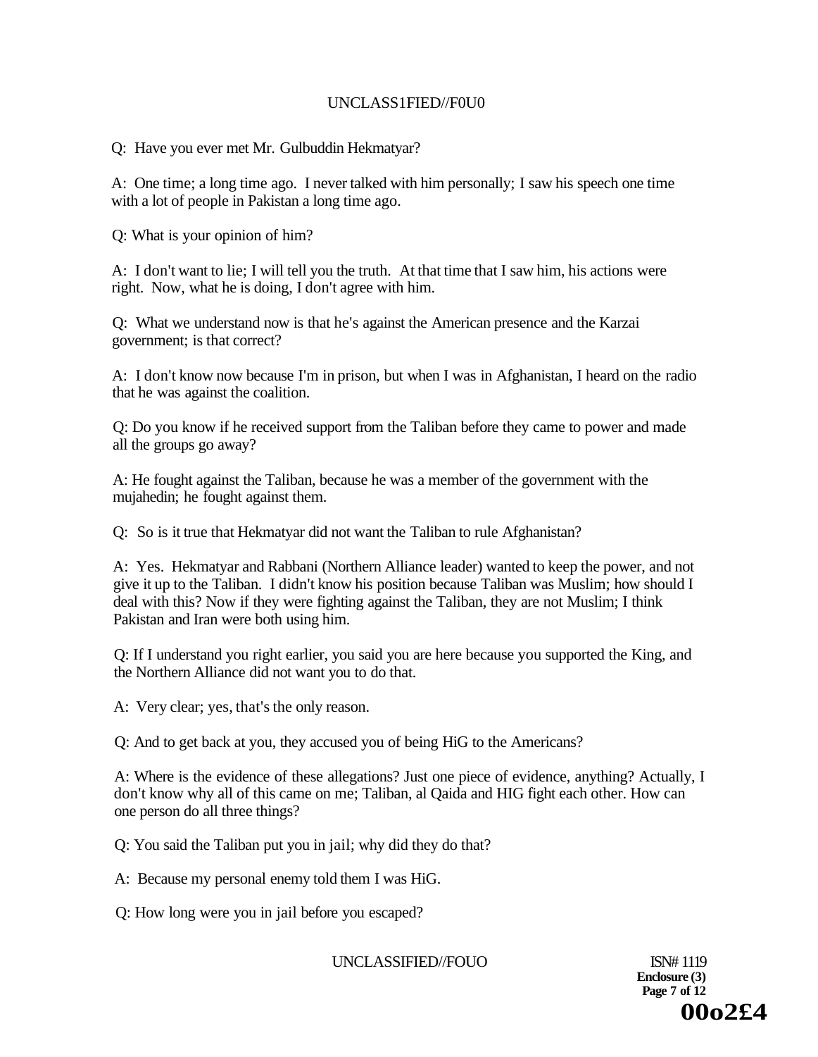Q: Have you ever met Mr. Gulbuddin Hekmatyar?

A: One time; a long time ago. I never talked with him personally; I saw his speech one time with a lot of people in Pakistan a long time ago.

Q: What is your opinion of him?

A: I don't want to lie; I will tell you the truth. At that time that I saw him, his actions were right. Now, what he is doing, I don't agree with him.

Q: What we understand now is that he's against the American presence and the Karzai government; is that correct?

A: I don't know now because I'm in prison, but when I was in Afghanistan, I heard on the radio that he was against the coalition.

Q: Do you know if he received support from the Taliban before they came to power and made all the groups go away?

A: He fought against the Taliban, because he was a member of the government with the mujahedin; he fought against them.

Q: So is it true that Hekmatyar did not want the Taliban to rule Afghanistan?

A: Yes. Hekmatyar and Rabbani (Northern Alliance leader) wanted to keep the power, and not give it up to the Taliban. I didn't know his position because Taliban was Muslim; how should I deal with this? Now if they were fighting against the Taliban, they are not Muslim; I think Pakistan and Iran were both using him.

Q: If I understand you right earlier, you said you are here because you supported the King, and the Northern Alliance did not want you to do that.

A: Very clear; yes, that's the only reason.

Q: And to get back at you, they accused you of being HiG to the Americans?

A: Where is the evidence of these allegations? Just one piece of evidence, anything? Actually, I don't know why all of this came on me; Taliban, al Qaida and HIG fight each other. How can one person do all three things?

Q: You said the Taliban put you in jail; why did they do that?

A: Because my personal enemy told them I was HiG.

Q: How long were you in jail before you escaped?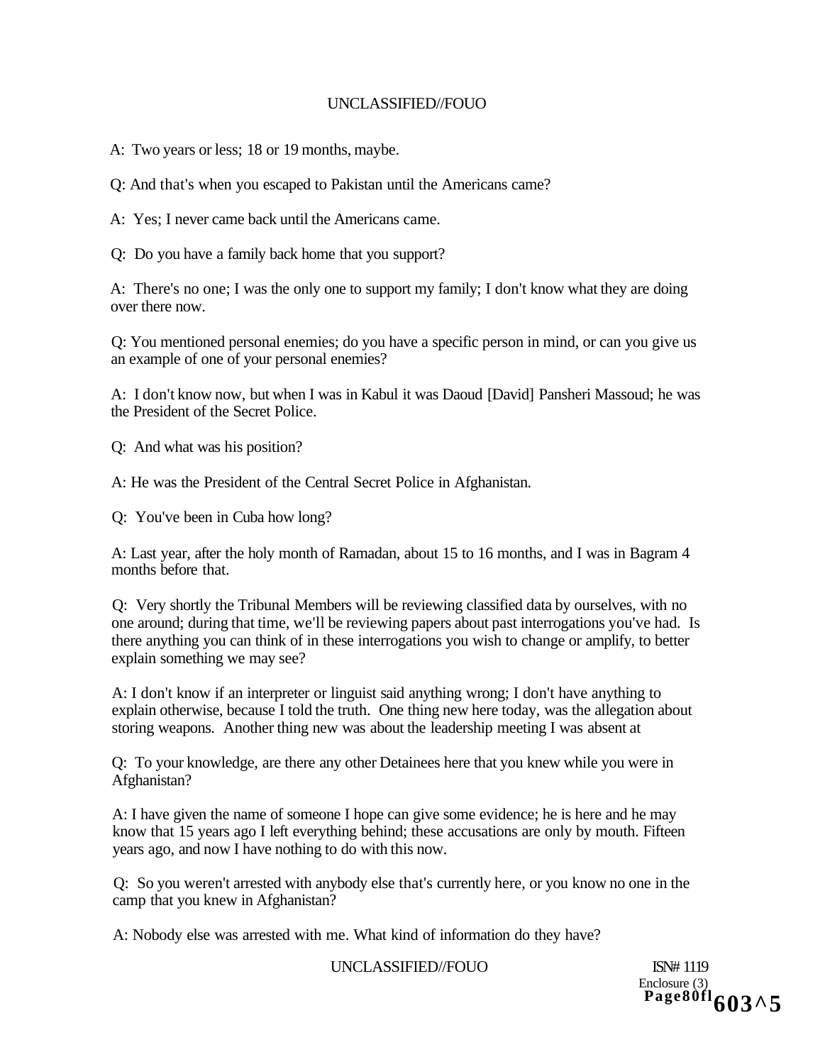A: Two years or less; 18 or 19 months, maybe.

Q: And that's when you escaped to Pakistan until the Americans came?

A: Yes; I never came back until the Americans came.

Q: Do you have a family back home that you support?

A: There's no one; I was the only one to support my family; I don't know what they are doing over there now.

Q: You mentioned personal enemies; do you have a specific person in mind, or can you give us an example of one of your personal enemies?

A: I don't know now, but when I was in Kabul it was Daoud [David] Pansheri Massoud; he was the President of the Secret Police.

Q: And what was his position?

A: He was the President of the Central Secret Police in Afghanistan.

Q: You've been in Cuba how long?

A: Last year, after the holy month of Ramadan, about 15 to 16 months, and I was in Bagram 4 months before that.

Q: Very shortly the Tribunal Members will be reviewing classified data by ourselves, with no one around; during that time, we'll be reviewing papers about past interrogations you've had. Is there anything you can think of in these interrogations you wish to change or amplify, to better explain something we may see?

A: I don't know if an interpreter or linguist said anything wrong; I don't have anything to explain otherwise, because I told the truth. One thing new here today, was the allegation about storing weapons. Another thing new was about the leadership meeting I was absent at

Q: To your knowledge, are there any other Detainees here that you knew while you were in Afghanistan?

A: I have given the name of someone I hope can give some evidence; he is here and he may know that 15 years ago I left everything behind; these accusations are only by mouth. Fifteen years ago, and now I have nothing to do with this now.

Q: So you weren't arrested with anybody else that's currently here, or you know no one in the camp that you knew in Afghanistan?

A: Nobody else was arrested with me. What kind of information do they have?

ISN# 1119
Enclosure (3)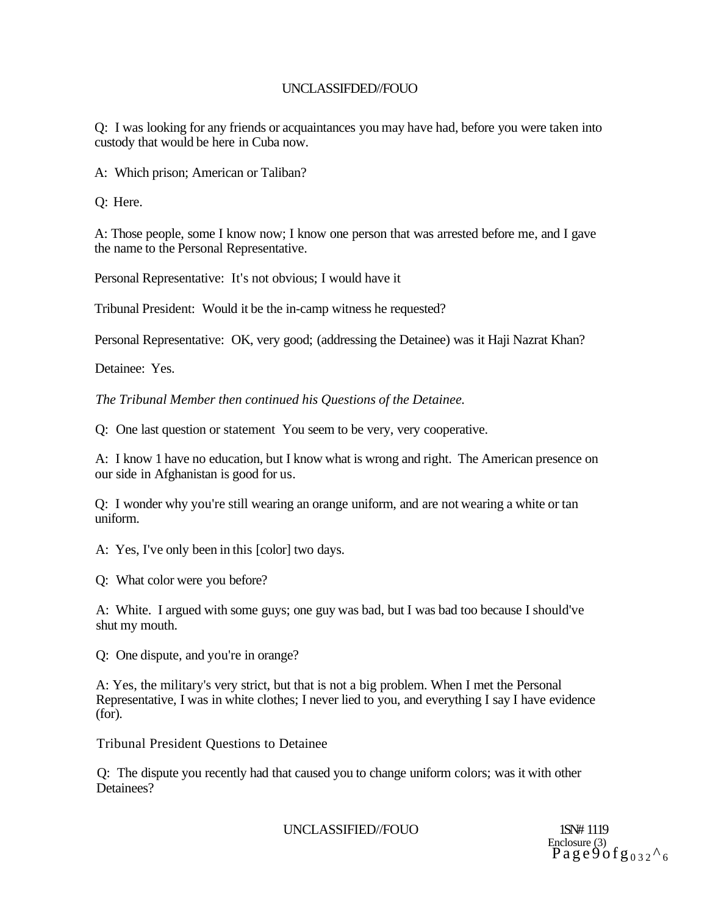Q: I was looking for any friends or acquaintances you may have had, before you were taken into custody that would be here in Cuba now.

A: Which prison; American or Taliban?

Q: Here.

A: Those people, some I know now; I know one person that was arrested before me, and I gave the name to the Personal Representative.

Personal Representative: It's not obvious; I would have it

Tribunal President: Would it be the in-camp witness he requested?

Personal Representative: OK, very good; (addressing the Detainee) was it Haji Nazrat Khan?

Detainee: Yes.

*The Tribunal Member then continued his Questions of the Detainee.*

Q: One last question or statement You seem to be very, very cooperative.

A: I know 1 have no education, but I know what is wrong and right. The American presence on our side in Afghanistan is good for us.

Q: I wonder why you're still wearing an orange uniform, and are not wearing a white or tan uniform.

A: Yes, I've only been in this [color] two days.

Q: What color were you before?

A: White. I argued with some guys; one guy was bad, but I was bad too because I should've shut my mouth.

Q: One dispute, and you're in orange?

A: Yes, the military's very strict, but that is not a big problem. When I met the Personal Representative, I was in white clothes; I never lied to you, and everything I say I have evidence (for).

Tribunal President Questions to Detainee

Q: The dispute you recently had that caused you to change uniform colors; was it with other Detainees?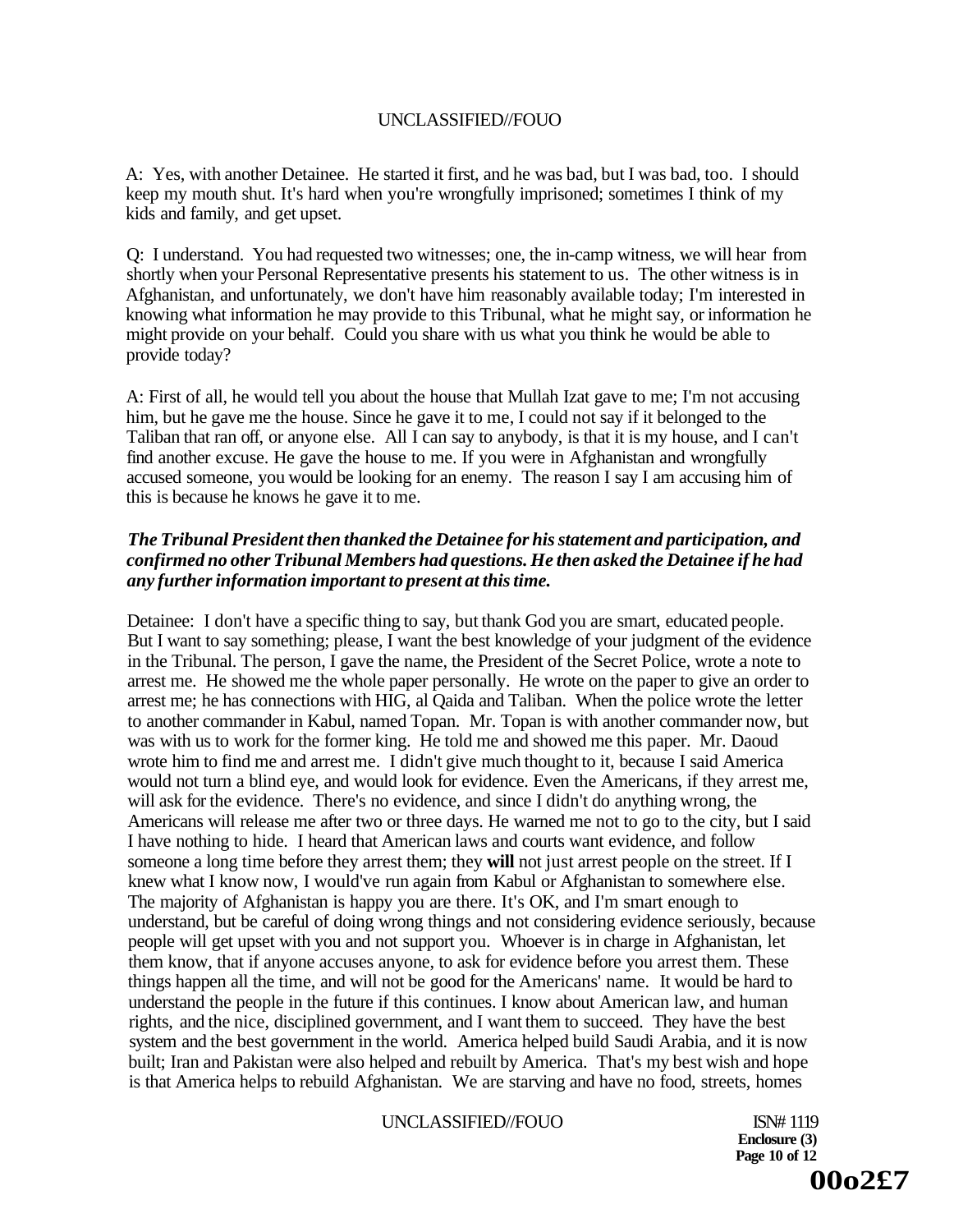A: Yes, with another Detainee. He started it first, and he was bad, but I was bad, too. I should keep my mouth shut. It's hard when you're wrongfully imprisoned; sometimes I think of my kids and family, and get upset.

Q: I understand. You had requested two witnesses; one, the in-camp witness, we will hear from shortly when your Personal Representative presents his statement to us. The other witness is in Afghanistan, and unfortunately, we don't have him reasonably available today; I'm interested in knowing what information he may provide to this Tribunal, what he might say, or information he might provide on your behalf. Could you share with us what you think he would be able to provide today?

A: First of all, he would tell you about the house that Mullah Izat gave to me; I'm not accusing him, but he gave me the house. Since he gave it to me, I could not say if it belonged to the Taliban that ran off, or anyone else. All I can say to anybody, is that it is my house, and I can't find another excuse. He gave the house to me. If you were in Afghanistan and wrongfully accused someone, you would be looking for an enemy. The reason I say I am accusing him of this is because he knows he gave it to me.

***The Tribunal President then thanked the Detainee for his statement and participation, and confirmed no other Tribunal Members had questions. He then asked the Detainee if he had any further information important to present at this time.***

Detainee: I don't have a specific thing to say, but thank God you are smart, educated people. But I want to say something; please, I want the best knowledge of your judgment of the evidence in the Tribunal. The person, I gave the name, the President of the Secret Police, wrote a note to arrest me. He showed me the whole paper personally. He wrote on the paper to give an order to arrest me; he has connections with HIG, al Qaida and Taliban. When the police wrote the letter to another commander in Kabul, named Topan. Mr. Topan is with another commander now, but was with us to work for the former king. He told me and showed me this paper. Mr. Daoud wrote him to find me and arrest me. I didn't give much thought to it, because I said America would not turn a blind eye, and would look for evidence. Even the Americans, if they arrest me, will ask for the evidence. There's no evidence, and since I didn't do anything wrong, the Americans will release me after two or three days. He warned me not to go to the city, but I said I have nothing to hide. I heard that American laws and courts want evidence, and follow someone a long time before they arrest them; they **will** not just arrest people on the street. If I knew what I know now, I would've run again from Kabul or Afghanistan to somewhere else. The majority of Afghanistan is happy you are there. It's OK, and I'm smart enough to understand, but be careful of doing wrong things and not considering evidence seriously, because people will get upset with you and not support you. Whoever is in charge in Afghanistan, let them know, that if anyone accuses anyone, to ask for evidence before you arrest them. These things happen all the time, and will not be good for the Americans' name. It would be hard to understand the people in the future if this continues. I know about American law, and human rights, and the nice, disciplined government, and I want them to succeed. They have the best system and the best government in the world. America helped build Saudi Arabia, and it is now built; Iran and Pakistan were also helped and rebuilt by America. That's my best wish and hope is that America helps to rebuild Afghanistan. We are starving and have no food, streets, homes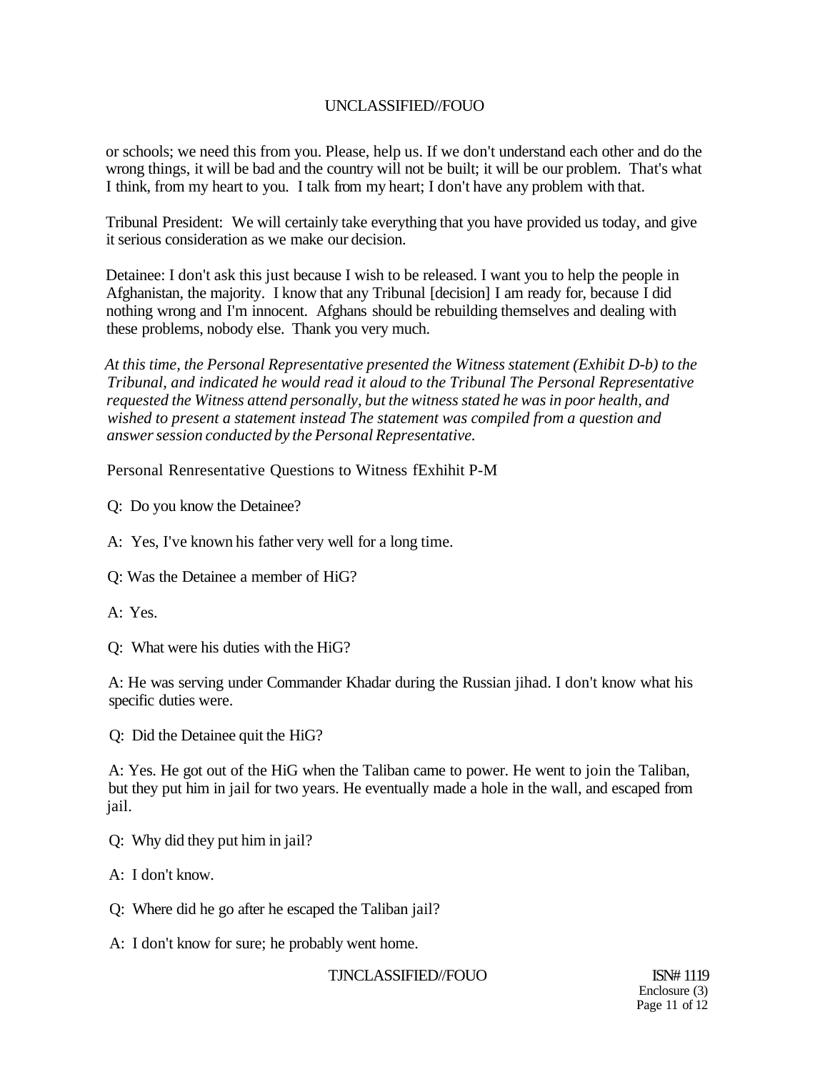or schools; we need this from you. Please, help us. If we don't understand each other and do the wrong things, it will be bad and the country will not be built; it will be our problem. That's what I think, from my heart to you. I talk from my heart; I don't have any problem with that.

Tribunal President: We will certainly take everything that you have provided us today, and give it serious consideration as we make our decision.

Detainee: I don't ask this just because I wish to be released. I want you to help the people in Afghanistan, the majority. I know that any Tribunal [decision] I am ready for, because I did nothing wrong and I'm innocent. Afghans should be rebuilding themselves and dealing with these problems, nobody else. Thank you very much.

*At this time, the Personal Representative presented the Witness statement (Exhibit D-b) to the Tribunal, and indicated he would read it aloud to the Tribunal The Personal Representative requested the Witness attend personally, but the witness stated he was in poor health, and wished to present a statement instead The statement was compiled from a question and answer session conducted by the Personal Representative.*

Personal Renresentative Questions to Witness fExhihit P-M

Q: Do you know the Detainee?

A: Yes, I've known his father very well for a long time.

Q: Was the Detainee a member of HiG?

A: Yes.

Q: What were his duties with the HiG?

A: He was serving under Commander Khadar during the Russian jihad. I don't know what his specific duties were.

Q: Did the Detainee quit the HiG?

A: Yes. He got out of the HiG when the Taliban came to power. He went to join the Taliban, but they put him in jail for two years. He eventually made a hole in the wall, and escaped from jail.

Q: Why did they put him in jail?

A: I don't know.

Q: Where did he go after he escaped the Taliban jail?

A: I don't know for sure; he probably went home.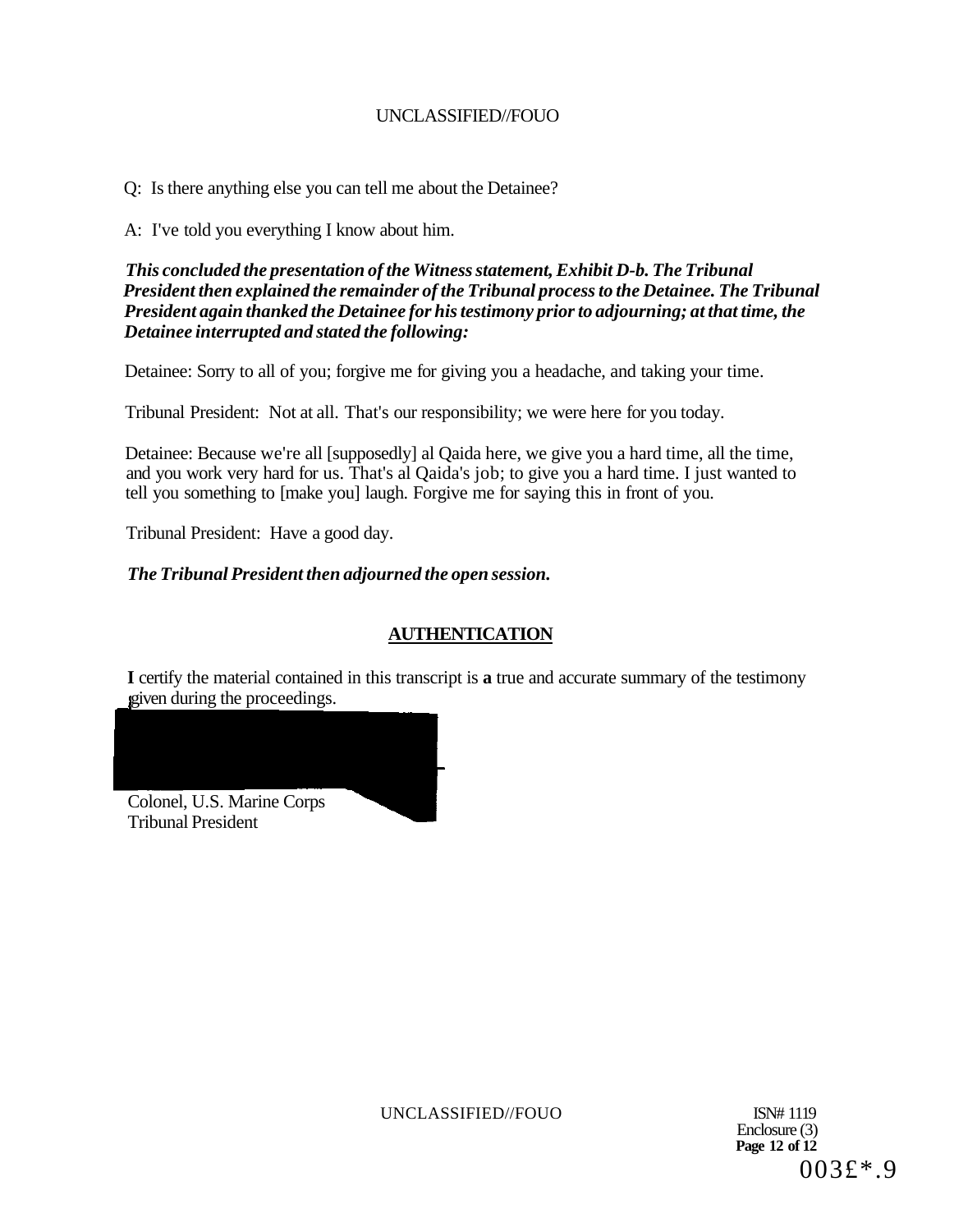Q: Is there anything else you can tell me about the Detainee?

A: I've told you everything I know about him.

***This concluded the presentation of the Witness statement, Exhibit D-b. The Tribunal President then explained the remainder of the Tribunal process to the Detainee. The Tribunal President again thanked the Detainee for his testimony prior to adjourning; at that time, the Detainee interrupted and stated the following:***

Detainee: Sorry to all of you; forgive me for giving you a headache, and taking your time.

Tribunal President: Not at all. That's our responsibility; we were here for you today.

Detainee: Because we're all [supposedly] al Qaida here, we give you a hard time, all the time, and you work very hard for us. That's al Qaida's job; to give you a hard time. I just wanted to tell you something to [make you] laugh. Forgive me for saying this in front of you.

Tribunal President: Have a good day.

***The Tribunal President then adjourned the open session.***

## AUTHENTICATION

**I** certify the material contained in this transcript is **a** true and accurate summary of the testimony given during the proceedings.

Colonel, U.S. Marine Corps
Tribunal President

ISN# 1119
Enclosure (3)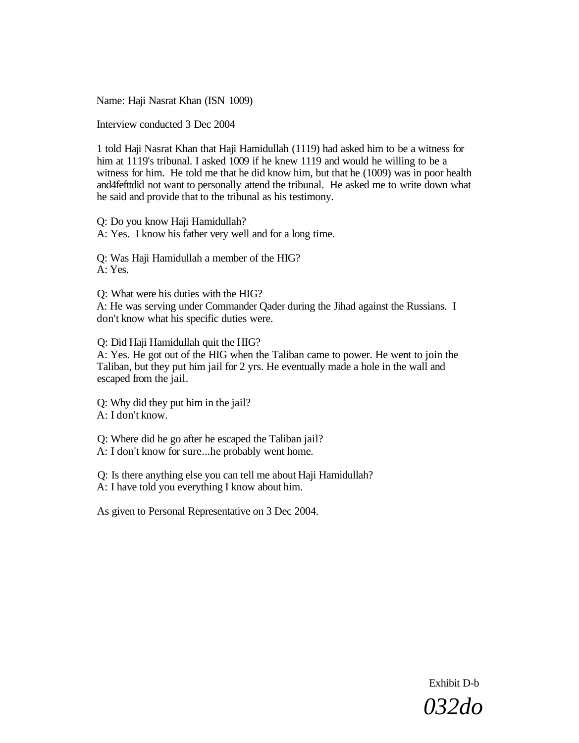Name: Haji Nasrat Khan (ISN 1009)

Interview conducted 3 Dec 2004

1 told Haji Nasrat Khan that Haji Hamidullah (1119) had asked him to be a witness for him at 1119's tribunal. I asked 1009 if he knew 1119 and would he willing to be a witness for him. He told me that he did know him, but that he (1009) was in poor health and4fefttdid not want to personally attend the tribunal. He asked me to write down what he said and provide that to the tribunal as his testimony.

Q: Do you know Haji Hamidullah?
A: Yes. I know his father very well and for a long time.

Q: Was Haji Hamidullah a member of the HIG?
A: Yes.

Q: What were his duties with the HIG?
A: He was serving under Commander Qader during the Jihad against the Russians. I don't know what his specific duties were.

Q: Did Haji Hamidullah quit the HIG?
A: Yes. He got out of the HIG when the Taliban came to power. He went to join the Taliban, but they put him jail for 2 yrs. He eventually made a hole in the wall and escaped from the jail.

Q: Why did they put him in the jail?
A: I don't know.

Q: Where did he go after he escaped the Taliban jail?
A: I don't know for sure...he probably went home.

Q: Is there anything else you can tell me about Haji Hamidullah?
A: I have told you everything I know about him.

As given to Personal Representative on 3 Dec 2004.

Exhibit D-b

*032do*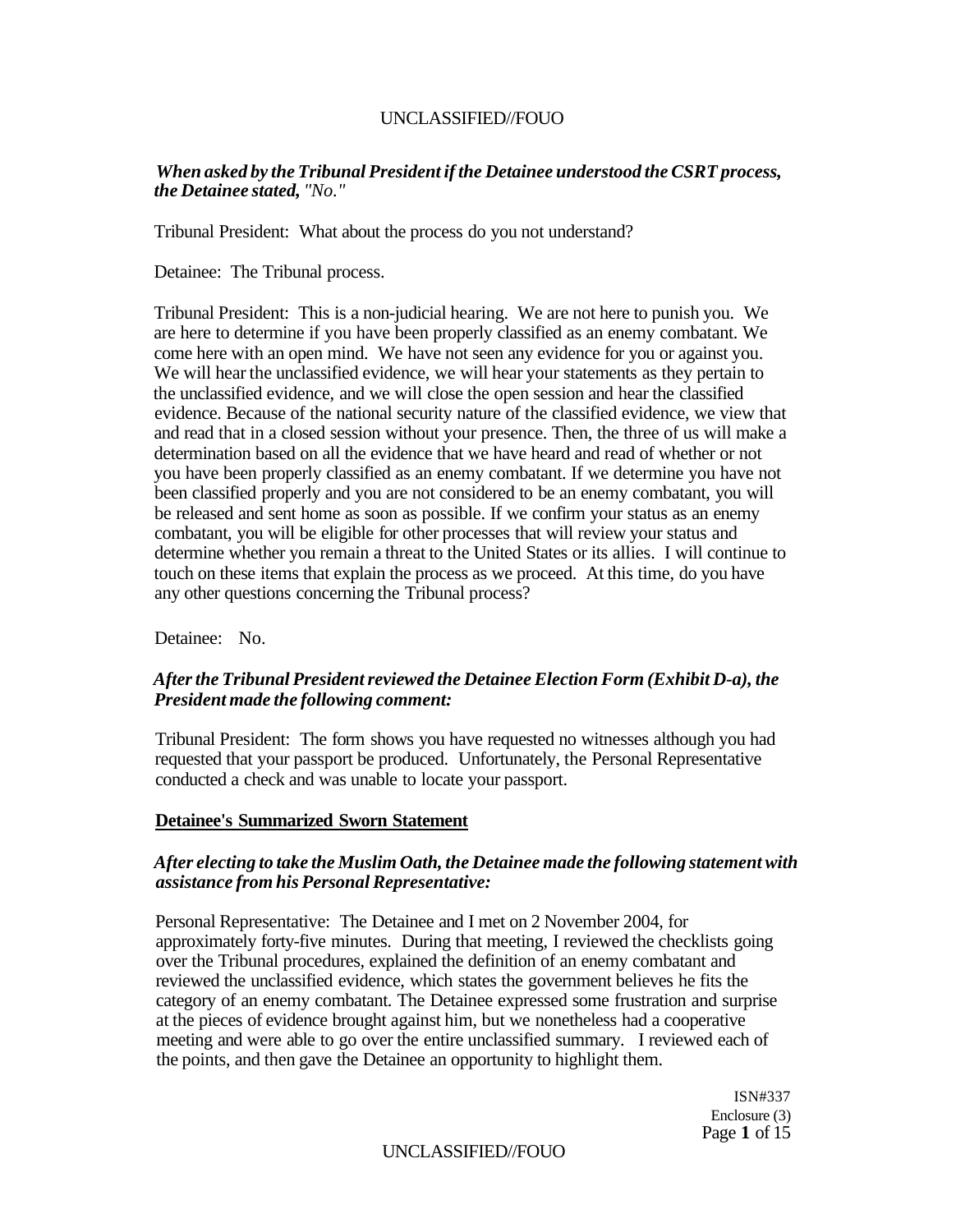*When asked by the Tribunal President if the Detainee understood the CSRT process, the Detainee stated, "No."*

Tribunal President: What about the process do you not understand?

Detainee: The Tribunal process.

Tribunal President: This is a non-judicial hearing. We are not here to punish you. We are here to determine if you have been properly classified as an enemy combatant. We come here with an open mind. We have not seen any evidence for you or against you. We will hear the unclassified evidence, we will hear your statements as they pertain to the unclassified evidence, and we will close the open session and hear the classified evidence. Because of the national security nature of the classified evidence, we view that and read that in a closed session without your presence. Then, the three of us will make a determination based on all the evidence that we have heard and read of whether or not you have been properly classified as an enemy combatant. If we determine you have not been classified properly and you are not considered to be an enemy combatant, you will be released and sent home as soon as possible. If we confirm your status as an enemy combatant, you will be eligible for other processes that will review your status and determine whether you remain a threat to the United States or its allies. I will continue to touch on these items that explain the process as we proceed. At this time, do you have any other questions concerning the Tribunal process?

Detainee: No.

*After the Tribunal President reviewed the Detainee Election Form (Exhibit D-a), the President made the following comment:*

Tribunal President: The form shows you have requested no witnesses although you had requested that your passport be produced. Unfortunately, the Personal Representative conducted a check and was unable to locate your passport.

**Detainee's Summarized Sworn Statement**

*After electing to take the Muslim Oath, the Detainee made the following statement with assistance from his Personal Representative:*

Personal Representative: The Detainee and I met on 2 November 2004, for approximately forty-five minutes. During that meeting, I reviewed the checklists going over the Tribunal procedures, explained the definition of an enemy combatant and reviewed the unclassified evidence, which states the government believes he fits the category of an enemy combatant. The Detainee expressed some frustration and surprise at the pieces of evidence brought against him, but we nonetheless had a cooperative meeting and were able to go over the entire unclassified summary. I reviewed each of the points, and then gave the Detainee an opportunity to highlight them.

ISN#337
Enclosure (3)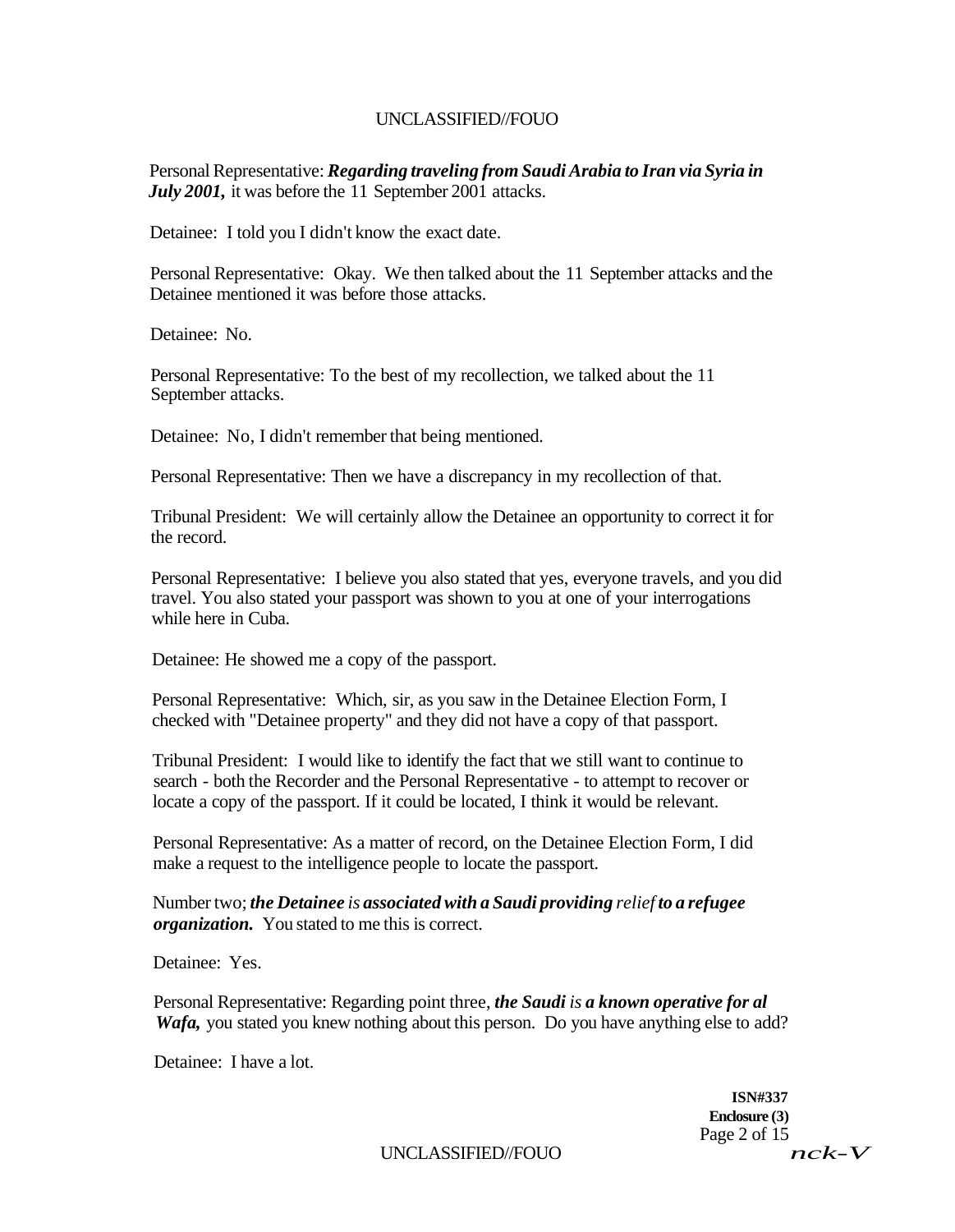Personal Representative: ***Regarding traveling from Saudi Arabia to Iran via Syria in July 2001,*** it was before the 11 September 2001 attacks.

Detainee: I told you I didn't know the exact date.

Personal Representative: Okay. We then talked about the 11 September attacks and the Detainee mentioned it was before those attacks.

Detainee: No.

Personal Representative: To the best of my recollection, we talked about the 11 September attacks.

Detainee: No, I didn't remember that being mentioned.

Personal Representative: Then we have a discrepancy in my recollection of that.

Tribunal President: We will certainly allow the Detainee an opportunity to correct it for the record.

Personal Representative: I believe you also stated that yes, everyone travels, and you did travel. You also stated your passport was shown to you at one of your interrogations while here in Cuba.

Detainee: He showed me a copy of the passport.

Personal Representative: Which, sir, as you saw in the Detainee Election Form, I checked with "Detainee property" and they did not have a copy of that passport.

Tribunal President: I would like to identify the fact that we still want to continue to search - both the Recorder and the Personal Representative - to attempt to recover or locate a copy of the passport. If it could be located, I think it would be relevant.

Personal Representative: As a matter of record, on the Detainee Election Form, I did make a request to the intelligence people to locate the passport.

Number two; ***the Detainee** is **associated with a Saudi providing** relief **to a refugee organization.*** You stated to me this is correct.

Detainee: Yes.

Personal Representative: Regarding point three, ***the Saudi** is **a known operative for al Wafa,*** you stated you knew nothing about this person. Do you have anything else to add?

Detainee: I have a lot.

**ISN#337**
**Enclosure (3)**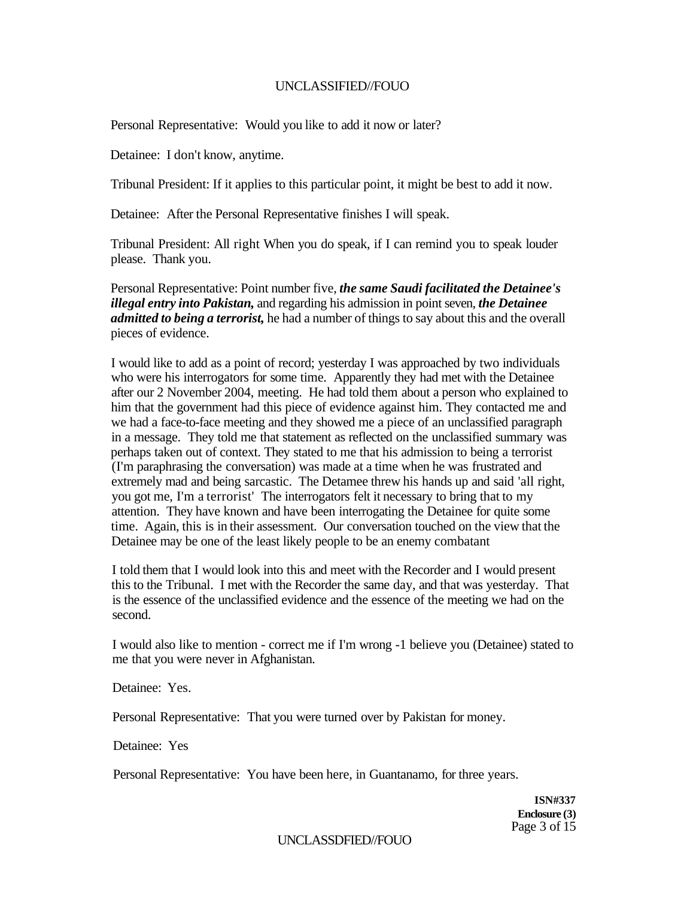Personal Representative: Would you like to add it now or later?

Detainee: I don't know, anytime.

Tribunal President: If it applies to this particular point, it might be best to add it now.

Detainee: After the Personal Representative finishes I will speak.

Tribunal President: All right When you do speak, if I can remind you to speak louder please. Thank you.

Personal Representative: Point number five, ***the same Saudi facilitated the Detainee's illegal entry into Pakistan,*** and regarding his admission in point seven, ***the Detainee admitted to being a terrorist,*** he had a number of things to say about this and the overall pieces of evidence.

I would like to add as a point of record; yesterday I was approached by two individuals who were his interrogators for some time. Apparently they had met with the Detainee after our 2 November 2004, meeting. He had told them about a person who explained to him that the government had this piece of evidence against him. They contacted me and we had a face-to-face meeting and they showed me a piece of an unclassified paragraph in a message. They told me that statement as reflected on the unclassified summary was perhaps taken out of context. They stated to me that his admission to being a terrorist (I'm paraphrasing the conversation) was made at a time when he was frustrated and extremely mad and being sarcastic. The Detamee threw his hands up and said 'all right, you got me, I'm a terrorist' The interrogators felt it necessary to bring that to my attention. They have known and have been interrogating the Detainee for quite some time. Again, this is in their assessment. Our conversation touched on the view that the Detainee may be one of the least likely people to be an enemy combatant

I told them that I would look into this and meet with the Recorder and I would present this to the Tribunal. I met with the Recorder the same day, and that was yesterday. That is the essence of the unclassified evidence and the essence of the meeting we had on the second.

I would also like to mention - correct me if I'm wrong -1 believe you (Detainee) stated to me that you were never in Afghanistan.

Detainee: Yes.

Personal Representative: That you were turned over by Pakistan for money.

Detainee: Yes

Personal Representative: You have been here, in Guantanamo, for three years.

ISN#337
Enclosure (3)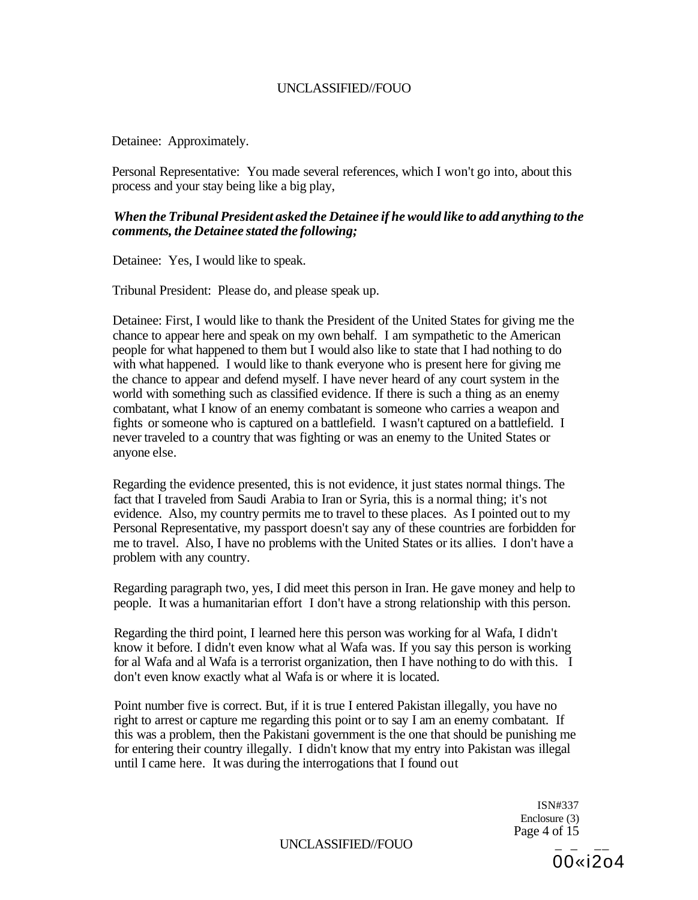Detainee: Approximately.

Personal Representative: You made several references, which I won't go into, about this process and your stay being like a big play,

***When the Tribunal President asked the Detainee if he would like to add anything to the comments, the Detainee stated the following;***

Detainee: Yes, I would like to speak.

Tribunal President: Please do, and please speak up.

Detainee: First, I would like to thank the President of the United States for giving me the chance to appear here and speak on my own behalf. I am sympathetic to the American people for what happened to them but I would also like to state that I had nothing to do with what happened. I would like to thank everyone who is present here for giving me the chance to appear and defend myself. I have never heard of any court system in the world with something such as classified evidence. If there is such a thing as an enemy combatant, what I know of an enemy combatant is someone who carries a weapon and fights or someone who is captured on a battlefield. I wasn't captured on a battlefield. I never traveled to a country that was fighting or was an enemy to the United States or anyone else.

Regarding the evidence presented, this is not evidence, it just states normal things. The fact that I traveled from Saudi Arabia to Iran or Syria, this is a normal thing; it's not evidence. Also, my country permits me to travel to these places. As I pointed out to my Personal Representative, my passport doesn't say any of these countries are forbidden for me to travel. Also, I have no problems with the United States or its allies. I don't have a problem with any country.

Regarding paragraph two, yes, I did meet this person in Iran. He gave money and help to people. It was a humanitarian effort I don't have a strong relationship with this person.

Regarding the third point, I learned here this person was working for al Wafa, I didn't know it before. I didn't even know what al Wafa was. If you say this person is working for al Wafa and al Wafa is a terrorist organization, then I have nothing to do with this. I don't even know exactly what al Wafa is or where it is located.

Point number five is correct. But, if it is true I entered Pakistan illegally, you have no right to arrest or capture me regarding this point or to say I am an enemy combatant. If this was a problem, then the Pakistani government is the one that should be punishing me for entering their country illegally. I didn't know that my entry into Pakistan was illegal until I came here. It was during the interrogations that I found out

ISN#337
Enclosure (3)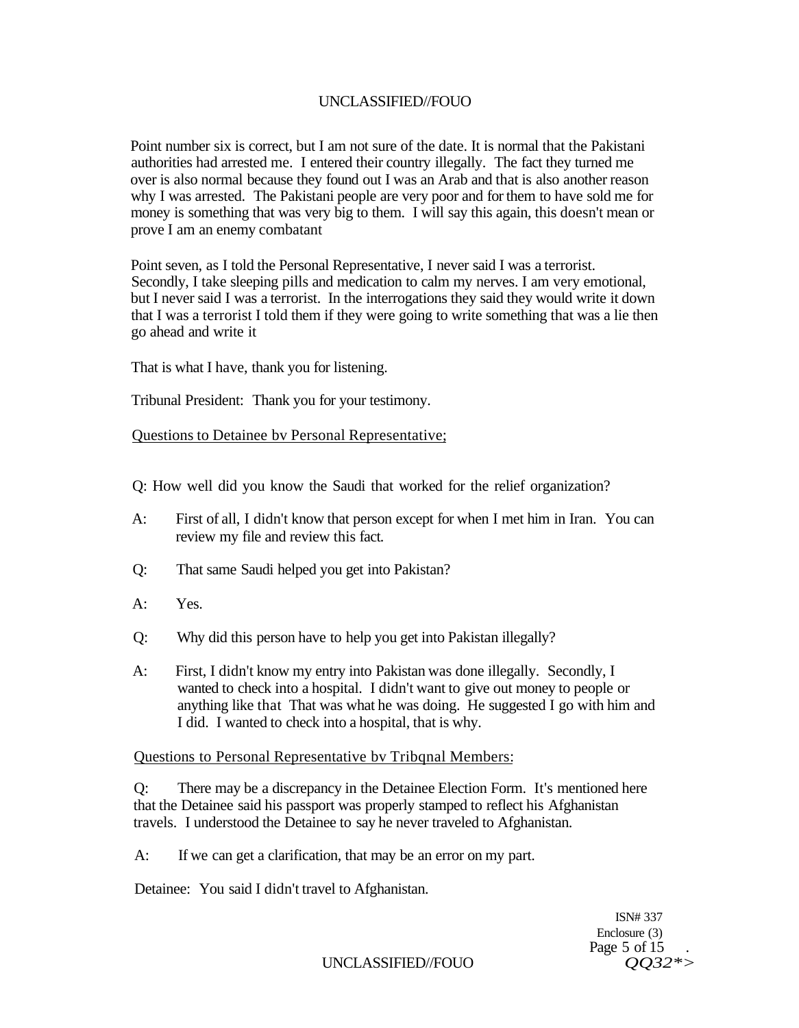Point number six is correct, but I am not sure of the date. It is normal that the Pakistani authorities had arrested me. I entered their country illegally. The fact they turned me over is also normal because they found out I was an Arab and that is also another reason why I was arrested. The Pakistani people are very poor and for them to have sold me for money is something that was very big to them. I will say this again, this doesn't mean or prove I am an enemy combatant

Point seven, as I told the Personal Representative, I never said I was a terrorist. Secondly, I take sleeping pills and medication to calm my nerves. I am very emotional, but I never said I was a terrorist. In the interrogations they said they would write it down that I was a terrorist I told them if they were going to write something that was a lie then go ahead and write it

That is what I have, thank you for listening.

Tribunal President: Thank you for your testimony.

Questions to Detainee bv Personal Representative;

Q: How well did you know the Saudi that worked for the relief organization?

A: First of all, I didn't know that person except for when I met him in Iran. You can review my file and review this fact.

Q: That same Saudi helped you get into Pakistan?

A: Yes.

Q: Why did this person have to help you get into Pakistan illegally?

A: First, I didn't know my entry into Pakistan was done illegally. Secondly, I wanted to check into a hospital. I didn't want to give out money to people or anything like that That was what he was doing. He suggested I go with him and I did. I wanted to check into a hospital, that is why.

Questions to Personal Representative bv Tribqnal Members:

Q: There may be a discrepancy in the Detainee Election Form. It's mentioned here that the Detainee said his passport was properly stamped to reflect his Afghanistan travels. I understood the Detainee to say he never traveled to Afghanistan.

A: If we can get a clarification, that may be an error on my part.

Detainee: You said I didn't travel to Afghanistan.

ISN# 337
Enclosure (3)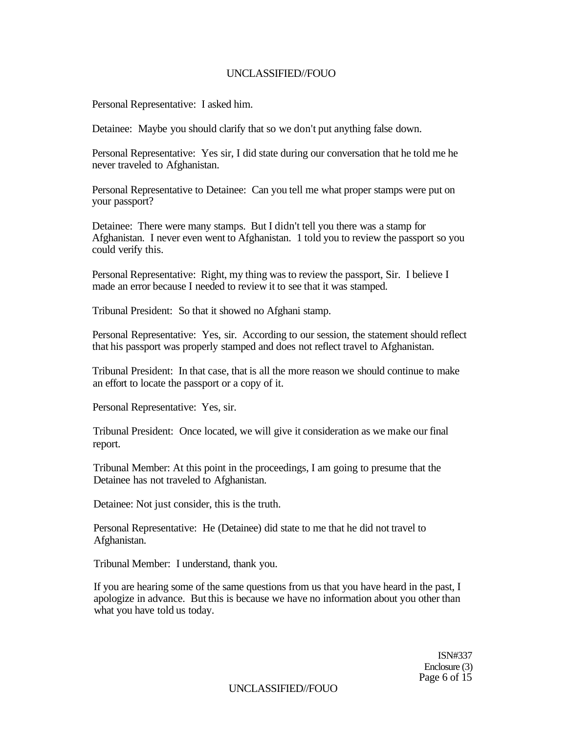Personal Representative: I asked him.

Detainee: Maybe you should clarify that so we don't put anything false down.

Personal Representative: Yes sir, I did state during our conversation that he told me he never traveled to Afghanistan.

Personal Representative to Detainee: Can you tell me what proper stamps were put on your passport?

Detainee: There were many stamps. But I didn't tell you there was a stamp for Afghanistan. I never even went to Afghanistan. 1 told you to review the passport so you could verify this.

Personal Representative: Right, my thing was to review the passport, Sir. I believe I made an error because I needed to review it to see that it was stamped.

Tribunal President: So that it showed no Afghani stamp.

Personal Representative: Yes, sir. According to our session, the statement should reflect that his passport was properly stamped and does not reflect travel to Afghanistan.

Tribunal President: In that case, that is all the more reason we should continue to make an effort to locate the passport or a copy of it.

Personal Representative: Yes, sir.

Tribunal President: Once located, we will give it consideration as we make our final report.

Tribunal Member: At this point in the proceedings, I am going to presume that the Detainee has not traveled to Afghanistan.

Detainee: Not just consider, this is the truth.

Personal Representative: He (Detainee) did state to me that he did not travel to Afghanistan.

Tribunal Member: I understand, thank you.

If you are hearing some of the same questions from us that you have heard in the past, I apologize in advance. But this is because we have no information about you other than what you have told us today.

ISN#337
Enclosure (3)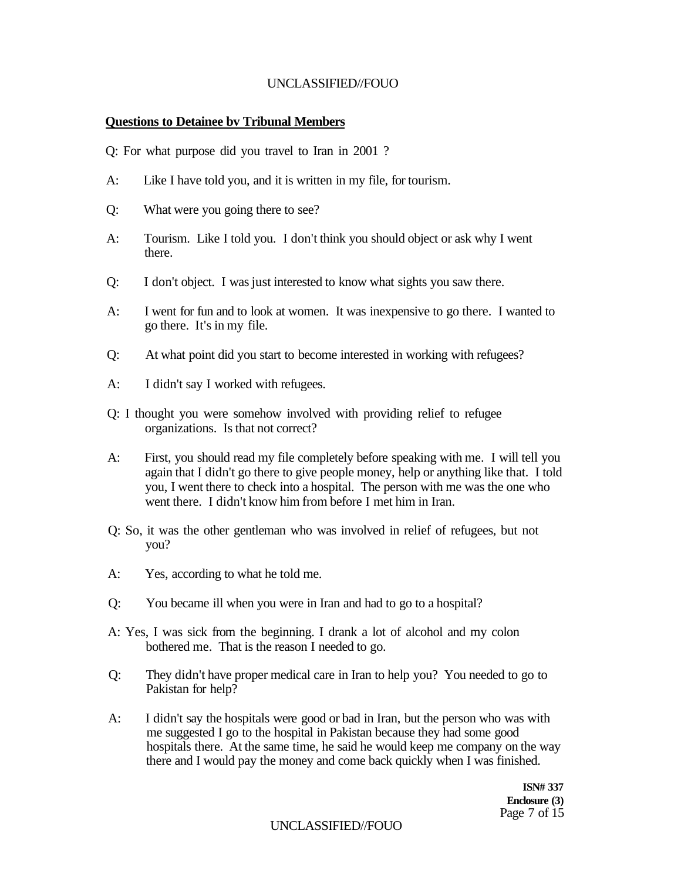**Questions to Detainee bv Tribunal Members**

Q: For what purpose did you travel to Iran in 2001 ?

A: Like I have told you, and it is written in my file, for tourism.

Q: What were you going there to see?

A: Tourism. Like I told you. I don't think you should object or ask why I went there.

Q: I don't object. I was just interested to know what sights you saw there.

A: I went for fun and to look at women. It was inexpensive to go there. I wanted to go there. It's in my file.

Q: At what point did you start to become interested in working with refugees?

A: I didn't say I worked with refugees.

Q: I thought you were somehow involved with providing relief to refugee organizations. Is that not correct?

A: First, you should read my file completely before speaking with me. I will tell you again that I didn't go there to give people money, help or anything like that. I told you, I went there to check into a hospital. The person with me was the one who went there. I didn't know him from before I met him in Iran.

Q: So, it was the other gentleman who was involved in relief of refugees, but not you?

A: Yes, according to what he told me.

Q: You became ill when you were in Iran and had to go to a hospital?

A: Yes, I was sick from the beginning. I drank a lot of alcohol and my colon bothered me. That is the reason I needed to go.

Q: They didn't have proper medical care in Iran to help you? You needed to go to Pakistan for help?

A: I didn't say the hospitals were good or bad in Iran, but the person who was with me suggested I go to the hospital in Pakistan because they had some good hospitals there. At the same time, he said he would keep me company on the way there and I would pay the money and come back quickly when I was finished.

ISN# 337
Enclosure (3)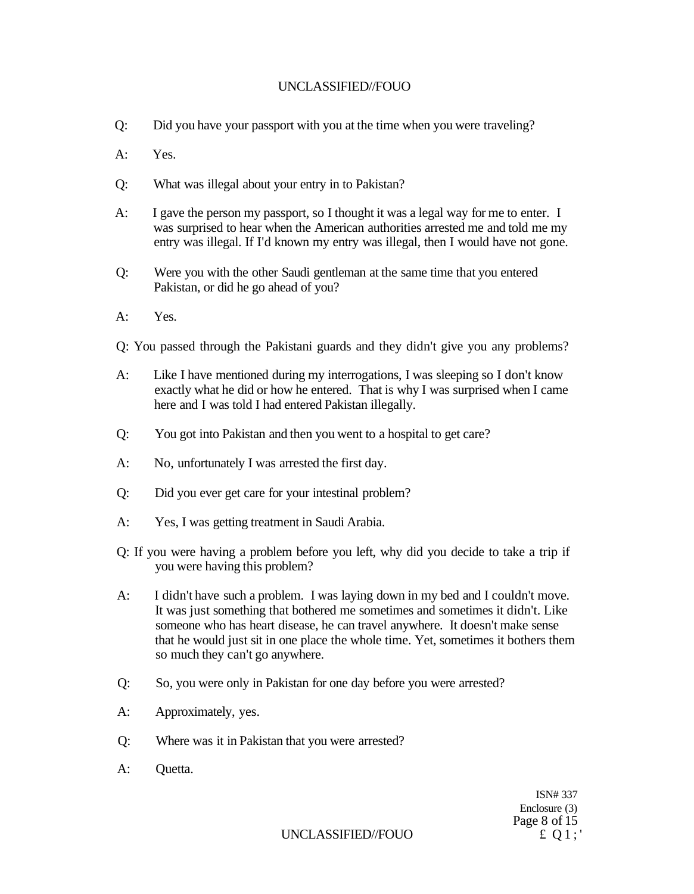Q: Did you have your passport with you at the time when you were traveling?

A: Yes.

Q: What was illegal about your entry in to Pakistan?

A: I gave the person my passport, so I thought it was a legal way for me to enter. I was surprised to hear when the American authorities arrested me and told me my entry was illegal. If I'd known my entry was illegal, then I would have not gone.

Q: Were you with the other Saudi gentleman at the same time that you entered Pakistan, or did he go ahead of you?

A: Yes.

Q: You passed through the Pakistani guards and they didn't give you any problems?

A: Like I have mentioned during my interrogations, I was sleeping so I don't know exactly what he did or how he entered. That is why I was surprised when I came here and I was told I had entered Pakistan illegally.

Q: You got into Pakistan and then you went to a hospital to get care?

A: No, unfortunately I was arrested the first day.

Q: Did you ever get care for your intestinal problem?

A: Yes, I was getting treatment in Saudi Arabia.

Q: If you were having a problem before you left, why did you decide to take a trip if you were having this problem?

A: I didn't have such a problem. I was laying down in my bed and I couldn't move. It was just something that bothered me sometimes and sometimes it didn't. Like someone who has heart disease, he can travel anywhere. It doesn't make sense that he would just sit in one place the whole time. Yet, sometimes it bothers them so much they can't go anywhere.

Q: So, you were only in Pakistan for one day before you were arrested?

A: Approximately, yes.

Q: Where was it in Pakistan that you were arrested?

A: Quetta.

ISN# 337
Enclosure (3)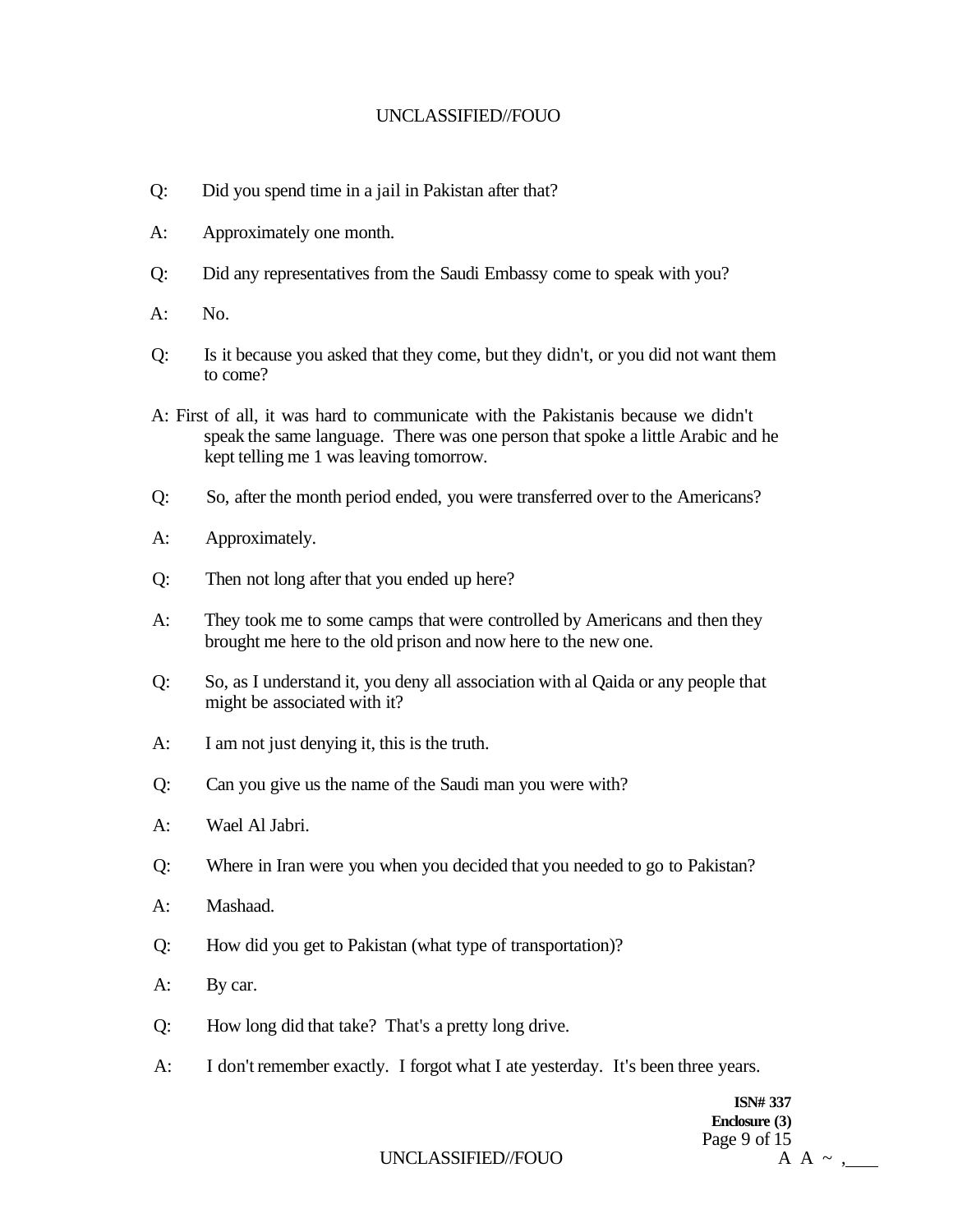Q: Did you spend time in a jail in Pakistan after that?

A: Approximately one month.

Q: Did any representatives from the Saudi Embassy come to speak with you?

A: No.

Q: Is it because you asked that they come, but they didn't, or you did not want them to come?

A: First of all, it was hard to communicate with the Pakistanis because we didn't speak the same language. There was one person that spoke a little Arabic and he kept telling me 1 was leaving tomorrow.

Q: So, after the month period ended, you were transferred over to the Americans?

A: Approximately.

Q: Then not long after that you ended up here?

A: They took me to some camps that were controlled by Americans and then they brought me here to the old prison and now here to the new one.

Q: So, as I understand it, you deny all association with al Qaida or any people that might be associated with it?

A: I am not just denying it, this is the truth.

Q: Can you give us the name of the Saudi man you were with?

A: Wael Al Jabri.

Q: Where in Iran were you when you decided that you needed to go to Pakistan?

A: Mashaad.

Q: How did you get to Pakistan (what type of transportation)?

A: By car.

Q: How long did that take? That's a pretty long drive.

A: I don't remember exactly. I forgot what I ate yesterday. It's been three years.

**ISN# 337**
**Enclosure (3)**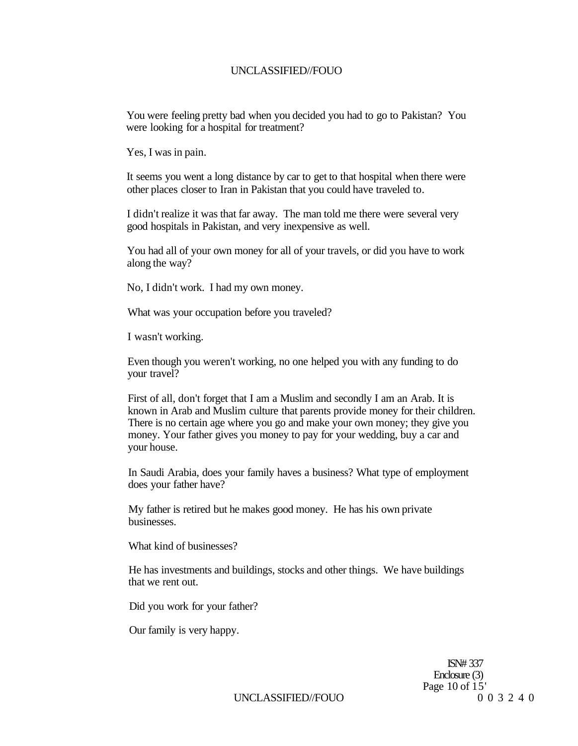You were feeling pretty bad when you decided you had to go to Pakistan? You were looking for a hospital for treatment?

Yes, I was in pain.

It seems you went a long distance by car to get to that hospital when there were other places closer to Iran in Pakistan that you could have traveled to.

I didn't realize it was that far away. The man told me there were several very good hospitals in Pakistan, and very inexpensive as well.

You had all of your own money for all of your travels, or did you have to work along the way?

No, I didn't work. I had my own money.

What was your occupation before you traveled?

I wasn't working.

Even though you weren't working, no one helped you with any funding to do your travel?

First of all, don't forget that I am a Muslim and secondly I am an Arab. It is known in Arab and Muslim culture that parents provide money for their children. There is no certain age where you go and make your own money; they give you money. Your father gives you money to pay for your wedding, buy a car and your house.

In Saudi Arabia, does your family haves a business? What type of employment does your father have?

My father is retired but he makes good money. He has his own private businesses.

What kind of businesses?

He has investments and buildings, stocks and other things. We have buildings that we rent out.

Did you work for your father?

Our family is very happy.

ISN# 337
Enclosure (3)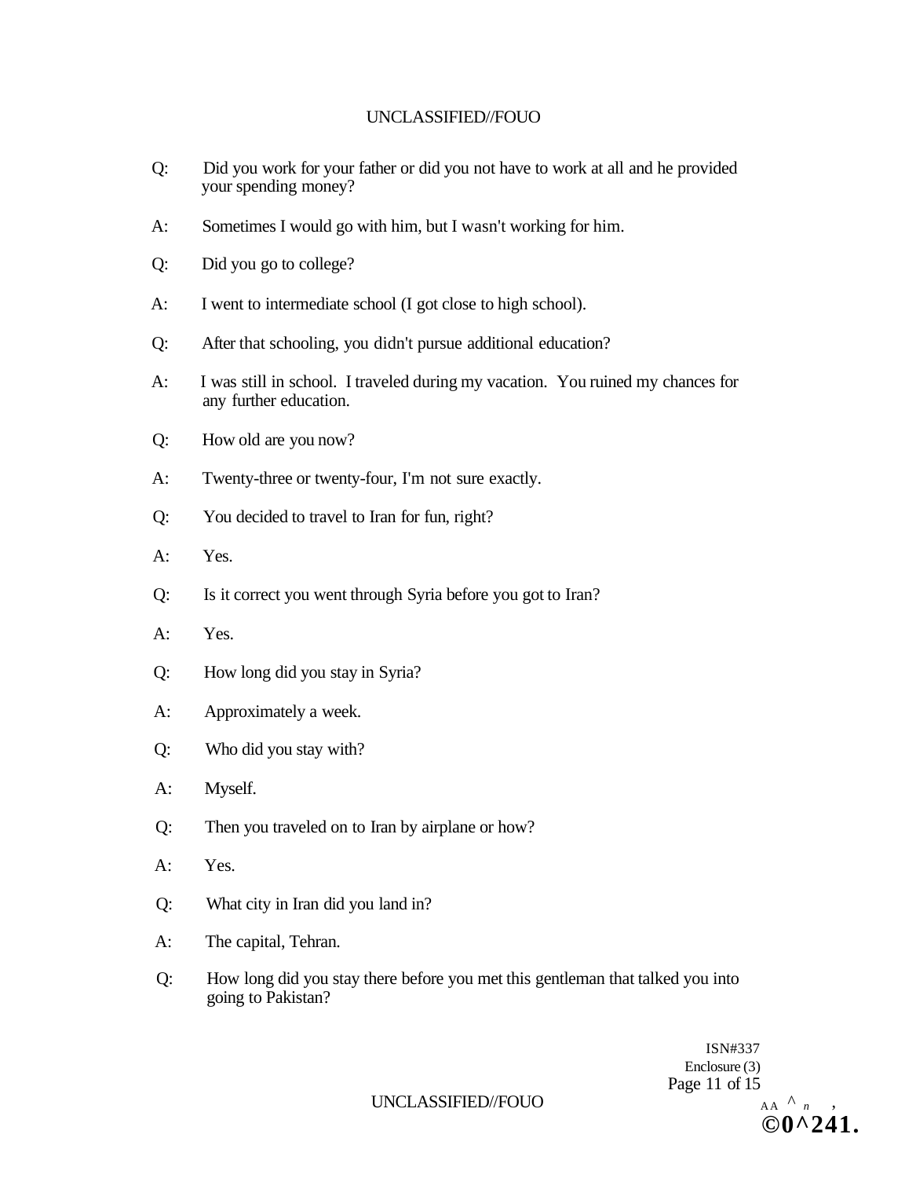Q: Did you work for your father or did you not have to work at all and he provided your spending money?

A: Sometimes I would go with him, but I wasn't working for him.

Q: Did you go to college?

A: I went to intermediate school (I got close to high school).

Q: After that schooling, you didn't pursue additional education?

A: I was still in school. I traveled during my vacation. You ruined my chances for any further education.

Q: How old are you now?

A: Twenty-three or twenty-four, I'm not sure exactly.

Q: You decided to travel to Iran for fun, right?

A: Yes.

Q: Is it correct you went through Syria before you got to Iran?

A: Yes.

Q: How long did you stay in Syria?

A: Approximately a week.

Q: Who did you stay with?

A: Myself.

Q: Then you traveled on to Iran by airplane or how?

A: Yes.

Q: What city in Iran did you land in?

A: The capital, Tehran.

Q: How long did you stay there before you met this gentleman that talked you into going to Pakistan?

ISN#337
Enclosure (3)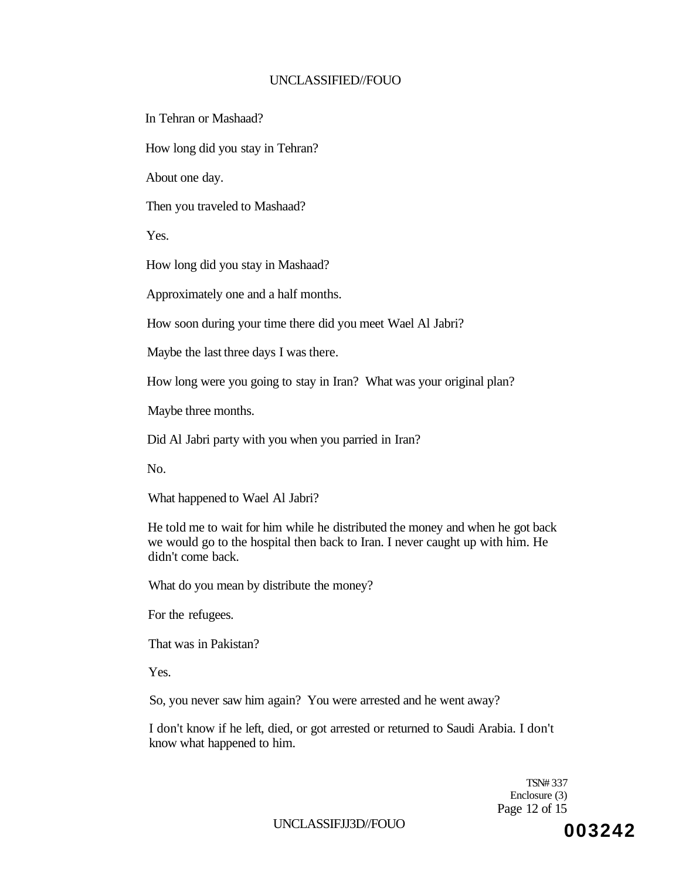In Tehran or Mashaad?

How long did you stay in Tehran?

About one day.

Then you traveled to Mashaad?

Yes.

How long did you stay in Mashaad?

Approximately one and a half months.

How soon during your time there did you meet Wael Al Jabri?

Maybe the last three days I was there.

How long were you going to stay in Iran? What was your original plan?

Maybe three months.

Did Al Jabri party with you when you parried in Iran?

No.

What happened to Wael Al Jabri?

He told me to wait for him while he distributed the money and when he got back we would go to the hospital then back to Iran. I never caught up with him. He didn't come back.

What do you mean by distribute the money?

For the refugees.

That was in Pakistan?

Yes.

So, you never saw him again? You were arrested and he went away?

I don't know if he left, died, or got arrested or returned to Saudi Arabia. I don't know what happened to him.

TSN# 337
Enclosure (3)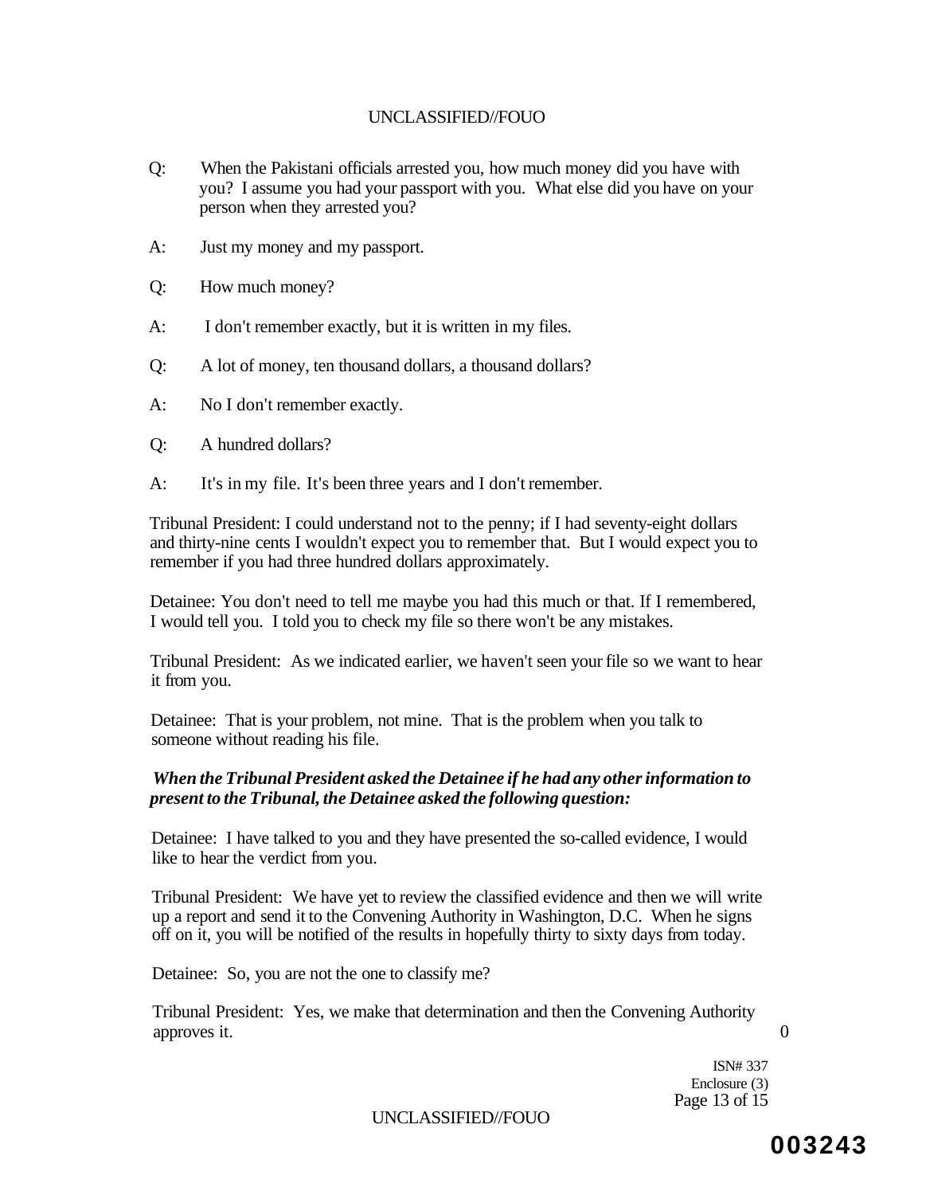Q: When the Pakistani officials arrested you, how much money did you have with you? I assume you had your passport with you. What else did you have on your person when they arrested you?

A: Just my money and my passport.

Q: How much money?

A: I don't remember exactly, but it is written in my files.

Q: A lot of money, ten thousand dollars, a thousand dollars?

A: No I don't remember exactly.

Q: A hundred dollars?

A: It's in my file. It's been three years and I don't remember.

Tribunal President: I could understand not to the penny; if I had seventy-eight dollars and thirty-nine cents I wouldn't expect you to remember that. But I would expect you to remember if you had three hundred dollars approximately.

Detainee: You don't need to tell me maybe you had this much or that. If I remembered, I would tell you. I told you to check my file so there won't be any mistakes.

Tribunal President: As we indicated earlier, we haven't seen your file so we want to hear it from you.

Detainee: That is your problem, not mine. That is the problem when you talk to someone without reading his file.

***When the Tribunal President asked the Detainee if he had any other information to present to the Tribunal, the Detainee asked the following question:***

Detainee: I have talked to you and they have presented the so-called evidence, I would like to hear the verdict from you.

Tribunal President: We have yet to review the classified evidence and then we will write up a report and send it to the Convening Authority in Washington, D.C. When he signs off on it, you will be notified of the results in hopefully thirty to sixty days from today.

Detainee: So, you are not the one to classify me?

Tribunal President: Yes, we make that determination and then the Convening Authority approves it.

ISN# 337
Enclosure (3)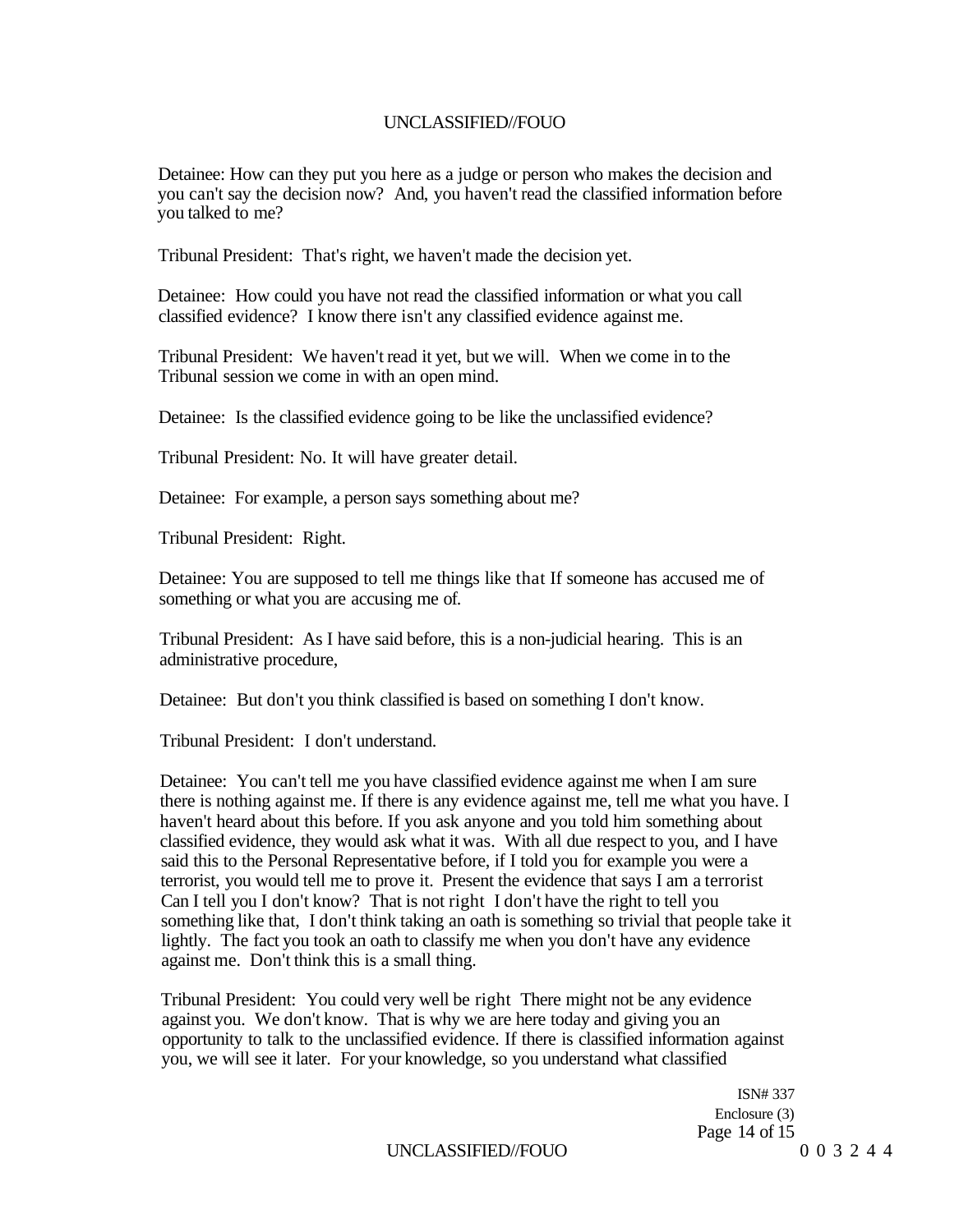Detainee: How can they put you here as a judge or person who makes the decision and you can't say the decision now? And, you haven't read the classified information before you talked to me?

Tribunal President: That's right, we haven't made the decision yet.

Detainee: How could you have not read the classified information or what you call classified evidence? I know there isn't any classified evidence against me.

Tribunal President: We haven't read it yet, but we will. When we come in to the Tribunal session we come in with an open mind.

Detainee: Is the classified evidence going to be like the unclassified evidence?

Tribunal President: No. It will have greater detail.

Detainee: For example, a person says something about me?

Tribunal President: Right.

Detainee: You are supposed to tell me things like that If someone has accused me of something or what you are accusing me of.

Tribunal President: As I have said before, this is a non-judicial hearing. This is an administrative procedure,

Detainee: But don't you think classified is based on something I don't know.

Tribunal President: I don't understand.

Detainee: You can't tell me you have classified evidence against me when I am sure there is nothing against me. If there is any evidence against me, tell me what you have. I haven't heard about this before. If you ask anyone and you told him something about classified evidence, they would ask what it was. With all due respect to you, and I have said this to the Personal Representative before, if I told you for example you were a terrorist, you would tell me to prove it. Present the evidence that says I am a terrorist Can I tell you I don't know? That is not right I don't have the right to tell you something like that, I don't think taking an oath is something so trivial that people take it lightly. The fact you took an oath to classify me when you don't have any evidence against me. Don't think this is a small thing.

Tribunal President: You could very well be right There might not be any evidence against you. We don't know. That is why we are here today and giving you an opportunity to talk to the unclassified evidence. If there is classified information against you, we will see it later. For your knowledge, so you understand what classified

ISN# 337
Enclosure (3)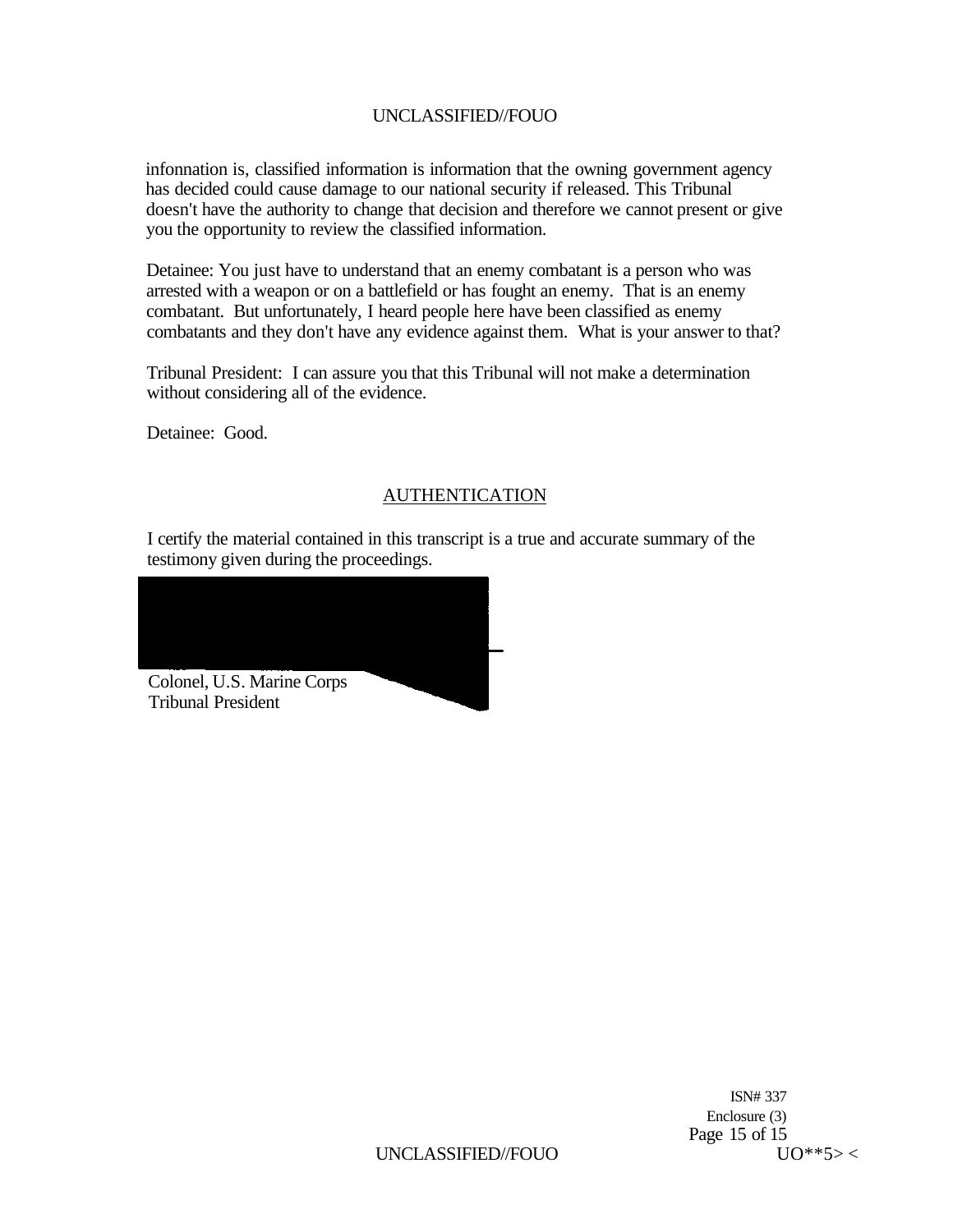infonnation is, classified information is information that the owning government agency has decided could cause damage to our national security if released. This Tribunal doesn't have the authority to change that decision and therefore we cannot present or give you the opportunity to review the classified information.

Detainee: You just have to understand that an enemy combatant is a person who was arrested with a weapon or on a battlefield or has fought an enemy. That is an enemy combatant. But unfortunately, I heard people here have been classified as enemy combatants and they don't have any evidence against them. What is your answer to that?

Tribunal President: I can assure you that this Tribunal will not make a determination without considering all of the evidence.

Detainee: Good.

## AUTHENTICATION

I certify the material contained in this transcript is a true and accurate summary of the testimony given during the proceedings.

Colonel, U.S. Marine Corps
Tribunal President

ISN# 337
Enclosure (3)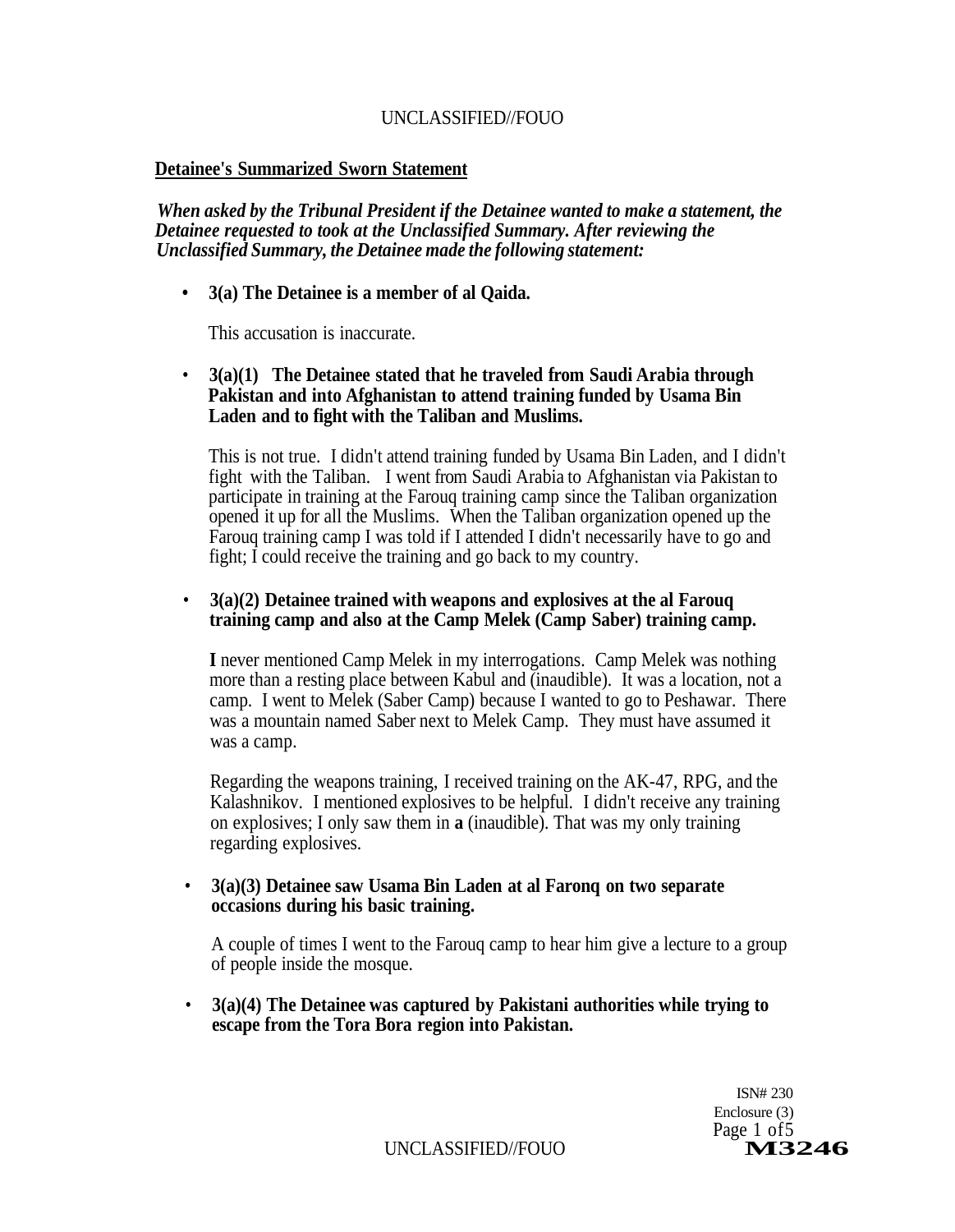**Detainee's Summarized Sworn Statement**

*When asked by the Tribunal President if the Detainee wanted to make a statement, the Detainee requested to took at the Unclassified Summary. After reviewing the Unclassified Summary, the Detainee made the following statement:*

- **3(a) The Detainee is a member of al Qaida.**

  This accusation is inaccurate.

- **3(a)(1) The Detainee stated that he traveled from Saudi Arabia through Pakistan and into Afghanistan to attend training funded by Usama Bin Laden and to fight with the Taliban and Muslims.**

  This is not true. I didn't attend training funded by Usama Bin Laden, and I didn't fight with the Taliban. I went from Saudi Arabia to Afghanistan via Pakistan to participate in training at the Farouq training camp since the Taliban organization opened it up for all the Muslims. When the Taliban organization opened up the Farouq training camp I was told if I attended I didn't necessarily have to go and fight; I could receive the training and go back to my country.

- **3(a)(2) Detainee trained with weapons and explosives at the al Farouq training camp and also at the Camp Melek (Camp Saber) training camp.**

  **I** never mentioned Camp Melek in my interrogations. Camp Melek was nothing more than a resting place between Kabul and (inaudible). It was a location, not a camp. I went to Melek (Saber Camp) because I wanted to go to Peshawar. There was a mountain named Saber next to Melek Camp. They must have assumed it was a camp.

  Regarding the weapons training, I received training on the AK-47, RPG, and the Kalashnikov. I mentioned explosives to be helpful. I didn't receive any training on explosives; I only saw them in **a** (inaudible). That was my only training regarding explosives.

- **3(a)(3) Detainee saw Usama Bin Laden at al Faronq on two separate occasions during his basic training.**

  A couple of times I went to the Farouq camp to hear him give a lecture to a group of people inside the mosque.

- **3(a)(4) The Detainee was captured by Pakistani authorities while trying to escape from the Tora Bora region into Pakistan.**

ISN# 230
Enclosure (3)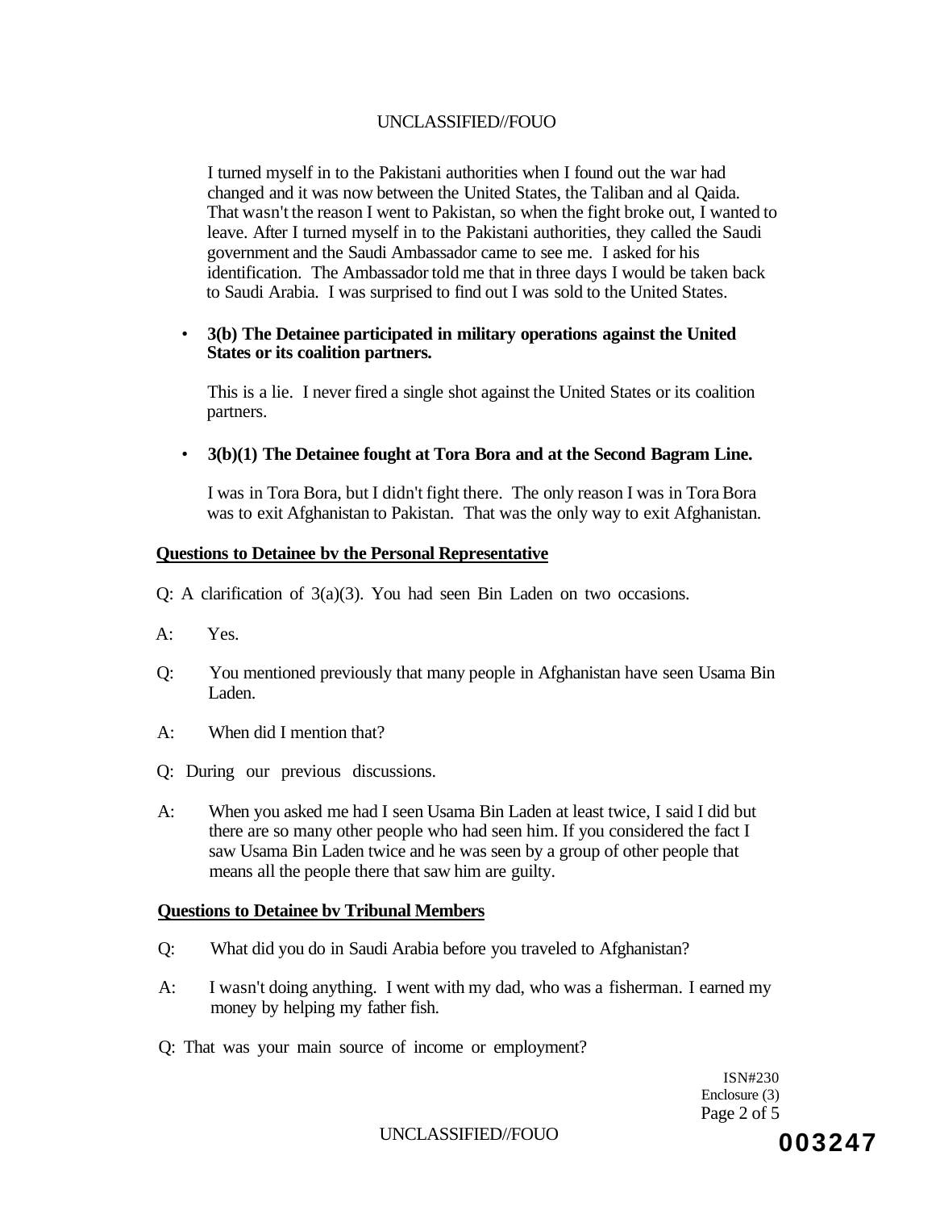I turned myself in to the Pakistani authorities when I found out the war had changed and it was now between the United States, the Taliban and al Qaida. That wasn't the reason I went to Pakistan, so when the fight broke out, I wanted to leave. After I turned myself in to the Pakistani authorities, they called the Saudi government and the Saudi Ambassador came to see me. I asked for his identification. The Ambassador told me that in three days I would be taken back to Saudi Arabia. I was surprised to find out I was sold to the United States.

- **3(b) The Detainee participated in military operations against the United States or its coalition partners.**

  This is a lie. I never fired a single shot against the United States or its coalition partners.

- **3(b)(1) The Detainee fought at Tora Bora and at the Second Bagram Line.**

  I was in Tora Bora, but I didn't fight there. The only reason I was in Tora Bora was to exit Afghanistan to Pakistan. That was the only way to exit Afghanistan.

**Questions to Detainee bv the Personal Representative**

Q: A clarification of 3(a)(3). You had seen Bin Laden on two occasions.

A: Yes.

Q: You mentioned previously that many people in Afghanistan have seen Usama Bin Laden.

A: When did I mention that?

Q: During our previous discussions.

A: When you asked me had I seen Usama Bin Laden at least twice, I said I did but there are so many other people who had seen him. If you considered the fact I saw Usama Bin Laden twice and he was seen by a group of other people that means all the people there that saw him are guilty.

**Questions to Detainee bv Tribunal Members**

Q: What did you do in Saudi Arabia before you traveled to Afghanistan?

A: I wasn't doing anything. I went with my dad, who was a fisherman. I earned my money by helping my father fish.

Q: That was your main source of income or employment?

ISN#230
Enclosure (3)

003247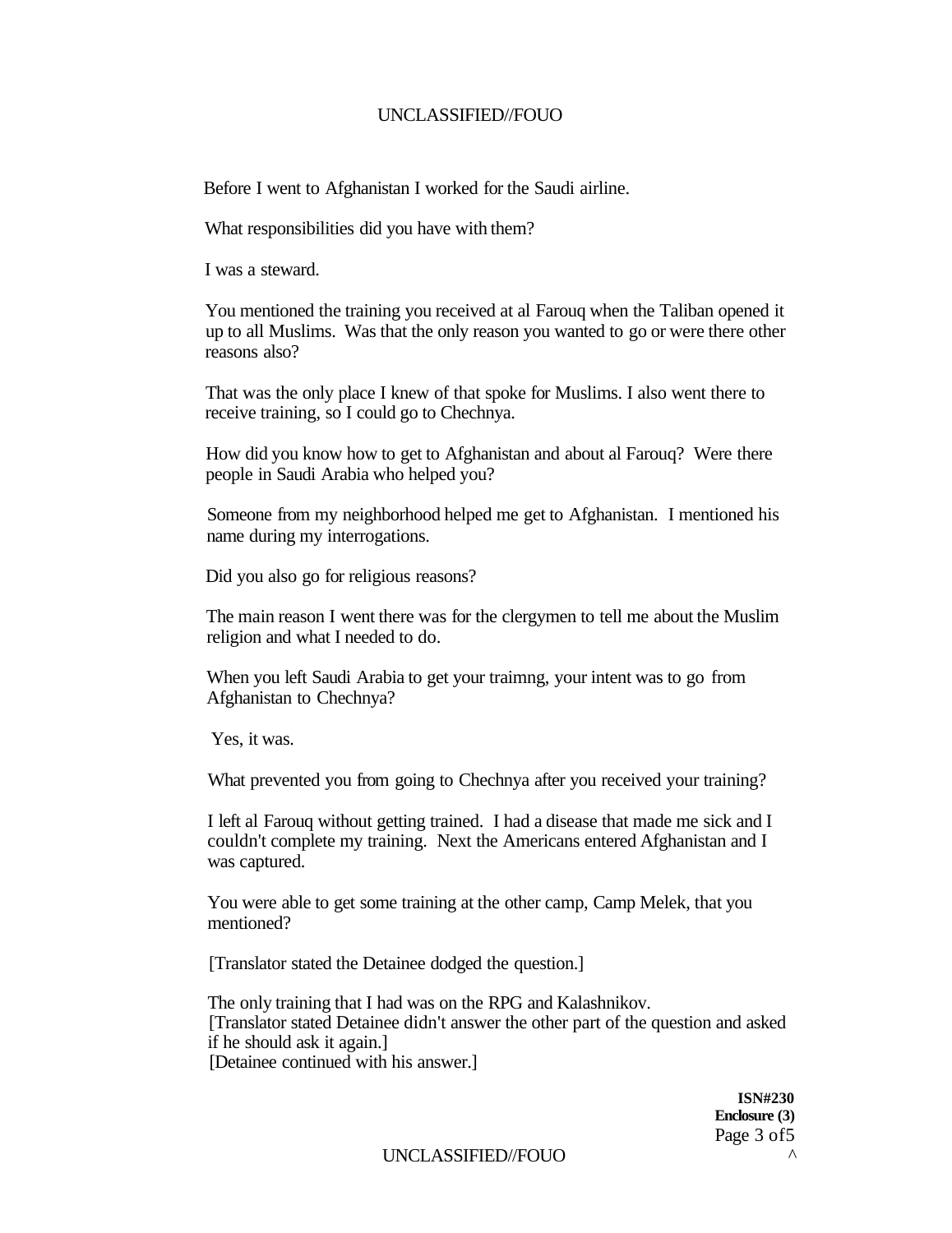Before I went to Afghanistan I worked for the Saudi airline.

What responsibilities did you have with them?

I was a steward.

You mentioned the training you received at al Farouq when the Taliban opened it up to all Muslims. Was that the only reason you wanted to go or were there other reasons also?

That was the only place I knew of that spoke for Muslims. I also went there to receive training, so I could go to Chechnya.

How did you know how to get to Afghanistan and about al Farouq? Were there people in Saudi Arabia who helped you?

Someone from my neighborhood helped me get to Afghanistan. I mentioned his name during my interrogations.

Did you also go for religious reasons?

The main reason I went there was for the clergymen to tell me about the Muslim religion and what I needed to do.

When you left Saudi Arabia to get your traimng, your intent was to go from Afghanistan to Chechnya?

Yes, it was.

What prevented you from going to Chechnya after you received your training?

I left al Farouq without getting trained. I had a disease that made me sick and I couldn't complete my training. Next the Americans entered Afghanistan and I was captured.

You were able to get some training at the other camp, Camp Melek, that you mentioned?

[Translator stated the Detainee dodged the question.]

The only training that I had was on the RPG and Kalashnikov.
[Translator stated Detainee didn't answer the other part of the question and asked if he should ask it again.]
[Detainee continued with his answer.]

**ISN#230**
**Enclosure (3)**